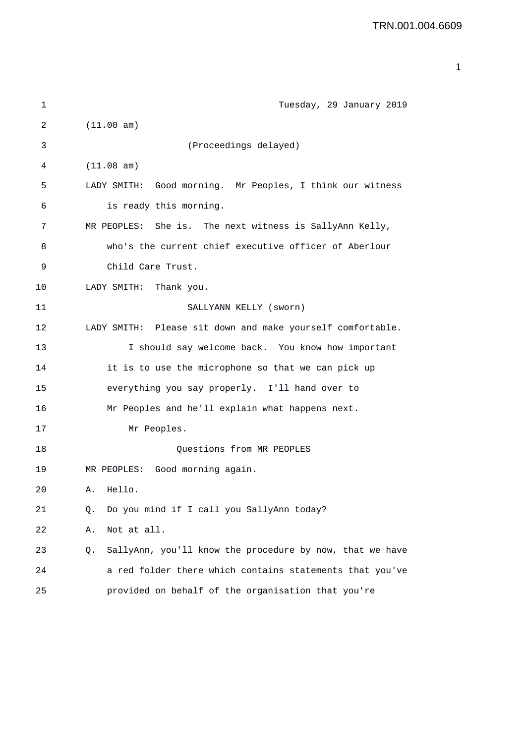Tuesday, 29 January 2019

(11.00 am)

(Proceedings delayed)

(11.08 am)

LADY SMITH: Good morning. Mr Peoples, I think our witness is ready this morning.

MR PEOPLES: She is. The next witness is SallyAnn Kelly, who's the current chief executive officer of Aberlour Child Care Trust.

LADY SMITH: Thank you.

SALLYANN KELLY (sworn)

LADY SMITH: Please sit down and make yourself comfortable.

I should say welcome back. You know how important it is to use the microphone so that we can pick up everything you say properly. I'll hand over to Mr Peoples and he'll explain what happens next.

Mr Peoples.

Questions from MR PEOPLES

MR PEOPLES: Good morning again.

A. Hello.

Q. Do you mind if I call you SallyAnn today?

A. Not at all.

Q. SallyAnn, you'll know the procedure by now, that we have a red folder there which contains statements that you've provided on behalf of the organisation that you're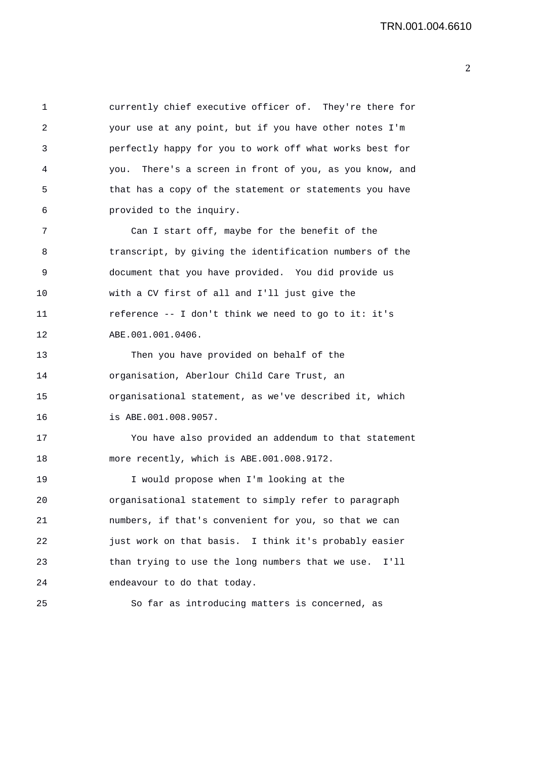currently chief executive officer of. They're there for your use at any point, but if you have other notes I'm perfectly happy for you to work off what works best for you. There's a screen in front of you, as you know, and that has a copy of the statement or statements you have provided to the inquiry.

Can I start off, maybe for the benefit of the transcript, by giving the identification numbers of the document that you have provided. You did provide us with a CV first of all and I'll just give the reference -- I don't think we need to go to it: it's ABE.001.001.0406.

Then you have provided on behalf of the organisation, Aberlour Child Care Trust, an organisational statement, as we've described it, which is ABE.001.008.9057.

You have also provided an addendum to that statement more recently, which is ABE.001.008.9172.

I would propose when I'm looking at the organisational statement to simply refer to paragraph numbers, if that's convenient for you, so that we can just work on that basis. I think it's probably easier than trying to use the long numbers that we use. I'll endeavour to do that today.

So far as introducing matters is concerned, as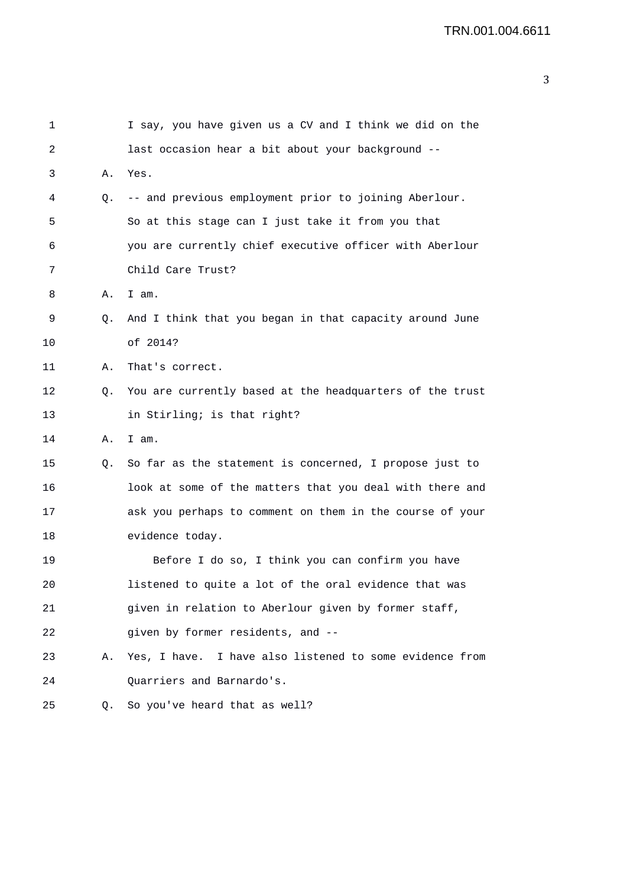1 I say, you have given us a CV and I think we did on the
2 last occasion hear a bit about your background --
3 A. Yes.
4 Q. -- and previous employment prior to joining Aberlour.
5 So at this stage can I just take it from you that
6 you are currently chief executive officer with Aberlour
7 Child Care Trust?
8 A. I am.
9 Q. And I think that you began in that capacity around June
10 of 2014?
11 A. That's correct.
12 Q. You are currently based at the headquarters of the trust
13 in Stirling; is that right?
14 A. I am.
15 Q. So far as the statement is concerned, I propose just to
16 look at some of the matters that you deal with there and
17 ask you perhaps to comment on them in the course of your
18 evidence today.
19 Before I do so, I think you can confirm you have
20 listened to quite a lot of the oral evidence that was
21 given in relation to Aberlour given by former staff,
22 given by former residents, and --
23 A. Yes, I have. I have also listened to some evidence from
24 Quarriers and Barnardo's.
25 Q. So you've heard that as well?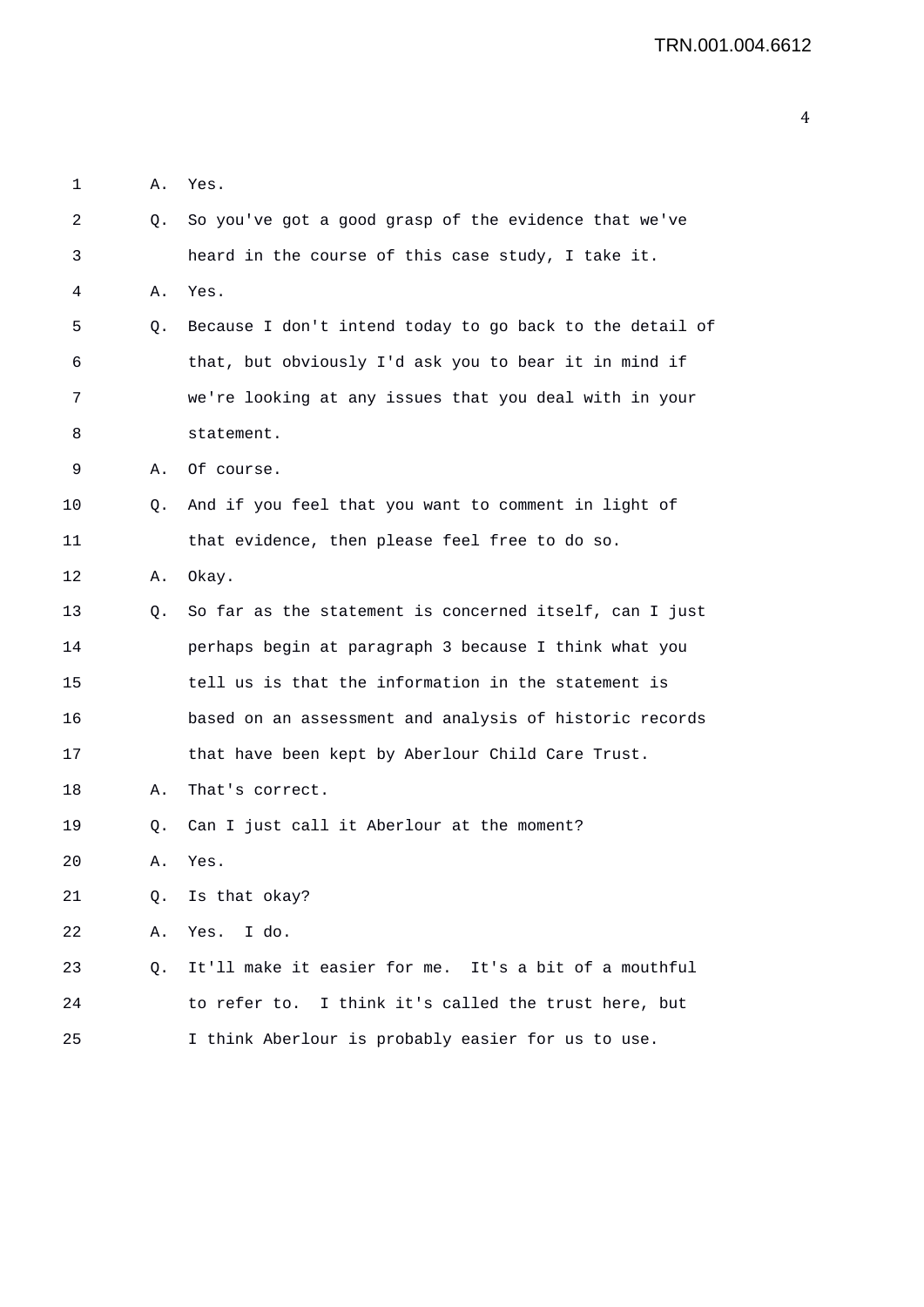1 A. Yes.

2 Q. So you've got a good grasp of the evidence that we've

3 heard in the course of this case study, I take it.

4 A. Yes.

5 Q. Because I don't intend today to go back to the detail of

6 that, but obviously I'd ask you to bear it in mind if

7 we're looking at any issues that you deal with in your

8 statement.

9 A. Of course.

10 Q. And if you feel that you want to comment in light of

11 that evidence, then please feel free to do so.

12 A. Okay.

13 Q. So far as the statement is concerned itself, can I just

14 perhaps begin at paragraph 3 because I think what you

15 tell us is that the information in the statement is

16 based on an assessment and analysis of historic records

17 that have been kept by Aberlour Child Care Trust.

18 A. That's correct.

19 Q. Can I just call it Aberlour at the moment?

20 A. Yes.

21 Q. Is that okay?

22 A. Yes. I do.

23 Q. It'll make it easier for me. It's a bit of a mouthful

24 to refer to. I think it's called the trust here, but

25 I think Aberlour is probably easier for us to use.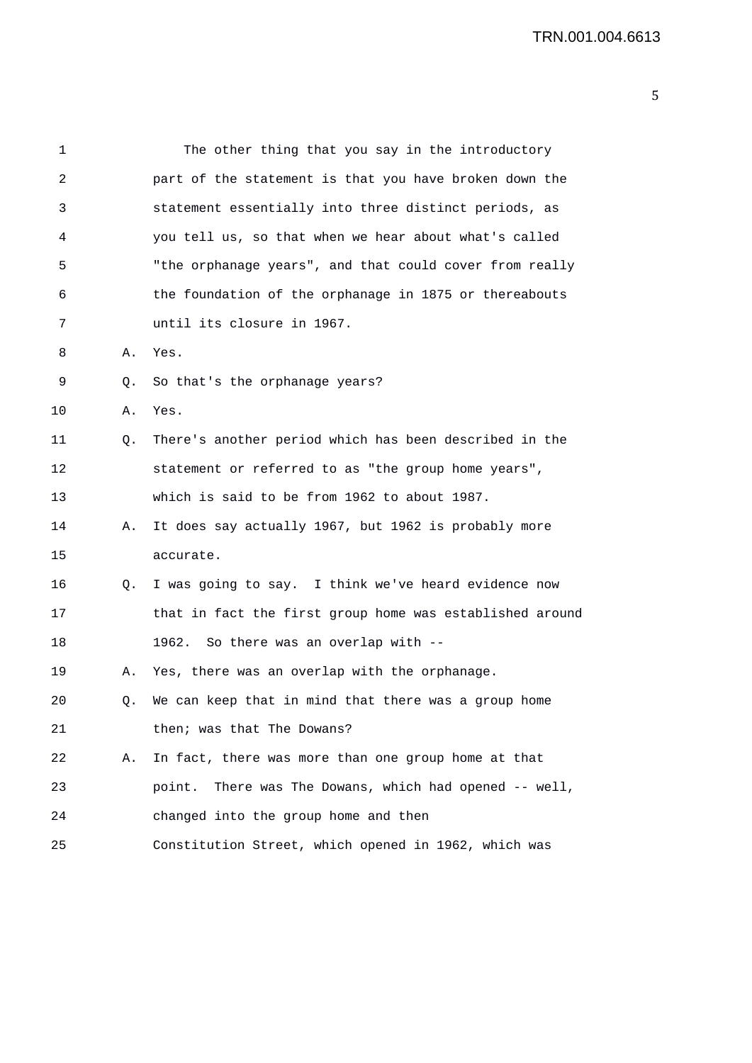The other thing that you say in the introductory part of the statement is that you have broken down the statement essentially into three distinct periods, as you tell us, so that when we hear about what's called "the orphanage years", and that could cover from really the foundation of the orphanage in 1875 or thereabouts until its closure in 1967.

A. Yes.

Q. So that's the orphanage years?

A. Yes.

Q. There's another period which has been described in the statement or referred to as "the group home years", which is said to be from 1962 to about 1987.

A. It does say actually 1967, but 1962 is probably more accurate.

Q. I was going to say. I think we've heard evidence now that in fact the first group home was established around 1962. So there was an overlap with --

A. Yes, there was an overlap with the orphanage.

Q. We can keep that in mind that there was a group home then; was that The Dowans?

A. In fact, there was more than one group home at that point. There was The Dowans, which had opened -- well, changed into the group home and then Constitution Street, which opened in 1962, which was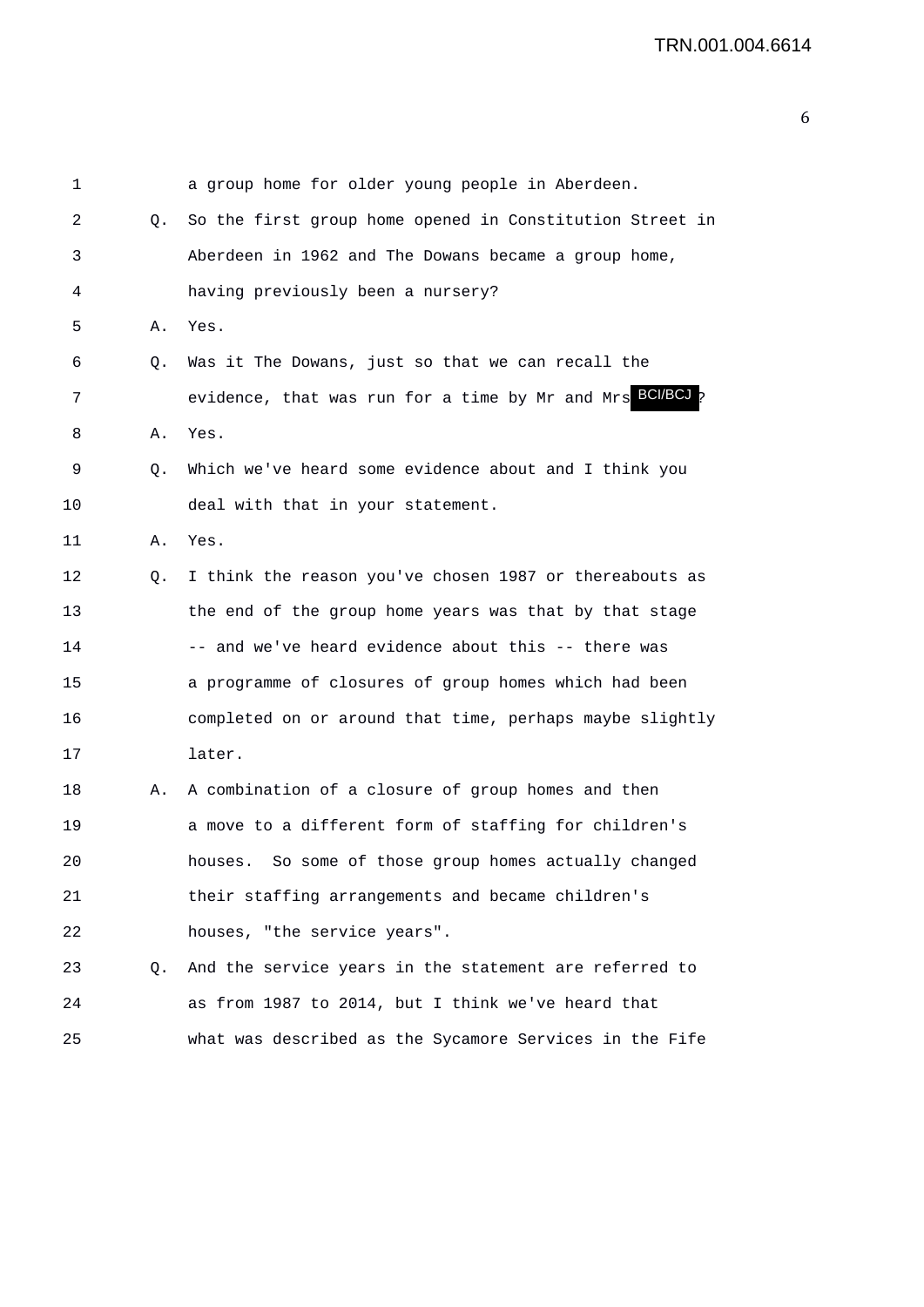1 a group home for older young people in Aberdeen.

2 Q. So the first group home opened in Constitution Street in

3 Aberdeen in 1962 and The Dowans became a group home,

4 having previously been a nursery?

5 A. Yes.

6 Q. Was it The Dowans, just so that we can recall the

7 evidence, that was run for a time by Mr and Mrs BCI/BCJ?

8 A. Yes.

9 Q. Which we've heard some evidence about and I think you

10 deal with that in your statement.

11 A. Yes.

12 Q. I think the reason you've chosen 1987 or thereabouts as

13 the end of the group home years was that by that stage

14 -- and we've heard evidence about this -- there was

15 a programme of closures of group homes which had been

16 completed on or around that time, perhaps maybe slightly

17 later.

18 A. A combination of a closure of group homes and then

19 a move to a different form of staffing for children's

20 houses. So some of those group homes actually changed

21 their staffing arrangements and became children's

22 houses, "the service years".

23 Q. And the service years in the statement are referred to

24 as from 1987 to 2014, but I think we've heard that

25 what was described as the Sycamore Services in the Fife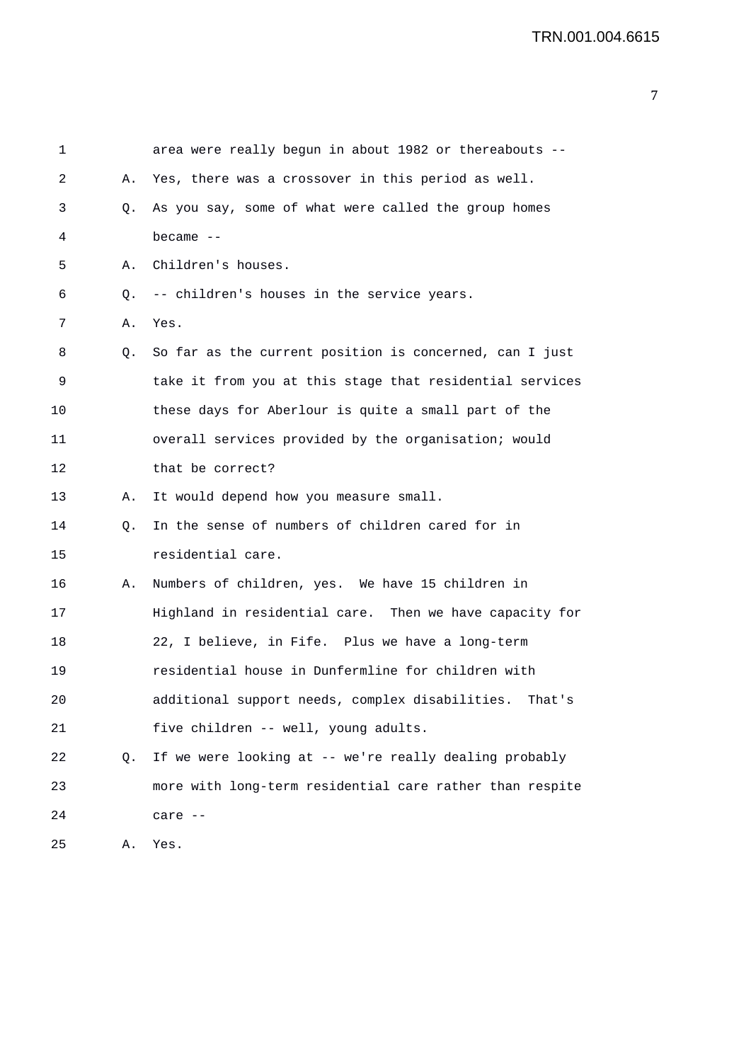area were really begun in about 1982 or thereabouts --

A. Yes, there was a crossover in this period as well.

Q. As you say, some of what were called the group homes became --

A. Children's houses.

Q. -- children's houses in the service years.

A. Yes.

Q. So far as the current position is concerned, can I just take it from you at this stage that residential services these days for Aberlour is quite a small part of the overall services provided by the organisation; would that be correct?

A. It would depend how you measure small.

Q. In the sense of numbers of children cared for in residential care.

A. Numbers of children, yes. We have 15 children in Highland in residential care. Then we have capacity for 22, I believe, in Fife. Plus we have a long-term residential house in Dunfermline for children with additional support needs, complex disabilities. That's five children -- well, young adults.

Q. If we were looking at -- we're really dealing probably more with long-term residential care rather than respite care --

A. Yes.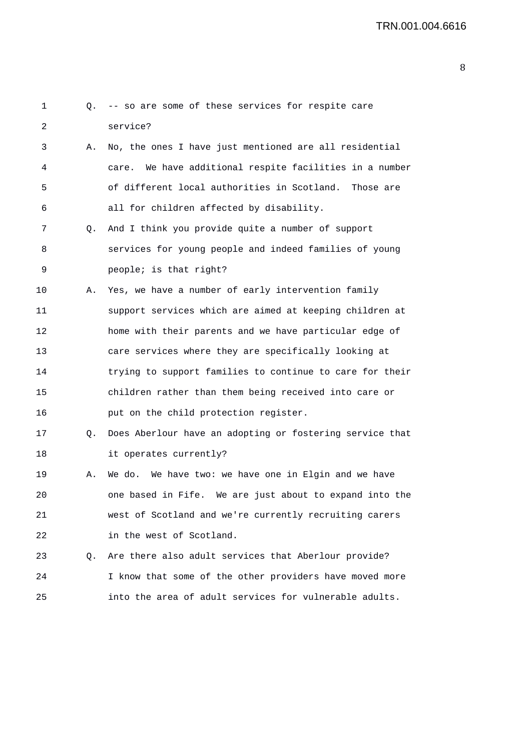Q. -- so are some of these services for respite care service?

A. No, the ones I have just mentioned are all residential care. We have additional respite facilities in a number of different local authorities in Scotland. Those are all for children affected by disability.

Q. And I think you provide quite a number of support services for young people and indeed families of young people; is that right?

A. Yes, we have a number of early intervention family support services which are aimed at keeping children at home with their parents and we have particular edge of care services where they are specifically looking at trying to support families to continue to care for their children rather than them being received into care or put on the child protection register.

Q. Does Aberlour have an adopting or fostering service that it operates currently?

A. We do. We have two: we have one in Elgin and we have one based in Fife. We are just about to expand into the west of Scotland and we're currently recruiting carers in the west of Scotland.

Q. Are there also adult services that Aberlour provide? I know that some of the other providers have moved more into the area of adult services for vulnerable adults.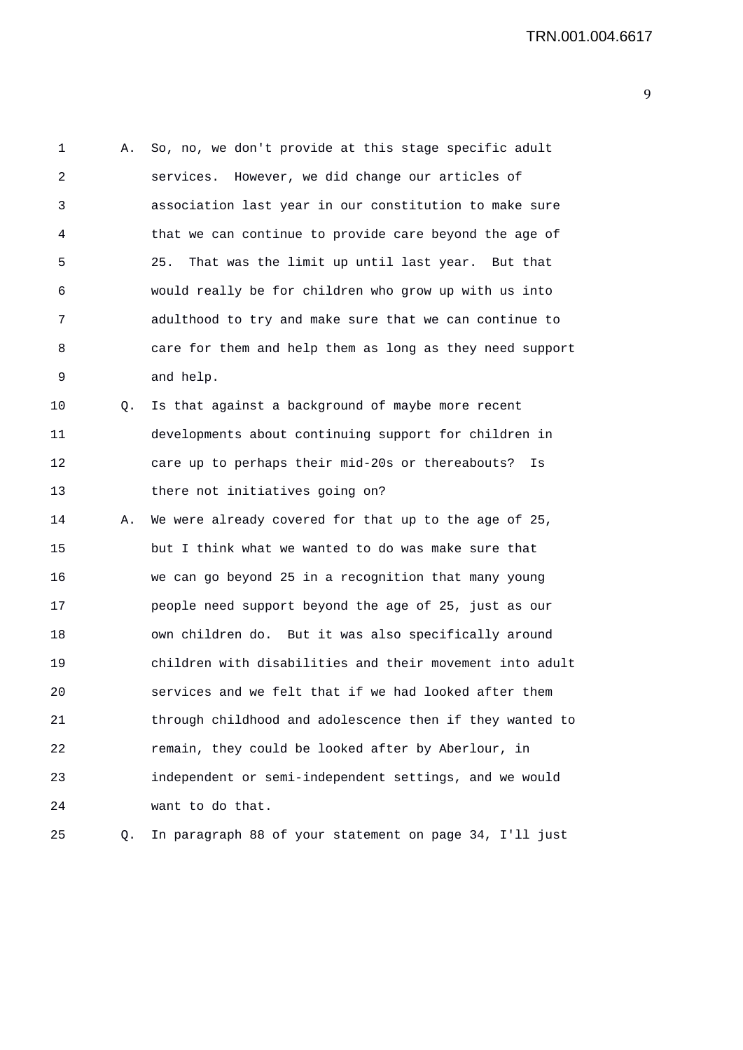A. So, no, we don't provide at this stage specific adult services. However, we did change our articles of association last year in our constitution to make sure that we can continue to provide care beyond the age of 25. That was the limit up until last year. But that would really be for children who grow up with us into adulthood to try and make sure that we can continue to care for them and help them as long as they need support and help.

Q. Is that against a background of maybe more recent developments about continuing support for children in care up to perhaps their mid-20s or thereabouts? Is there not initiatives going on?

A. We were already covered for that up to the age of 25, but I think what we wanted to do was make sure that we can go beyond 25 in a recognition that many young people need support beyond the age of 25, just as our own children do. But it was also specifically around children with disabilities and their movement into adult services and we felt that if we had looked after them through childhood and adolescence then if they wanted to remain, they could be looked after by Aberlour, in independent or semi-independent settings, and we would want to do that.

Q. In paragraph 88 of your statement on page 34, I'll just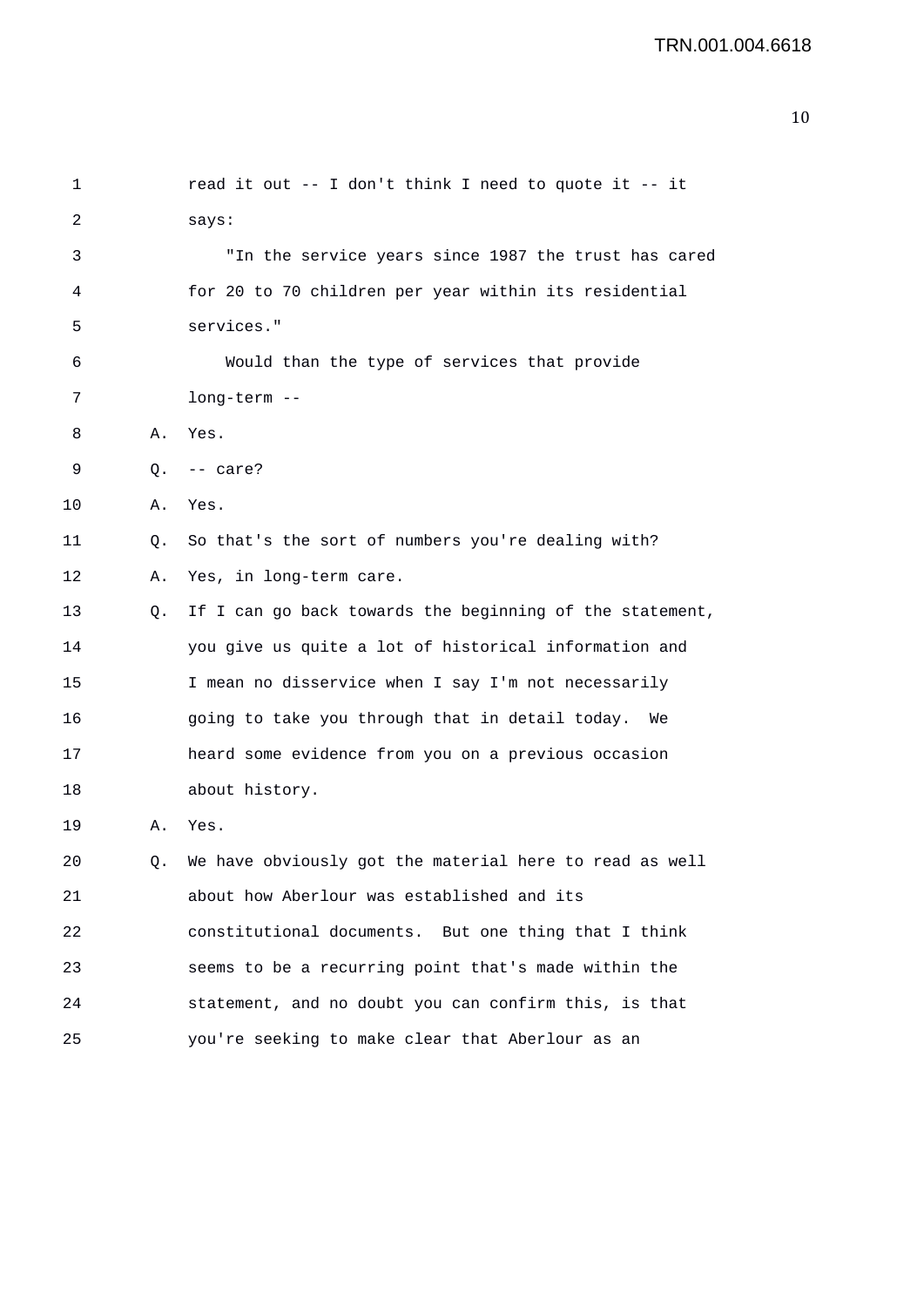read it out -- I don't think I need to quote it -- it says:

"In the service years since 1987 the trust has cared for 20 to 70 children per year within its residential services."

Would than the type of services that provide long-term --

A. Yes.

Q. -- care?

A. Yes.

Q. So that's the sort of numbers you're dealing with?

A. Yes, in long-term care.

Q. If I can go back towards the beginning of the statement, you give us quite a lot of historical information and I mean no disservice when I say I'm not necessarily going to take you through that in detail today. We heard some evidence from you on a previous occasion about history.

A. Yes.

Q. We have obviously got the material here to read as well about how Aberlour was established and its constitutional documents. But one thing that I think seems to be a recurring point that's made within the statement, and no doubt you can confirm this, is that you're seeking to make clear that Aberlour as an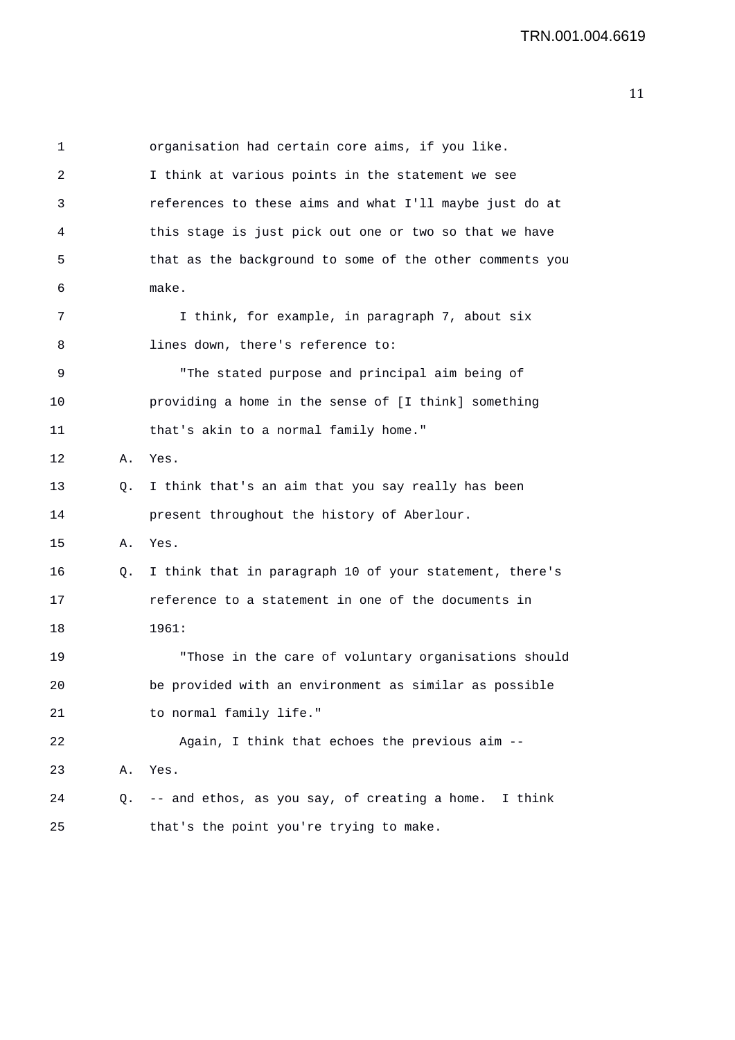1 organisation had certain core aims, if you like.
2 I think at various points in the statement we see
3 references to these aims and what I'll maybe just do at
4 this stage is just pick out one or two so that we have
5 that as the background to some of the other comments you
6 make.
7 I think, for example, in paragraph 7, about six
8 lines down, there's reference to:
9 "The stated purpose and principal aim being of
10 providing a home in the sense of [I think] something
11 that's akin to a normal family home."
12 A. Yes.
13 Q. I think that's an aim that you say really has been
14 present throughout the history of Aberlour.
15 A. Yes.
16 Q. I think that in paragraph 10 of your statement, there's
17 reference to a statement in one of the documents in
18 1961:
19 "Those in the care of voluntary organisations should
20 be provided with an environment as similar as possible
21 to normal family life."
22 Again, I think that echoes the previous aim --
23 A. Yes.
24 Q. -- and ethos, as you say, of creating a home. I think
25 that's the point you're trying to make.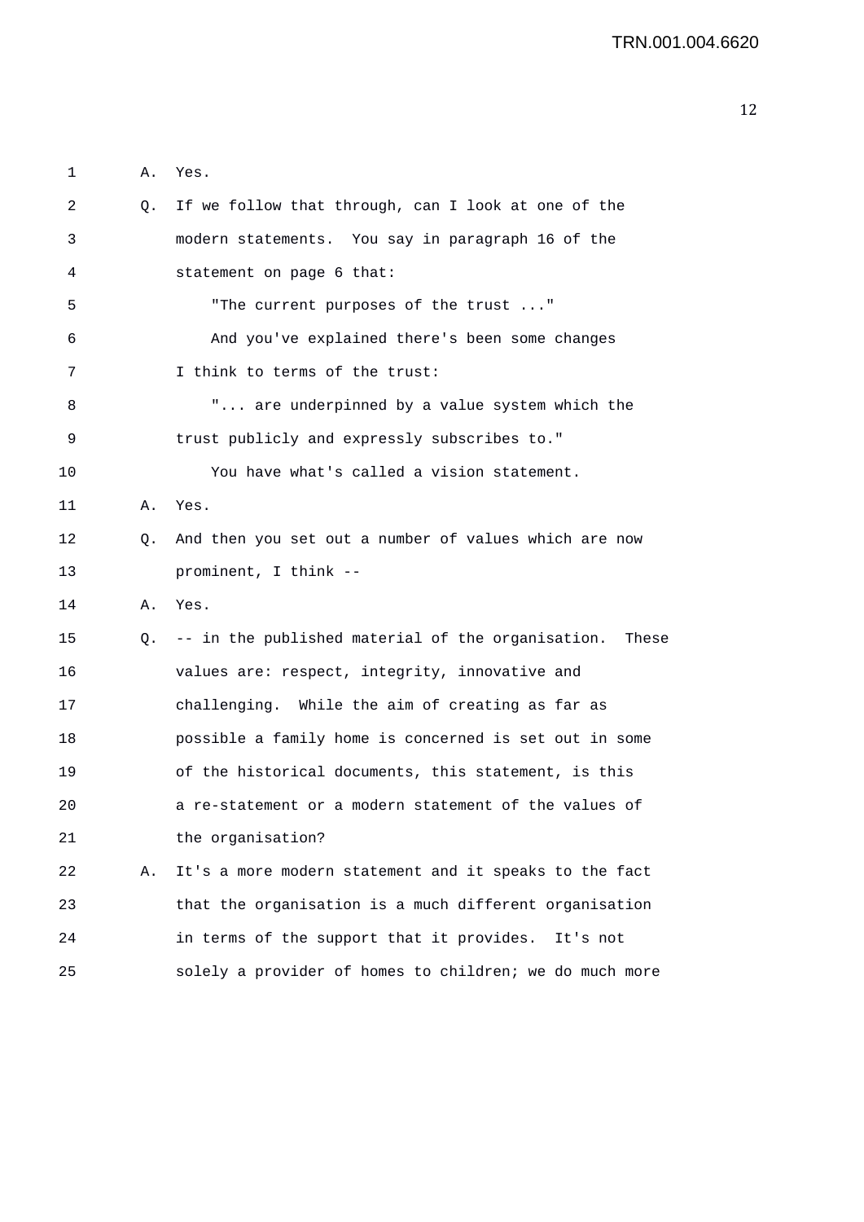1 A. Yes.

2 Q. If we follow that through, can I look at one of the

3 modern statements. You say in paragraph 16 of the

4 statement on page 6 that:

5 "The current purposes of the trust ..."

6 And you've explained there's been some changes

7 I think to terms of the trust:

8 "... are underpinned by a value system which the

9 trust publicly and expressly subscribes to."

10 You have what's called a vision statement.

11 A. Yes.

12 Q. And then you set out a number of values which are now

13 prominent, I think --

14 A. Yes.

15 Q. -- in the published material of the organisation. These

16 values are: respect, integrity, innovative and

17 challenging. While the aim of creating as far as

18 possible a family home is concerned is set out in some

19 of the historical documents, this statement, is this

20 a re-statement or a modern statement of the values of

21 the organisation?

22 A. It's a more modern statement and it speaks to the fact

23 that the organisation is a much different organisation

24 in terms of the support that it provides. It's not

25 solely a provider of homes to children; we do much more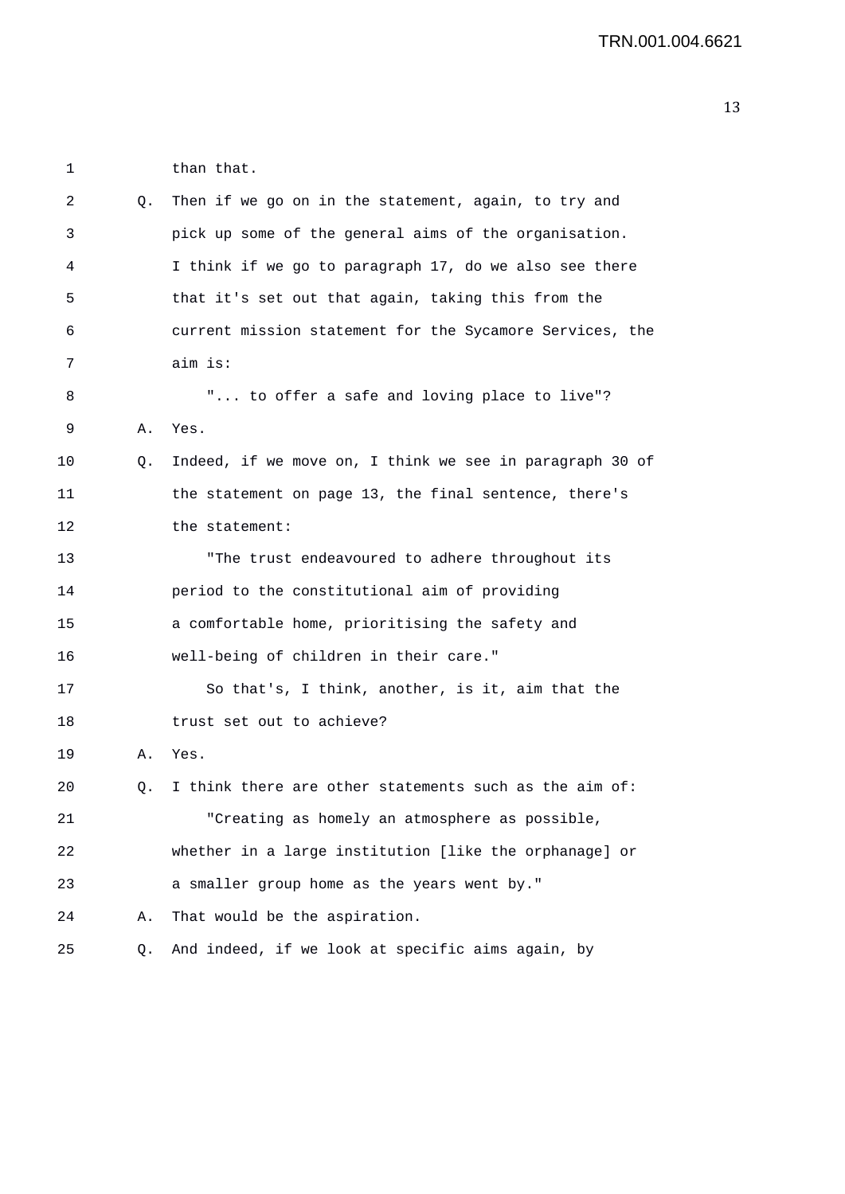than that.

Q. Then if we go on in the statement, again, to try and pick up some of the general aims of the organisation. I think if we go to paragraph 17, do we also see there that it's set out that again, taking this from the current mission statement for the Sycamore Services, the aim is:

"... to offer a safe and loving place to live"?

A. Yes.

Q. Indeed, if we move on, I think we see in paragraph 30 of the statement on page 13, the final sentence, there's the statement:

"The trust endeavoured to adhere throughout its period to the constitutional aim of providing a comfortable home, prioritising the safety and well-being of children in their care."

So that's, I think, another, is it, aim that the trust set out to achieve?

A. Yes.

Q. I think there are other statements such as the aim of:

"Creating as homely an atmosphere as possible, whether in a large institution [like the orphanage] or a smaller group home as the years went by."

A. That would be the aspiration.

Q. And indeed, if we look at specific aims again, by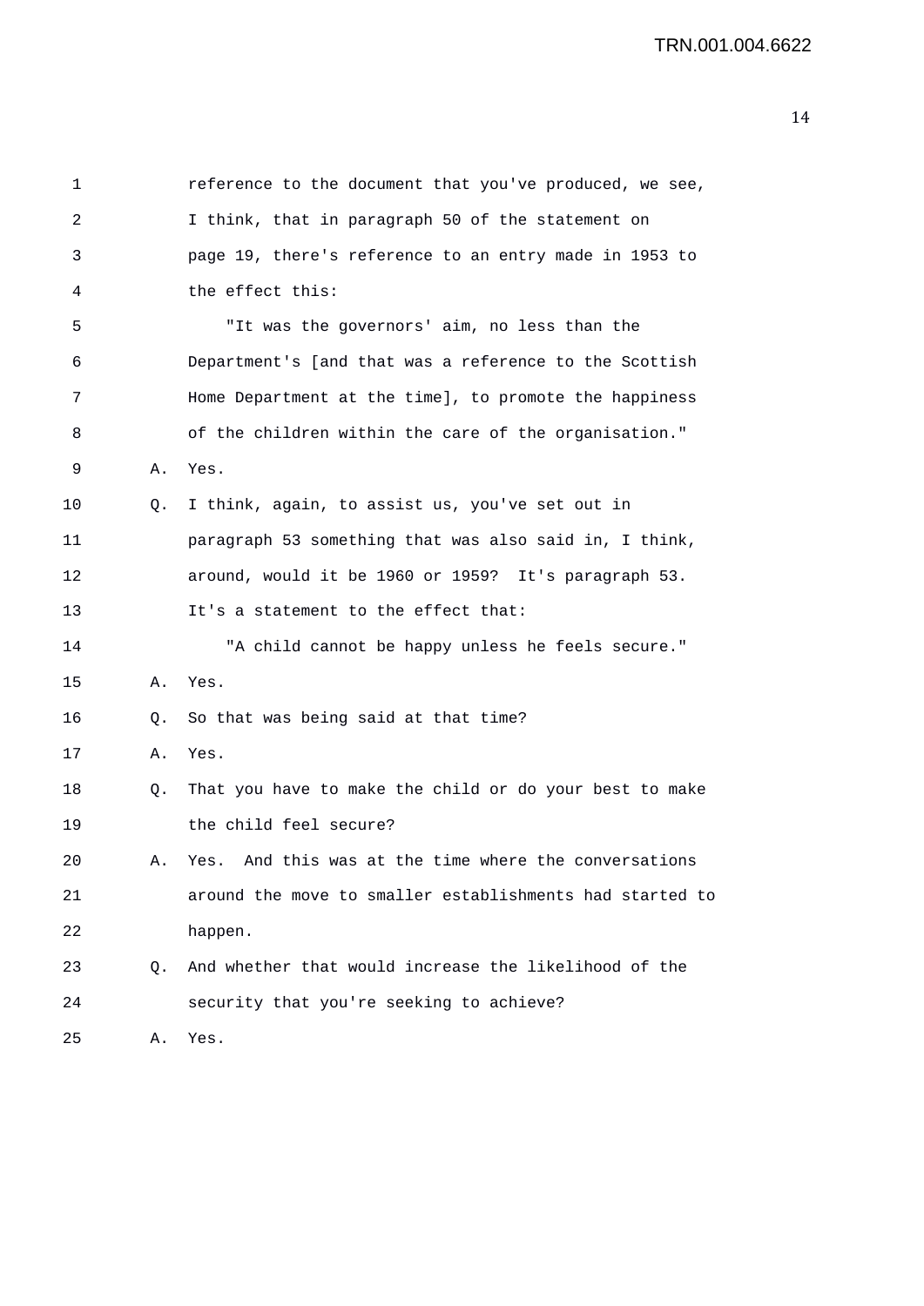reference to the document that you've produced, we see, I think, that in paragraph 50 of the statement on page 19, there's reference to an entry made in 1953 to the effect this:

"It was the governors' aim, no less than the Department's [and that was a reference to the Scottish Home Department at the time], to promote the happiness of the children within the care of the organisation."

A. Yes.

Q. I think, again, to assist us, you've set out in paragraph 53 something that was also said in, I think, around, would it be 1960 or 1959? It's paragraph 53. It's a statement to the effect that:

"A child cannot be happy unless he feels secure."

A. Yes.

Q. So that was being said at that time?

A. Yes.

Q. That you have to make the child or do your best to make the child feel secure?

A. Yes. And this was at the time where the conversations around the move to smaller establishments had started to happen.

Q. And whether that would increase the likelihood of the security that you're seeking to achieve?

A. Yes.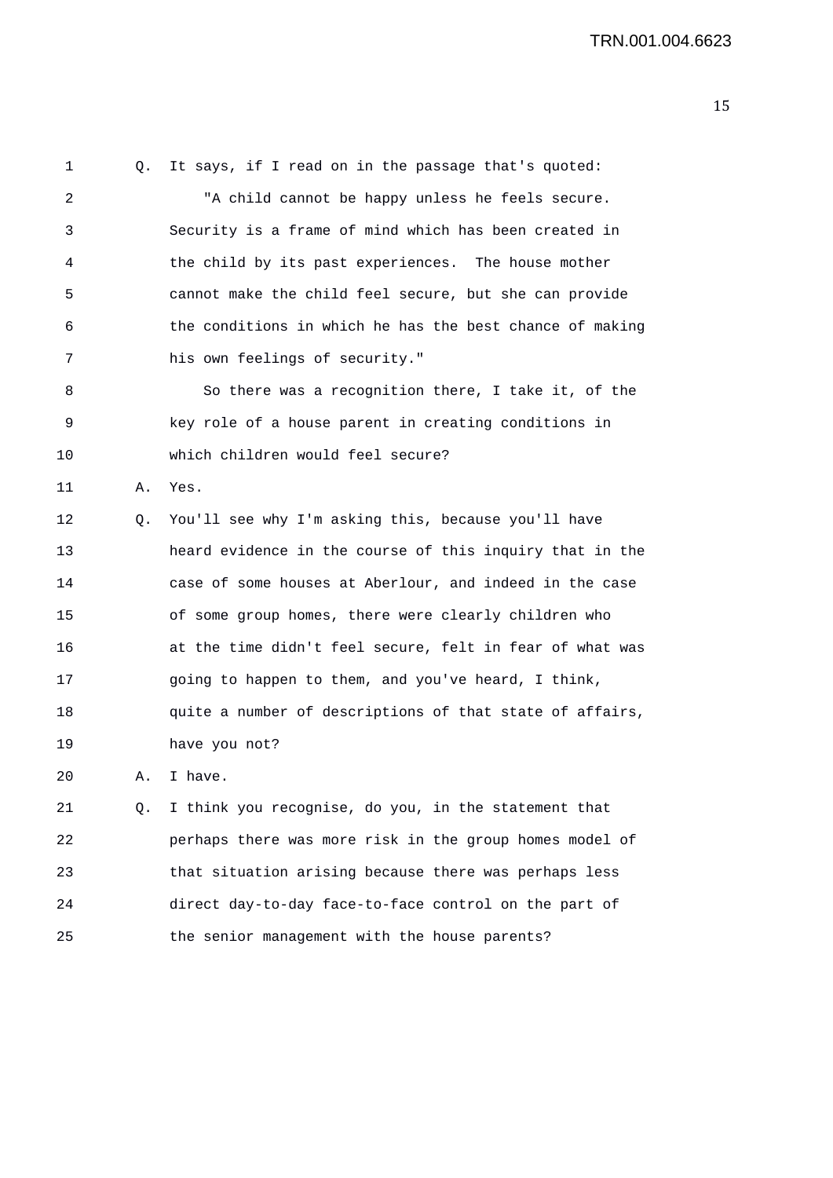Q. It says, if I read on in the passage that's quoted:

"A child cannot be happy unless he feels secure. Security is a frame of mind which has been created in the child by its past experiences. The house mother cannot make the child feel secure, but she can provide the conditions in which he has the best chance of making his own feelings of security."

So there was a recognition there, I take it, of the key role of a house parent in creating conditions in which children would feel secure?

A. Yes.

Q. You'll see why I'm asking this, because you'll have heard evidence in the course of this inquiry that in the case of some houses at Aberlour, and indeed in the case of some group homes, there were clearly children who at the time didn't feel secure, felt in fear of what was going to happen to them, and you've heard, I think, quite a number of descriptions of that state of affairs, have you not?

A. I have.

Q. I think you recognise, do you, in the statement that perhaps there was more risk in the group homes model of that situation arising because there was perhaps less direct day-to-day face-to-face control on the part of the senior management with the house parents?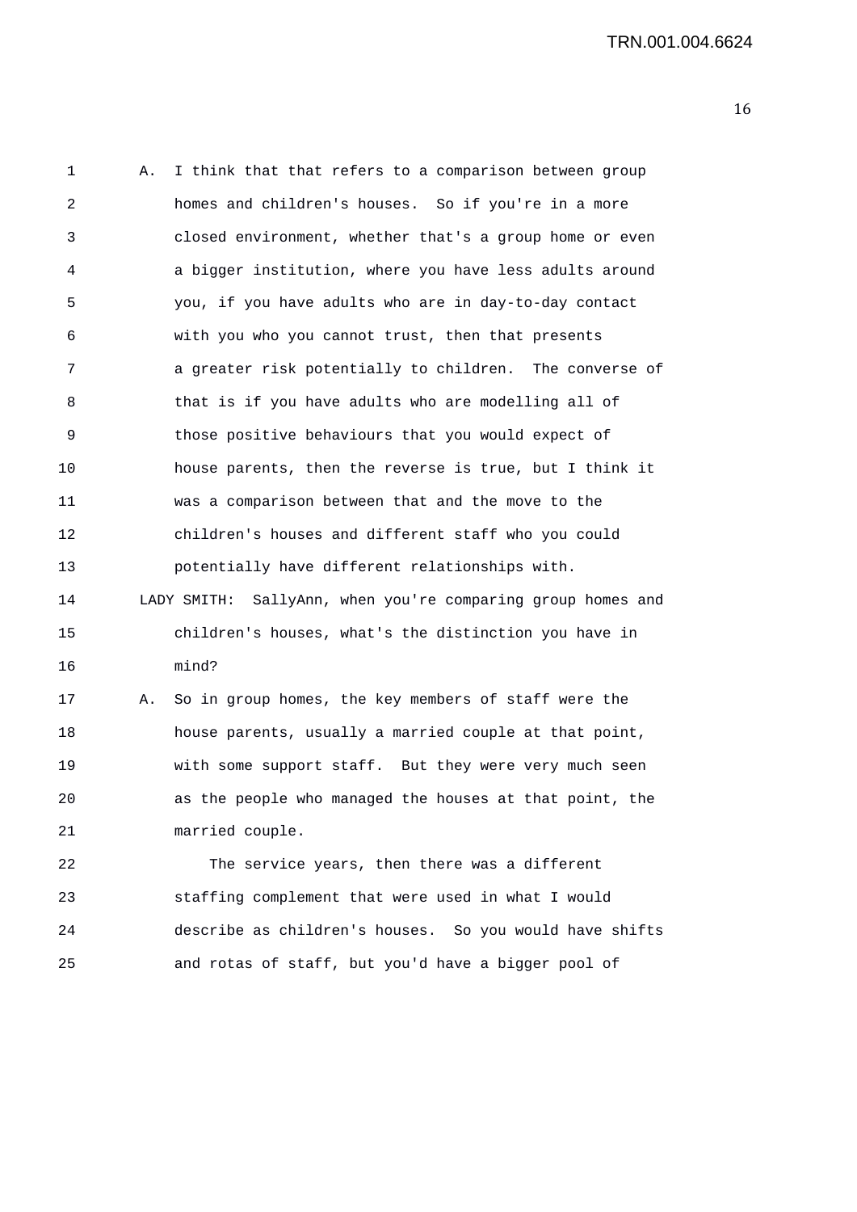A. I think that that refers to a comparison between group homes and children's houses. So if you're in a more closed environment, whether that's a group home or even a bigger institution, where you have less adults around you, if you have adults who are in day-to-day contact with you who you cannot trust, then that presents a greater risk potentially to children. The converse of that is if you have adults who are modelling all of those positive behaviours that you would expect of house parents, then the reverse is true, but I think it was a comparison between that and the move to the children's houses and different staff who you could potentially have different relationships with.

LADY SMITH: SallyAnn, when you're comparing group homes and children's houses, what's the distinction you have in mind?

A. So in group homes, the key members of staff were the house parents, usually a married couple at that point, with some support staff. But they were very much seen as the people who managed the houses at that point, the married couple.

The service years, then there was a different staffing complement that were used in what I would describe as children's houses. So you would have shifts and rotas of staff, but you'd have a bigger pool of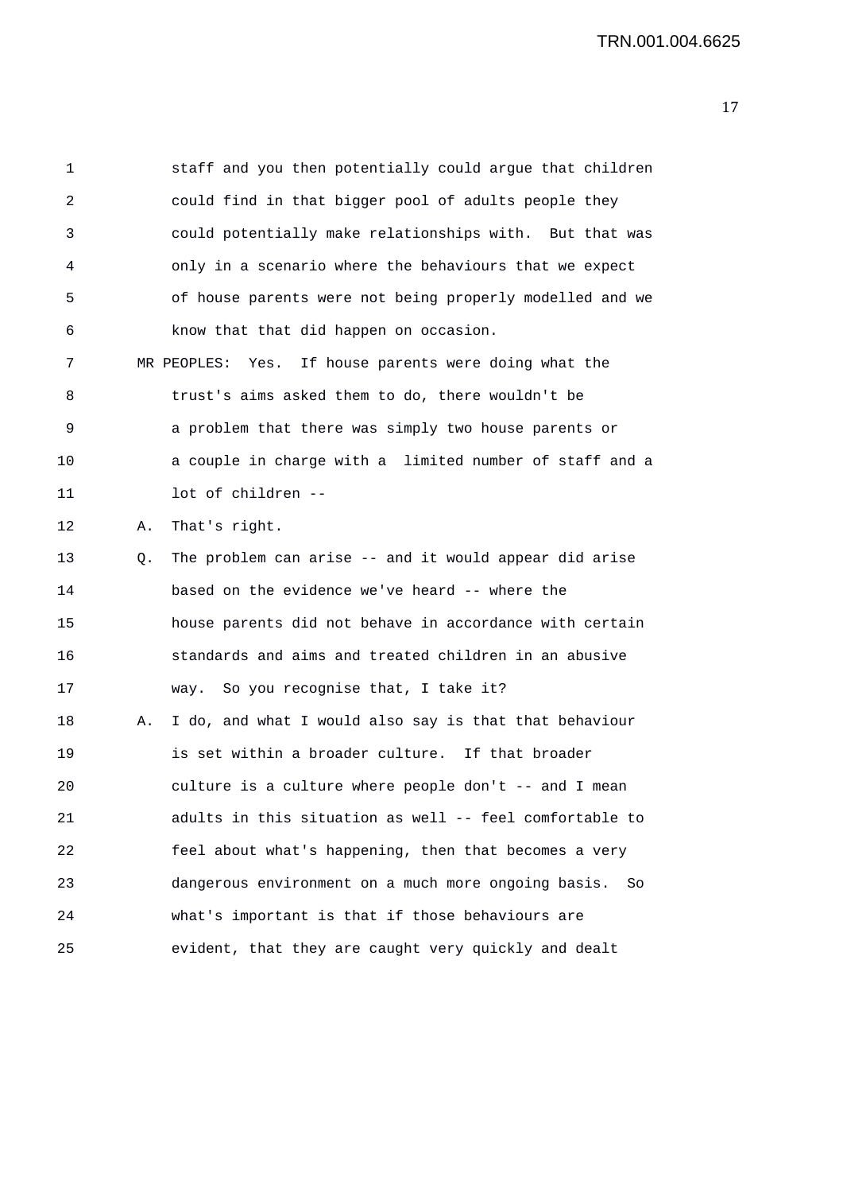1 staff and you then potentially could argue that children
2 could find in that bigger pool of adults people they
3 could potentially make relationships with. But that was
4 only in a scenario where the behaviours that we expect
5 of house parents were not being properly modelled and we
6 know that that did happen on occasion.

7 MR PEOPLES: Yes. If house parents were doing what the
8 trust's aims asked them to do, there wouldn't be
9 a problem that there was simply two house parents or
10 a couple in charge with a limited number of staff and a
11 lot of children --

12 A. That's right.

13 Q. The problem can arise -- and it would appear did arise
14 based on the evidence we've heard -- where the
15 house parents did not behave in accordance with certain
16 standards and aims and treated children in an abusive
17 way. So you recognise that, I take it?

18 A. I do, and what I would also say is that that behaviour
19 is set within a broader culture. If that broader
20 culture is a culture where people don't -- and I mean
21 adults in this situation as well -- feel comfortable to
22 feel about what's happening, then that becomes a very
23 dangerous environment on a much more ongoing basis. So
24 what's important is that if those behaviours are
25 evident, that they are caught very quickly and dealt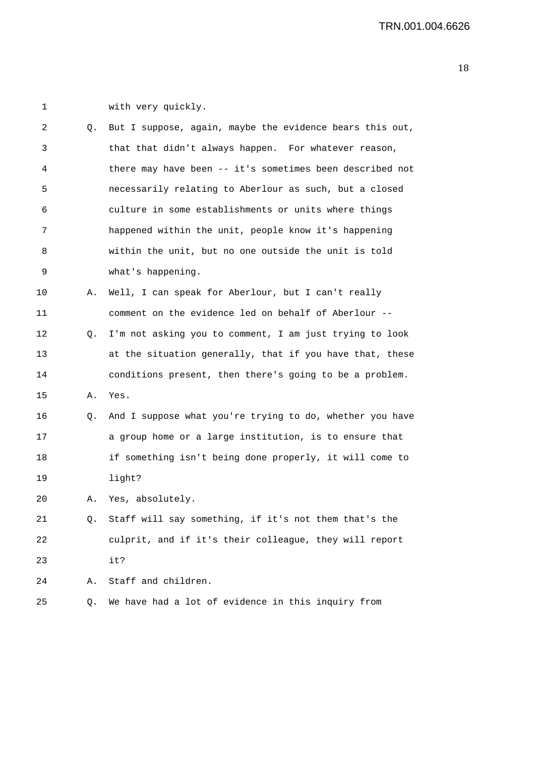with very quickly.

Q. But I suppose, again, maybe the evidence bears this out, that that didn't always happen. For whatever reason, there may have been -- it's sometimes been described not necessarily relating to Aberlour as such, but a closed culture in some establishments or units where things happened within the unit, people know it's happening within the unit, but no one outside the unit is told what's happening.

A. Well, I can speak for Aberlour, but I can't really comment on the evidence led on behalf of Aberlour --

Q. I'm not asking you to comment, I am just trying to look at the situation generally, that if you have that, these conditions present, then there's going to be a problem.

A. Yes.

Q. And I suppose what you're trying to do, whether you have a group home or a large institution, is to ensure that if something isn't being done properly, it will come to light?

A. Yes, absolutely.

Q. Staff will say something, if it's not them that's the culprit, and if it's their colleague, they will report it?

A. Staff and children.

Q. We have had a lot of evidence in this inquiry from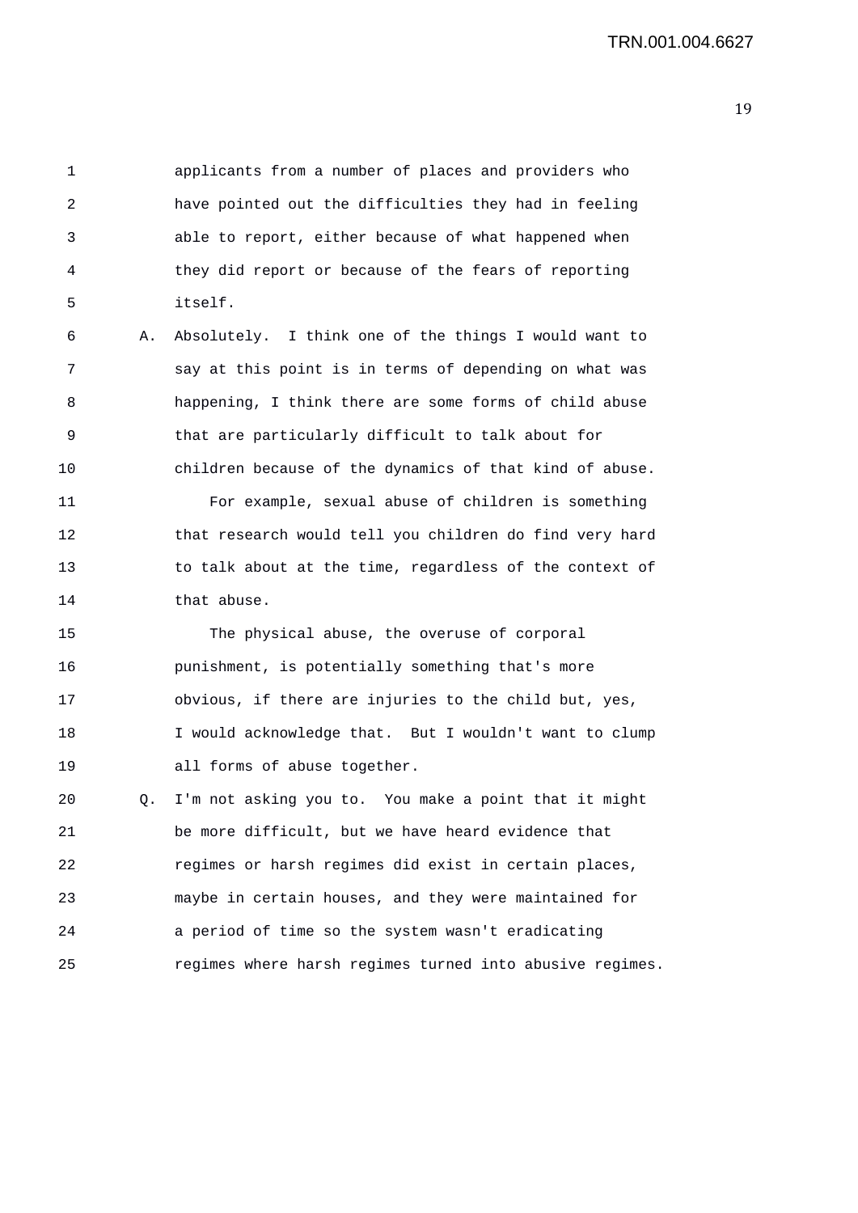applicants from a number of places and providers who have pointed out the difficulties they had in feeling able to report, either because of what happened when they did report or because of the fears of reporting itself.

A. Absolutely. I think one of the things I would want to say at this point is in terms of depending on what was happening, I think there are some forms of child abuse that are particularly difficult to talk about for children because of the dynamics of that kind of abuse.

For example, sexual abuse of children is something that research would tell you children do find very hard to talk about at the time, regardless of the context of that abuse.

The physical abuse, the overuse of corporal punishment, is potentially something that's more obvious, if there are injuries to the child but, yes, I would acknowledge that. But I wouldn't want to clump all forms of abuse together.

Q. I'm not asking you to. You make a point that it might be more difficult, but we have heard evidence that regimes or harsh regimes did exist in certain places, maybe in certain houses, and they were maintained for a period of time so the system wasn't eradicating regimes where harsh regimes turned into abusive regimes.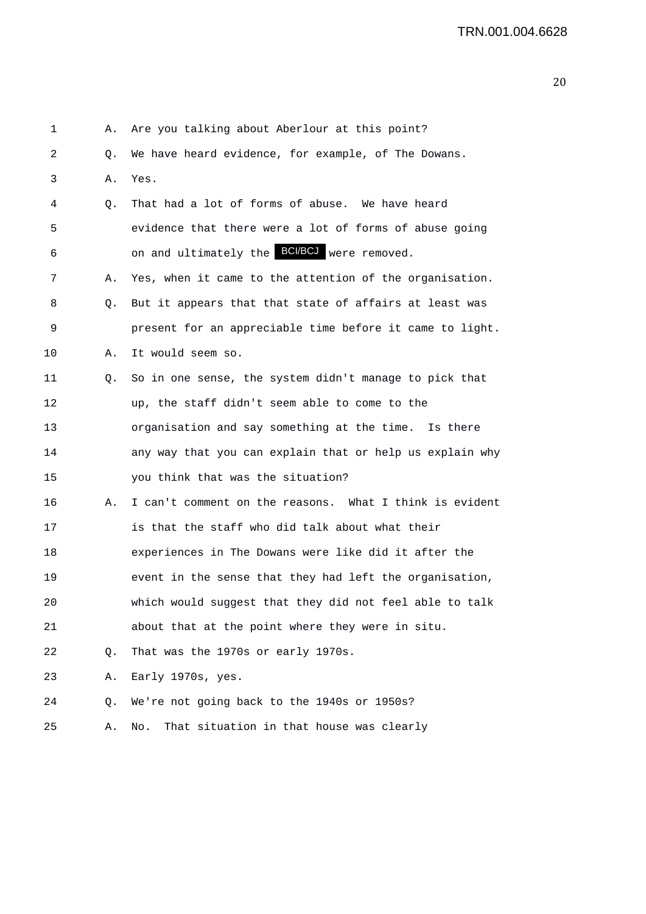1 A. Are you talking about Aberlour at this point?

2 Q. We have heard evidence, for example, of The Dowans.

3 A. Yes.

4 Q. That had a lot of forms of abuse. We have heard

5 evidence that there were a lot of forms of abuse going

6 on and ultimately the BCI/BCJ were removed.

7 A. Yes, when it came to the attention of the organisation.

8 Q. But it appears that that state of affairs at least was

9 present for an appreciable time before it came to light.

10 A. It would seem so.

11 Q. So in one sense, the system didn't manage to pick that

12 up, the staff didn't seem able to come to the

13 organisation and say something at the time. Is there

14 any way that you can explain that or help us explain why

15 you think that was the situation?

16 A. I can't comment on the reasons. What I think is evident

17 is that the staff who did talk about what their

18 experiences in The Dowans were like did it after the

19 event in the sense that they had left the organisation,

20 which would suggest that they did not feel able to talk

21 about that at the point where they were in situ.

22 Q. That was the 1970s or early 1970s.

23 A. Early 1970s, yes.

24 Q. We're not going back to the 1940s or 1950s?

25 A. No. That situation in that house was clearly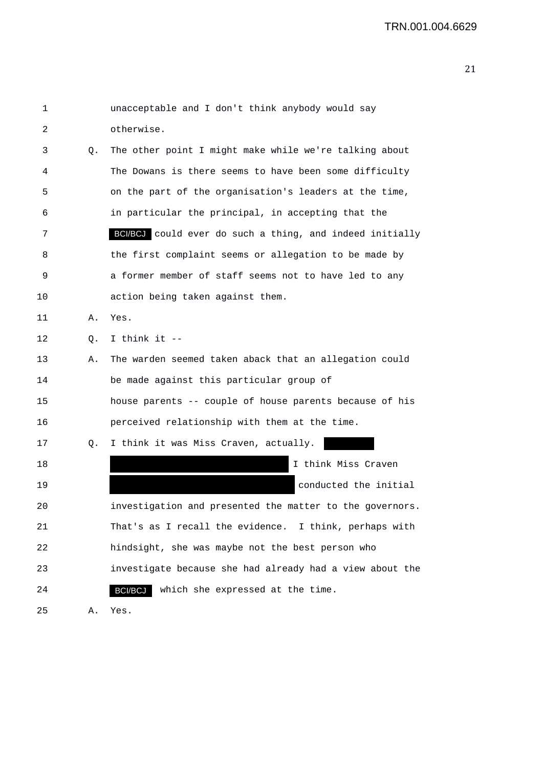1 unacceptable and I don't think anybody would say
2 otherwise.
3 Q. The other point I might make while we're talking about
4 The Dowans is there seems to have been some difficulty
5 on the part of the organisation's leaders at the time,
6 in particular the principal, in accepting that the
7 BCI/BCJ could ever do such a thing, and indeed initially
8 the first complaint seems or allegation to be made by
9 a former member of staff seems not to have led to any
10 action being taken against them.
11 A. Yes.
12 Q. I think it --
13 A. The warden seemed taken aback that an allegation could
14 be made against this particular group of
15 house parents -- couple of house parents because of his
16 perceived relationship with them at the time.
17 Q. I think it was Miss Craven, actually. [REDACTED]
18 [REDACTED] I think Miss Craven
19 [REDACTED] conducted the initial
20 investigation and presented the matter to the governors.
21 That's as I recall the evidence. I think, perhaps with
22 hindsight, she was maybe not the best person who
23 investigate because she had already had a view about the
24 BCI/BCJ which she expressed at the time.
25 A. Yes.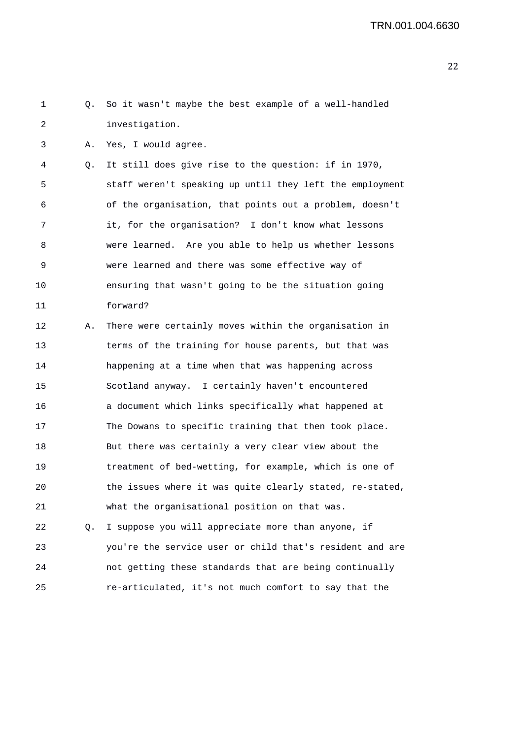1 Q. So it wasn't maybe the best example of a well-handled
2 investigation.
3 A. Yes, I would agree.
4 Q. It still does give rise to the question: if in 1970,
5 staff weren't speaking up until they left the employment
6 of the organisation, that points out a problem, doesn't
7 it, for the organisation? I don't know what lessons
8 were learned. Are you able to help us whether lessons
9 were learned and there was some effective way of
10 ensuring that wasn't going to be the situation going
11 forward?
12 A. There were certainly moves within the organisation in
13 terms of the training for house parents, but that was
14 happening at a time when that was happening across
15 Scotland anyway. I certainly haven't encountered
16 a document which links specifically what happened at
17 The Dowans to specific training that then took place.
18 But there was certainly a very clear view about the
19 treatment of bed-wetting, for example, which is one of
20 the issues where it was quite clearly stated, re-stated,
21 what the organisational position on that was.
22 Q. I suppose you will appreciate more than anyone, if
23 you're the service user or child that's resident and are
24 not getting these standards that are being continually
25 re-articulated, it's not much comfort to say that the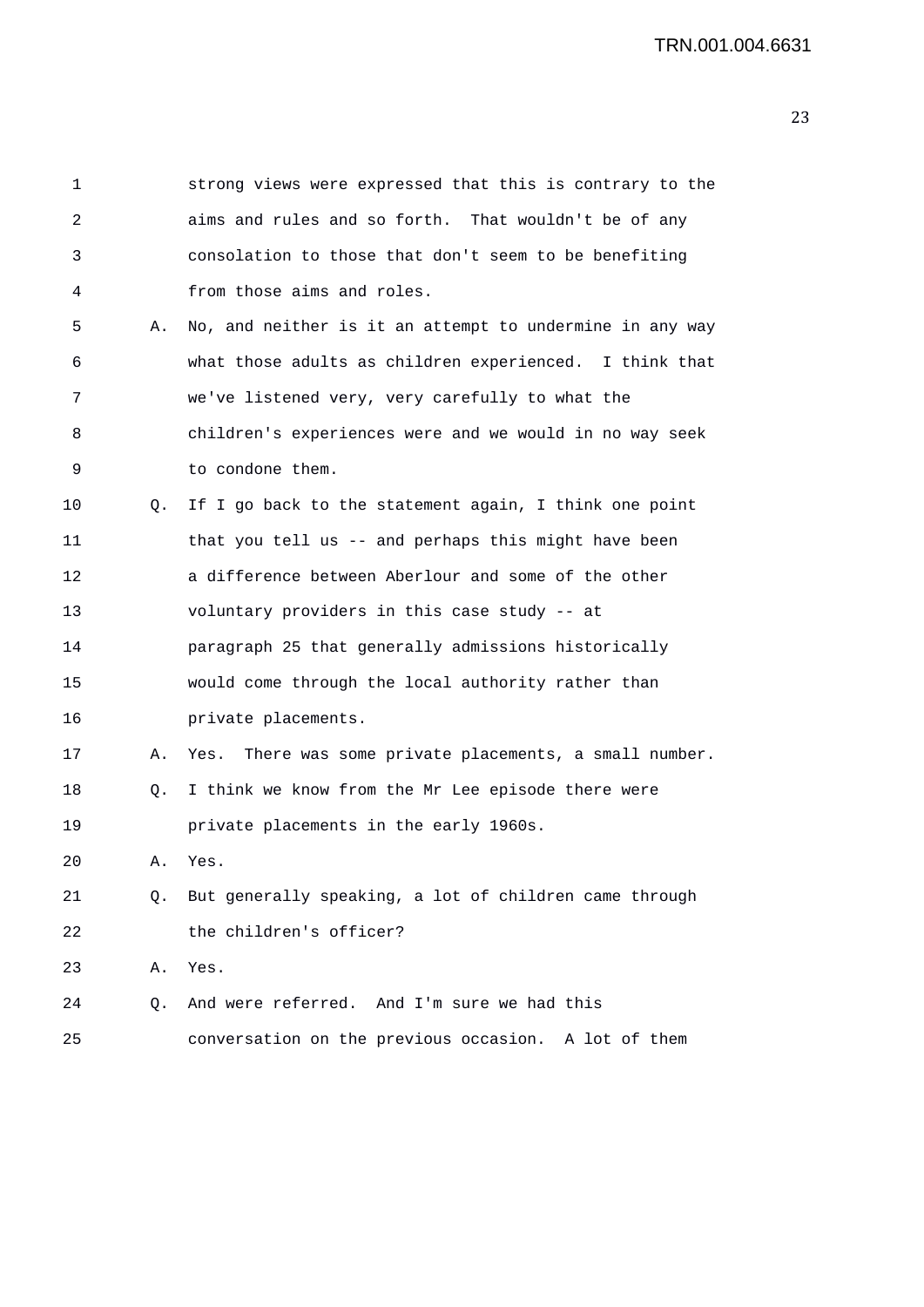1 strong views were expressed that this is contrary to the
2 aims and rules and so forth. That wouldn't be of any
3 consolation to those that don't seem to be benefiting
4 from those aims and roles.

5 A. No, and neither is it an attempt to undermine in any way
6 what those adults as children experienced. I think that
7 we've listened very, very carefully to what the
8 children's experiences were and we would in no way seek
9 to condone them.

10 Q. If I go back to the statement again, I think one point
11 that you tell us -- and perhaps this might have been
12 a difference between Aberlour and some of the other
13 voluntary providers in this case study -- at
14 paragraph 25 that generally admissions historically
15 would come through the local authority rather than
16 private placements.

17 A. Yes. There was some private placements, a small number.

18 Q. I think we know from the Mr Lee episode there were
19 private placements in the early 1960s.

20 A. Yes.

21 Q. But generally speaking, a lot of children came through
22 the children's officer?

23 A. Yes.

24 Q. And were referred. And I'm sure we had this
25 conversation on the previous occasion. A lot of them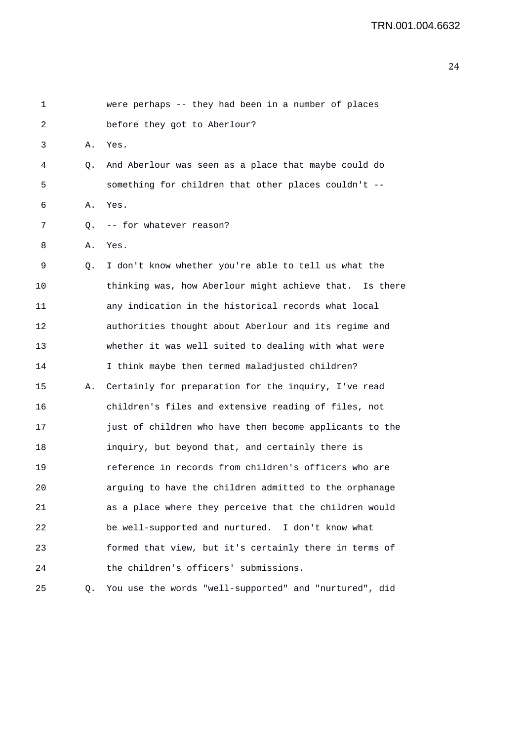1 were perhaps -- they had been in a number of places
2 before they got to Aberlour?
3 A. Yes.
4 Q. And Aberlour was seen as a place that maybe could do
5 something for children that other places couldn't --
6 A. Yes.
7 Q. -- for whatever reason?
8 A. Yes.
9 Q. I don't know whether you're able to tell us what the
10 thinking was, how Aberlour might achieve that. Is there
11 any indication in the historical records what local
12 authorities thought about Aberlour and its regime and
13 whether it was well suited to dealing with what were
14 I think maybe then termed maladjusted children?
15 A. Certainly for preparation for the inquiry, I've read
16 children's files and extensive reading of files, not
17 just of children who have then become applicants to the
18 inquiry, but beyond that, and certainly there is
19 reference in records from children's officers who are
20 arguing to have the children admitted to the orphanage
21 as a place where they perceive that the children would
22 be well-supported and nurtured. I don't know what
23 formed that view, but it's certainly there in terms of
24 the children's officers' submissions.
25 Q. You use the words "well-supported" and "nurtured", did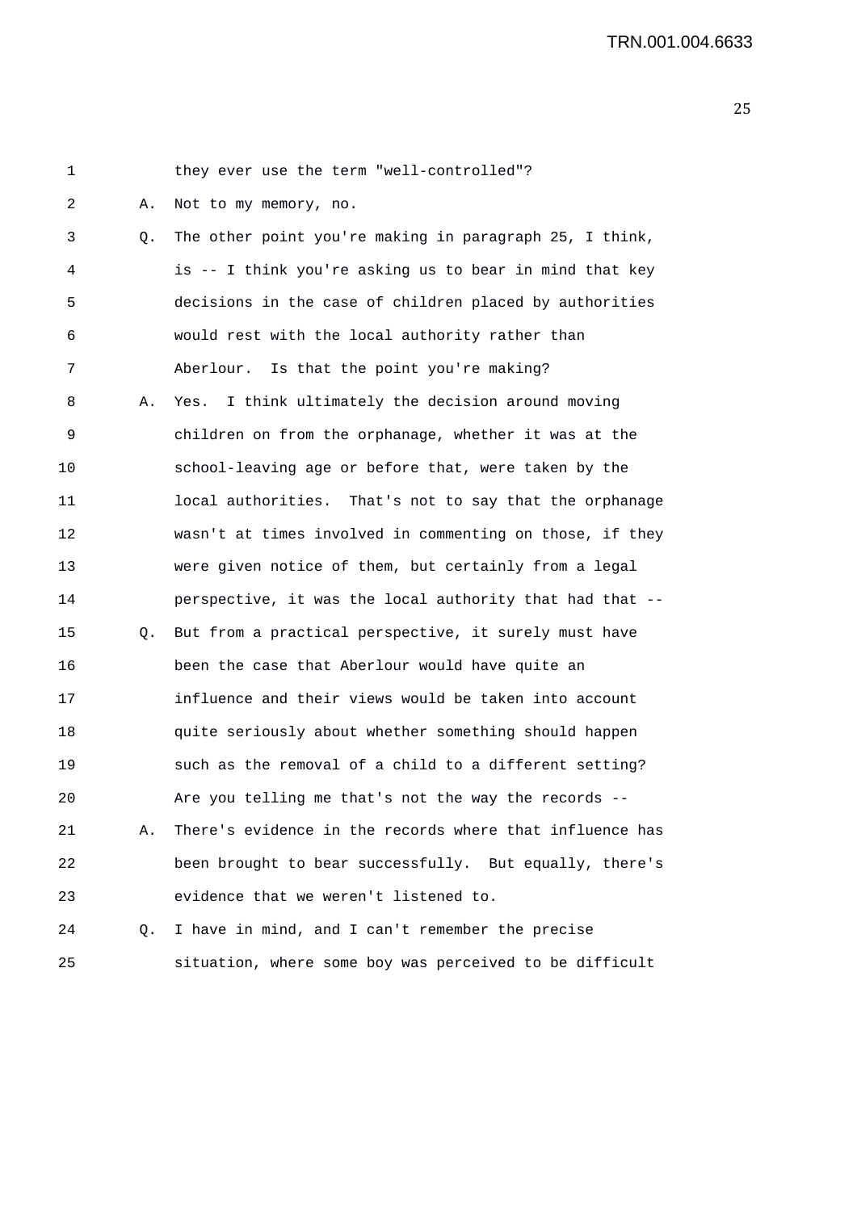1 they ever use the term "well-controlled"?

2 A. Not to my memory, no.

3 Q. The other point you're making in paragraph 25, I think,

4 is -- I think you're asking us to bear in mind that key

5 decisions in the case of children placed by authorities

6 would rest with the local authority rather than

7 Aberlour. Is that the point you're making?

8 A. Yes. I think ultimately the decision around moving

9 children on from the orphanage, whether it was at the

10 school-leaving age or before that, were taken by the

11 local authorities. That's not to say that the orphanage

12 wasn't at times involved in commenting on those, if they

13 were given notice of them, but certainly from a legal

14 perspective, it was the local authority that had that --

15 Q. But from a practical perspective, it surely must have

16 been the case that Aberlour would have quite an

17 influence and their views would be taken into account

18 quite seriously about whether something should happen

19 such as the removal of a child to a different setting?

20 Are you telling me that's not the way the records --

21 A. There's evidence in the records where that influence has

22 been brought to bear successfully. But equally, there's

23 evidence that we weren't listened to.

24 Q. I have in mind, and I can't remember the precise

25 situation, where some boy was perceived to be difficult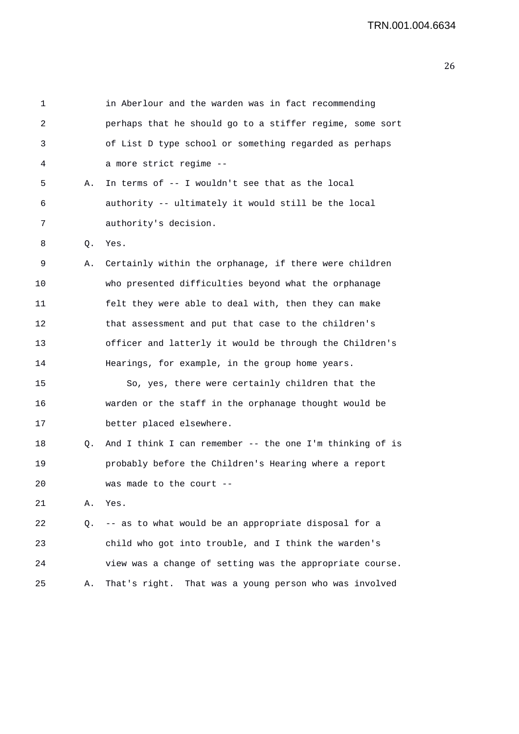1 in Aberlour and the warden was in fact recommending
2 perhaps that he should go to a stiffer regime, some sort
3 of List D type school or something regarded as perhaps
4 a more strict regime --

5 A. In terms of -- I wouldn't see that as the local
6 authority -- ultimately it would still be the local
7 authority's decision.

8 Q. Yes.

9 A. Certainly within the orphanage, if there were children
10 who presented difficulties beyond what the orphanage
11 felt they were able to deal with, then they can make
12 that assessment and put that case to the children's
13 officer and latterly it would be through the Children's
14 Hearings, for example, in the group home years.

15 So, yes, there were certainly children that the
16 warden or the staff in the orphanage thought would be
17 better placed elsewhere.

18 Q. And I think I can remember -- the one I'm thinking of is
19 probably before the Children's Hearing where a report
20 was made to the court --

21 A. Yes.

22 Q. -- as to what would be an appropriate disposal for a
23 child who got into trouble, and I think the warden's
24 view was a change of setting was the appropriate course.

25 A. That's right. That was a young person who was involved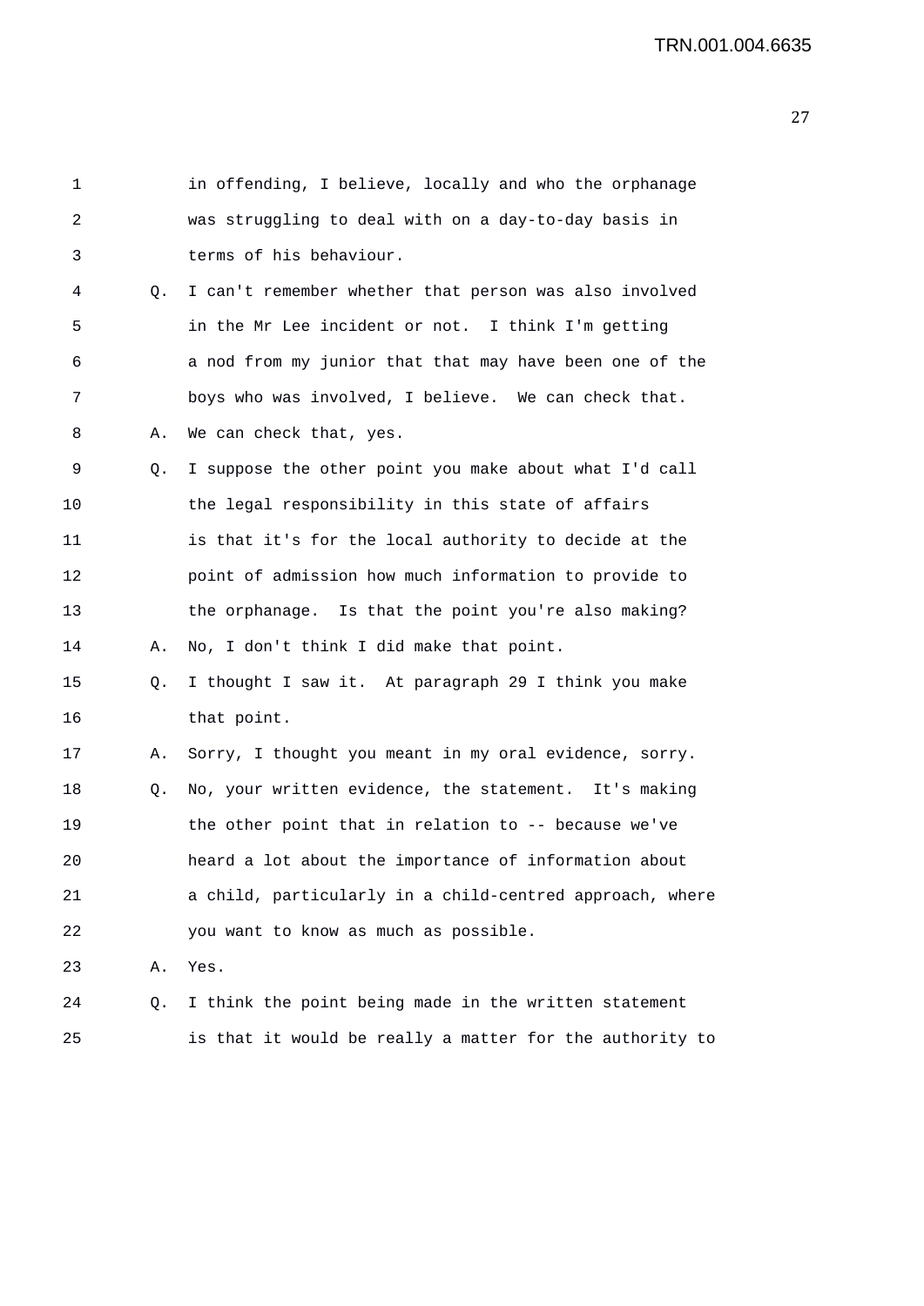1 in offending, I believe, locally and who the orphanage
2 was struggling to deal with on a day-to-day basis in
3 terms of his behaviour.

4 Q. I can't remember whether that person was also involved
5 in the Mr Lee incident or not. I think I'm getting
6 a nod from my junior that that may have been one of the
7 boys who was involved, I believe. We can check that.

8 A. We can check that, yes.

9 Q. I suppose the other point you make about what I'd call
10 the legal responsibility in this state of affairs
11 is that it's for the local authority to decide at the
12 point of admission how much information to provide to
13 the orphanage. Is that the point you're also making?

14 A. No, I don't think I did make that point.

15 Q. I thought I saw it. At paragraph 29 I think you make
16 that point.

17 A. Sorry, I thought you meant in my oral evidence, sorry.

18 Q. No, your written evidence, the statement. It's making
19 the other point that in relation to -- because we've
20 heard a lot about the importance of information about
21 a child, particularly in a child-centred approach, where
22 you want to know as much as possible.

23 A. Yes.

24 Q. I think the point being made in the written statement
25 is that it would be really a matter for the authority to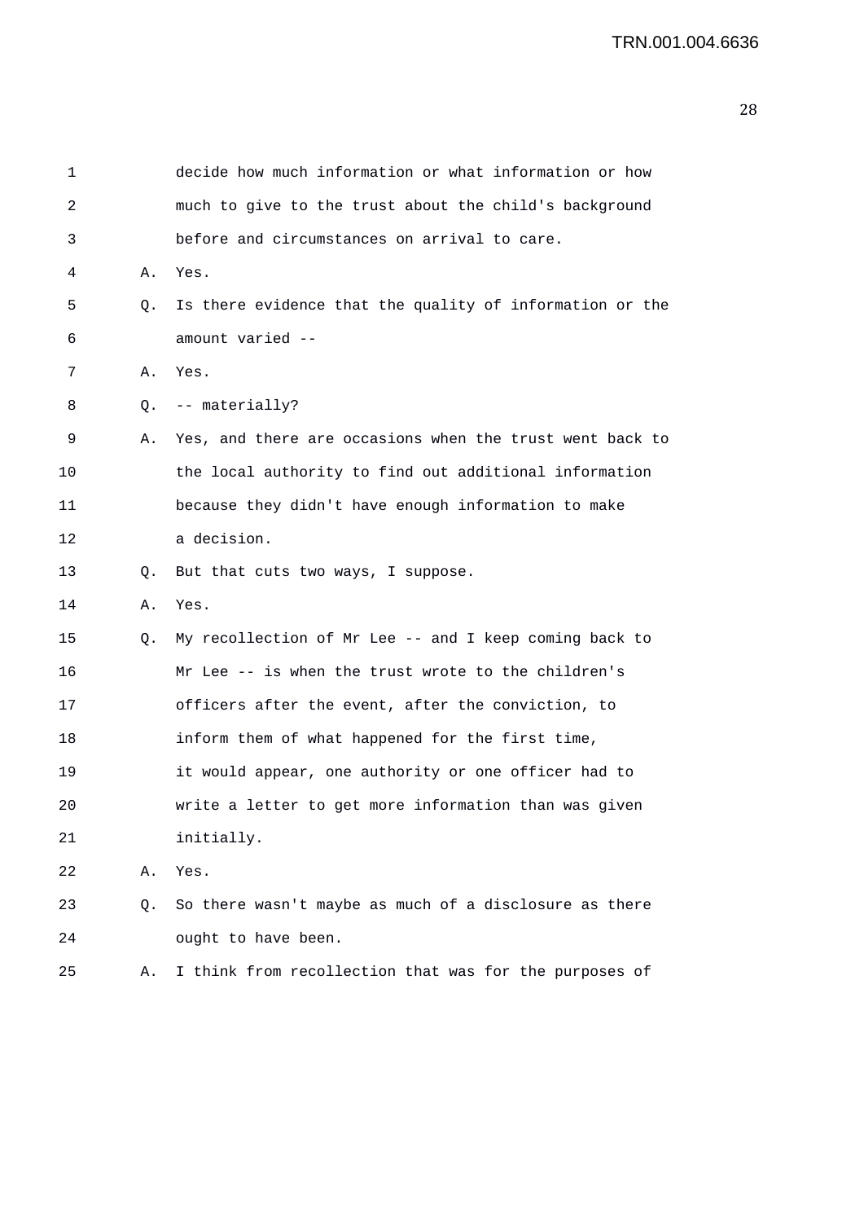1 decide how much information or what information or how
2 much to give to the trust about the child's background
3 before and circumstances on arrival to care.
4 A. Yes.
5 Q. Is there evidence that the quality of information or the
6 amount varied --
7 A. Yes.
8 Q. -- materially?
9 A. Yes, and there are occasions when the trust went back to
10 the local authority to find out additional information
11 because they didn't have enough information to make
12 a decision.
13 Q. But that cuts two ways, I suppose.
14 A. Yes.
15 Q. My recollection of Mr Lee -- and I keep coming back to
16 Mr Lee -- is when the trust wrote to the children's
17 officers after the event, after the conviction, to
18 inform them of what happened for the first time,
19 it would appear, one authority or one officer had to
20 write a letter to get more information than was given
21 initially.
22 A. Yes.
23 Q. So there wasn't maybe as much of a disclosure as there
24 ought to have been.
25 A. I think from recollection that was for the purposes of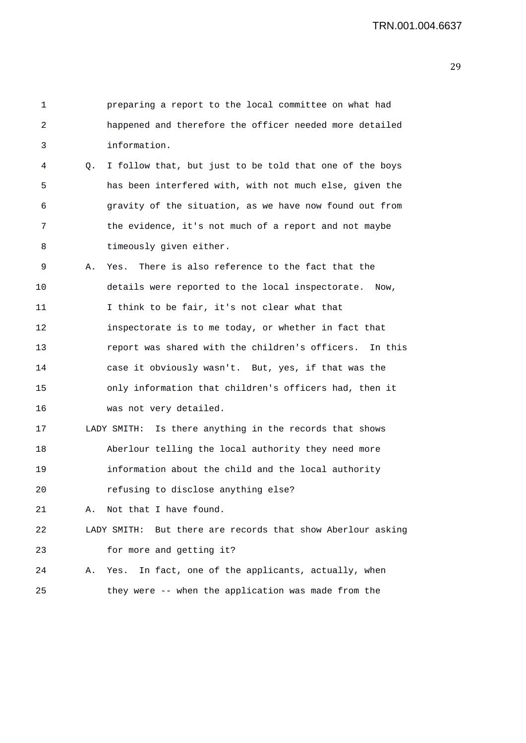preparing a report to the local committee on what had happened and therefore the officer needed more detailed information.

Q. I follow that, but just to be told that one of the boys has been interfered with, with not much else, given the gravity of the situation, as we have now found out from the evidence, it's not much of a report and not maybe timeously given either.

A. Yes. There is also reference to the fact that the details were reported to the local inspectorate. Now, I think to be fair, it's not clear what that inspectorate is to me today, or whether in fact that report was shared with the children's officers. In this case it obviously wasn't. But, yes, if that was the only information that children's officers had, then it was not very detailed.

LADY SMITH: Is there anything in the records that shows Aberlour telling the local authority they need more information about the child and the local authority refusing to disclose anything else?

A. Not that I have found.

LADY SMITH: But there are records that show Aberlour asking for more and getting it?

A. Yes. In fact, one of the applicants, actually, when they were -- when the application was made from the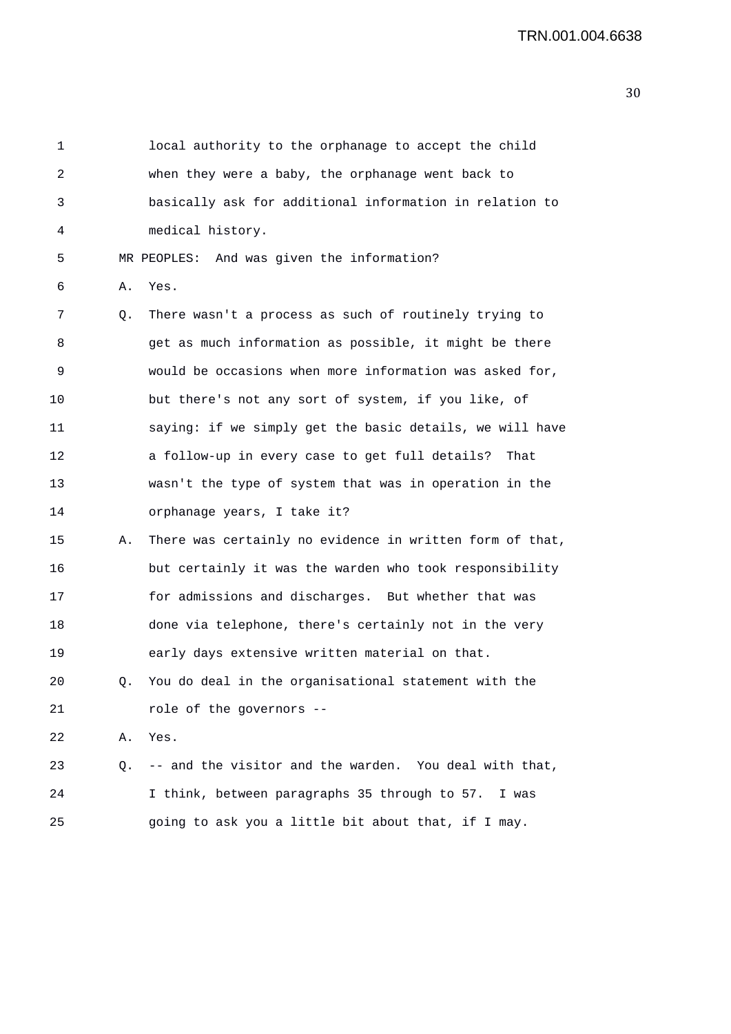local authority to the orphanage to accept the child when they were a baby, the orphanage went back to basically ask for additional information in relation to medical history.

MR PEOPLES: And was given the information?

A. Yes.

Q. There wasn't a process as such of routinely trying to get as much information as possible, it might be there would be occasions when more information was asked for, but there's not any sort of system, if you like, of saying: if we simply get the basic details, we will have a follow-up in every case to get full details? That wasn't the type of system that was in operation in the orphanage years, I take it?

A. There was certainly no evidence in written form of that, but certainly it was the warden who took responsibility for admissions and discharges. But whether that was done via telephone, there's certainly not in the very early days extensive written material on that.

Q. You do deal in the organisational statement with the role of the governors --

A. Yes.

Q. -- and the visitor and the warden. You deal with that, I think, between paragraphs 35 through to 57. I was going to ask you a little bit about that, if I may.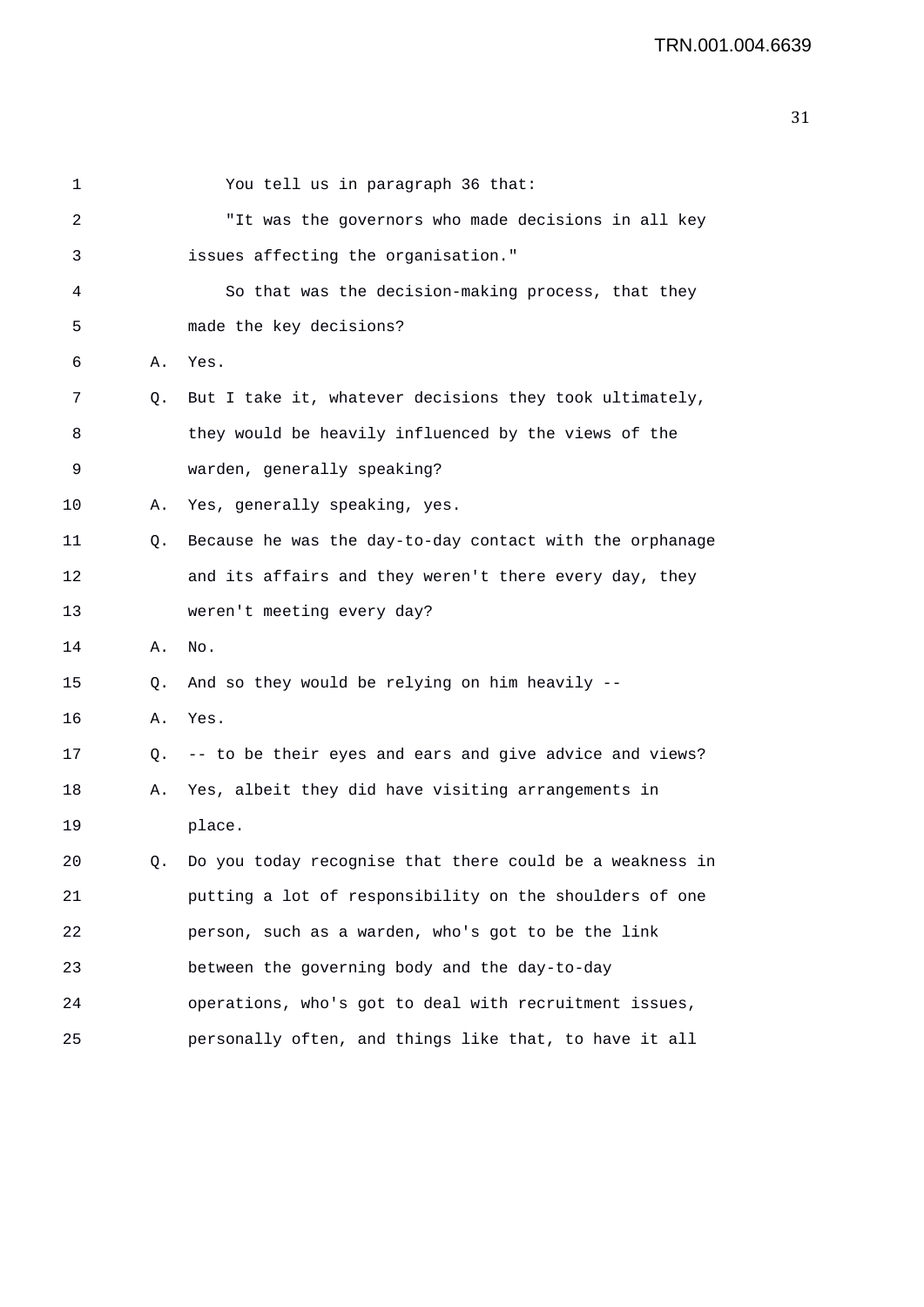You tell us in paragraph 36 that:

"It was the governors who made decisions in all key issues affecting the organisation."

So that was the decision-making process, that they made the key decisions?

A. Yes.

Q. But I take it, whatever decisions they took ultimately, they would be heavily influenced by the views of the warden, generally speaking?

A. Yes, generally speaking, yes.

Q. Because he was the day-to-day contact with the orphanage and its affairs and they weren't there every day, they weren't meeting every day?

A. No.

Q. And so they would be relying on him heavily --

A. Yes.

Q. -- to be their eyes and ears and give advice and views?

A. Yes, albeit they did have visiting arrangements in place.

Q. Do you today recognise that there could be a weakness in putting a lot of responsibility on the shoulders of one person, such as a warden, who's got to be the link between the governing body and the day-to-day operations, who's got to deal with recruitment issues, personally often, and things like that, to have it all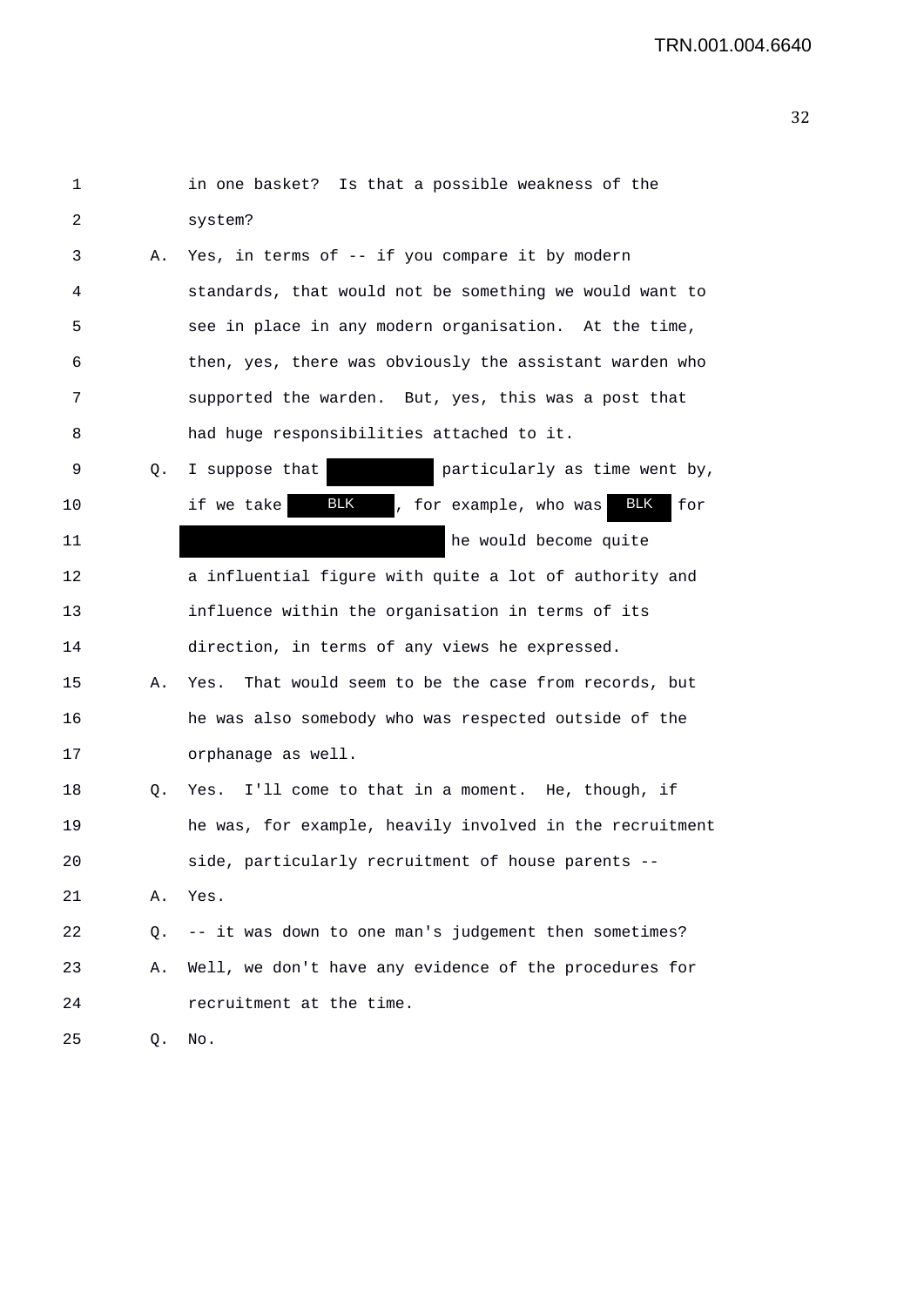1 in one basket? Is that a possible weakness of the
2 system?
3 A. Yes, in terms of -- if you compare it by modern
4 standards, that would not be something we would want to
5 see in place in any modern organisation. At the time,
6 then, yes, there was obviously the assistant warden who
7 supported the warden. But, yes, this was a post that
8 had huge responsibilities attached to it.
9 Q. I suppose that [redacted] particularly as time went by,
10 if we take BLK, for example, who was BLK for
11 [redacted] he would become quite
12 a influential figure with quite a lot of authority and
13 influence within the organisation in terms of its
14 direction, in terms of any views he expressed.
15 A. Yes. That would seem to be the case from records, but
16 he was also somebody who was respected outside of the
17 orphanage as well.
18 Q. Yes. I'll come to that in a moment. He, though, if
19 he was, for example, heavily involved in the recruitment
20 side, particularly recruitment of house parents --
21 A. Yes.
22 Q. -- it was down to one man's judgement then sometimes?
23 A. Well, we don't have any evidence of the procedures for
24 recruitment at the time.
25 Q. No.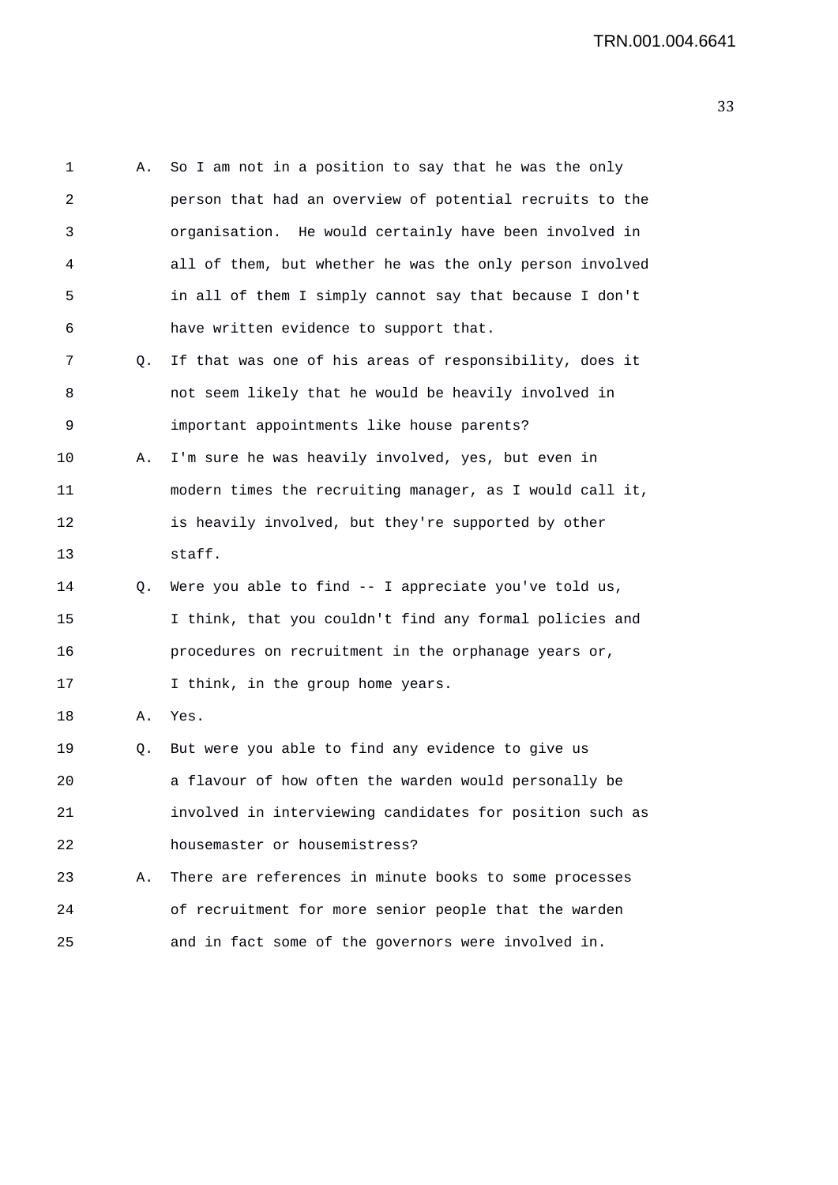A. So I am not in a position to say that he was the only person that had an overview of potential recruits to the organisation. He would certainly have been involved in all of them, but whether he was the only person involved in all of them I simply cannot say that because I don't have written evidence to support that.

Q. If that was one of his areas of responsibility, does it not seem likely that he would be heavily involved in important appointments like house parents?

A. I'm sure he was heavily involved, yes, but even in modern times the recruiting manager, as I would call it, is heavily involved, but they're supported by other staff.

Q. Were you able to find -- I appreciate you've told us, I think, that you couldn't find any formal policies and procedures on recruitment in the orphanage years or, I think, in the group home years.

A. Yes.

Q. But were you able to find any evidence to give us a flavour of how often the warden would personally be involved in interviewing candidates for position such as housemaster or housemistress?

A. There are references in minute books to some processes of recruitment for more senior people that the warden and in fact some of the governors were involved in.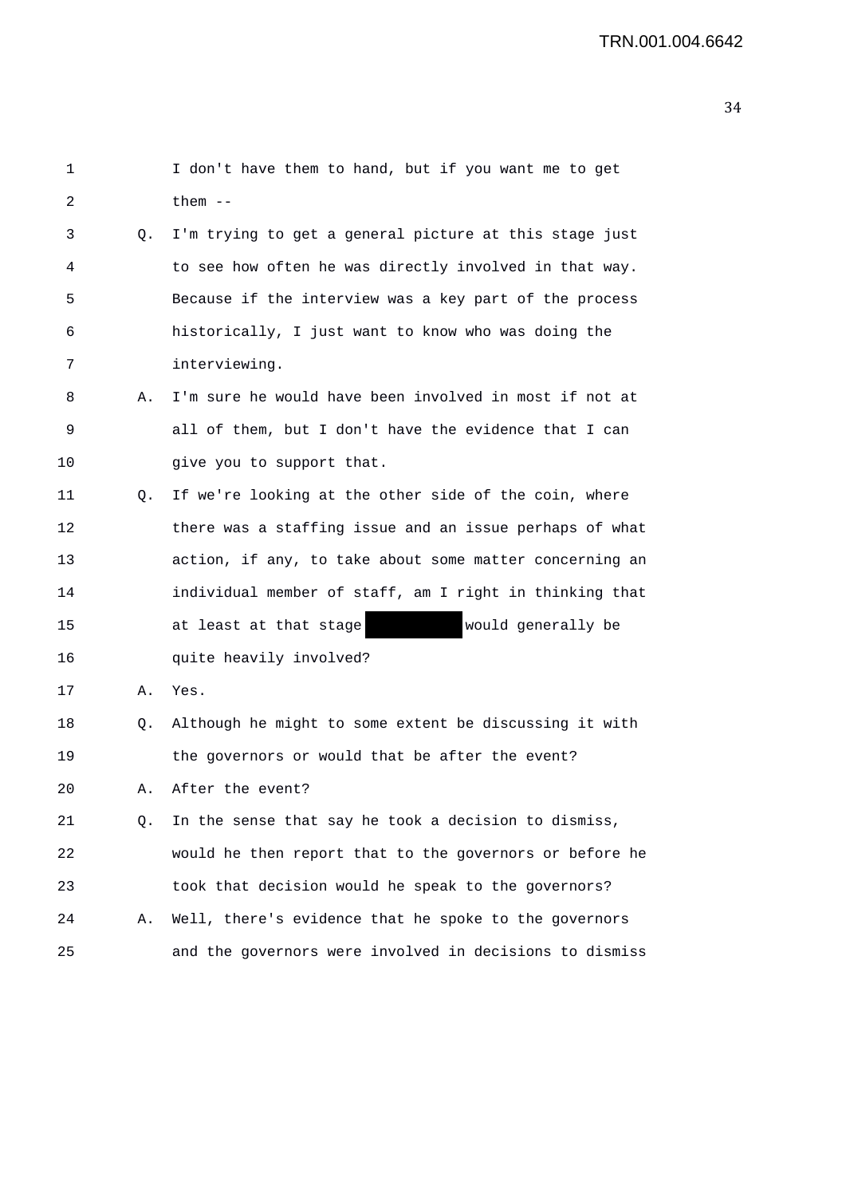1 I don't have them to hand, but if you want me to get
2 them --
3 Q. I'm trying to get a general picture at this stage just
4 to see how often he was directly involved in that way.
5 Because if the interview was a key part of the process
6 historically, I just want to know who was doing the
7 interviewing.
8 A. I'm sure he would have been involved in most if not at
9 all of them, but I don't have the evidence that I can
10 give you to support that.
11 Q. If we're looking at the other side of the coin, where
12 there was a staffing issue and an issue perhaps of what
13 action, if any, to take about some matter concerning an
14 individual member of staff, am I right in thinking that
15 at least at that stage ██████████ would generally be
16 quite heavily involved?
17 A. Yes.
18 Q. Although he might to some extent be discussing it with
19 the governors or would that be after the event?
20 A. After the event?
21 Q. In the sense that say he took a decision to dismiss,
22 would he then report that to the governors or before he
23 took that decision would he speak to the governors?
24 A. Well, there's evidence that he spoke to the governors
25 and the governors were involved in decisions to dismiss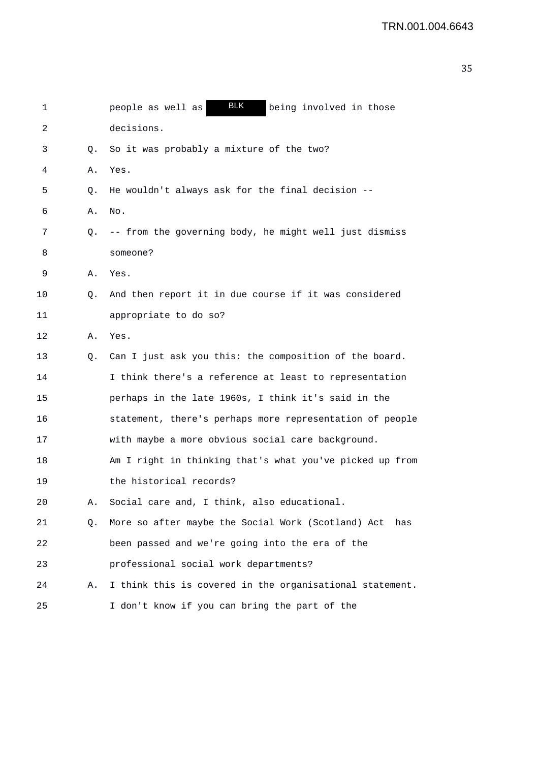1 people as well as BLK being involved in those
2 decisions.
3 Q. So it was probably a mixture of the two?
4 A. Yes.
5 Q. He wouldn't always ask for the final decision --
6 A. No.
7 Q. -- from the governing body, he might well just dismiss
8 someone?
9 A. Yes.
10 Q. And then report it in due course if it was considered
11 appropriate to do so?
12 A. Yes.
13 Q. Can I just ask you this: the composition of the board.
14 I think there's a reference at least to representation
15 perhaps in the late 1960s, I think it's said in the
16 statement, there's perhaps more representation of people
17 with maybe a more obvious social care background.
18 Am I right in thinking that's what you've picked up from
19 the historical records?
20 A. Social care and, I think, also educational.
21 Q. More so after maybe the Social Work (Scotland) Act has
22 been passed and we're going into the era of the
23 professional social work departments?
24 A. I think this is covered in the organisational statement.
25 I don't know if you can bring the part of the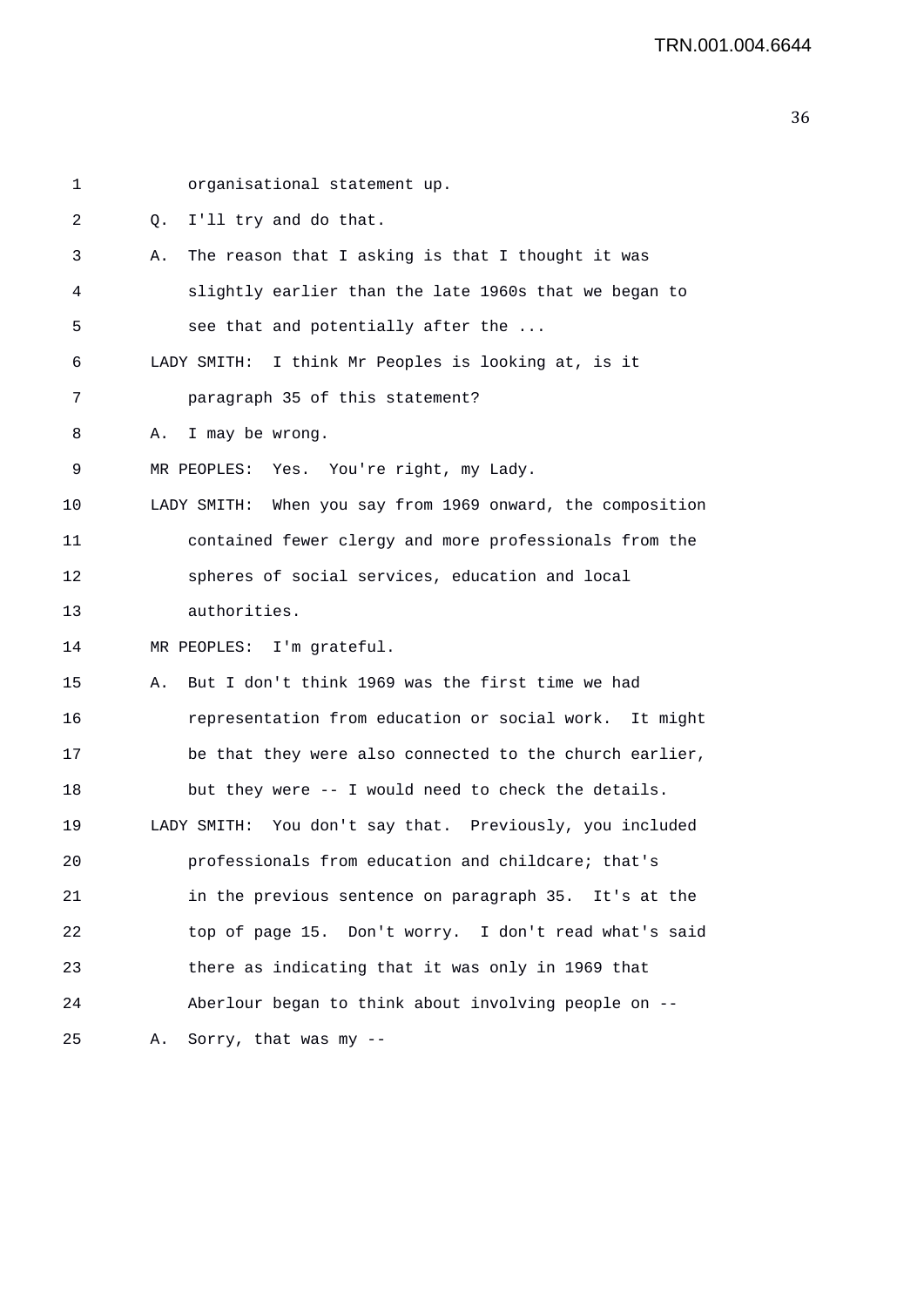1 organisational statement up.

2 Q. I'll try and do that.

3 A. The reason that I asking is that I thought it was

4 slightly earlier than the late 1960s that we began to

5 see that and potentially after the ...

6 LADY SMITH: I think Mr Peoples is looking at, is it

7 paragraph 35 of this statement?

8 A. I may be wrong.

9 MR PEOPLES: Yes. You're right, my Lady.

10 LADY SMITH: When you say from 1969 onward, the composition

11 contained fewer clergy and more professionals from the

12 spheres of social services, education and local

13 authorities.

14 MR PEOPLES: I'm grateful.

15 A. But I don't think 1969 was the first time we had

16 representation from education or social work. It might

17 be that they were also connected to the church earlier,

18 but they were -- I would need to check the details.

19 LADY SMITH: You don't say that. Previously, you included

20 professionals from education and childcare; that's

21 in the previous sentence on paragraph 35. It's at the

22 top of page 15. Don't worry. I don't read what's said

23 there as indicating that it was only in 1969 that

24 Aberlour began to think about involving people on --

25 A. Sorry, that was my --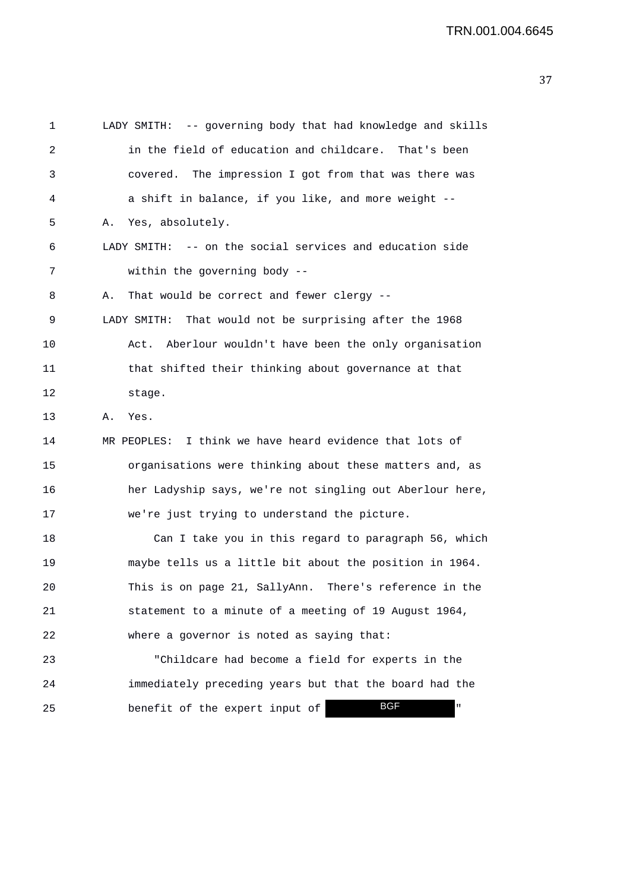LADY SMITH: -- governing body that had knowledge and skills in the field of education and childcare. That's been covered. The impression I got from that was there was a shift in balance, if you like, and more weight --

A. Yes, absolutely.

LADY SMITH: -- on the social services and education side within the governing body --

A. That would be correct and fewer clergy --

LADY SMITH: That would not be surprising after the 1968 Act. Aberlour wouldn't have been the only organisation that shifted their thinking about governance at that stage.

A. Yes.

MR PEOPLES: I think we have heard evidence that lots of organisations were thinking about these matters and, as her Ladyship says, we're not singling out Aberlour here, we're just trying to understand the picture.

Can I take you in this regard to paragraph 56, which maybe tells us a little bit about the position in 1964. This is on page 21, SallyAnn. There's reference in the statement to a minute of a meeting of 19 August 1964, where a governor is noted as saying that:

"Childcare had become a field for experts in the immediately preceding years but that the board had the benefit of the expert input of BGF"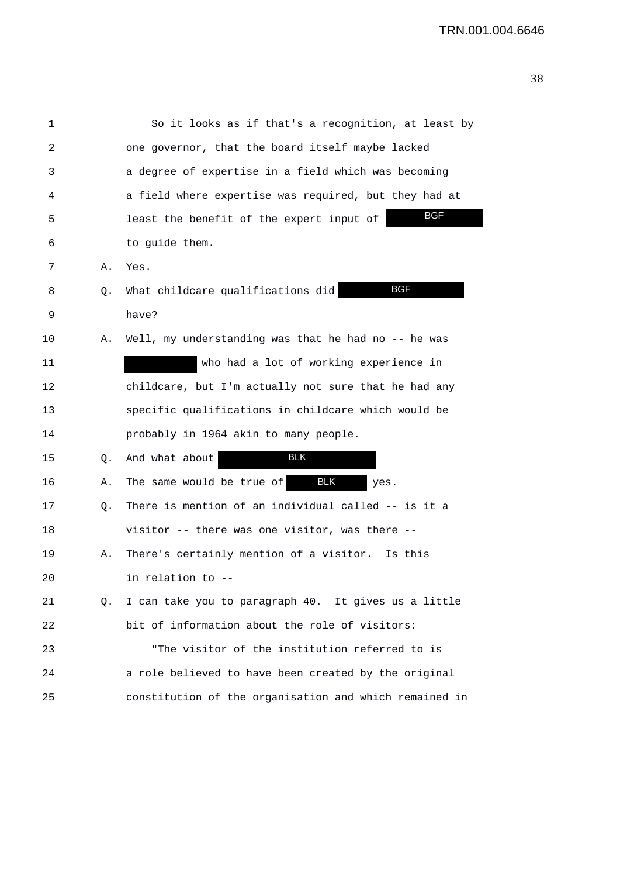1 So it looks as if that's a recognition, at least by
2 one governor, that the board itself maybe lacked
3 a degree of expertise in a field which was becoming
4 a field where expertise was required, but they had at
5 least the benefit of the expert input of BGF
6 to guide them.
7 A. Yes.
8 Q. What childcare qualifications did BGF
9 have?
10 A. Well, my understanding was that he had no -- he was
11 who had a lot of working experience in
12 childcare, but I'm actually not sure that he had any
13 specific qualifications in childcare which would be
14 probably in 1964 akin to many people.
15 Q. And what about BLK
16 A. The same would be true of BLK yes.
17 Q. There is mention of an individual called -- is it a
18 visitor -- there was one visitor, was there --
19 A. There's certainly mention of a visitor. Is this
20 in relation to --
21 Q. I can take you to paragraph 40. It gives us a little
22 bit of information about the role of visitors:
23 "The visitor of the institution referred to is
24 a role believed to have been created by the original
25 constitution of the organisation and which remained in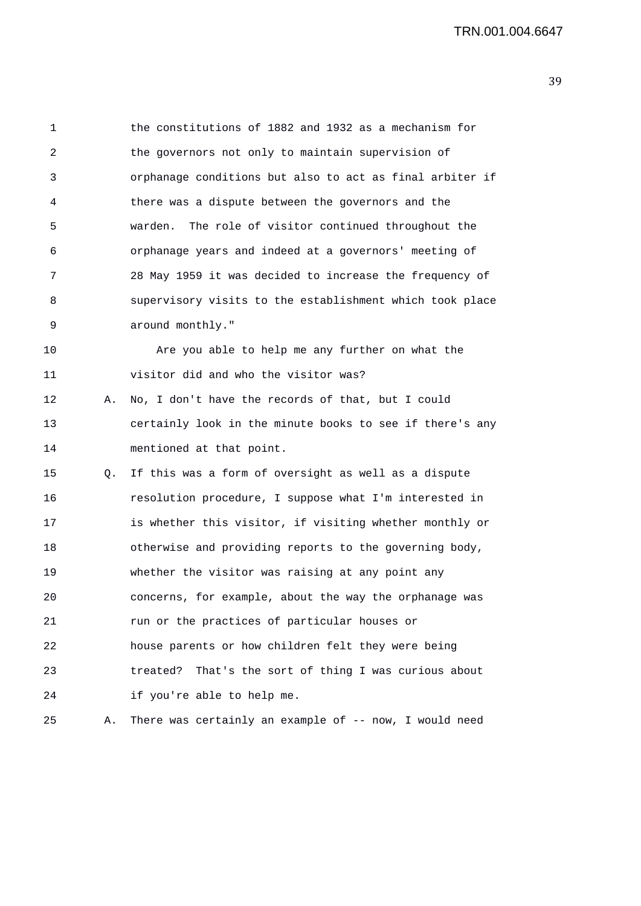1 the constitutions of 1882 and 1932 as a mechanism for
2 the governors not only to maintain supervision of
3 orphanage conditions but also to act as final arbiter if
4 there was a dispute between the governors and the
5 warden. The role of visitor continued throughout the
6 orphanage years and indeed at a governors' meeting of
7 28 May 1959 it was decided to increase the frequency of
8 supervisory visits to the establishment which took place
9 around monthly."

10 Are you able to help me any further on what the
11 visitor did and who the visitor was?

12 A. No, I don't have the records of that, but I could
13 certainly look in the minute books to see if there's any
14 mentioned at that point.

15 Q. If this was a form of oversight as well as a dispute
16 resolution procedure, I suppose what I'm interested in
17 is whether this visitor, if visiting whether monthly or
18 otherwise and providing reports to the governing body,
19 whether the visitor was raising at any point any
20 concerns, for example, about the way the orphanage was
21 run or the practices of particular houses or
22 house parents or how children felt they were being
23 treated? That's the sort of thing I was curious about
24 if you're able to help me.

25 A. There was certainly an example of -- now, I would need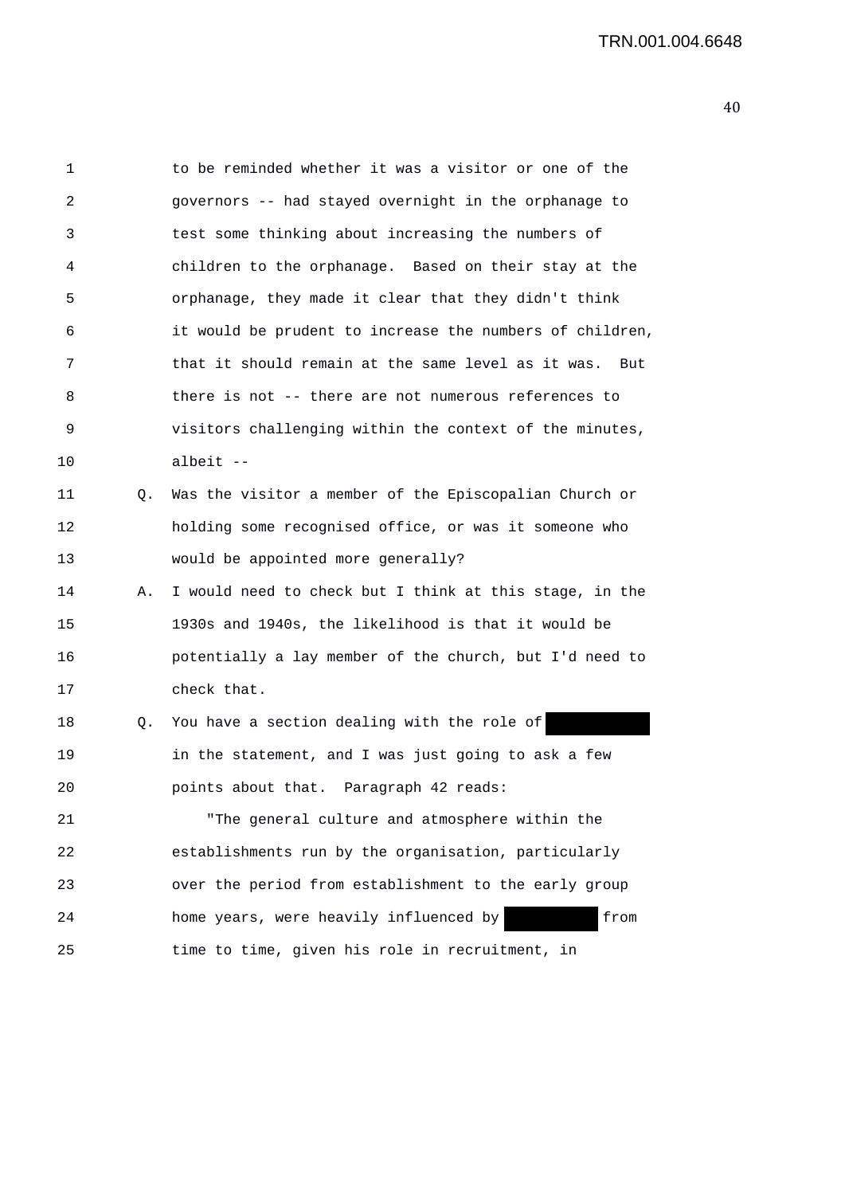to be reminded whether it was a visitor or one of the governors -- had stayed overnight in the orphanage to test some thinking about increasing the numbers of children to the orphanage. Based on their stay at the orphanage, they made it clear that they didn't think it would be prudent to increase the numbers of children, that it should remain at the same level as it was. But there is not -- there are not numerous references to visitors challenging within the context of the minutes, albeit --

Q. Was the visitor a member of the Episcopalian Church or holding some recognised office, or was it someone who would be appointed more generally?

A. I would need to check but I think at this stage, in the 1930s and 1940s, the likelihood is that it would be potentially a lay member of the church, but I'd need to check that.

Q. You have a section dealing with the role of ██████████ in the statement, and I was just going to ask a few points about that. Paragraph 42 reads:

"The general culture and atmosphere within the establishments run by the organisation, particularly over the period from establishment to the early group home years, were heavily influenced by ██████████ from time to time, given his role in recruitment, in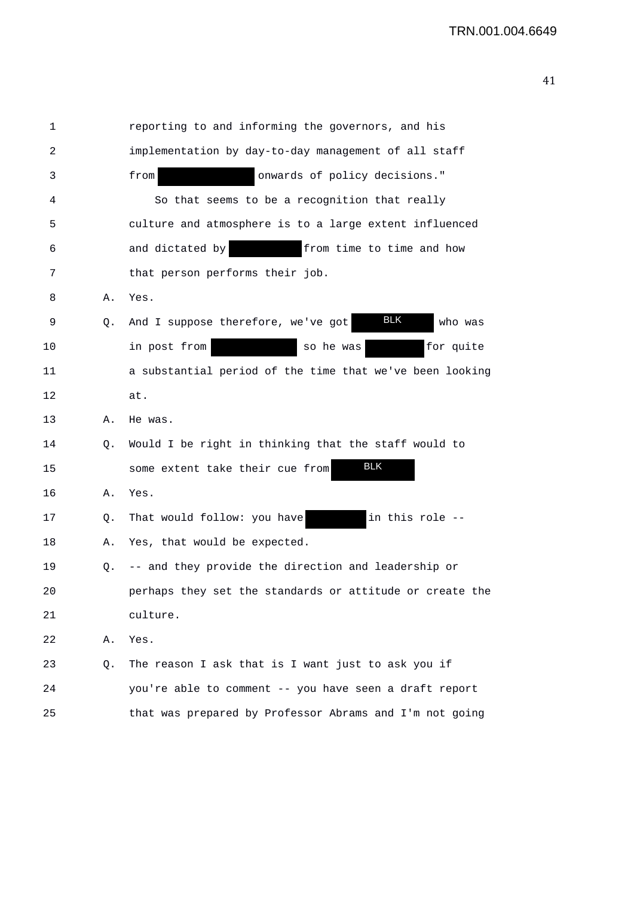1 reporting to and informing the governors, and his
2 implementation by day-to-day management of all staff
3 from [REDACTED] onwards of policy decisions."
4 So that seems to be a recognition that really
5 culture and atmosphere is to a large extent influenced
6 and dictated by [REDACTED] from time to time and how
7 that person performs their job.
8 A. Yes.
9 Q. And I suppose therefore, we've got [BLK] who was
10 in post from [REDACTED] so he was [REDACTED] for quite
11 a substantial period of the time that we've been looking
12 at.
13 A. He was.
14 Q. Would I be right in thinking that the staff would to
15 some extent take their cue from [BLK]
16 A. Yes.
17 Q. That would follow: you have [REDACTED] in this role --
18 A. Yes, that would be expected.
19 Q. -- and they provide the direction and leadership or
20 perhaps they set the standards or attitude or create the
21 culture.
22 A. Yes.
23 Q. The reason I ask that is I want just to ask you if
24 you're able to comment -- you have seen a draft report
25 that was prepared by Professor Abrams and I'm not going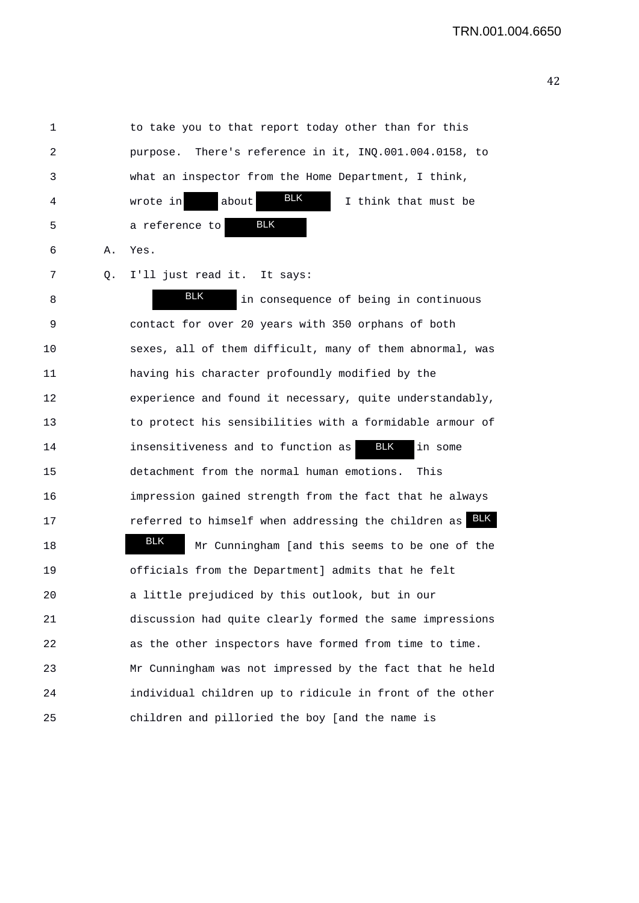1 to take you to that report today other than for this
2 purpose. There's reference in it, INQ.001.004.0158, to
3 what an inspector from the Home Department, I think,
4 wrote in BLK about BLK I think that must be
5 a reference to BLK
6 A. Yes.
7 Q. I'll just read it. It says:
8 BLK in consequence of being in continuous
9 contact for over 20 years with 350 orphans of both
10 sexes, all of them difficult, many of them abnormal, was
11 having his character profoundly modified by the
12 experience and found it necessary, quite understandably,
13 to protect his sensibilities with a formidable armour of
14 insensitiveness and to function as BLK in some
15 detachment from the normal human emotions. This
16 impression gained strength from the fact that he always
17 referred to himself when addressing the children as BLK
18 BLK Mr Cunningham [and this seems to be one of the
19 officials from the Department] admits that he felt
20 a little prejudiced by this outlook, but in our
21 discussion had quite clearly formed the same impressions
22 as the other inspectors have formed from time to time.
23 Mr Cunningham was not impressed by the fact that he held
24 individual children up to ridicule in front of the other
25 children and pilloried the boy [and the name is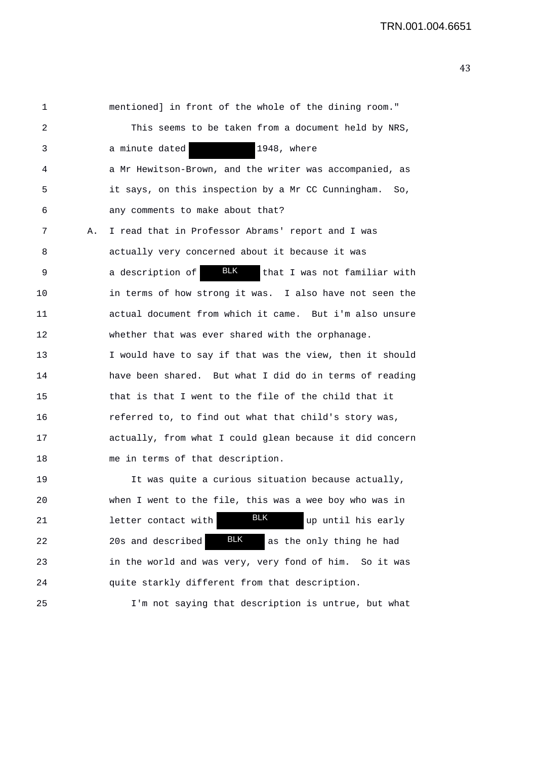mentioned] in front of the whole of the dining room."

This seems to be taken from a document held by NRS, a minute dated [redacted] 1948, where a Mr Hewitson-Brown, and the writer was accompanied, as it says, on this inspection by a Mr CC Cunningham. So, any comments to make about that?

A. I read that in Professor Abrams' report and I was actually very concerned about it because it was a description of BLK that I was not familiar with in terms of how strong it was. I also have not seen the actual document from which it came. But i'm also unsure whether that was ever shared with the orphanage. I would have to say if that was the view, then it should have been shared. But what I did do in terms of reading that is that I went to the file of the child that it referred to, to find out what that child's story was, actually, from what I could glean because it did concern me in terms of that description.

It was quite a curious situation because actually, when I went to the file, this was a wee boy who was in letter contact with BLK up until his early 20s and described BLK as the only thing he had in the world and was very, very fond of him. So it was quite starkly different from that description.

I'm not saying that description is untrue, but what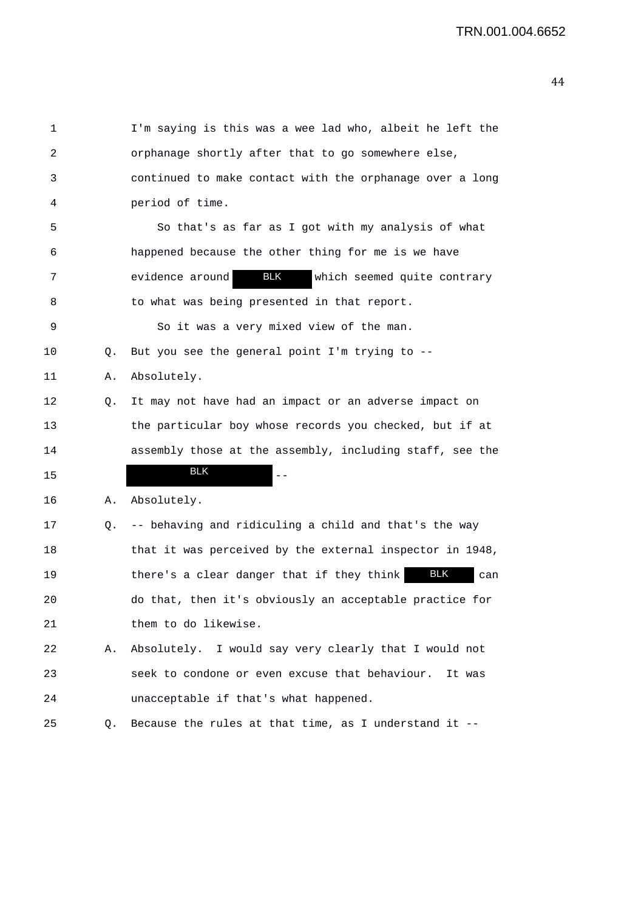1 I'm saying is this was a wee lad who, albeit he left the
2 orphanage shortly after that to go somewhere else,
3 continued to make contact with the orphanage over a long
4 period of time.
5 So that's as far as I got with my analysis of what
6 happened because the other thing for me is we have
7 evidence around BLK which seemed quite contrary
8 to what was being presented in that report.
9 So it was a very mixed view of the man.
10 Q. But you see the general point I'm trying to --
11 A. Absolutely.
12 Q. It may not have had an impact or an adverse impact on
13 the particular boy whose records you checked, but if at
14 assembly those at the assembly, including staff, see the
15 BLK --
16 A. Absolutely.
17 Q. -- behaving and ridiculing a child and that's the way
18 that it was perceived by the external inspector in 1948,
19 there's a clear danger that if they think BLK can
20 do that, then it's obviously an acceptable practice for
21 them to do likewise.
22 A. Absolutely. I would say very clearly that I would not
23 seek to condone or even excuse that behaviour. It was
24 unacceptable if that's what happened.
25 Q. Because the rules at that time, as I understand it --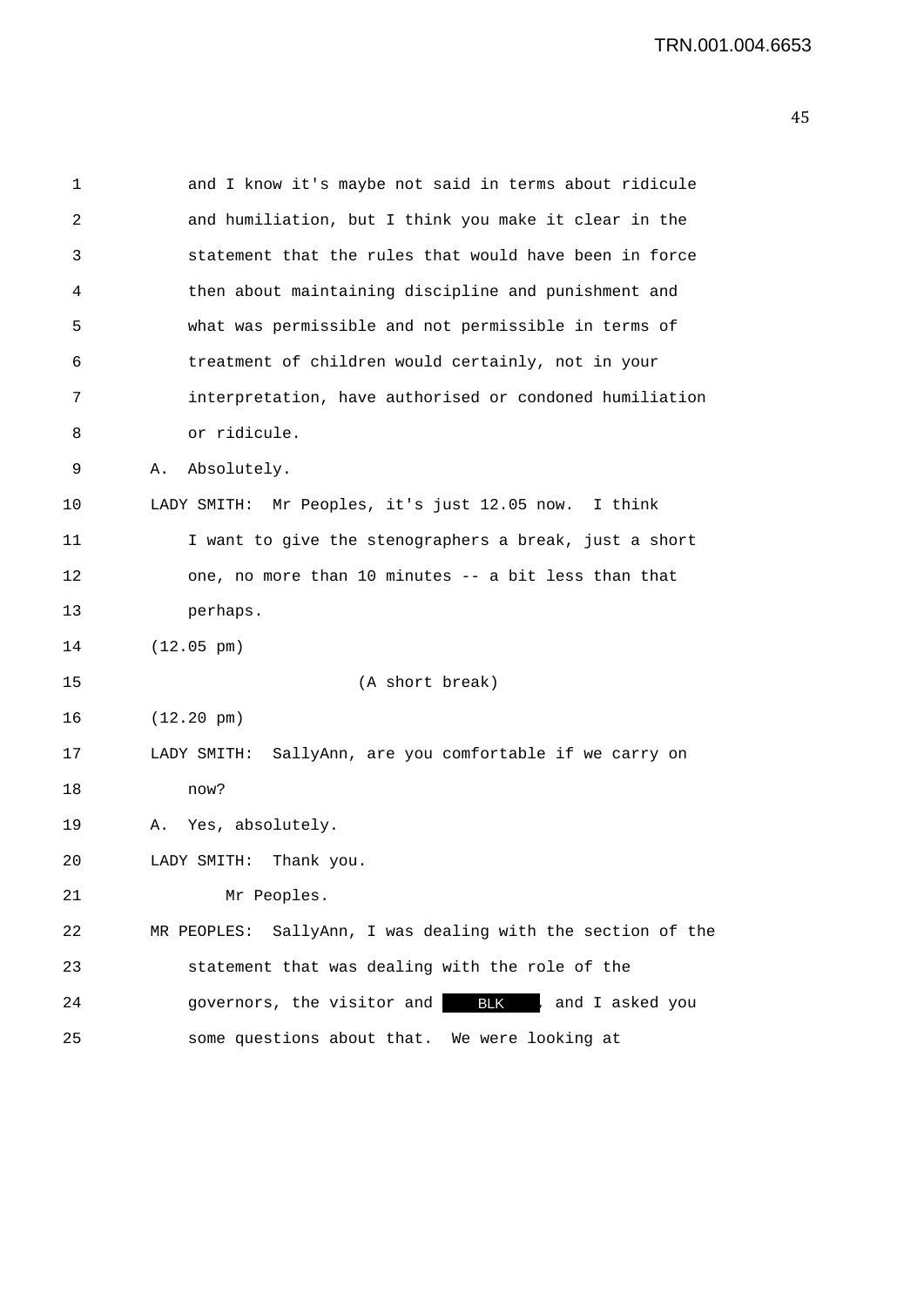and I know it's maybe not said in terms about ridicule and humiliation, but I think you make it clear in the statement that the rules that would have been in force then about maintaining discipline and punishment and what was permissible and not permissible in terms of treatment of children would certainly, not in your interpretation, have authorised or condoned humiliation or ridicule.

A. Absolutely.

LADY SMITH: Mr Peoples, it's just 12.05 now. I think I want to give the stenographers a break, just a short one, no more than 10 minutes -- a bit less than that perhaps.

(12.05 pm)

(A short break)

(12.20 pm)

LADY SMITH: SallyAnn, are you comfortable if we carry on now?

A. Yes, absolutely.

LADY SMITH: Thank you.

Mr Peoples.

MR PEOPLES: SallyAnn, I was dealing with the section of the statement that was dealing with the role of the governors, the visitor and BLK, and I asked you some questions about that. We were looking at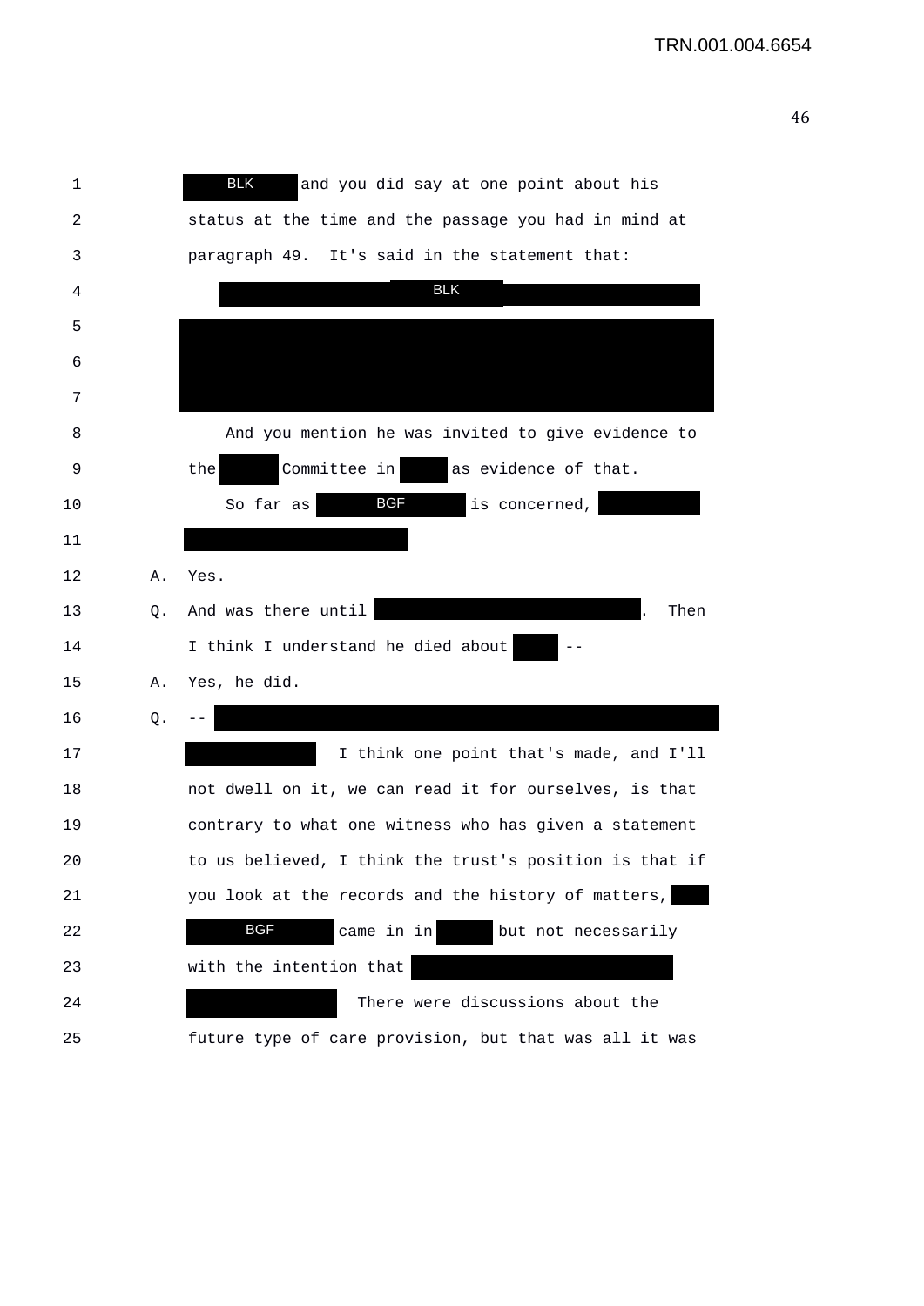1 BLK and you did say at one point about his
2 status at the time and the passage you had in mind at
3 paragraph 49. It's said in the statement that:
4 BLK
5
6
7
8 And you mention he was invited to give evidence to
9 the Committee in as evidence of that.
10 So far as BGF is concerned,
11
12 A. Yes.
13 Q. And was there until . Then
14 I think I understand he died about --
15 A. Yes, he did.
16 Q. --
17 I think one point that's made, and I'll
18 not dwell on it, we can read it for ourselves, is that
19 contrary to what one witness who has given a statement
20 to us believed, I think the trust's position is that if
21 you look at the records and the history of matters,
22 BGF came in in but not necessarily
23 with the intention that
24 There were discussions about the
25 future type of care provision, but that was all it was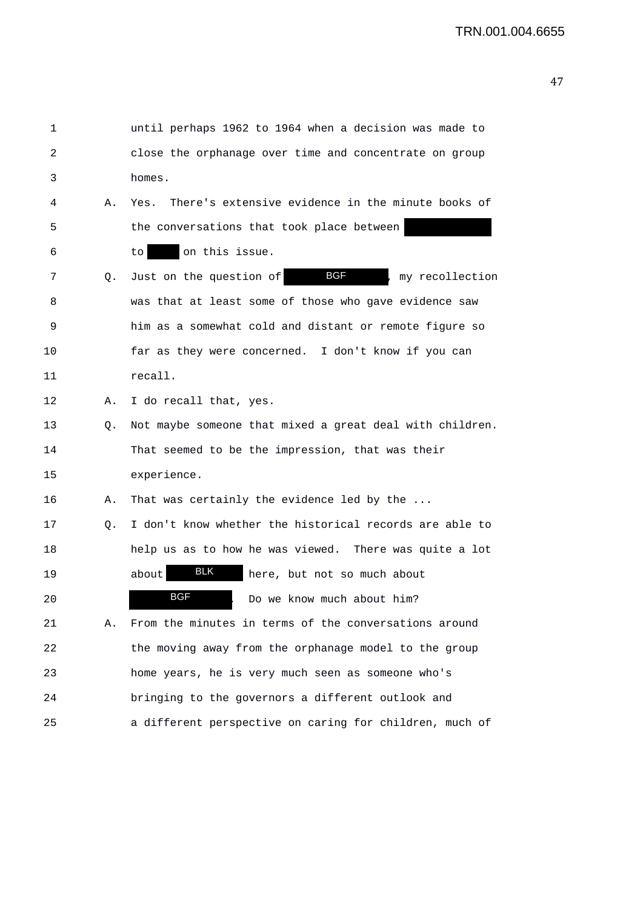1 until perhaps 1962 to 1964 when a decision was made to
2 close the orphanage over time and concentrate on group
3 homes.

4 A. Yes. There's extensive evidence in the minute books of
5 the conversations that took place between [redacted]
6 to [redacted] on this issue.

7 Q. Just on the question of [BGF], my recollection
8 was that at least some of those who gave evidence saw
9 him as a somewhat cold and distant or remote figure so
10 far as they were concerned. I don't know if you can
11 recall.

12 A. I do recall that, yes.

13 Q. Not maybe someone that mixed a great deal with children.
14 That seemed to be the impression, that was their
15 experience.

16 A. That was certainly the evidence led by the ...

17 Q. I don't know whether the historical records are able to
18 help us as to how he was viewed. There was quite a lot
19 about [BLK] here, but not so much about
20 [BGF]. Do we know much about him?

21 A. From the minutes in terms of the conversations around
22 the moving away from the orphanage model to the group
23 home years, he is very much seen as someone who's
24 bringing to the governors a different outlook and
25 a different perspective on caring for children, much of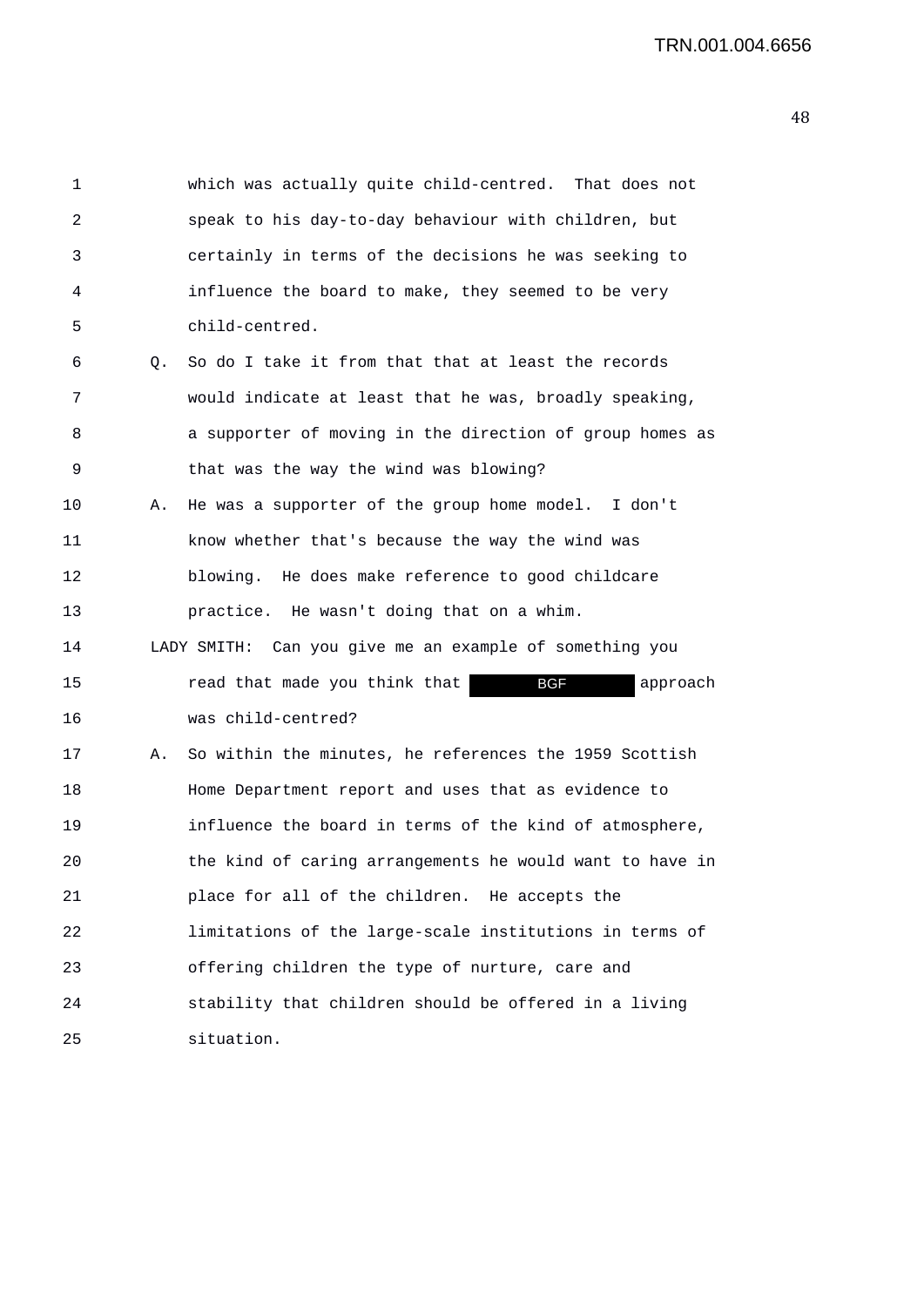1 which was actually quite child-centred. That does not
2 speak to his day-to-day behaviour with children, but
3 certainly in terms of the decisions he was seeking to
4 influence the board to make, they seemed to be very
5 child-centred.

6 Q. So do I take it from that that at least the records
7 would indicate at least that he was, broadly speaking,
8 a supporter of moving in the direction of group homes as
9 that was the way the wind was blowing?

10 A. He was a supporter of the group home model. I don't
11 know whether that's because the way the wind was
12 blowing. He does make reference to good childcare
13 practice. He wasn't doing that on a whim.

14 LADY SMITH: Can you give me an example of something you
15 read that made you think that BGF approach
16 was child-centred?

17 A. So within the minutes, he references the 1959 Scottish
18 Home Department report and uses that as evidence to
19 influence the board in terms of the kind of atmosphere,
20 the kind of caring arrangements he would want to have in
21 place for all of the children. He accepts the
22 limitations of the large-scale institutions in terms of
23 offering children the type of nurture, care and
24 stability that children should be offered in a living
25 situation.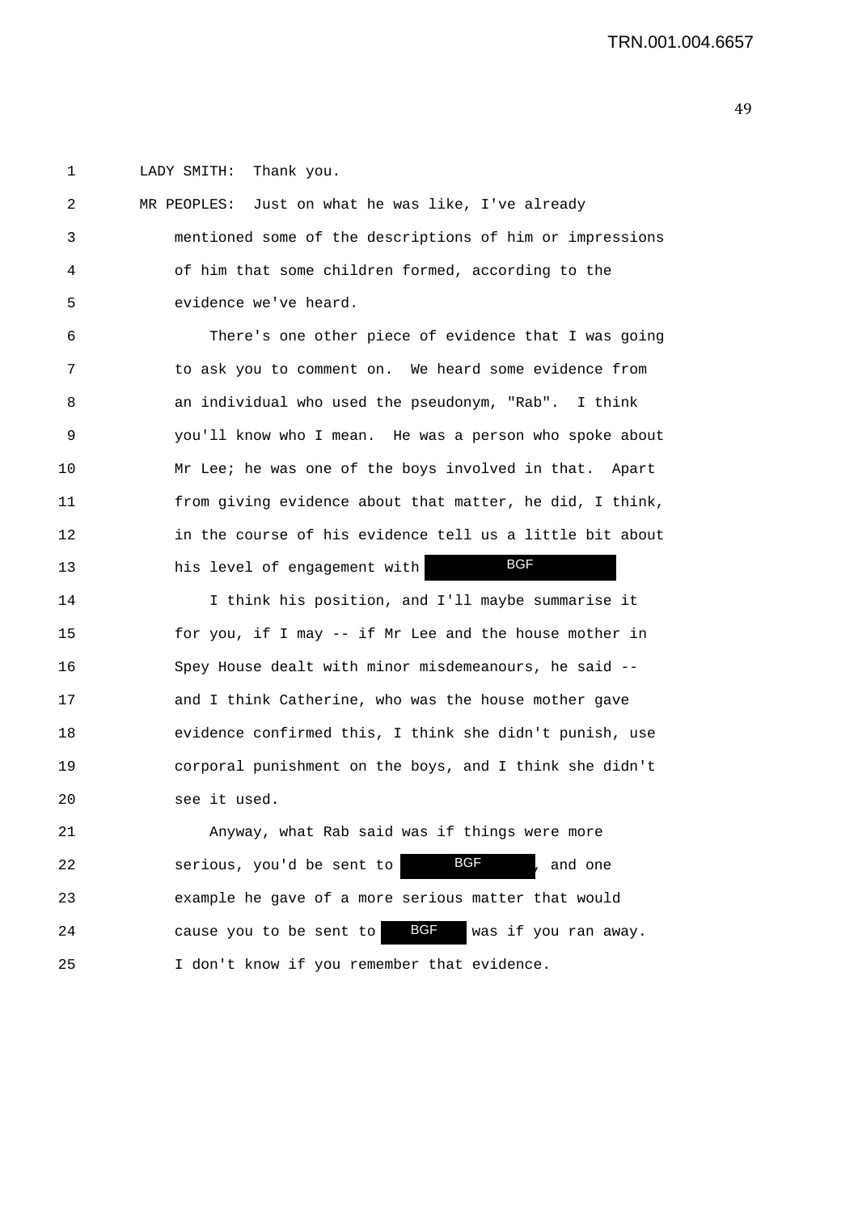1 LADY SMITH: Thank you.

2 MR PEOPLES: Just on what he was like, I've already
3 mentioned some of the descriptions of him or impressions
4 of him that some children formed, according to the
5 evidence we've heard.

6 There's one other piece of evidence that I was going
7 to ask you to comment on. We heard some evidence from
8 an individual who used the pseudonym, "Rab". I think
9 you'll know who I mean. He was a person who spoke about
10 Mr Lee; he was one of the boys involved in that. Apart
11 from giving evidence about that matter, he did, I think,
12 in the course of his evidence tell us a little bit about
13 his level of engagement with BGF

14 I think his position, and I'll maybe summarise it
15 for you, if I may -- if Mr Lee and the house mother in
16 Spey House dealt with minor misdemeanours, he said --
17 and I think Catherine, who was the house mother gave
18 evidence confirmed this, I think she didn't punish, use
19 corporal punishment on the boys, and I think she didn't
20 see it used.

21 Anyway, what Rab said was if things were more
22 serious, you'd be sent to BGF, and one
23 example he gave of a more serious matter that would
24 cause you to be sent to BGF was if you ran away.
25 I don't know if you remember that evidence.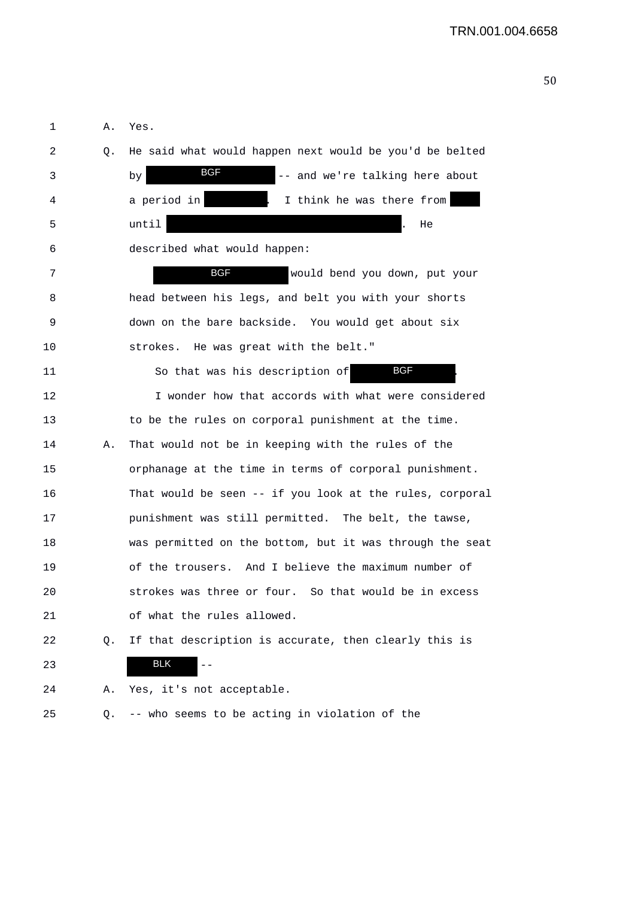1 A. Yes.

2 Q. He said what would happen next would be you'd be belted

3 by BGF -- and we're talking here about

4 a period in . I think he was there from

5 until . He

6 described what would happen:

7 BGF would bend you down, put your

8 head between his legs, and belt you with your shorts

9 down on the bare backside. You would get about six

10 strokes. He was great with the belt."

11 So that was his description of BGF .

12 I wonder how that accords with what were considered

13 to be the rules on corporal punishment at the time.

14 A. That would not be in keeping with the rules of the

15 orphanage at the time in terms of corporal punishment.

16 That would be seen -- if you look at the rules, corporal

17 punishment was still permitted. The belt, the tawse,

18 was permitted on the bottom, but it was through the seat

19 of the trousers. And I believe the maximum number of

20 strokes was three or four. So that would be in excess

21 of what the rules allowed.

22 Q. If that description is accurate, then clearly this is

23 BLK --

24 A. Yes, it's not acceptable.

25 Q. -- who seems to be acting in violation of the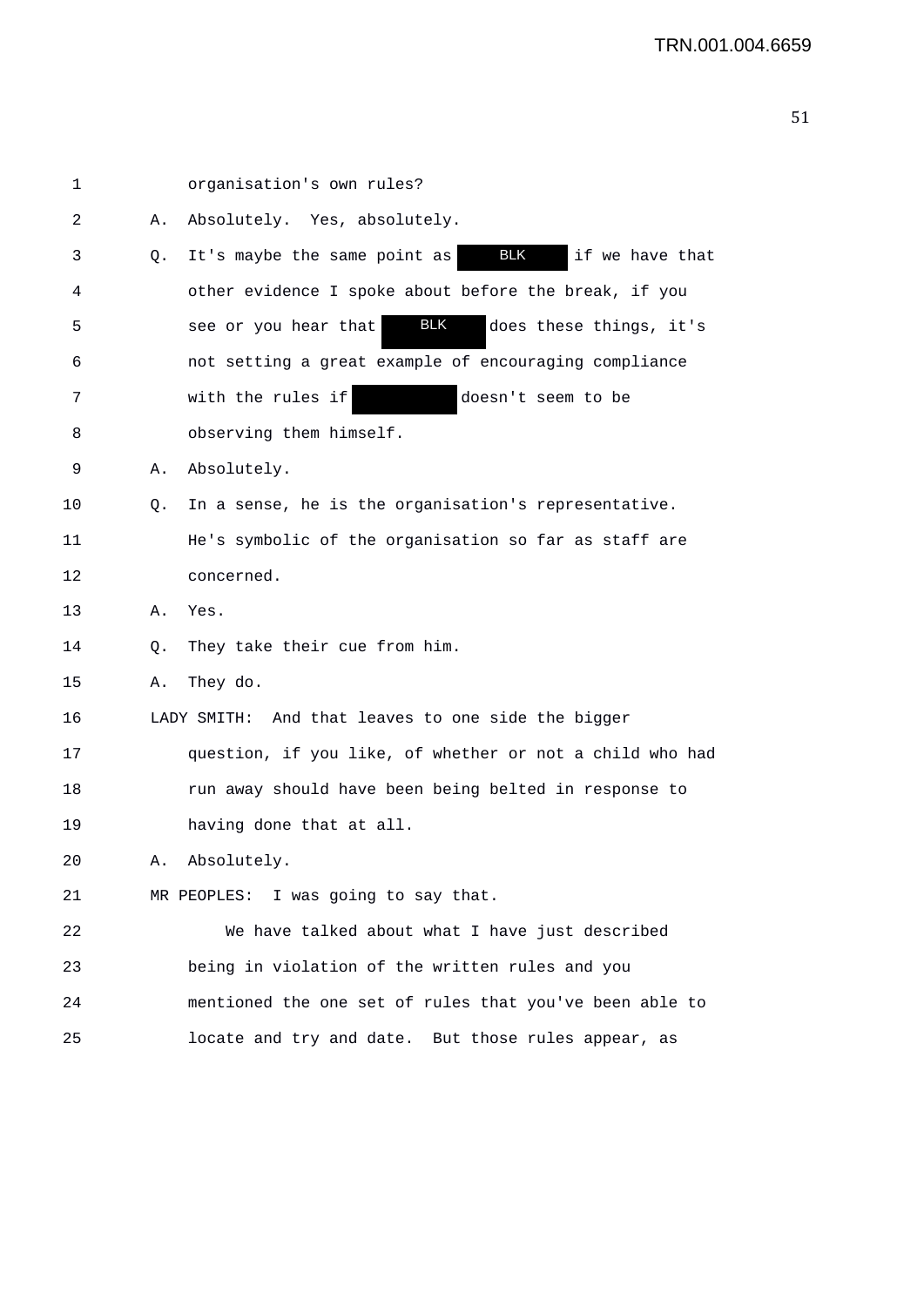1 organisation's own rules?

2 A. Absolutely. Yes, absolutely.

3 Q. It's maybe the same point as BLK if we have that

4 other evidence I spoke about before the break, if you

5 see or you hear that BLK does these things, it's

6 not setting a great example of encouraging compliance

7 with the rules if doesn't seem to be

8 observing them himself.

9 A. Absolutely.

10 Q. In a sense, he is the organisation's representative.

11 He's symbolic of the organisation so far as staff are

12 concerned.

13 A. Yes.

14 Q. They take their cue from him.

15 A. They do.

16 LADY SMITH: And that leaves to one side the bigger

17 question, if you like, of whether or not a child who had

18 run away should have been being belted in response to

19 having done that at all.

20 A. Absolutely.

21 MR PEOPLES: I was going to say that.

22 We have talked about what I have just described

23 being in violation of the written rules and you

24 mentioned the one set of rules that you've been able to

25 locate and try and date. But those rules appear, as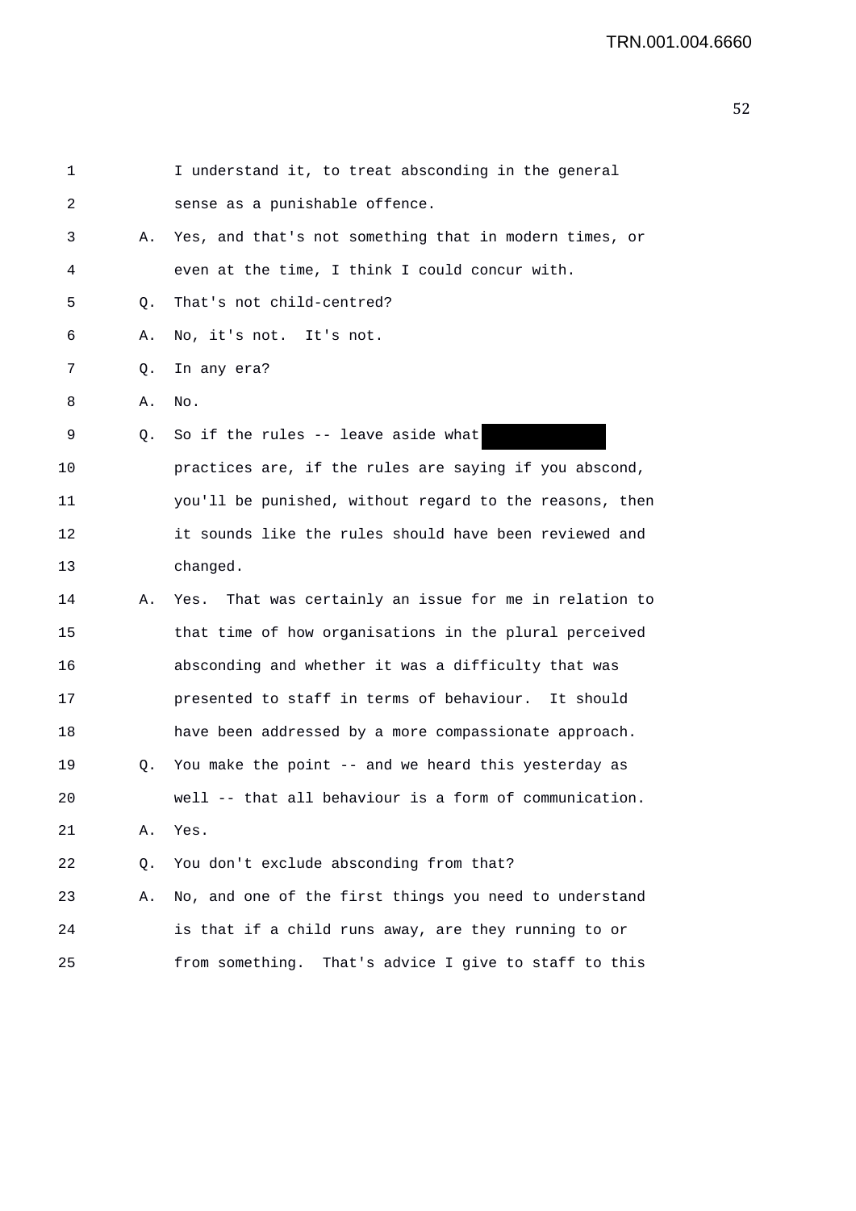1 I understand it, to treat absconding in the general
2 sense as a punishable offence.

3 A. Yes, and that's not something that in modern times, or
4 even at the time, I think I could concur with.

5 Q. That's not child-centred?

6 A. No, it's not. It's not.

7 Q. In any era?

8 A. No.

9 Q. So if the rules -- leave aside what [redacted]
10 practices are, if the rules are saying if you abscond,
11 you'll be punished, without regard to the reasons, then
12 it sounds like the rules should have been reviewed and
13 changed.

14 A. Yes. That was certainly an issue for me in relation to
15 that time of how organisations in the plural perceived
16 absconding and whether it was a difficulty that was
17 presented to staff in terms of behaviour. It should
18 have been addressed by a more compassionate approach.

19 Q. You make the point -- and we heard this yesterday as
20 well -- that all behaviour is a form of communication.

21 A. Yes.

22 Q. You don't exclude absconding from that?

23 A. No, and one of the first things you need to understand
24 is that if a child runs away, are they running to or
25 from something. That's advice I give to staff to this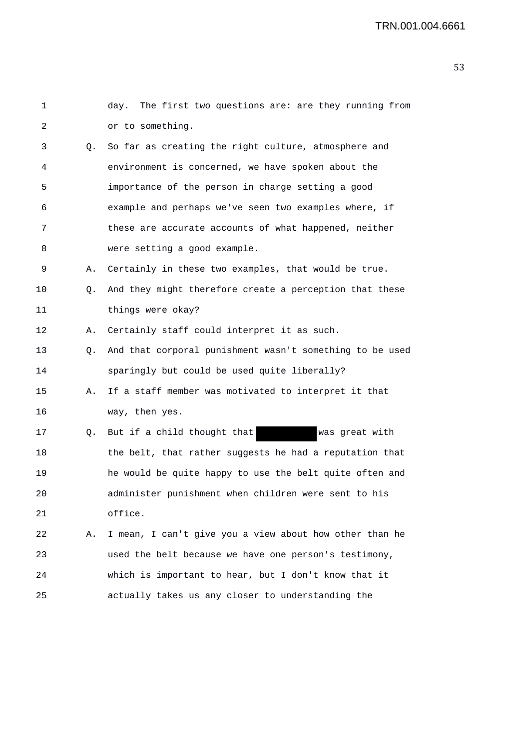day. The first two questions are: are they running from or to something.

Q. So far as creating the right culture, atmosphere and environment is concerned, we have spoken about the importance of the person in charge setting a good example and perhaps we've seen two examples where, if these are accurate accounts of what happened, neither were setting a good example.

A. Certainly in these two examples, that would be true.

Q. And they might therefore create a perception that these things were okay?

A. Certainly staff could interpret it as such.

Q. And that corporal punishment wasn't something to be used sparingly but could be used quite liberally?

A. If a staff member was motivated to interpret it that way, then yes.

Q. But if a child thought that [REDACTED] was great with the belt, that rather suggests he had a reputation that he would be quite happy to use the belt quite often and administer punishment when children were sent to his office.

A. I mean, I can't give you a view about how other than he used the belt because we have one person's testimony, which is important to hear, but I don't know that it actually takes us any closer to understanding the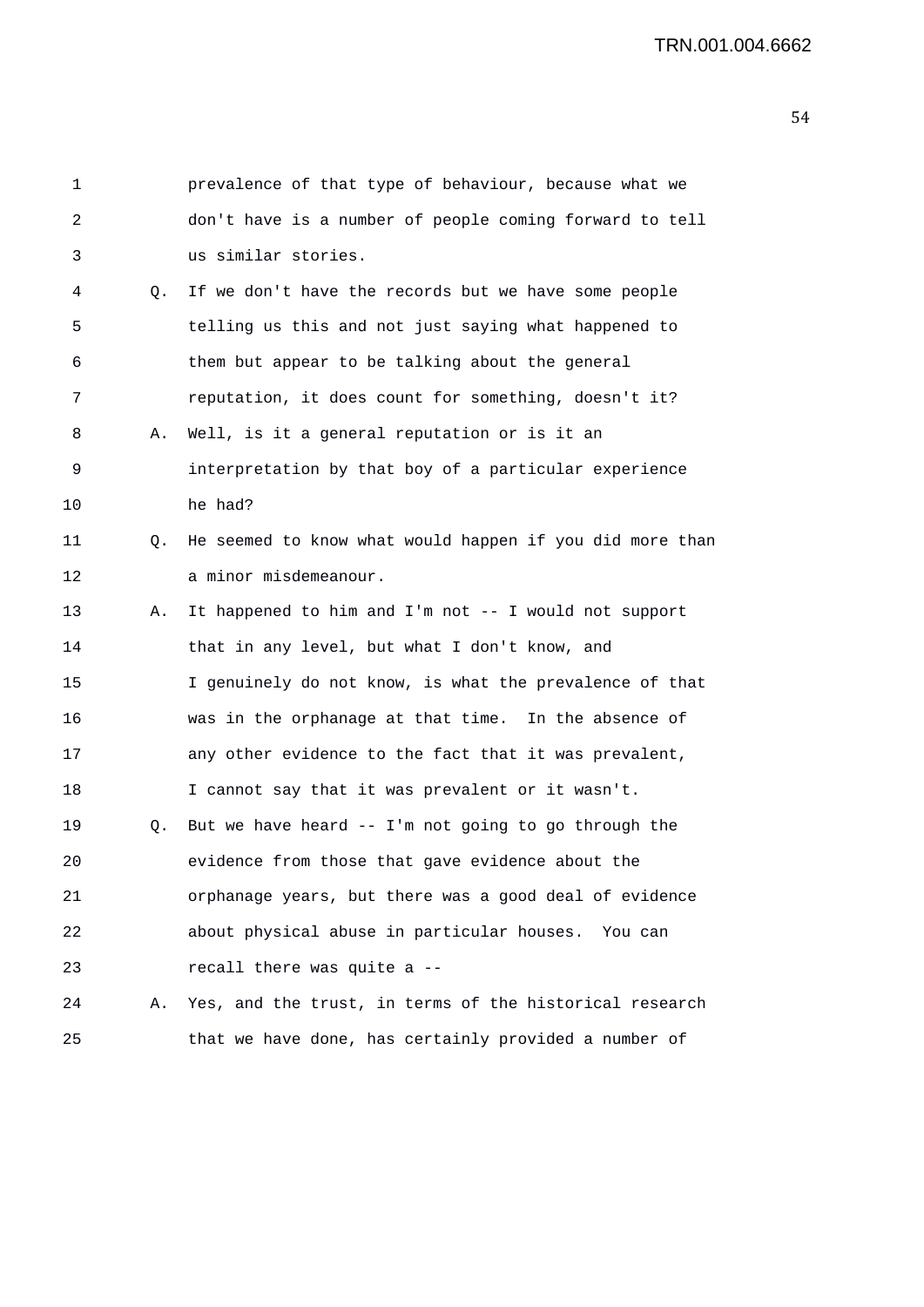prevalence of that type of behaviour, because what we don't have is a number of people coming forward to tell us similar stories.

Q. If we don't have the records but we have some people telling us this and not just saying what happened to them but appear to be talking about the general reputation, it does count for something, doesn't it?

A. Well, is it a general reputation or is it an interpretation by that boy of a particular experience he had?

Q. He seemed to know what would happen if you did more than a minor misdemeanour.

A. It happened to him and I'm not -- I would not support that in any level, but what I don't know, and I genuinely do not know, is what the prevalence of that was in the orphanage at that time. In the absence of any other evidence to the fact that it was prevalent, I cannot say that it was prevalent or it wasn't.

Q. But we have heard -- I'm not going to go through the evidence from those that gave evidence about the orphanage years, but there was a good deal of evidence about physical abuse in particular houses. You can recall there was quite a --

A. Yes, and the trust, in terms of the historical research that we have done, has certainly provided a number of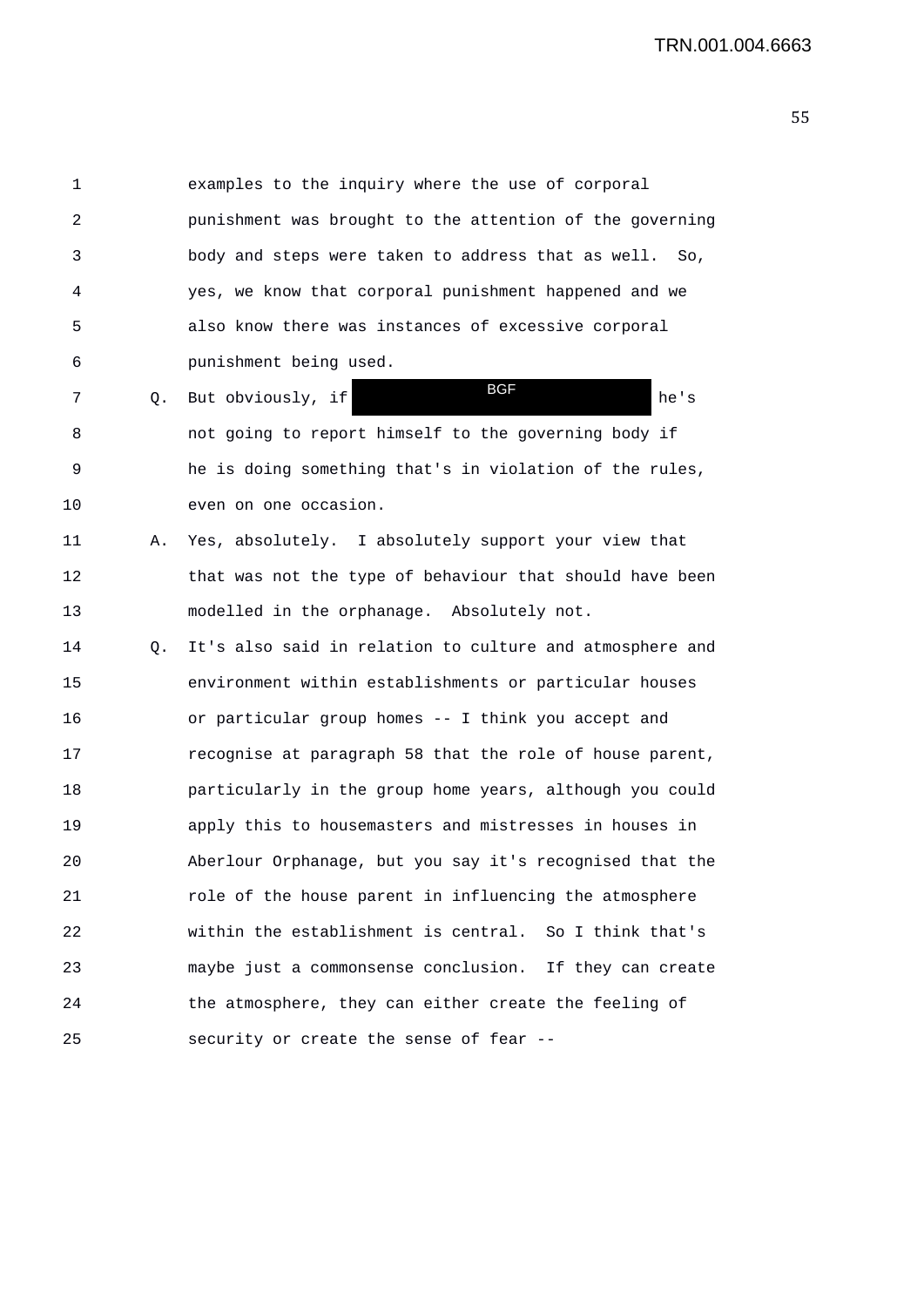1 examples to the inquiry where the use of corporal
2 punishment was brought to the attention of the governing
3 body and steps were taken to address that as well. So,
4 yes, we know that corporal punishment happened and we
5 also know there was instances of excessive corporal
6 punishment being used.

7 Q. But obviously, if BGF he's
8 not going to report himself to the governing body if
9 he is doing something that's in violation of the rules,
10 even on one occasion.

11 A. Yes, absolutely. I absolutely support your view that
12 that was not the type of behaviour that should have been
13 modelled in the orphanage. Absolutely not.

14 Q. It's also said in relation to culture and atmosphere and
15 environment within establishments or particular houses
16 or particular group homes -- I think you accept and
17 recognise at paragraph 58 that the role of house parent,
18 particularly in the group home years, although you could
19 apply this to housemasters and mistresses in houses in
20 Aberlour Orphanage, but you say it's recognised that the
21 role of the house parent in influencing the atmosphere
22 within the establishment is central. So I think that's
23 maybe just a commonsense conclusion. If they can create
24 the atmosphere, they can either create the feeling of
25 security or create the sense of fear --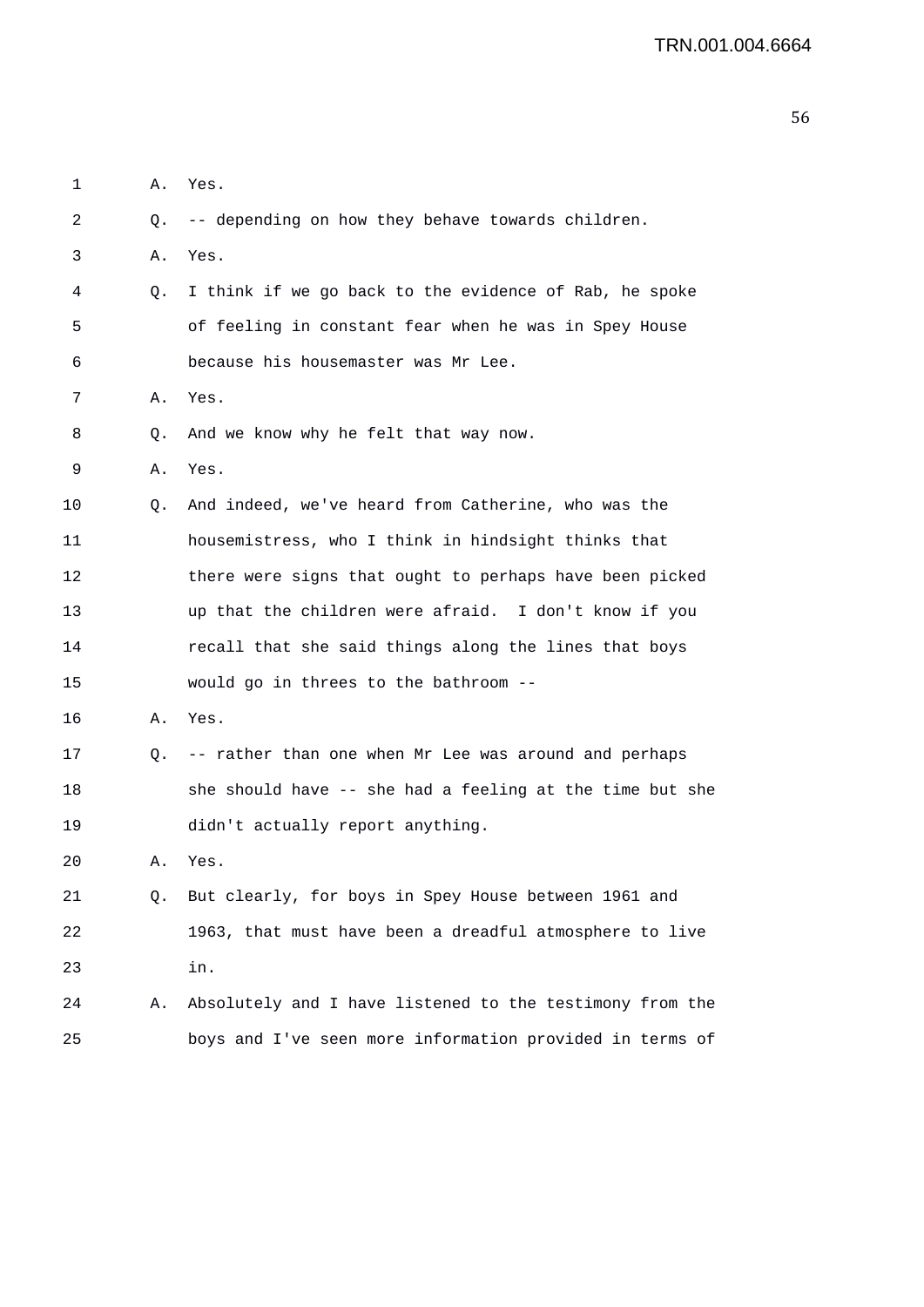1 A. Yes.

2 Q. -- depending on how they behave towards children.

3 A. Yes.

4 Q. I think if we go back to the evidence of Rab, he spoke
5 of feeling in constant fear when he was in Spey House
6 because his housemaster was Mr Lee.

7 A. Yes.

8 Q. And we know why he felt that way now.

9 A. Yes.

10 Q. And indeed, we've heard from Catherine, who was the
11 housemistress, who I think in hindsight thinks that
12 there were signs that ought to perhaps have been picked
13 up that the children were afraid. I don't know if you
14 recall that she said things along the lines that boys
15 would go in threes to the bathroom --

16 A. Yes.

17 Q. -- rather than one when Mr Lee was around and perhaps
18 she should have -- she had a feeling at the time but she
19 didn't actually report anything.

20 A. Yes.

21 Q. But clearly, for boys in Spey House between 1961 and
22 1963, that must have been a dreadful atmosphere to live
23 in.

24 A. Absolutely and I have listened to the testimony from the
25 boys and I've seen more information provided in terms of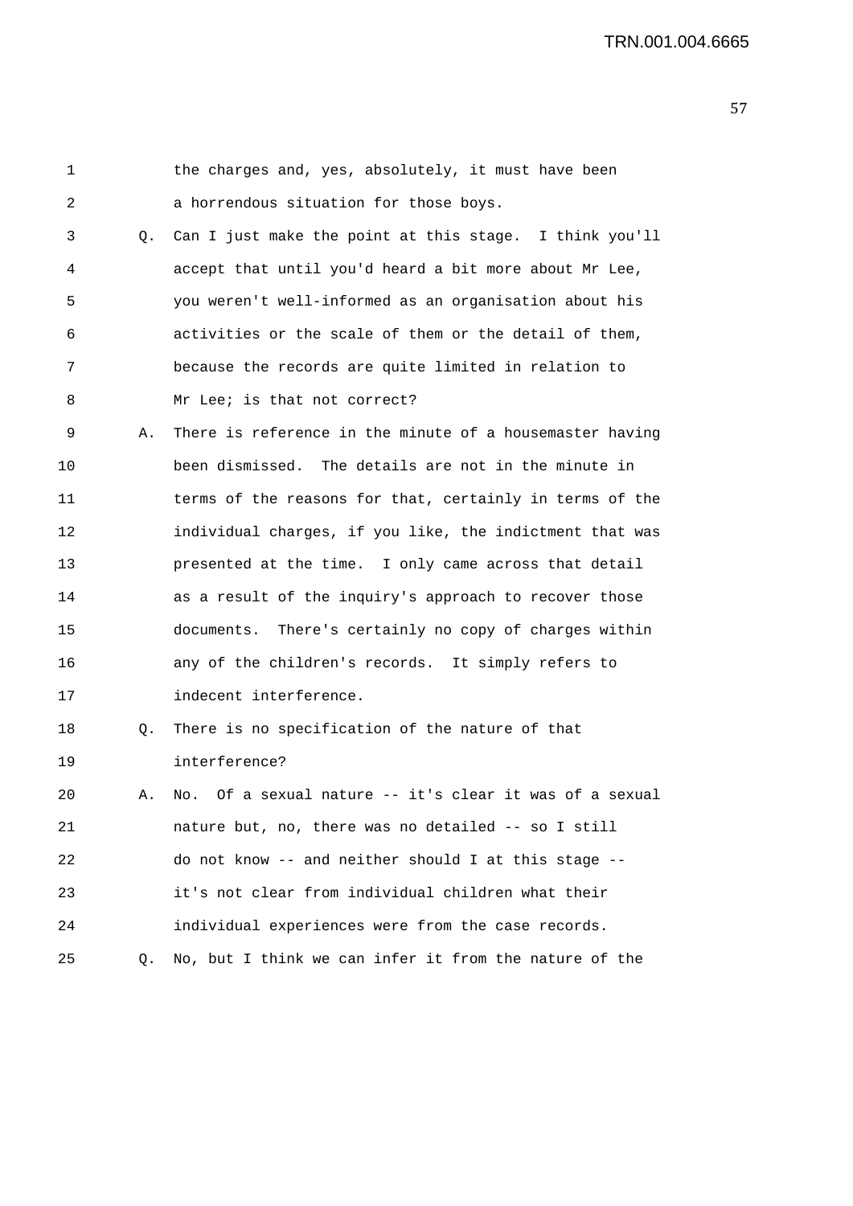1 the charges and, yes, absolutely, it must have been
2 a horrendous situation for those boys.

3 Q. Can I just make the point at this stage. I think you'll
4 accept that until you'd heard a bit more about Mr Lee,
5 you weren't well-informed as an organisation about his
6 activities or the scale of them or the detail of them,
7 because the records are quite limited in relation to
8 Mr Lee; is that not correct?

9 A. There is reference in the minute of a housemaster having
10 been dismissed. The details are not in the minute in
11 terms of the reasons for that, certainly in terms of the
12 individual charges, if you like, the indictment that was
13 presented at the time. I only came across that detail
14 as a result of the inquiry's approach to recover those
15 documents. There's certainly no copy of charges within
16 any of the children's records. It simply refers to
17 indecent interference.

18 Q. There is no specification of the nature of that
19 interference?

20 A. No. Of a sexual nature -- it's clear it was of a sexual
21 nature but, no, there was no detailed -- so I still
22 do not know -- and neither should I at this stage --
23 it's not clear from individual children what their
24 individual experiences were from the case records.

25 Q. No, but I think we can infer it from the nature of the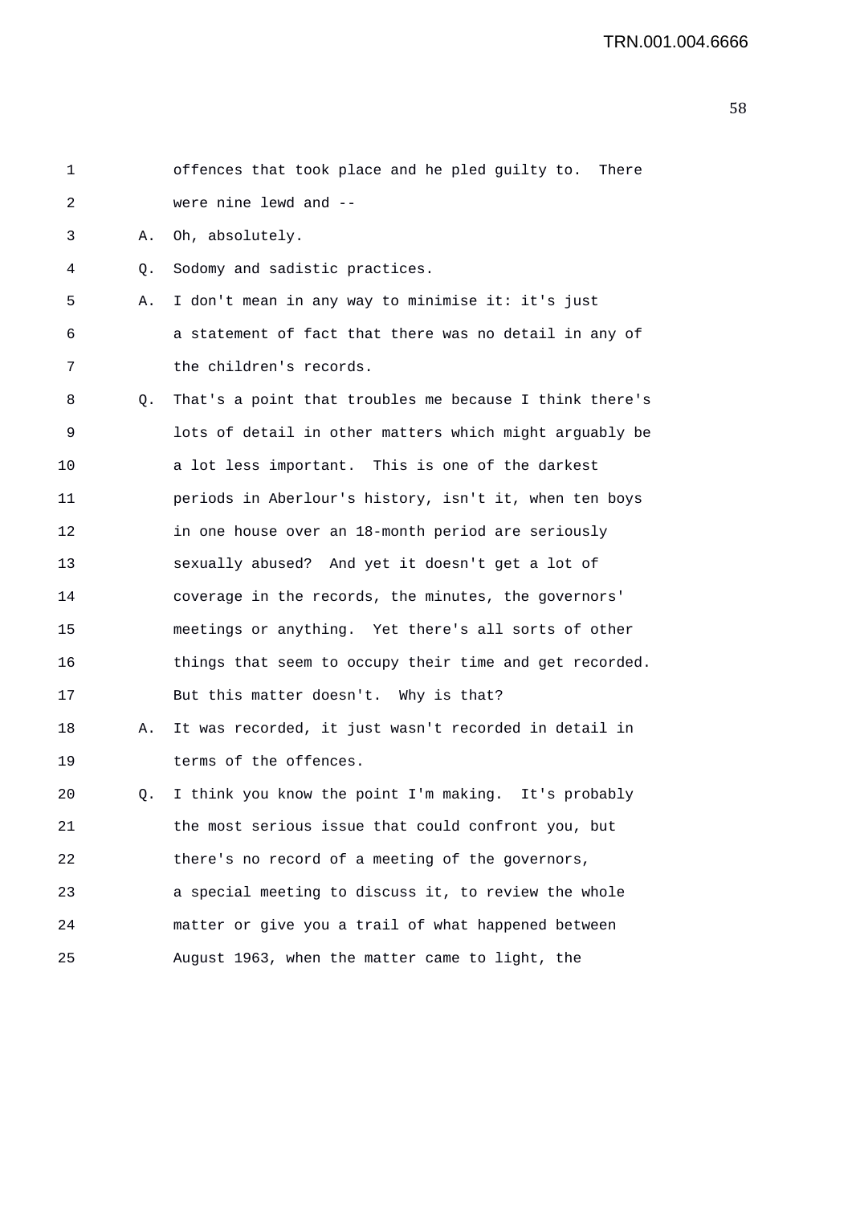1 offences that took place and he pled guilty to. There
2 were nine lewd and --
3 A. Oh, absolutely.
4 Q. Sodomy and sadistic practices.
5 A. I don't mean in any way to minimise it: it's just
6 a statement of fact that there was no detail in any of
7 the children's records.
8 Q. That's a point that troubles me because I think there's
9 lots of detail in other matters which might arguably be
10 a lot less important. This is one of the darkest
11 periods in Aberlour's history, isn't it, when ten boys
12 in one house over an 18-month period are seriously
13 sexually abused? And yet it doesn't get a lot of
14 coverage in the records, the minutes, the governors'
15 meetings or anything. Yet there's all sorts of other
16 things that seem to occupy their time and get recorded.
17 But this matter doesn't. Why is that?
18 A. It was recorded, it just wasn't recorded in detail in
19 terms of the offences.
20 Q. I think you know the point I'm making. It's probably
21 the most serious issue that could confront you, but
22 there's no record of a meeting of the governors,
23 a special meeting to discuss it, to review the whole
24 matter or give you a trail of what happened between
25 August 1963, when the matter came to light, the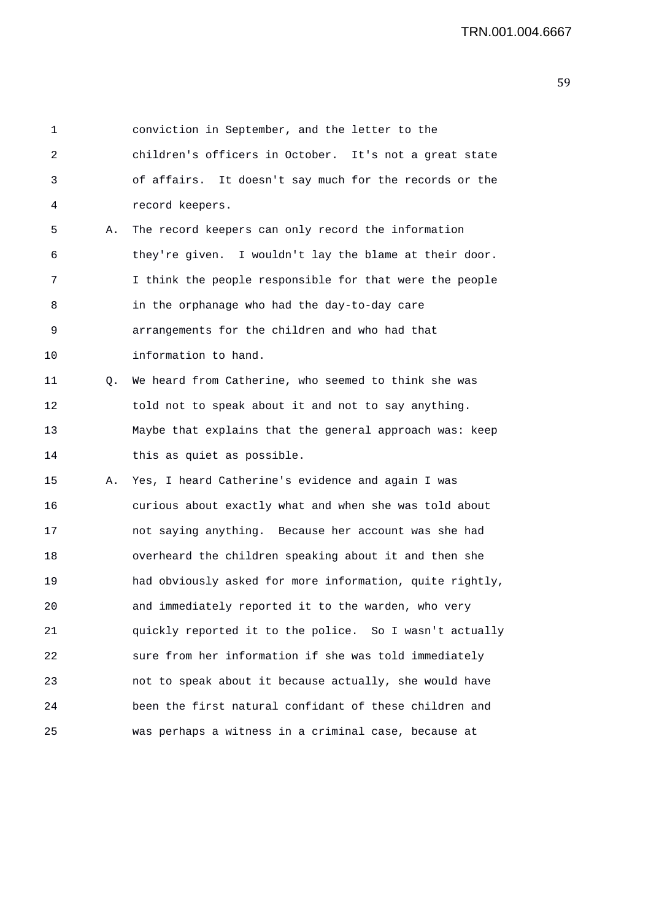1 conviction in September, and the letter to the
2 children's officers in October. It's not a great state
3 of affairs. It doesn't say much for the records or the
4 record keepers.

5 A. The record keepers can only record the information
6 they're given. I wouldn't lay the blame at their door.
7 I think the people responsible for that were the people
8 in the orphanage who had the day-to-day care
9 arrangements for the children and who had that
10 information to hand.

11 Q. We heard from Catherine, who seemed to think she was
12 told not to speak about it and not to say anything.
13 Maybe that explains that the general approach was: keep
14 this as quiet as possible.

15 A. Yes, I heard Catherine's evidence and again I was
16 curious about exactly what and when she was told about
17 not saying anything. Because her account was she had
18 overheard the children speaking about it and then she
19 had obviously asked for more information, quite rightly,
20 and immediately reported it to the warden, who very
21 quickly reported it to the police. So I wasn't actually
22 sure from her information if she was told immediately
23 not to speak about it because actually, she would have
24 been the first natural confidant of these children and
25 was perhaps a witness in a criminal case, because at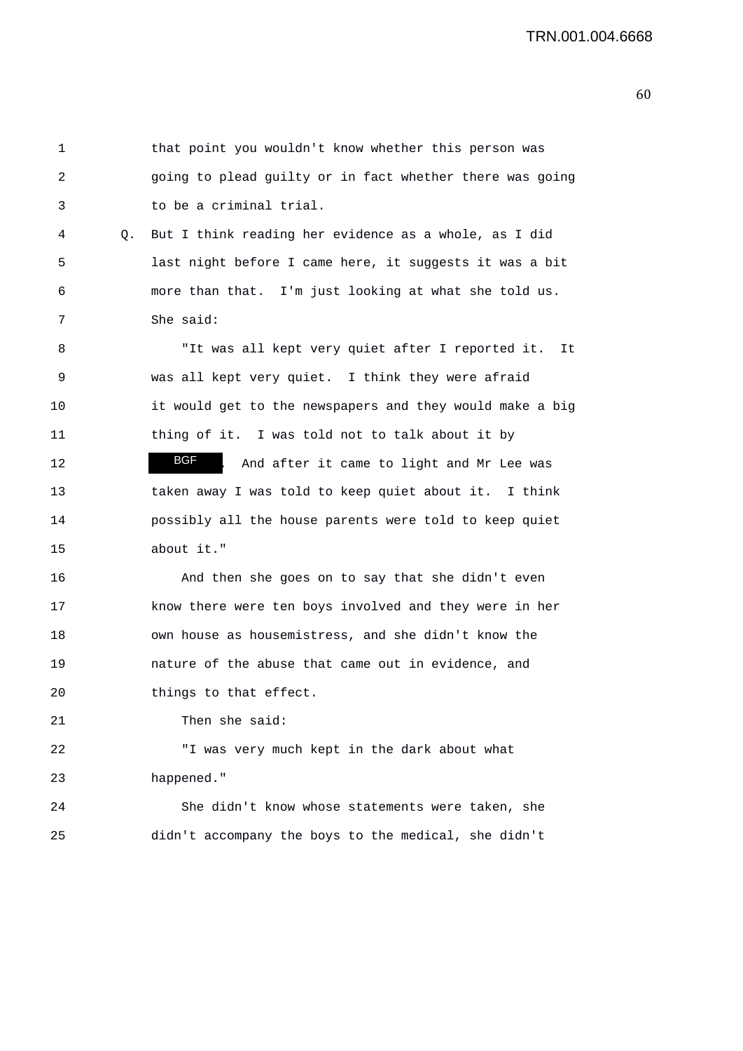1 that point you wouldn't know whether this person was
2 going to plead guilty or in fact whether there was going
3 to be a criminal trial.

4 Q. But I think reading her evidence as a whole, as I did
5 last night before I came here, it suggests it was a bit
6 more than that. I'm just looking at what she told us.
7 She said:

8 "It was all kept very quiet after I reported it. It
9 was all kept very quiet. I think they were afraid
10 it would get to the newspapers and they would make a big
11 thing of it. I was told not to talk about it by
12 BGF . And after it came to light and Mr Lee was
13 taken away I was told to keep quiet about it. I think
14 possibly all the house parents were told to keep quiet
15 about it."

16 And then she goes on to say that she didn't even
17 know there were ten boys involved and they were in her
18 own house as housemistress, and she didn't know the
19 nature of the abuse that came out in evidence, and
20 things to that effect.

21 Then she said:

22 "I was very much kept in the dark about what
23 happened."

24 She didn't know whose statements were taken, she
25 didn't accompany the boys to the medical, she didn't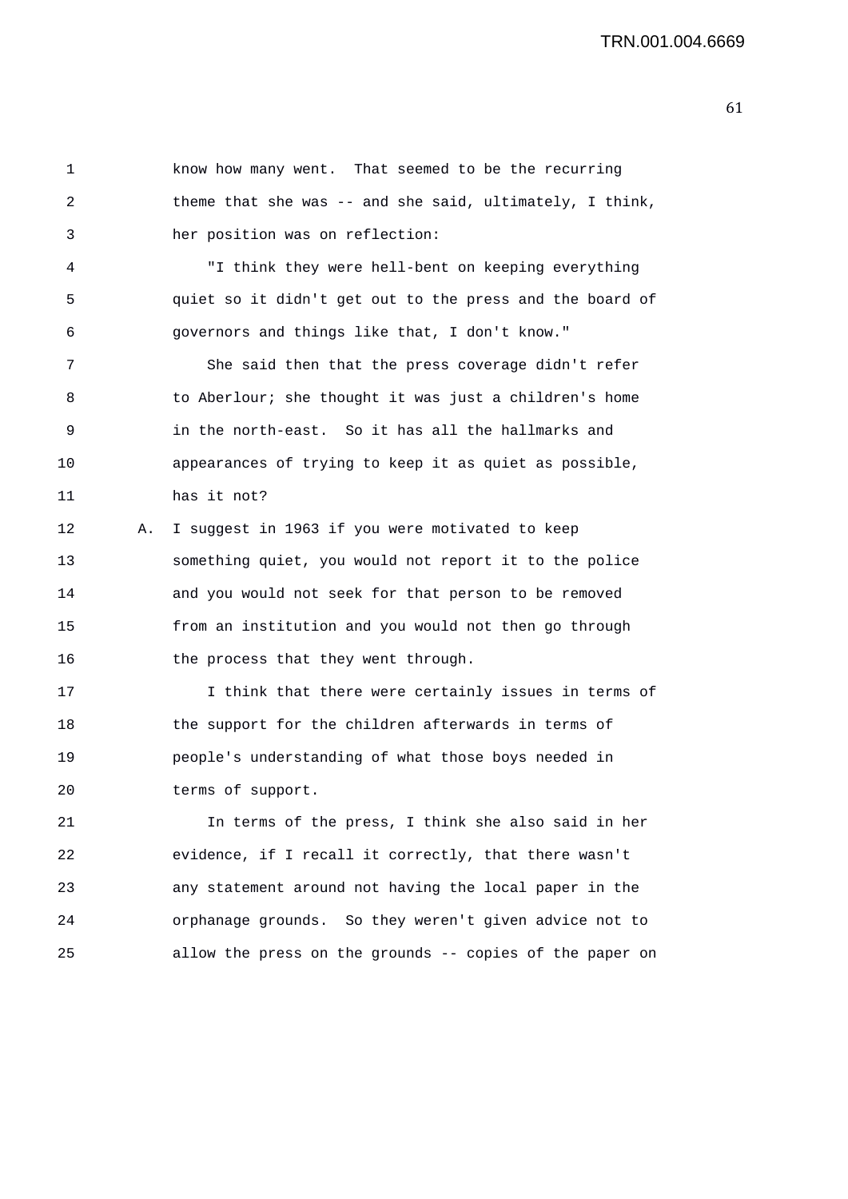know how many went. That seemed to be the recurring theme that she was -- and she said, ultimately, I think, her position was on reflection:

"I think they were hell-bent on keeping everything quiet so it didn't get out to the press and the board of governors and things like that, I don't know."

She said then that the press coverage didn't refer to Aberlour; she thought it was just a children's home in the north-east. So it has all the hallmarks and appearances of trying to keep it as quiet as possible, has it not?

A. I suggest in 1963 if you were motivated to keep something quiet, you would not report it to the police and you would not seek for that person to be removed from an institution and you would not then go through the process that they went through.

I think that there were certainly issues in terms of the support for the children afterwards in terms of people's understanding of what those boys needed in terms of support.

In terms of the press, I think she also said in her evidence, if I recall it correctly, that there wasn't any statement around not having the local paper in the orphanage grounds. So they weren't given advice not to allow the press on the grounds -- copies of the paper on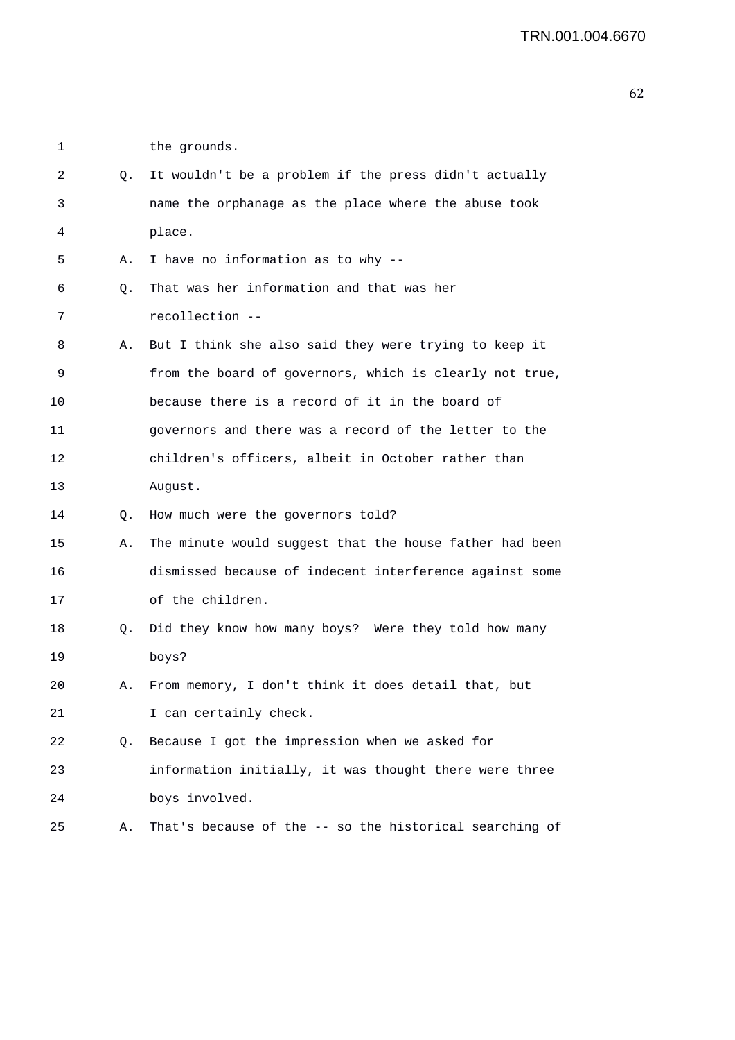1 the grounds.

2 Q. It wouldn't be a problem if the press didn't actually

3 name the orphanage as the place where the abuse took

4 place.

5 A. I have no information as to why --

6 Q. That was her information and that was her

7 recollection --

8 A. But I think she also said they were trying to keep it

9 from the board of governors, which is clearly not true,

10 because there is a record of it in the board of

11 governors and there was a record of the letter to the

12 children's officers, albeit in October rather than

13 August.

14 Q. How much were the governors told?

15 A. The minute would suggest that the house father had been

16 dismissed because of indecent interference against some

17 of the children.

18 Q. Did they know how many boys? Were they told how many

19 boys?

20 A. From memory, I don't think it does detail that, but

21 I can certainly check.

22 Q. Because I got the impression when we asked for

23 information initially, it was thought there were three

24 boys involved.

25 A. That's because of the -- so the historical searching of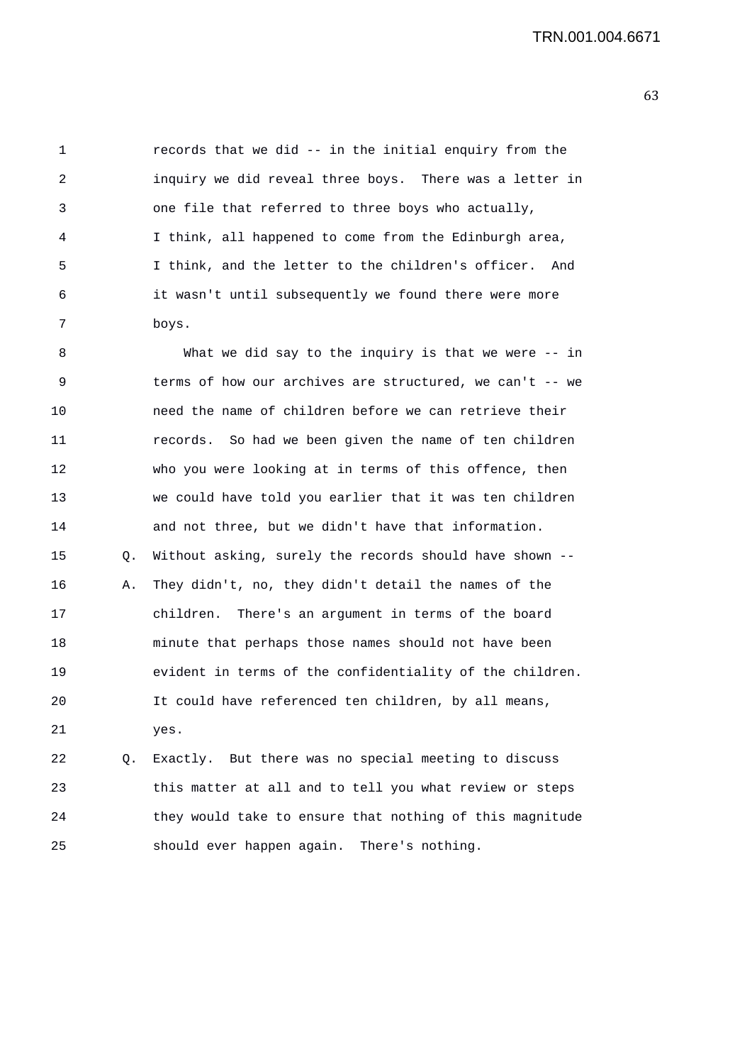1 records that we did -- in the initial enquiry from the
2 inquiry we did reveal three boys. There was a letter in
3 one file that referred to three boys who actually,
4 I think, all happened to come from the Edinburgh area,
5 I think, and the letter to the children's officer. And
6 it wasn't until subsequently we found there were more
7 boys.

8 What we did say to the inquiry is that we were -- in
9 terms of how our archives are structured, we can't -- we
10 need the name of children before we can retrieve their
11 records. So had we been given the name of ten children
12 who you were looking at in terms of this offence, then
13 we could have told you earlier that it was ten children
14 and not three, but we didn't have that information.

15 Q. Without asking, surely the records should have shown --

16 A. They didn't, no, they didn't detail the names of the
17 children. There's an argument in terms of the board
18 minute that perhaps those names should not have been
19 evident in terms of the confidentiality of the children.
20 It could have referenced ten children, by all means,
21 yes.

22 Q. Exactly. But there was no special meeting to discuss
23 this matter at all and to tell you what review or steps
24 they would take to ensure that nothing of this magnitude
25 should ever happen again. There's nothing.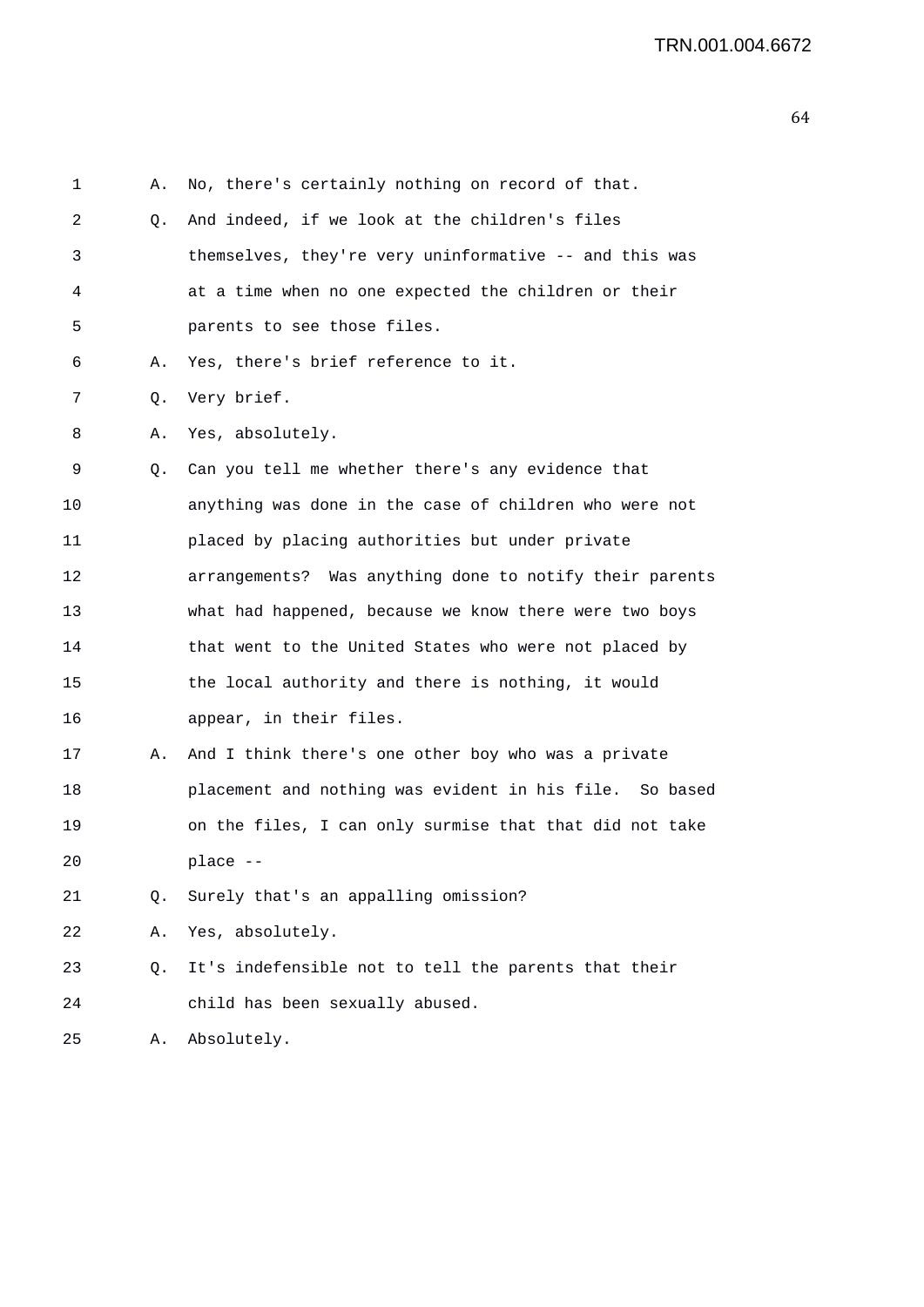1 A. No, there's certainly nothing on record of that.

2 Q. And indeed, if we look at the children's files

3 themselves, they're very uninformative -- and this was

4 at a time when no one expected the children or their

5 parents to see those files.

6 A. Yes, there's brief reference to it.

7 Q. Very brief.

8 A. Yes, absolutely.

9 Q. Can you tell me whether there's any evidence that

10 anything was done in the case of children who were not

11 placed by placing authorities but under private

12 arrangements? Was anything done to notify their parents

13 what had happened, because we know there were two boys

14 that went to the United States who were not placed by

15 the local authority and there is nothing, it would

16 appear, in their files.

17 A. And I think there's one other boy who was a private

18 placement and nothing was evident in his file. So based

19 on the files, I can only surmise that that did not take

20 place --

21 Q. Surely that's an appalling omission?

22 A. Yes, absolutely.

23 Q. It's indefensible not to tell the parents that their

24 child has been sexually abused.

25 A. Absolutely.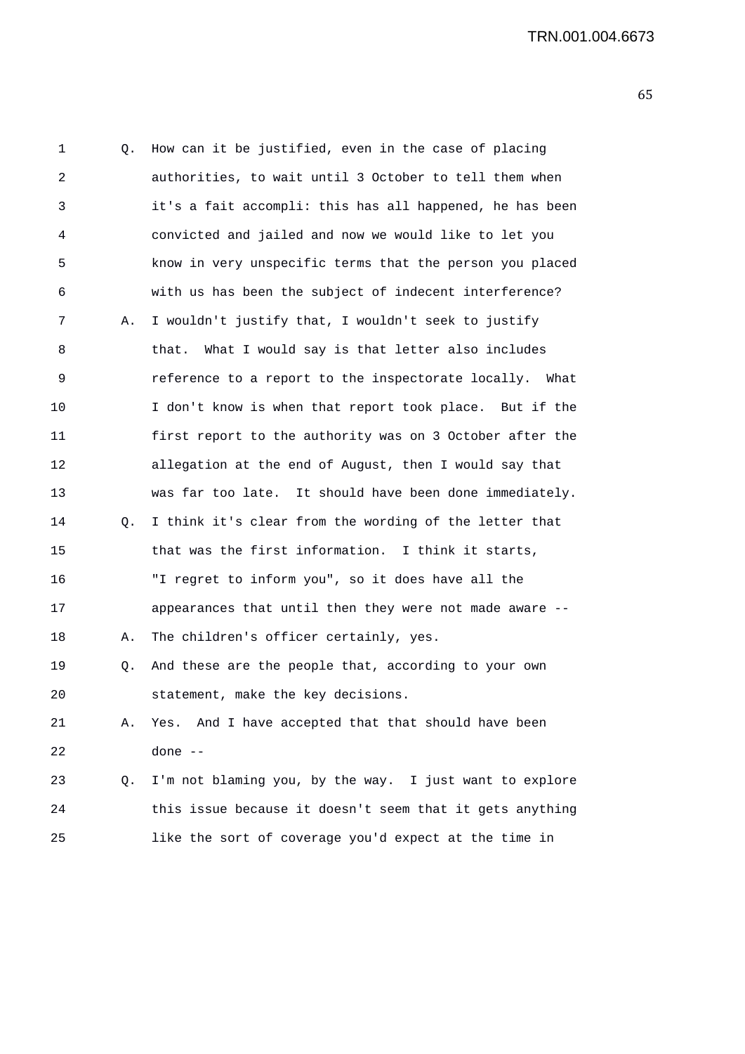1 Q. How can it be justified, even in the case of placing
2 authorities, to wait until 3 October to tell them when
3 it's a fait accompli: this has all happened, he has been
4 convicted and jailed and now we would like to let you
5 know in very unspecific terms that the person you placed
6 with us has been the subject of indecent interference?
7 A. I wouldn't justify that, I wouldn't seek to justify
8 that. What I would say is that letter also includes
9 reference to a report to the inspectorate locally. What
10 I don't know is when that report took place. But if the
11 first report to the authority was on 3 October after the
12 allegation at the end of August, then I would say that
13 was far too late. It should have been done immediately.
14 Q. I think it's clear from the wording of the letter that
15 that was the first information. I think it starts,
16 "I regret to inform you", so it does have all the
17 appearances that until then they were not made aware --
18 A. The children's officer certainly, yes.
19 Q. And these are the people that, according to your own
20 statement, make the key decisions.
21 A. Yes. And I have accepted that that should have been
22 done --
23 Q. I'm not blaming you, by the way. I just want to explore
24 this issue because it doesn't seem that it gets anything
25 like the sort of coverage you'd expect at the time in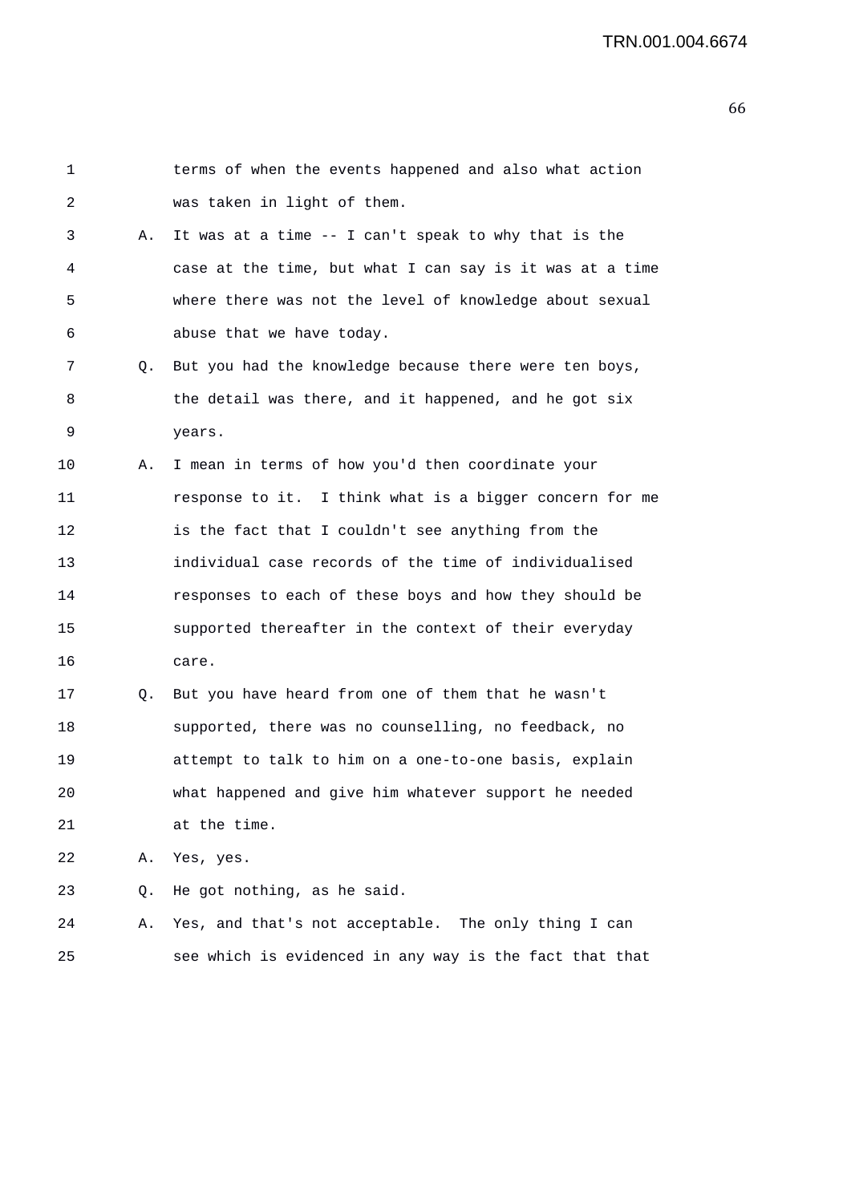1 terms of when the events happened and also what action
2 was taken in light of them.
3 A. It was at a time -- I can't speak to why that is the
4 case at the time, but what I can say is it was at a time
5 where there was not the level of knowledge about sexual
6 abuse that we have today.
7 Q. But you had the knowledge because there were ten boys,
8 the detail was there, and it happened, and he got six
9 years.
10 A. I mean in terms of how you'd then coordinate your
11 response to it. I think what is a bigger concern for me
12 is the fact that I couldn't see anything from the
13 individual case records of the time of individualised
14 responses to each of these boys and how they should be
15 supported thereafter in the context of their everyday
16 care.
17 Q. But you have heard from one of them that he wasn't
18 supported, there was no counselling, no feedback, no
19 attempt to talk to him on a one-to-one basis, explain
20 what happened and give him whatever support he needed
21 at the time.
22 A. Yes, yes.
23 Q. He got nothing, as he said.
24 A. Yes, and that's not acceptable. The only thing I can
25 see which is evidenced in any way is the fact that that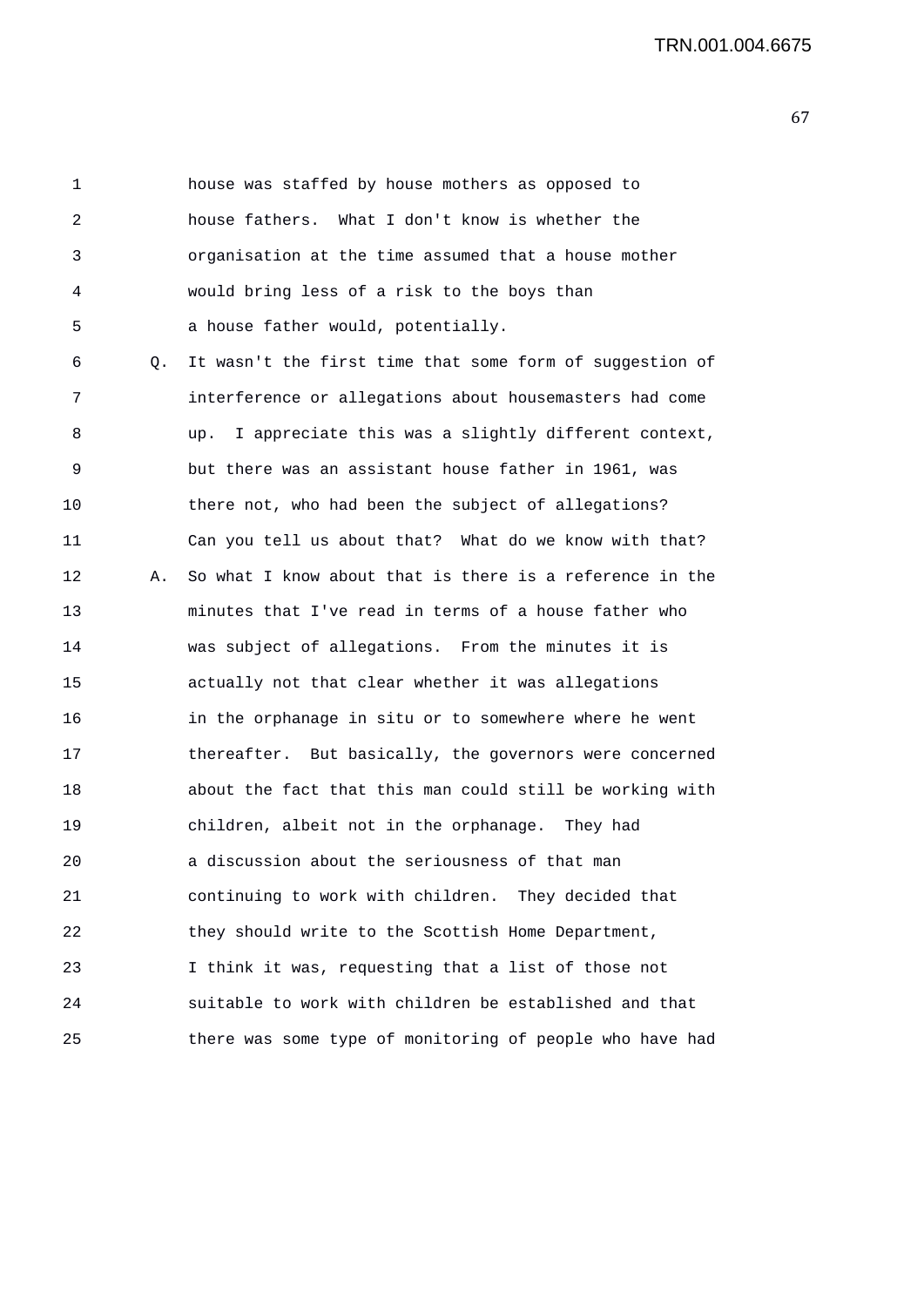1 house was staffed by house mothers as opposed to
2 house fathers. What I don't know is whether the
3 organisation at the time assumed that a house mother
4 would bring less of a risk to the boys than
5 a house father would, potentially.

6 Q. It wasn't the first time that some form of suggestion of
7 interference or allegations about housemasters had come
8 up. I appreciate this was a slightly different context,
9 but there was an assistant house father in 1961, was
10 there not, who had been the subject of allegations?
11 Can you tell us about that? What do we know with that?

12 A. So what I know about that is there is a reference in the
13 minutes that I've read in terms of a house father who
14 was subject of allegations. From the minutes it is
15 actually not that clear whether it was allegations
16 in the orphanage in situ or to somewhere where he went
17 thereafter. But basically, the governors were concerned
18 about the fact that this man could still be working with
19 children, albeit not in the orphanage. They had
20 a discussion about the seriousness of that man
21 continuing to work with children. They decided that
22 they should write to the Scottish Home Department,
23 I think it was, requesting that a list of those not
24 suitable to work with children be established and that
25 there was some type of monitoring of people who have had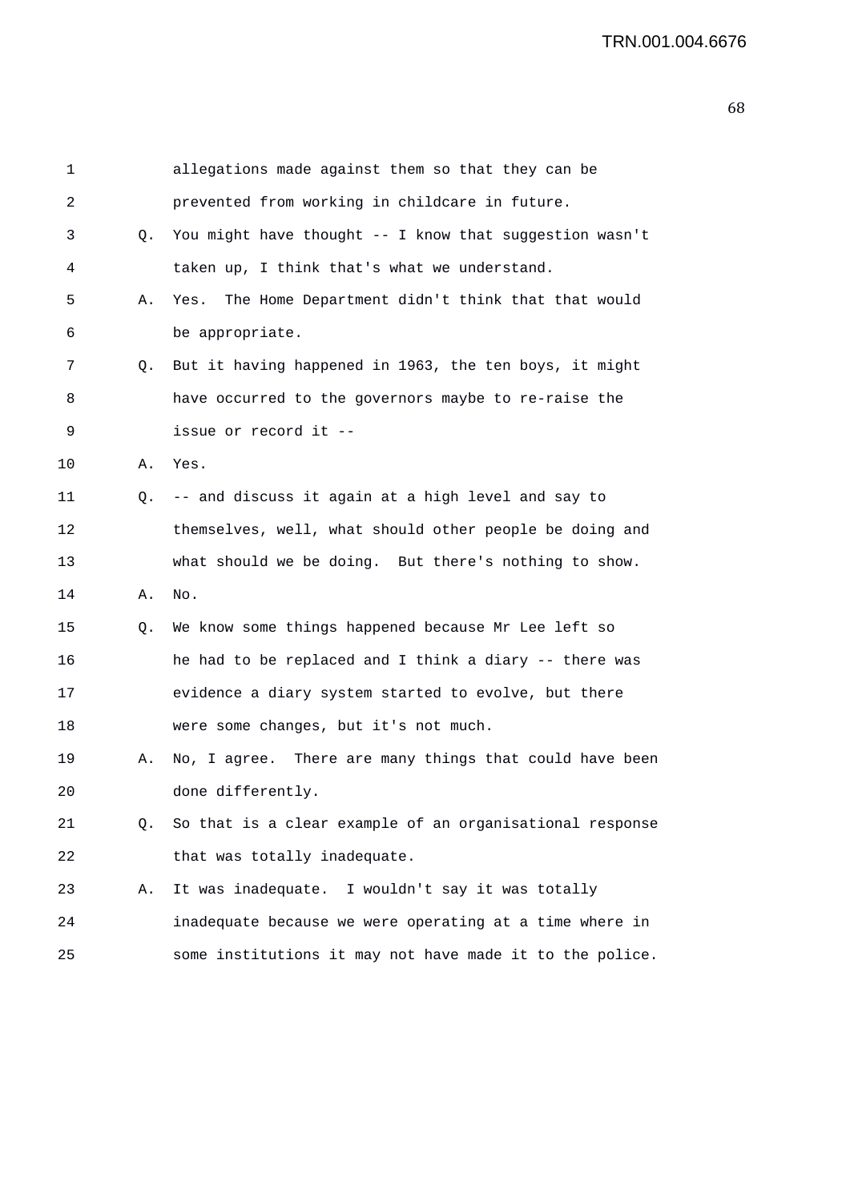1 allegations made against them so that they can be
2 prevented from working in childcare in future.
3 Q. You might have thought -- I know that suggestion wasn't
4 taken up, I think that's what we understand.
5 A. Yes. The Home Department didn't think that that would
6 be appropriate.
7 Q. But it having happened in 1963, the ten boys, it might
8 have occurred to the governors maybe to re-raise the
9 issue or record it --
10 A. Yes.
11 Q. -- and discuss it again at a high level and say to
12 themselves, well, what should other people be doing and
13 what should we be doing. But there's nothing to show.
14 A. No.
15 Q. We know some things happened because Mr Lee left so
16 he had to be replaced and I think a diary -- there was
17 evidence a diary system started to evolve, but there
18 were some changes, but it's not much.
19 A. No, I agree. There are many things that could have been
20 done differently.
21 Q. So that is a clear example of an organisational response
22 that was totally inadequate.
23 A. It was inadequate. I wouldn't say it was totally
24 inadequate because we were operating at a time where in
25 some institutions it may not have made it to the police.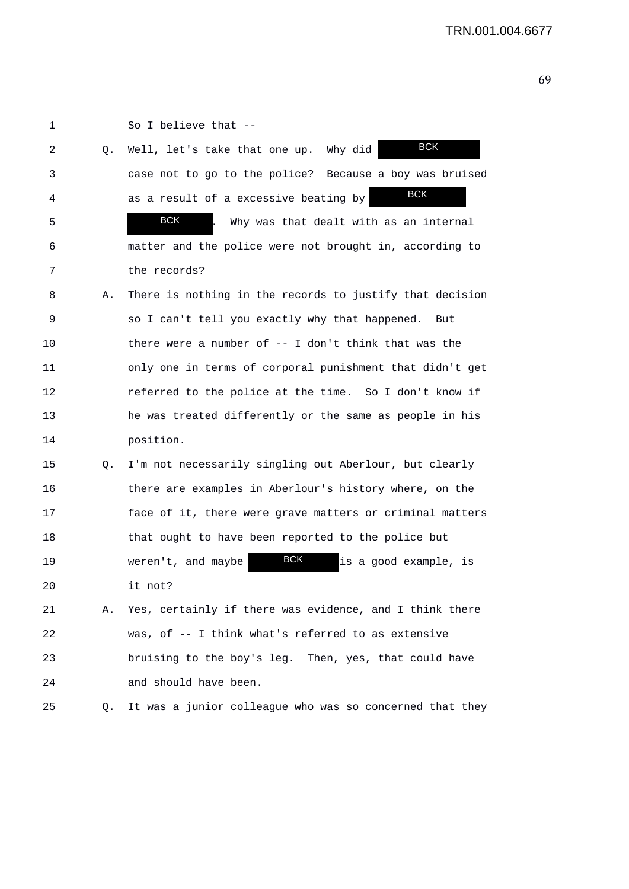So I believe that --

Q. Well, let's take that one up. Why did BCK case not to go to the police? Because a boy was bruised as a result of a excessive beating by BCK BCK. Why was that dealt with as an internal matter and the police were not brought in, according to the records?

A. There is nothing in the records to justify that decision so I can't tell you exactly why that happened. But there were a number of -- I don't think that was the only one in terms of corporal punishment that didn't get referred to the police at the time. So I don't know if he was treated differently or the same as people in his position.

Q. I'm not necessarily singling out Aberlour, but clearly there are examples in Aberlour's history where, on the face of it, there were grave matters or criminal matters that ought to have been reported to the police but weren't, and maybe BCK is a good example, is it not?

A. Yes, certainly if there was evidence, and I think there was, of -- I think what's referred to as extensive bruising to the boy's leg. Then, yes, that could have and should have been.

Q. It was a junior colleague who was so concerned that they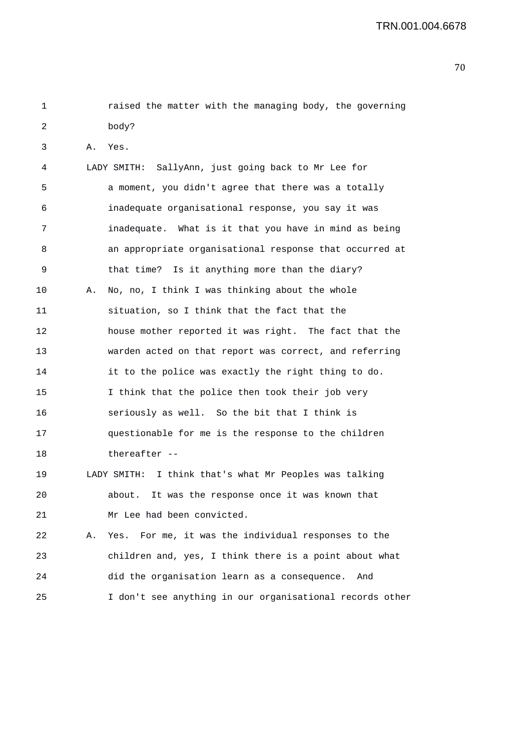raised the matter with the managing body, the governing body?

A. Yes.

LADY SMITH: SallyAnn, just going back to Mr Lee for a moment, you didn't agree that there was a totally inadequate organisational response, you say it was inadequate. What is it that you have in mind as being an appropriate organisational response that occurred at that time? Is it anything more than the diary?

A. No, no, I think I was thinking about the whole situation, so I think that the fact that the house mother reported it was right. The fact that the warden acted on that report was correct, and referring it to the police was exactly the right thing to do. I think that the police then took their job very seriously as well. So the bit that I think is questionable for me is the response to the children thereafter --

LADY SMITH: I think that's what Mr Peoples was talking about. It was the response once it was known that Mr Lee had been convicted.

A. Yes. For me, it was the individual responses to the children and, yes, I think there is a point about what did the organisation learn as a consequence. And I don't see anything in our organisational records other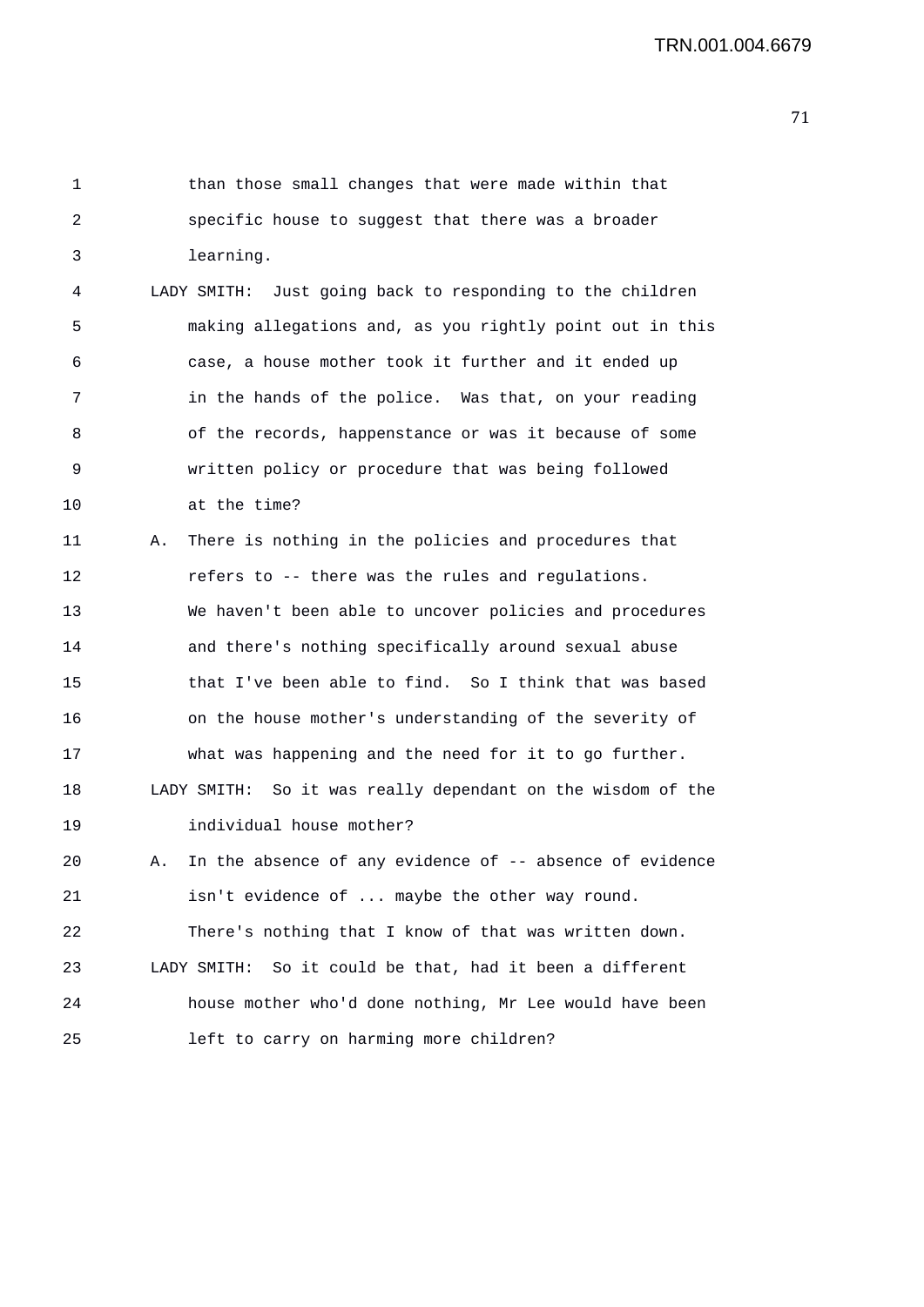than those small changes that were made within that specific house to suggest that there was a broader learning.

LADY SMITH: Just going back to responding to the children making allegations and, as you rightly point out in this case, a house mother took it further and it ended up in the hands of the police. Was that, on your reading of the records, happenstance or was it because of some written policy or procedure that was being followed at the time?

A. There is nothing in the policies and procedures that refers to -- there was the rules and regulations. We haven't been able to uncover policies and procedures and there's nothing specifically around sexual abuse that I've been able to find. So I think that was based on the house mother's understanding of the severity of what was happening and the need for it to go further.

LADY SMITH: So it was really dependant on the wisdom of the individual house mother?

A. In the absence of any evidence of -- absence of evidence isn't evidence of ... maybe the other way round. There's nothing that I know of that was written down.

LADY SMITH: So it could be that, had it been a different house mother who'd done nothing, Mr Lee would have been left to carry on harming more children?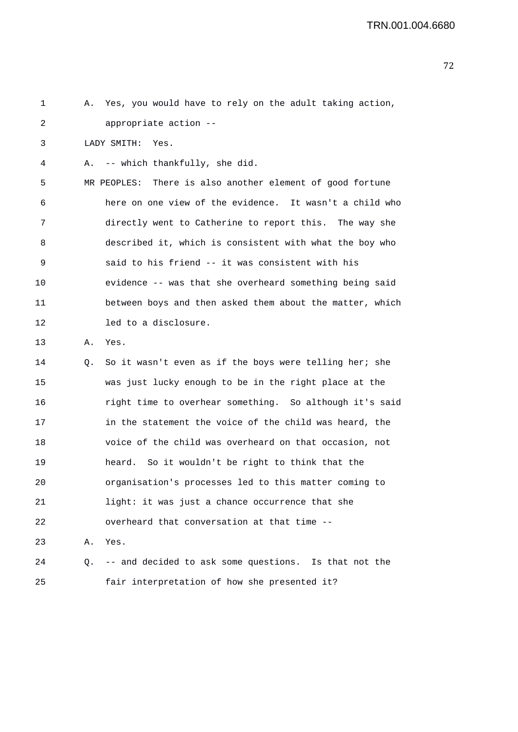1 A. Yes, you would have to rely on the adult taking action,
2 appropriate action --
3 LADY SMITH: Yes.
4 A. -- which thankfully, she did.
5 MR PEOPLES: There is also another element of good fortune
6 here on one view of the evidence. It wasn't a child who
7 directly went to Catherine to report this. The way she
8 described it, which is consistent with what the boy who
9 said to his friend -- it was consistent with his
10 evidence -- was that she overheard something being said
11 between boys and then asked them about the matter, which
12 led to a disclosure.
13 A. Yes.
14 Q. So it wasn't even as if the boys were telling her; she
15 was just lucky enough to be in the right place at the
16 right time to overhear something. So although it's said
17 in the statement the voice of the child was heard, the
18 voice of the child was overheard on that occasion, not
19 heard. So it wouldn't be right to think that the
20 organisation's processes led to this matter coming to
21 light: it was just a chance occurrence that she
22 overheard that conversation at that time --
23 A. Yes.
24 Q. -- and decided to ask some questions. Is that not the
25 fair interpretation of how she presented it?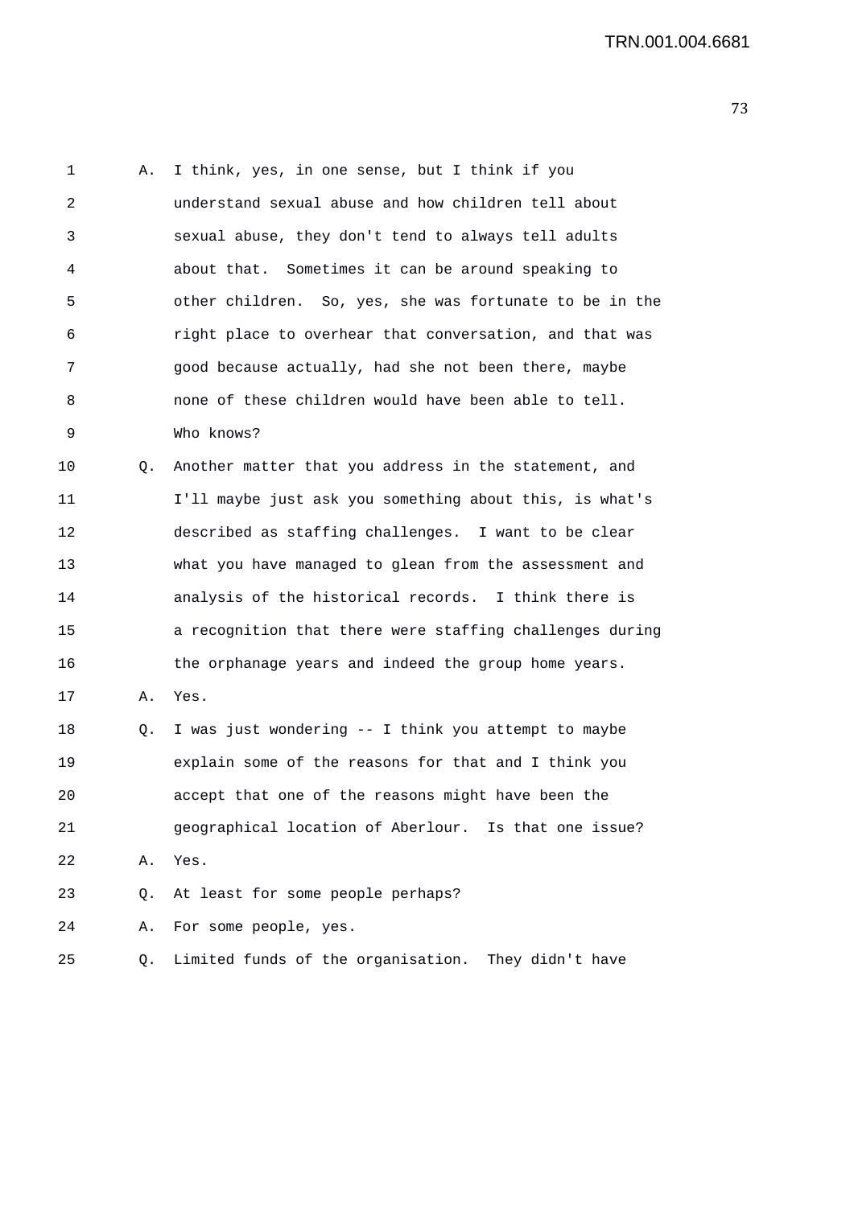1 A. I think, yes, in one sense, but I think if you
2 understand sexual abuse and how children tell about
3 sexual abuse, they don't tend to always tell adults
4 about that. Sometimes it can be around speaking to
5 other children. So, yes, she was fortunate to be in the
6 right place to overhear that conversation, and that was
7 good because actually, had she not been there, maybe
8 none of these children would have been able to tell.
9 Who knows?
10 Q. Another matter that you address in the statement, and
11 I'll maybe just ask you something about this, is what's
12 described as staffing challenges. I want to be clear
13 what you have managed to glean from the assessment and
14 analysis of the historical records. I think there is
15 a recognition that there were staffing challenges during
16 the orphanage years and indeed the group home years.
17 A. Yes.
18 Q. I was just wondering -- I think you attempt to maybe
19 explain some of the reasons for that and I think you
20 accept that one of the reasons might have been the
21 geographical location of Aberlour. Is that one issue?
22 A. Yes.
23 Q. At least for some people perhaps?
24 A. For some people, yes.
25 Q. Limited funds of the organisation. They didn't have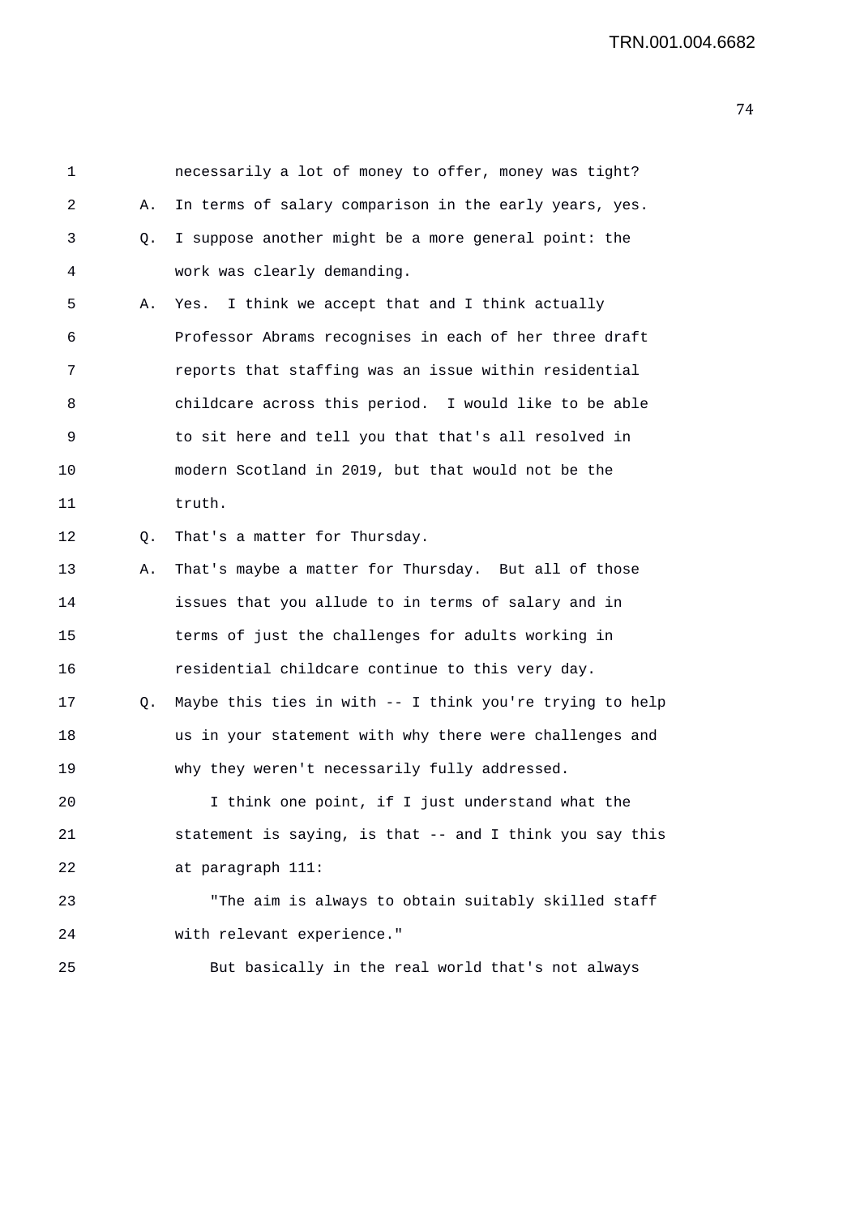1 necessarily a lot of money to offer, money was tight?

2 A. In terms of salary comparison in the early years, yes.

3 Q. I suppose another might be a more general point: the

4 work was clearly demanding.

5 A. Yes. I think we accept that and I think actually

6 Professor Abrams recognises in each of her three draft

7 reports that staffing was an issue within residential

8 childcare across this period. I would like to be able

9 to sit here and tell you that that's all resolved in

10 modern Scotland in 2019, but that would not be the

11 truth.

12 Q. That's a matter for Thursday.

13 A. That's maybe a matter for Thursday. But all of those

14 issues that you allude to in terms of salary and in

15 terms of just the challenges for adults working in

16 residential childcare continue to this very day.

17 Q. Maybe this ties in with -- I think you're trying to help

18 us in your statement with why there were challenges and

19 why they weren't necessarily fully addressed.

20 I think one point, if I just understand what the

21 statement is saying, is that -- and I think you say this

22 at paragraph 111:

23 "The aim is always to obtain suitably skilled staff

24 with relevant experience."

25 But basically in the real world that's not always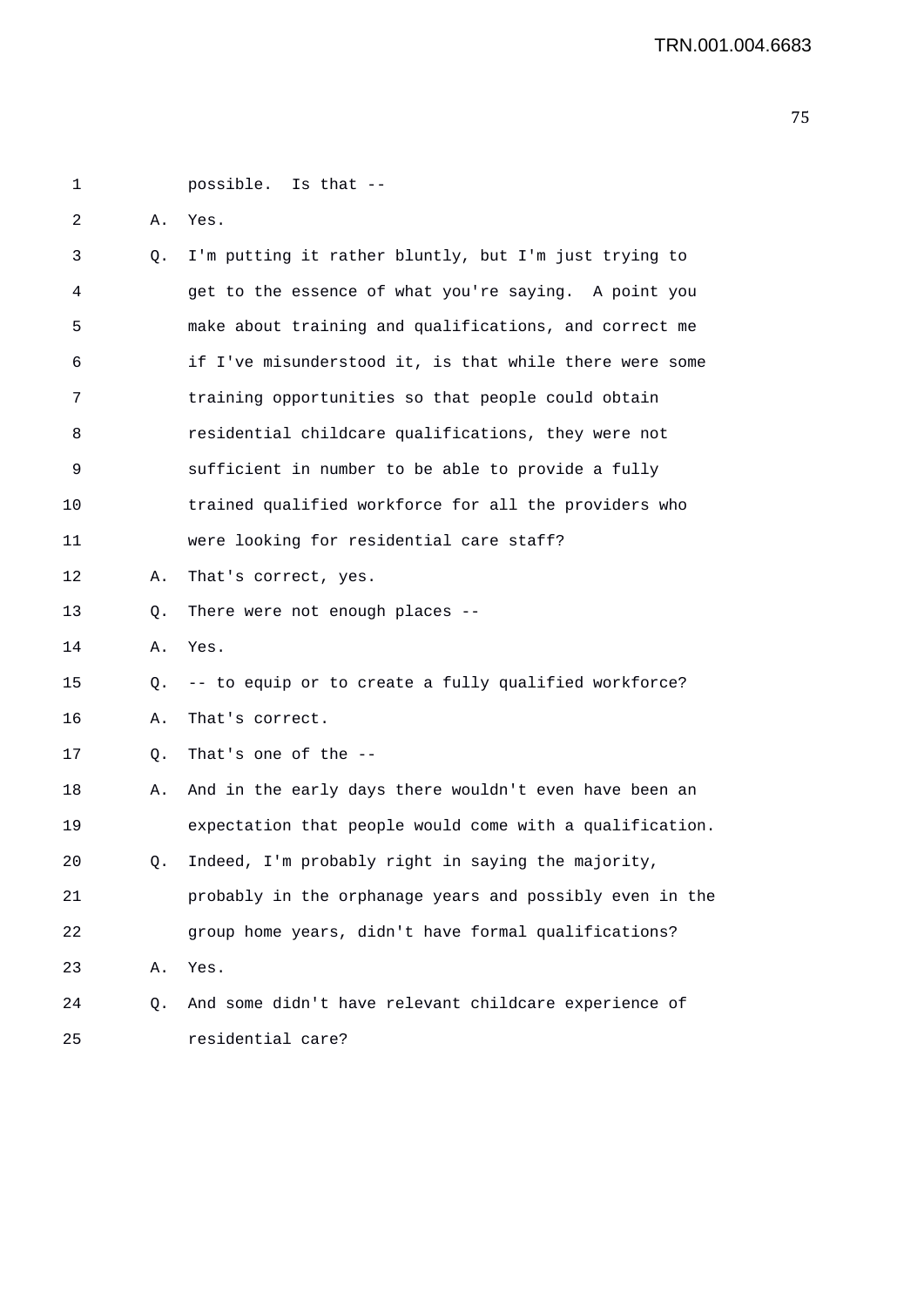1 possible. Is that --

2 A. Yes.

3 Q. I'm putting it rather bluntly, but I'm just trying to

4 get to the essence of what you're saying. A point you

5 make about training and qualifications, and correct me

6 if I've misunderstood it, is that while there were some

7 training opportunities so that people could obtain

8 residential childcare qualifications, they were not

9 sufficient in number to be able to provide a fully

10 trained qualified workforce for all the providers who

11 were looking for residential care staff?

12 A. That's correct, yes.

13 Q. There were not enough places --

14 A. Yes.

15 Q. -- to equip or to create a fully qualified workforce?

16 A. That's correct.

17 Q. That's one of the --

18 A. And in the early days there wouldn't even have been an

19 expectation that people would come with a qualification.

20 Q. Indeed, I'm probably right in saying the majority,

21 probably in the orphanage years and possibly even in the

22 group home years, didn't have formal qualifications?

23 A. Yes.

24 Q. And some didn't have relevant childcare experience of

25 residential care?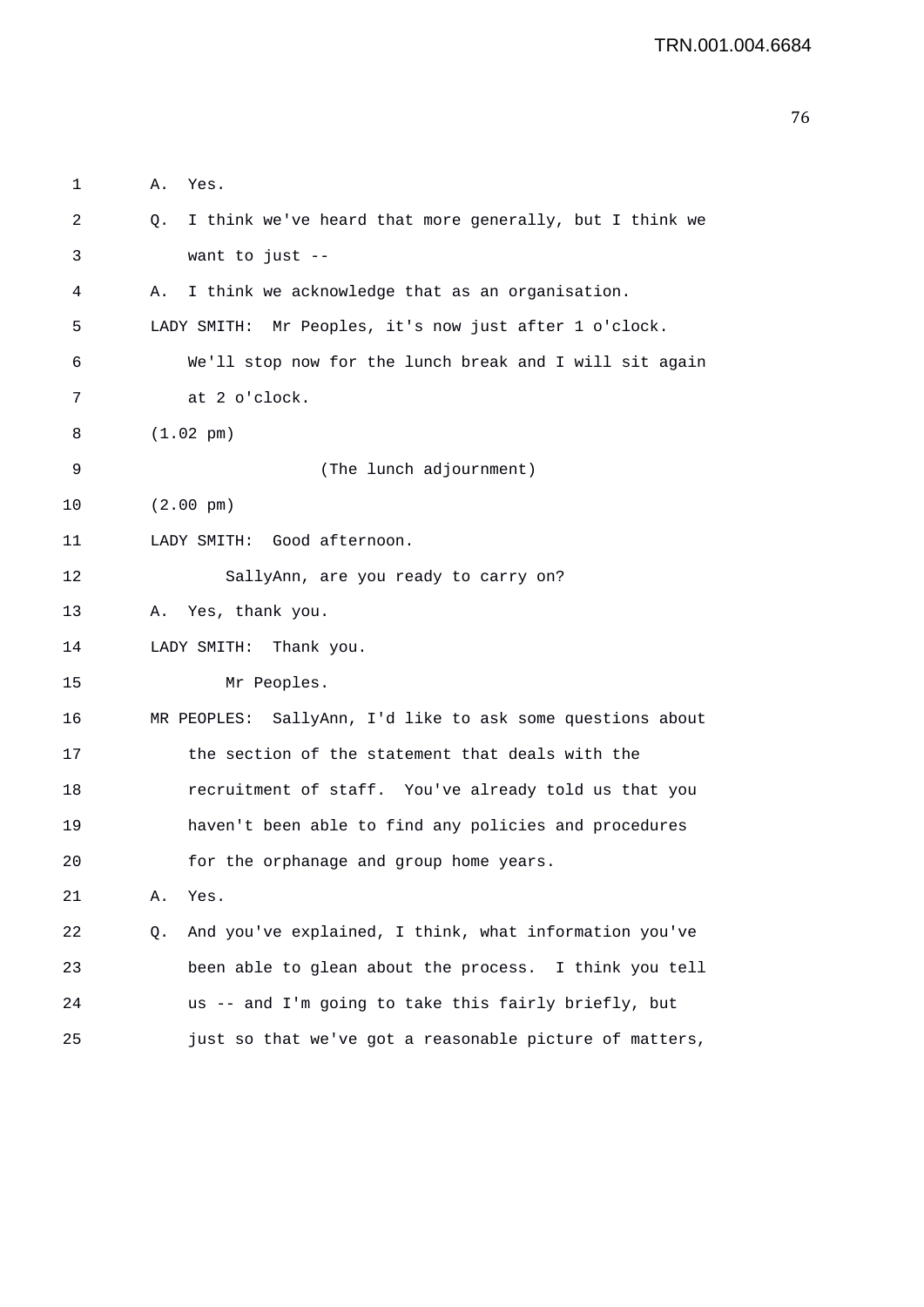1 A. Yes.

2 Q. I think we've heard that more generally, but I think we

3 want to just --

4 A. I think we acknowledge that as an organisation.

5 LADY SMITH: Mr Peoples, it's now just after 1 o'clock.

6 We'll stop now for the lunch break and I will sit again

7 at 2 o'clock.

8 (1.02 pm)

9 (The lunch adjournment)

10 (2.00 pm)

11 LADY SMITH: Good afternoon.

12 SallyAnn, are you ready to carry on?

13 A. Yes, thank you.

14 LADY SMITH: Thank you.

15 Mr Peoples.

16 MR PEOPLES: SallyAnn, I'd like to ask some questions about

17 the section of the statement that deals with the

18 recruitment of staff. You've already told us that you

19 haven't been able to find any policies and procedures

20 for the orphanage and group home years.

21 A. Yes.

22 Q. And you've explained, I think, what information you've

23 been able to glean about the process. I think you tell

24 us -- and I'm going to take this fairly briefly, but

25 just so that we've got a reasonable picture of matters,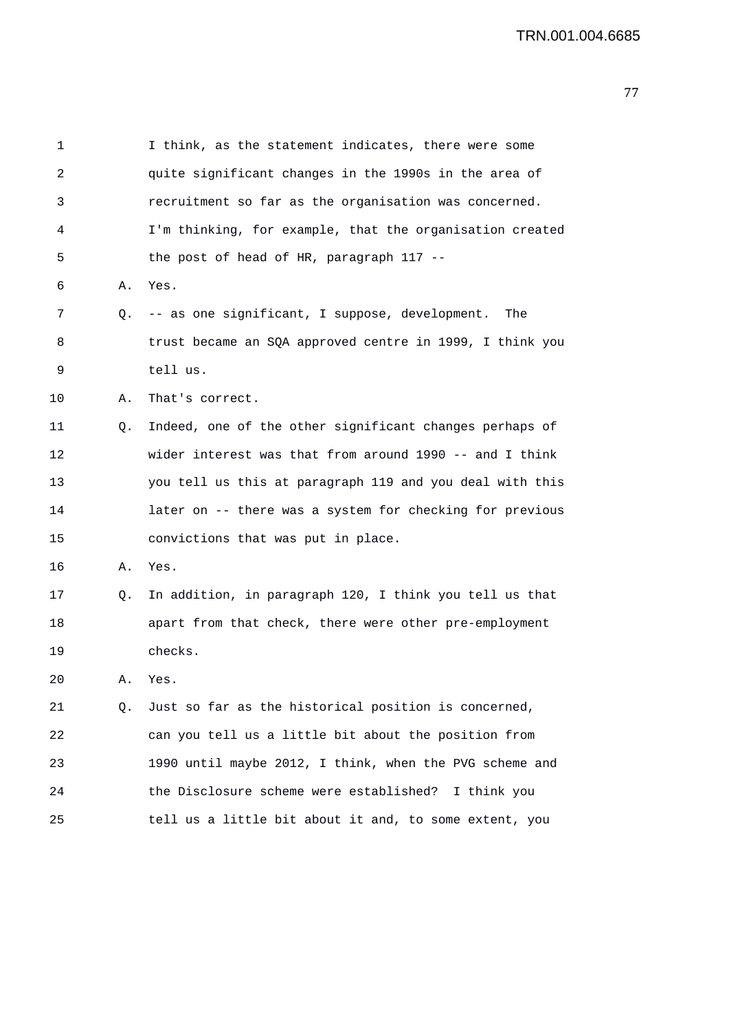1 I think, as the statement indicates, there were some
2 quite significant changes in the 1990s in the area of
3 recruitment so far as the organisation was concerned.
4 I'm thinking, for example, that the organisation created
5 the post of head of HR, paragraph 117 --

6 A. Yes.

7 Q. -- as one significant, I suppose, development. The
8 trust became an SQA approved centre in 1999, I think you
9 tell us.

10 A. That's correct.

11 Q. Indeed, one of the other significant changes perhaps of
12 wider interest was that from around 1990 -- and I think
13 you tell us this at paragraph 119 and you deal with this
14 later on -- there was a system for checking for previous
15 convictions that was put in place.

16 A. Yes.

17 Q. In addition, in paragraph 120, I think you tell us that
18 apart from that check, there were other pre-employment
19 checks.

20 A. Yes.

21 Q. Just so far as the historical position is concerned,
22 can you tell us a little bit about the position from
23 1990 until maybe 2012, I think, when the PVG scheme and
24 the Disclosure scheme were established? I think you
25 tell us a little bit about it and, to some extent, you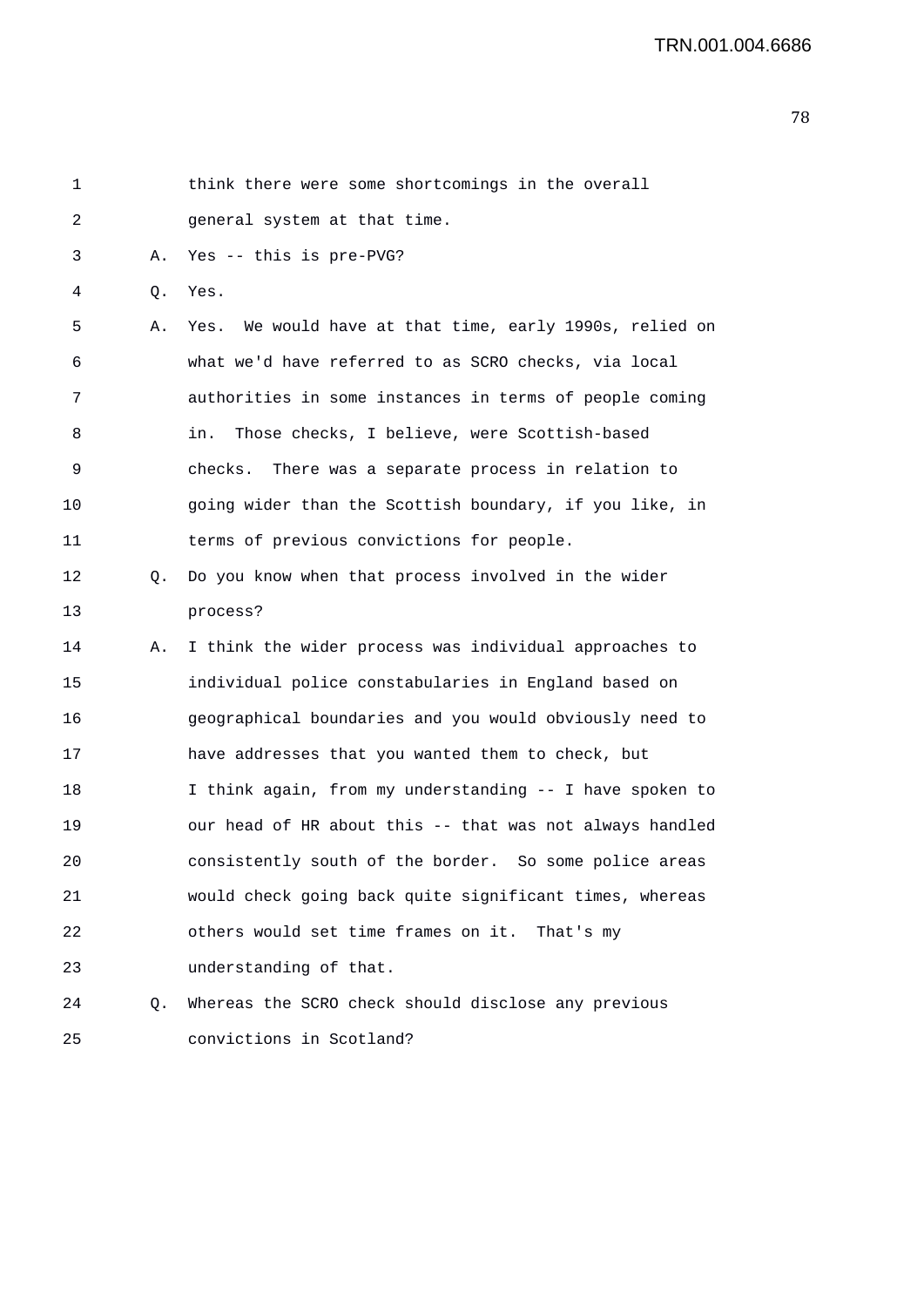1 think there were some shortcomings in the overall
2 general system at that time.

3 A. Yes -- this is pre-PVG?

4 Q. Yes.

5 A. Yes. We would have at that time, early 1990s, relied on
6 what we'd have referred to as SCRO checks, via local
7 authorities in some instances in terms of people coming
8 in. Those checks, I believe, were Scottish-based
9 checks. There was a separate process in relation to
10 going wider than the Scottish boundary, if you like, in
11 terms of previous convictions for people.

12 Q. Do you know when that process involved in the wider
13 process?

14 A. I think the wider process was individual approaches to
15 individual police constabularies in England based on
16 geographical boundaries and you would obviously need to
17 have addresses that you wanted them to check, but
18 I think again, from my understanding -- I have spoken to
19 our head of HR about this -- that was not always handled
20 consistently south of the border. So some police areas
21 would check going back quite significant times, whereas
22 others would set time frames on it. That's my
23 understanding of that.

24 Q. Whereas the SCRO check should disclose any previous
25 convictions in Scotland?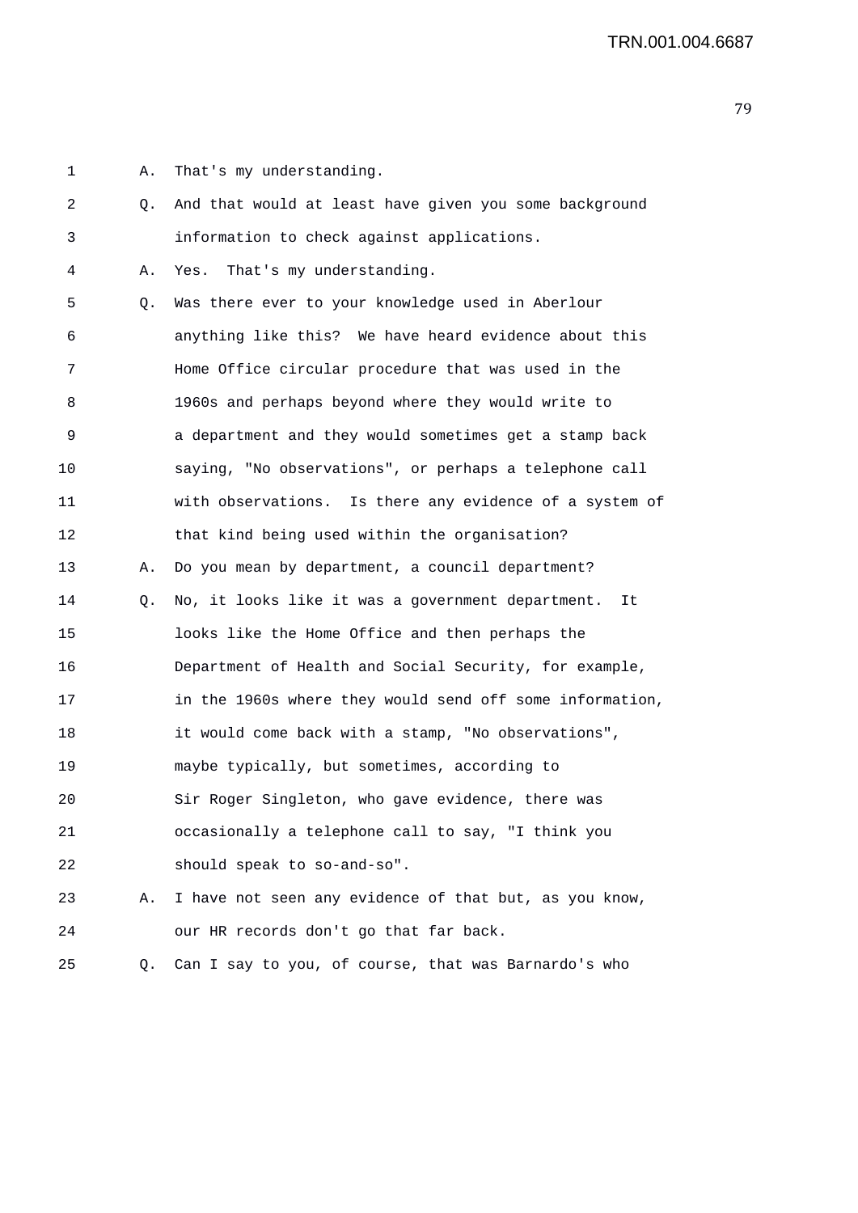1 A. That's my understanding.

2 Q. And that would at least have given you some background
3 information to check against applications.

4 A. Yes. That's my understanding.

5 Q. Was there ever to your knowledge used in Aberlour
6 anything like this? We have heard evidence about this
7 Home Office circular procedure that was used in the
8 1960s and perhaps beyond where they would write to
9 a department and they would sometimes get a stamp back
10 saying, "No observations", or perhaps a telephone call
11 with observations. Is there any evidence of a system of
12 that kind being used within the organisation?

13 A. Do you mean by department, a council department?

14 Q. No, it looks like it was a government department. It
15 looks like the Home Office and then perhaps the
16 Department of Health and Social Security, for example,
17 in the 1960s where they would send off some information,
18 it would come back with a stamp, "No observations",
19 maybe typically, but sometimes, according to
20 Sir Roger Singleton, who gave evidence, there was
21 occasionally a telephone call to say, "I think you
22 should speak to so-and-so".

23 A. I have not seen any evidence of that but, as you know,
24 our HR records don't go that far back.

25 Q. Can I say to you, of course, that was Barnardo's who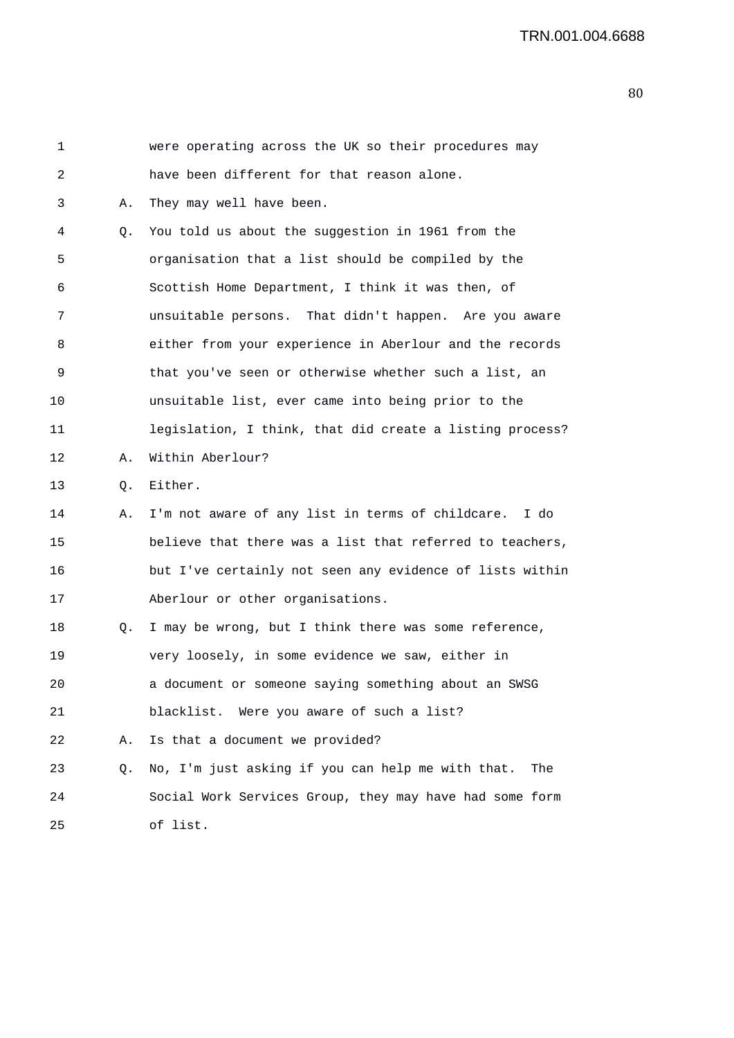1 were operating across the UK so their procedures may
2 have been different for that reason alone.
3 A. They may well have been.
4 Q. You told us about the suggestion in 1961 from the
5 organisation that a list should be compiled by the
6 Scottish Home Department, I think it was then, of
7 unsuitable persons. That didn't happen. Are you aware
8 either from your experience in Aberlour and the records
9 that you've seen or otherwise whether such a list, an
10 unsuitable list, ever came into being prior to the
11 legislation, I think, that did create a listing process?
12 A. Within Aberlour?
13 Q. Either.
14 A. I'm not aware of any list in terms of childcare. I do
15 believe that there was a list that referred to teachers,
16 but I've certainly not seen any evidence of lists within
17 Aberlour or other organisations.
18 Q. I may be wrong, but I think there was some reference,
19 very loosely, in some evidence we saw, either in
20 a document or someone saying something about an SWSG
21 blacklist. Were you aware of such a list?
22 A. Is that a document we provided?
23 Q. No, I'm just asking if you can help me with that. The
24 Social Work Services Group, they may have had some form
25 of list.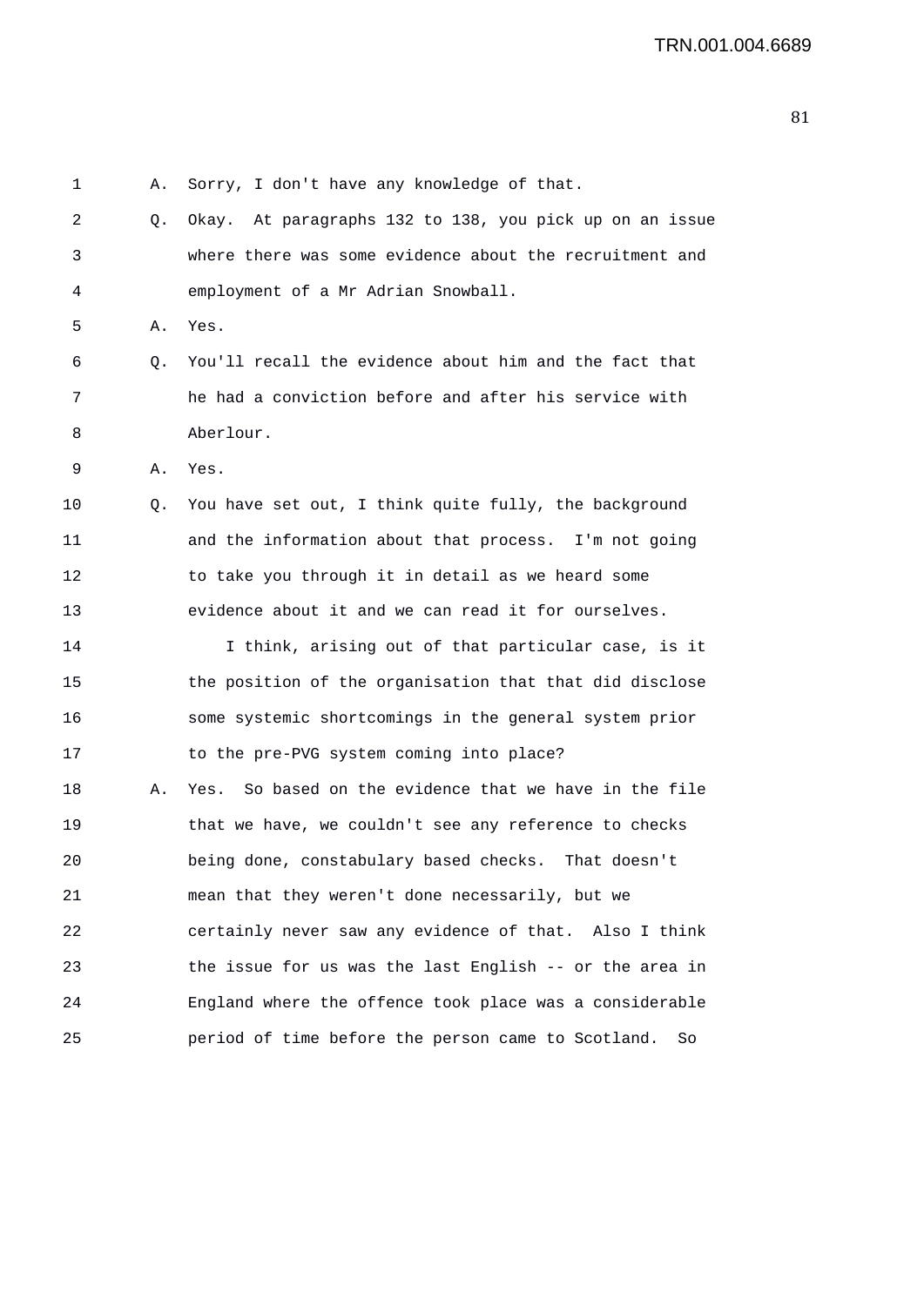1 A. Sorry, I don't have any knowledge of that.

2 Q. Okay. At paragraphs 132 to 138, you pick up on an issue

3 where there was some evidence about the recruitment and

4 employment of a Mr Adrian Snowball.

5 A. Yes.

6 Q. You'll recall the evidence about him and the fact that

7 he had a conviction before and after his service with

8 Aberlour.

9 A. Yes.

10 Q. You have set out, I think quite fully, the background

11 and the information about that process. I'm not going

12 to take you through it in detail as we heard some

13 evidence about it and we can read it for ourselves.

14 I think, arising out of that particular case, is it

15 the position of the organisation that that did disclose

16 some systemic shortcomings in the general system prior

17 to the pre-PVG system coming into place?

18 A. Yes. So based on the evidence that we have in the file

19 that we have, we couldn't see any reference to checks

20 being done, constabulary based checks. That doesn't

21 mean that they weren't done necessarily, but we

22 certainly never saw any evidence of that. Also I think

23 the issue for us was the last English -- or the area in

24 England where the offence took place was a considerable

25 period of time before the person came to Scotland. So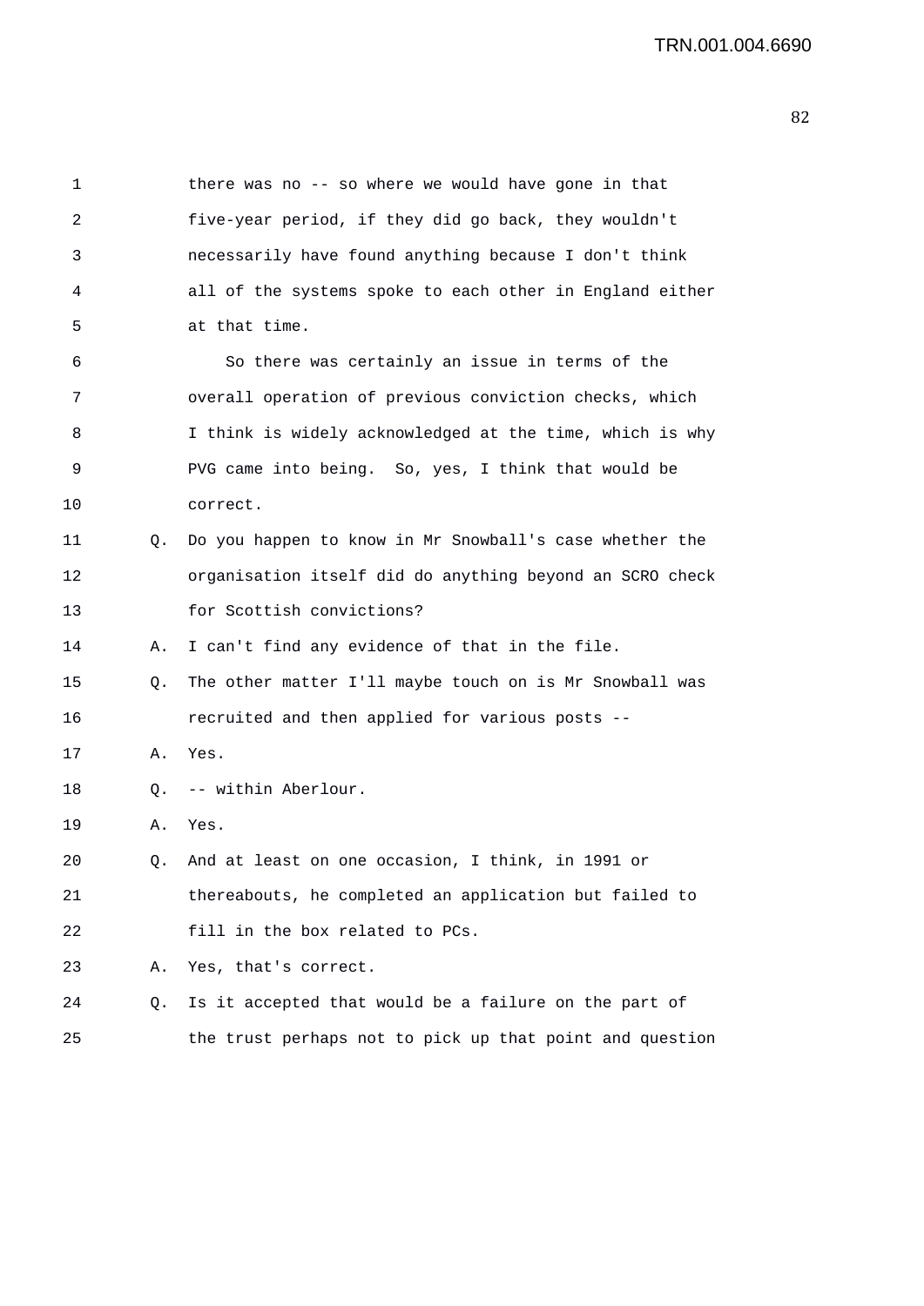there was no -- so where we would have gone in that five-year period, if they did go back, they wouldn't necessarily have found anything because I don't think all of the systems spoke to each other in England either at that time.

So there was certainly an issue in terms of the overall operation of previous conviction checks, which I think is widely acknowledged at the time, which is why PVG came into being. So, yes, I think that would be correct.

Q. Do you happen to know in Mr Snowball's case whether the organisation itself did do anything beyond an SCRO check for Scottish convictions?

A. I can't find any evidence of that in the file.

Q. The other matter I'll maybe touch on is Mr Snowball was recruited and then applied for various posts --

A. Yes.

Q. -- within Aberlour.

A. Yes.

Q. And at least on one occasion, I think, in 1991 or thereabouts, he completed an application but failed to fill in the box related to PCs.

A. Yes, that's correct.

Q. Is it accepted that would be a failure on the part of the trust perhaps not to pick up that point and question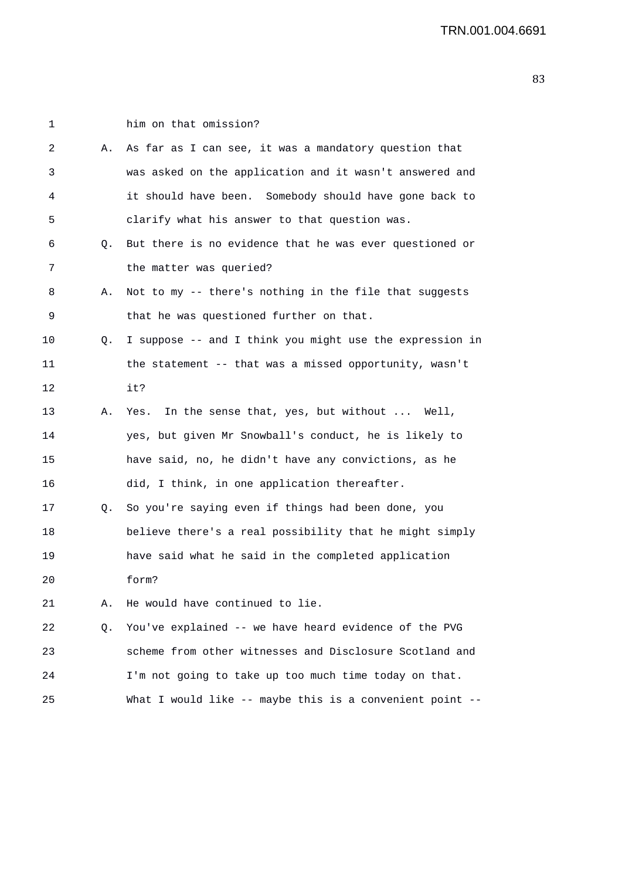1 him on that omission?

2 A. As far as I can see, it was a mandatory question that

3 was asked on the application and it wasn't answered and

4 it should have been. Somebody should have gone back to

5 clarify what his answer to that question was.

6 Q. But there is no evidence that he was ever questioned or

7 the matter was queried?

8 A. Not to my -- there's nothing in the file that suggests

9 that he was questioned further on that.

10 Q. I suppose -- and I think you might use the expression in

11 the statement -- that was a missed opportunity, wasn't

12 it?

13 A. Yes. In the sense that, yes, but without ... Well,

14 yes, but given Mr Snowball's conduct, he is likely to

15 have said, no, he didn't have any convictions, as he

16 did, I think, in one application thereafter.

17 Q. So you're saying even if things had been done, you

18 believe there's a real possibility that he might simply

19 have said what he said in the completed application

20 form?

21 A. He would have continued to lie.

22 Q. You've explained -- we have heard evidence of the PVG

23 scheme from other witnesses and Disclosure Scotland and

24 I'm not going to take up too much time today on that.

25 What I would like -- maybe this is a convenient point --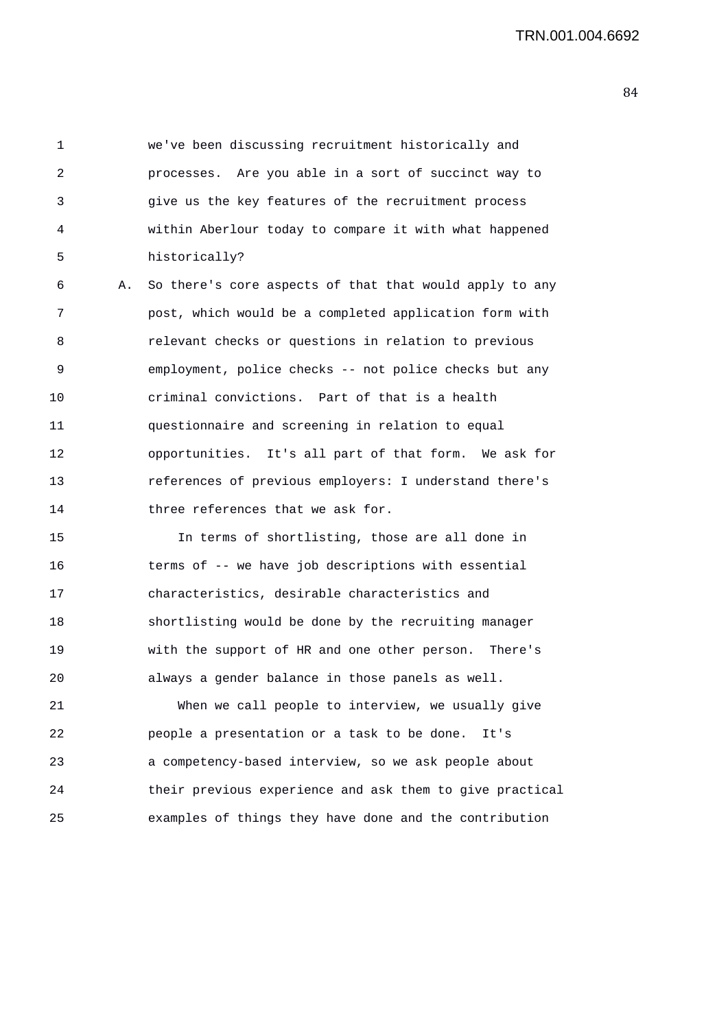we've been discussing recruitment historically and processes. Are you able in a sort of succinct way to give us the key features of the recruitment process within Aberlour today to compare it with what happened historically?

A. So there's core aspects of that that would apply to any post, which would be a completed application form with relevant checks or questions in relation to previous employment, police checks -- not police checks but any criminal convictions. Part of that is a health questionnaire and screening in relation to equal opportunities. It's all part of that form. We ask for references of previous employers: I understand there's three references that we ask for.

In terms of shortlisting, those are all done in terms of -- we have job descriptions with essential characteristics, desirable characteristics and shortlisting would be done by the recruiting manager with the support of HR and one other person. There's always a gender balance in those panels as well.

When we call people to interview, we usually give people a presentation or a task to be done. It's a competency-based interview, so we ask people about their previous experience and ask them to give practical examples of things they have done and the contribution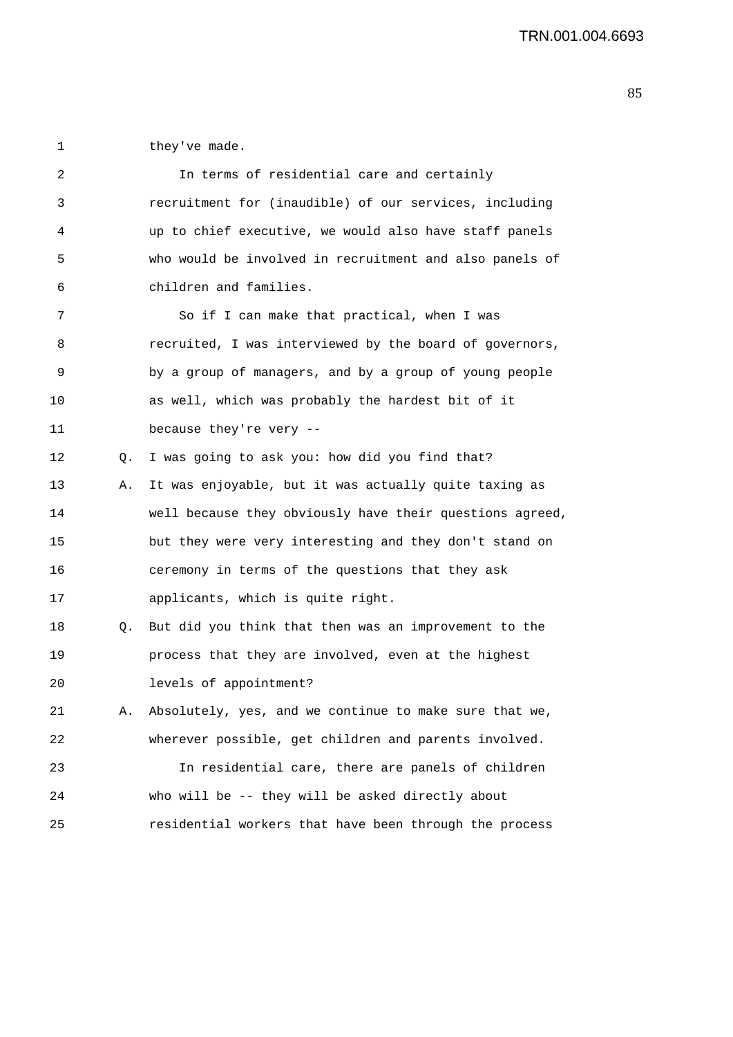they've made.

In terms of residential care and certainly recruitment for (inaudible) of our services, including up to chief executive, we would also have staff panels who would be involved in recruitment and also panels of children and families.

So if I can make that practical, when I was recruited, I was interviewed by the board of governors, by a group of managers, and by a group of young people as well, which was probably the hardest bit of it because they're very --

Q. I was going to ask you: how did you find that?

A. It was enjoyable, but it was actually quite taxing as well because they obviously have their questions agreed, but they were very interesting and they don't stand on ceremony in terms of the questions that they ask applicants, which is quite right.

Q. But did you think that then was an improvement to the process that they are involved, even at the highest levels of appointment?

A. Absolutely, yes, and we continue to make sure that we, wherever possible, get children and parents involved.

In residential care, there are panels of children who will be -- they will be asked directly about residential workers that have been through the process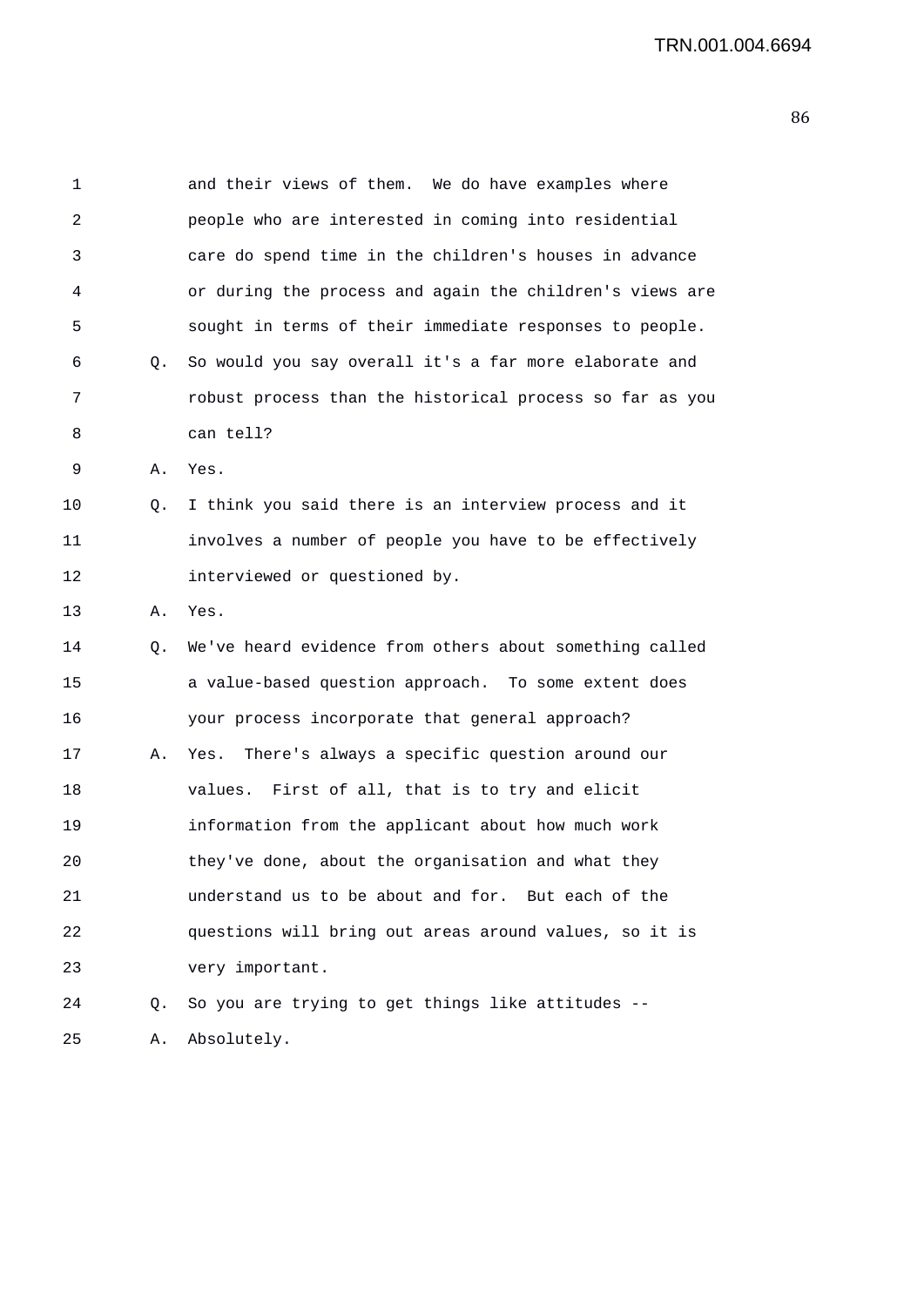1 and their views of them. We do have examples where
2 people who are interested in coming into residential
3 care do spend time in the children's houses in advance
4 or during the process and again the children's views are
5 sought in terms of their immediate responses to people.
6 Q. So would you say overall it's a far more elaborate and
7 robust process than the historical process so far as you
8 can tell?
9 A. Yes.
10 Q. I think you said there is an interview process and it
11 involves a number of people you have to be effectively
12 interviewed or questioned by.
13 A. Yes.
14 Q. We've heard evidence from others about something called
15 a value-based question approach. To some extent does
16 your process incorporate that general approach?
17 A. Yes. There's always a specific question around our
18 values. First of all, that is to try and elicit
19 information from the applicant about how much work
20 they've done, about the organisation and what they
21 understand us to be about and for. But each of the
22 questions will bring out areas around values, so it is
23 very important.
24 Q. So you are trying to get things like attitudes --
25 A. Absolutely.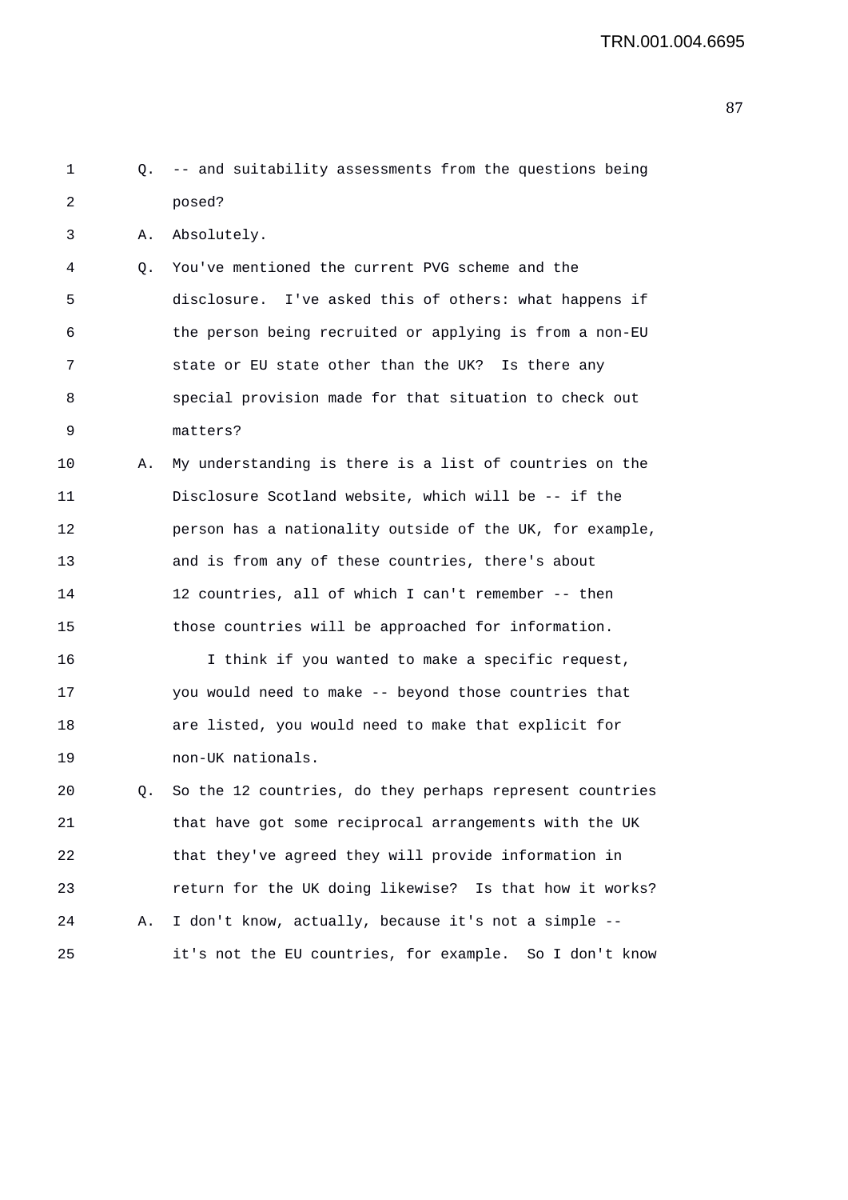1 Q. -- and suitability assessments from the questions being
2 posed?

3 A. Absolutely.

4 Q. You've mentioned the current PVG scheme and the
5 disclosure. I've asked this of others: what happens if
6 the person being recruited or applying is from a non-EU
7 state or EU state other than the UK? Is there any
8 special provision made for that situation to check out
9 matters?

10 A. My understanding is there is a list of countries on the
11 Disclosure Scotland website, which will be -- if the
12 person has a nationality outside of the UK, for example,
13 and is from any of these countries, there's about
14 12 countries, all of which I can't remember -- then
15 those countries will be approached for information.

16 I think if you wanted to make a specific request,
17 you would need to make -- beyond those countries that
18 are listed, you would need to make that explicit for
19 non-UK nationals.

20 Q. So the 12 countries, do they perhaps represent countries
21 that have got some reciprocal arrangements with the UK
22 that they've agreed they will provide information in
23 return for the UK doing likewise? Is that how it works?

24 A. I don't know, actually, because it's not a simple --
25 it's not the EU countries, for example. So I don't know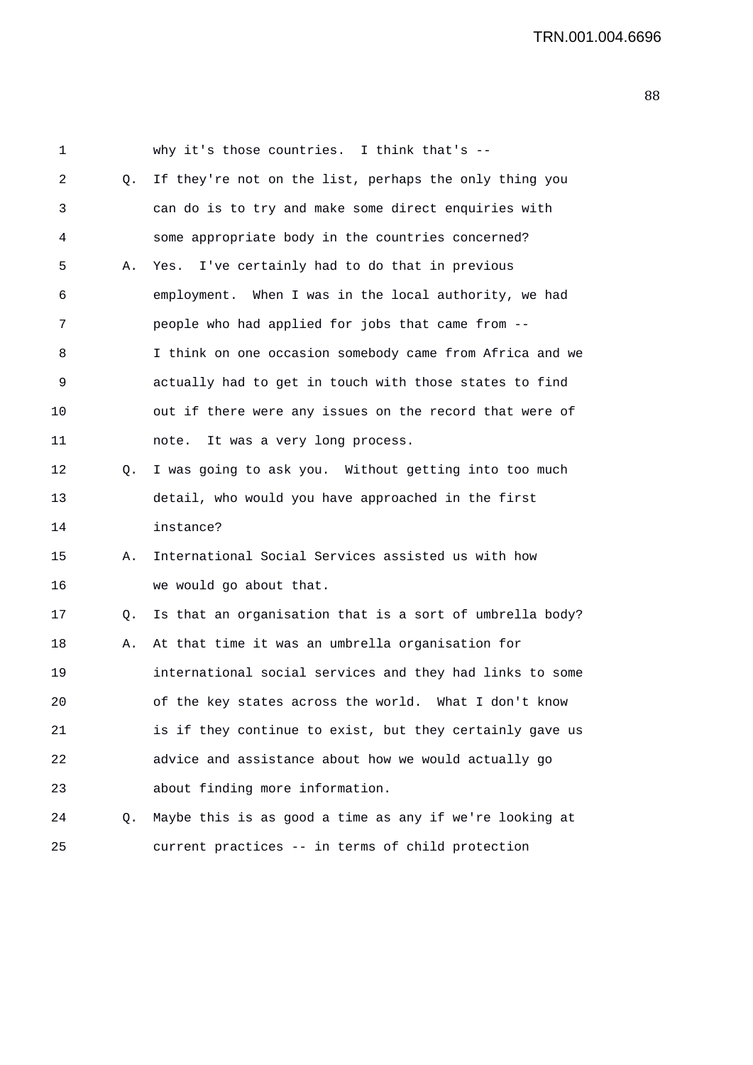1 why it's those countries. I think that's --

2 Q. If they're not on the list, perhaps the only thing you
3 can do is to try and make some direct enquiries with
4 some appropriate body in the countries concerned?

5 A. Yes. I've certainly had to do that in previous
6 employment. When I was in the local authority, we had
7 people who had applied for jobs that came from --
8 I think on one occasion somebody came from Africa and we
9 actually had to get in touch with those states to find
10 out if there were any issues on the record that were of
11 note. It was a very long process.

12 Q. I was going to ask you. Without getting into too much
13 detail, who would you have approached in the first
14 instance?

15 A. International Social Services assisted us with how
16 we would go about that.

17 Q. Is that an organisation that is a sort of umbrella body?

18 A. At that time it was an umbrella organisation for
19 international social services and they had links to some
20 of the key states across the world. What I don't know
21 is if they continue to exist, but they certainly gave us
22 advice and assistance about how we would actually go
23 about finding more information.

24 Q. Maybe this is as good a time as any if we're looking at
25 current practices -- in terms of child protection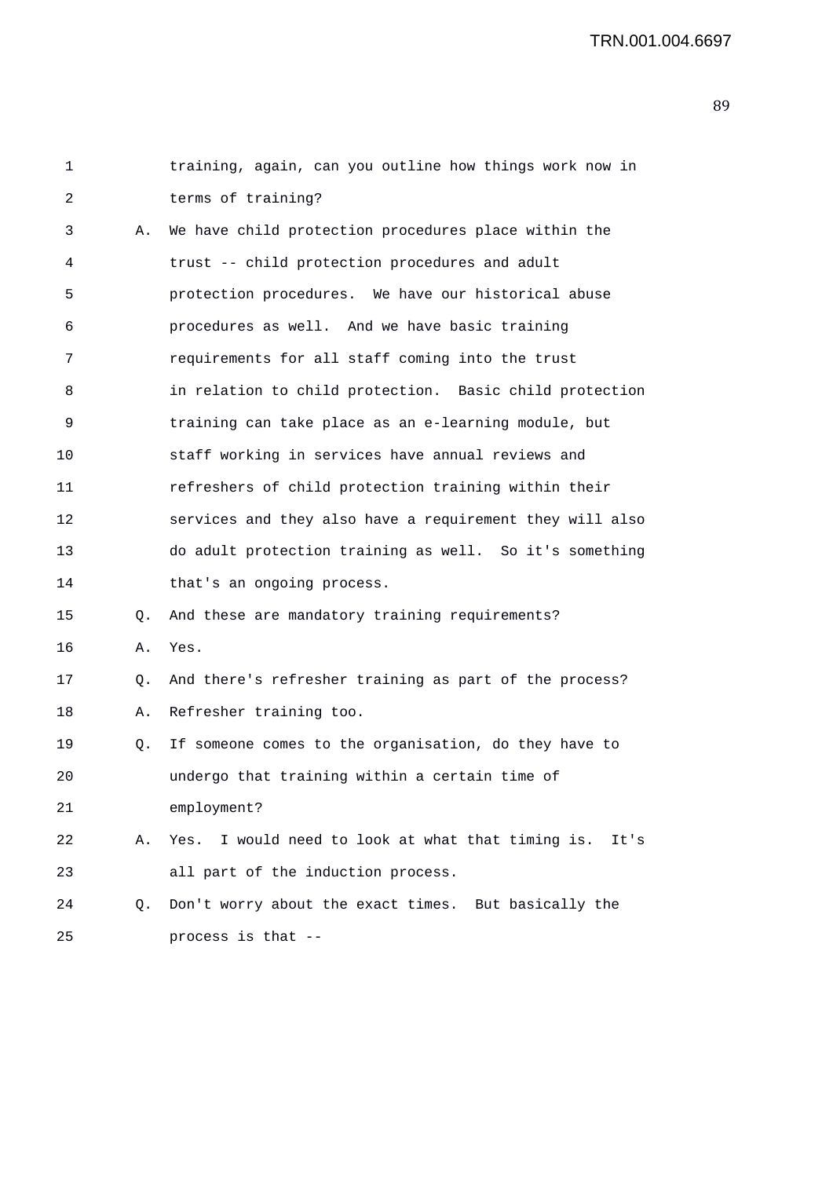1 training, again, can you outline how things work now in
2 terms of training?

3 A. We have child protection procedures place within the
4 trust -- child protection procedures and adult
5 protection procedures. We have our historical abuse
6 procedures as well. And we have basic training
7 requirements for all staff coming into the trust
8 in relation to child protection. Basic child protection
9 training can take place as an e-learning module, but
10 staff working in services have annual reviews and
11 refreshers of child protection training within their
12 services and they also have a requirement they will also
13 do adult protection training as well. So it's something
14 that's an ongoing process.

15 Q. And these are mandatory training requirements?

16 A. Yes.

17 Q. And there's refresher training as part of the process?

18 A. Refresher training too.

19 Q. If someone comes to the organisation, do they have to
20 undergo that training within a certain time of
21 employment?

22 A. Yes. I would need to look at what that timing is. It's
23 all part of the induction process.

24 Q. Don't worry about the exact times. But basically the
25 process is that --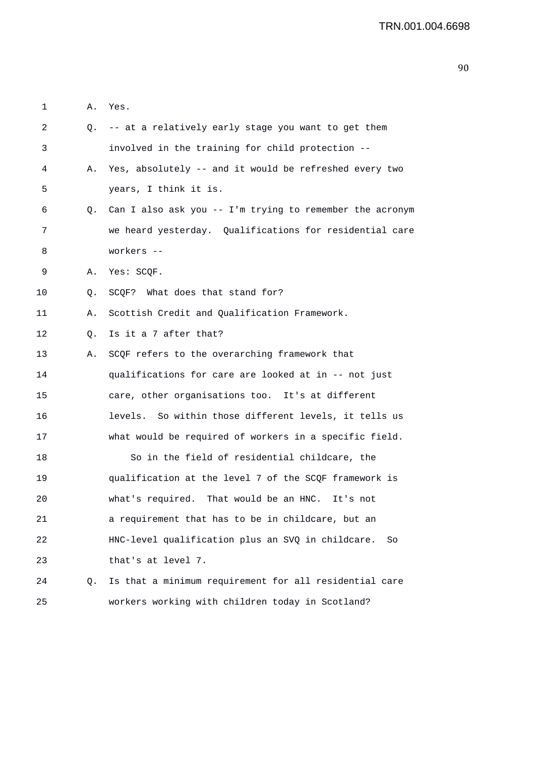1 A. Yes.

2 Q. -- at a relatively early stage you want to get them

3 involved in the training for child protection --

4 A. Yes, absolutely -- and it would be refreshed every two

5 years, I think it is.

6 Q. Can I also ask you -- I'm trying to remember the acronym

7 we heard yesterday. Qualifications for residential care

8 workers --

9 A. Yes: SCQF.

10 Q. SCQF? What does that stand for?

11 A. Scottish Credit and Qualification Framework.

12 Q. Is it a 7 after that?

13 A. SCQF refers to the overarching framework that

14 qualifications for care are looked at in -- not just

15 care, other organisations too. It's at different

16 levels. So within those different levels, it tells us

17 what would be required of workers in a specific field.

18 So in the field of residential childcare, the

19 qualification at the level 7 of the SCQF framework is

20 what's required. That would be an HNC. It's not

21 a requirement that has to be in childcare, but an

22 HNC-level qualification plus an SVQ in childcare. So

23 that's at level 7.

24 Q. Is that a minimum requirement for all residential care

25 workers working with children today in Scotland?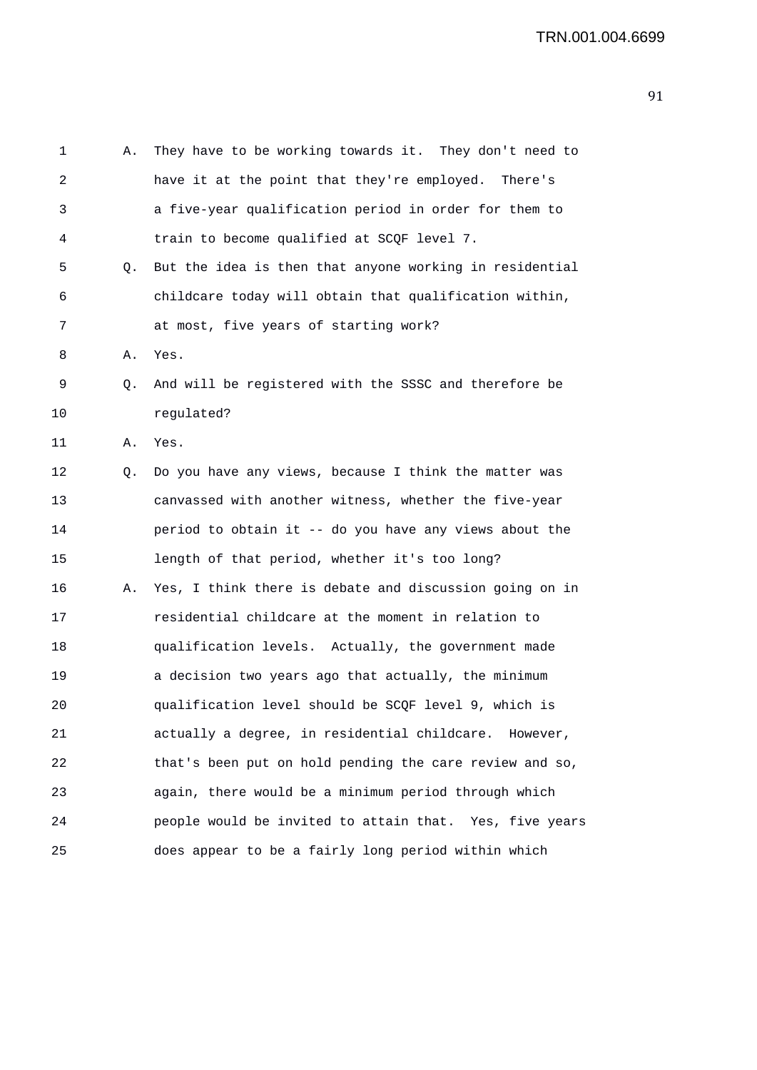1 A. They have to be working towards it. They don't need to
2 have it at the point that they're employed. There's
3 a five-year qualification period in order for them to
4 train to become qualified at SCQF level 7.
5 Q. But the idea is then that anyone working in residential
6 childcare today will obtain that qualification within,
7 at most, five years of starting work?
8 A. Yes.
9 Q. And will be registered with the SSSC and therefore be
10 regulated?
11 A. Yes.
12 Q. Do you have any views, because I think the matter was
13 canvassed with another witness, whether the five-year
14 period to obtain it -- do you have any views about the
15 length of that period, whether it's too long?
16 A. Yes, I think there is debate and discussion going on in
17 residential childcare at the moment in relation to
18 qualification levels. Actually, the government made
19 a decision two years ago that actually, the minimum
20 qualification level should be SCQF level 9, which is
21 actually a degree, in residential childcare. However,
22 that's been put on hold pending the care review and so,
23 again, there would be a minimum period through which
24 people would be invited to attain that. Yes, five years
25 does appear to be a fairly long period within which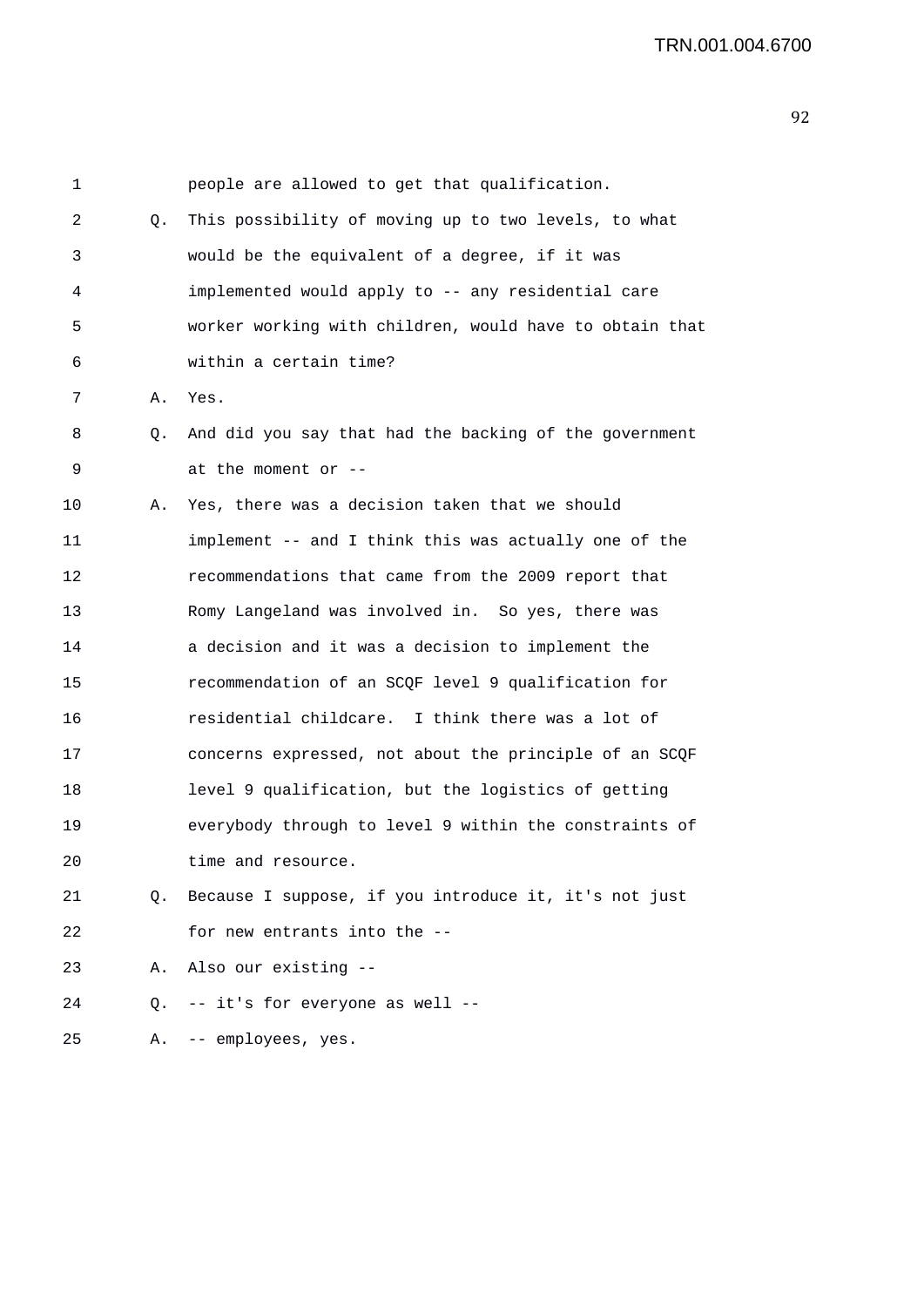1 people are allowed to get that qualification.

2 Q. This possibility of moving up to two levels, to what

3 would be the equivalent of a degree, if it was

4 implemented would apply to -- any residential care

5 worker working with children, would have to obtain that

6 within a certain time?

7 A. Yes.

8 Q. And did you say that had the backing of the government

9 at the moment or --

10 A. Yes, there was a decision taken that we should

11 implement -- and I think this was actually one of the

12 recommendations that came from the 2009 report that

13 Romy Langeland was involved in. So yes, there was

14 a decision and it was a decision to implement the

15 recommendation of an SCQF level 9 qualification for

16 residential childcare. I think there was a lot of

17 concerns expressed, not about the principle of an SCQF

18 level 9 qualification, but the logistics of getting

19 everybody through to level 9 within the constraints of

20 time and resource.

21 Q. Because I suppose, if you introduce it, it's not just

22 for new entrants into the --

23 A. Also our existing --

24 Q. -- it's for everyone as well --

25 A. -- employees, yes.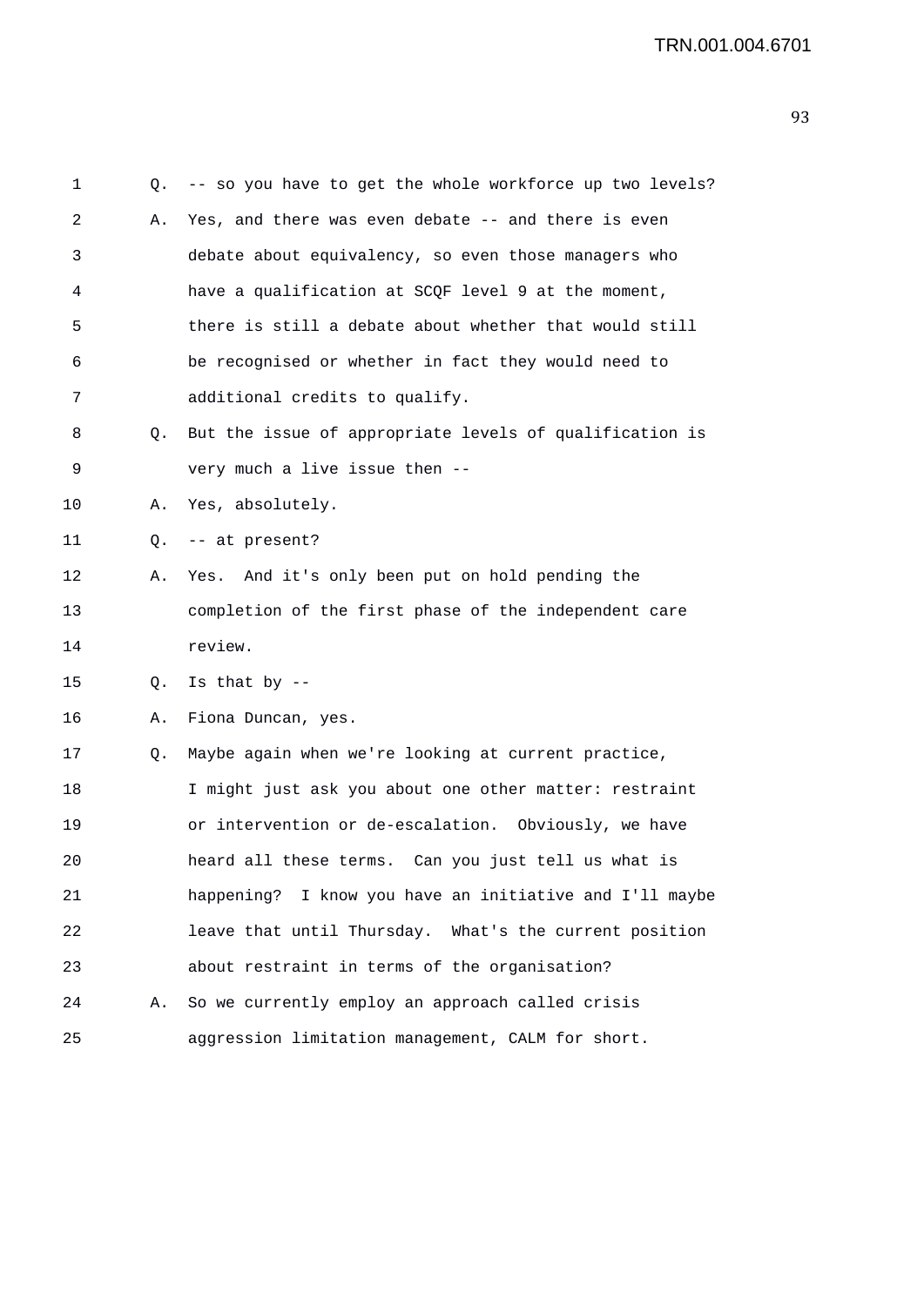1 Q. -- so you have to get the whole workforce up two levels?

2 A. Yes, and there was even debate -- and there is even

3 debate about equivalency, so even those managers who

4 have a qualification at SCQF level 9 at the moment,

5 there is still a debate about whether that would still

6 be recognised or whether in fact they would need to

7 additional credits to qualify.

8 Q. But the issue of appropriate levels of qualification is

9 very much a live issue then --

10 A. Yes, absolutely.

11 Q. -- at present?

12 A. Yes. And it's only been put on hold pending the

13 completion of the first phase of the independent care

14 review.

15 Q. Is that by --

16 A. Fiona Duncan, yes.

17 Q. Maybe again when we're looking at current practice,

18 I might just ask you about one other matter: restraint

19 or intervention or de-escalation. Obviously, we have

20 heard all these terms. Can you just tell us what is

21 happening? I know you have an initiative and I'll maybe

22 leave that until Thursday. What's the current position

23 about restraint in terms of the organisation?

24 A. So we currently employ an approach called crisis

25 aggression limitation management, CALM for short.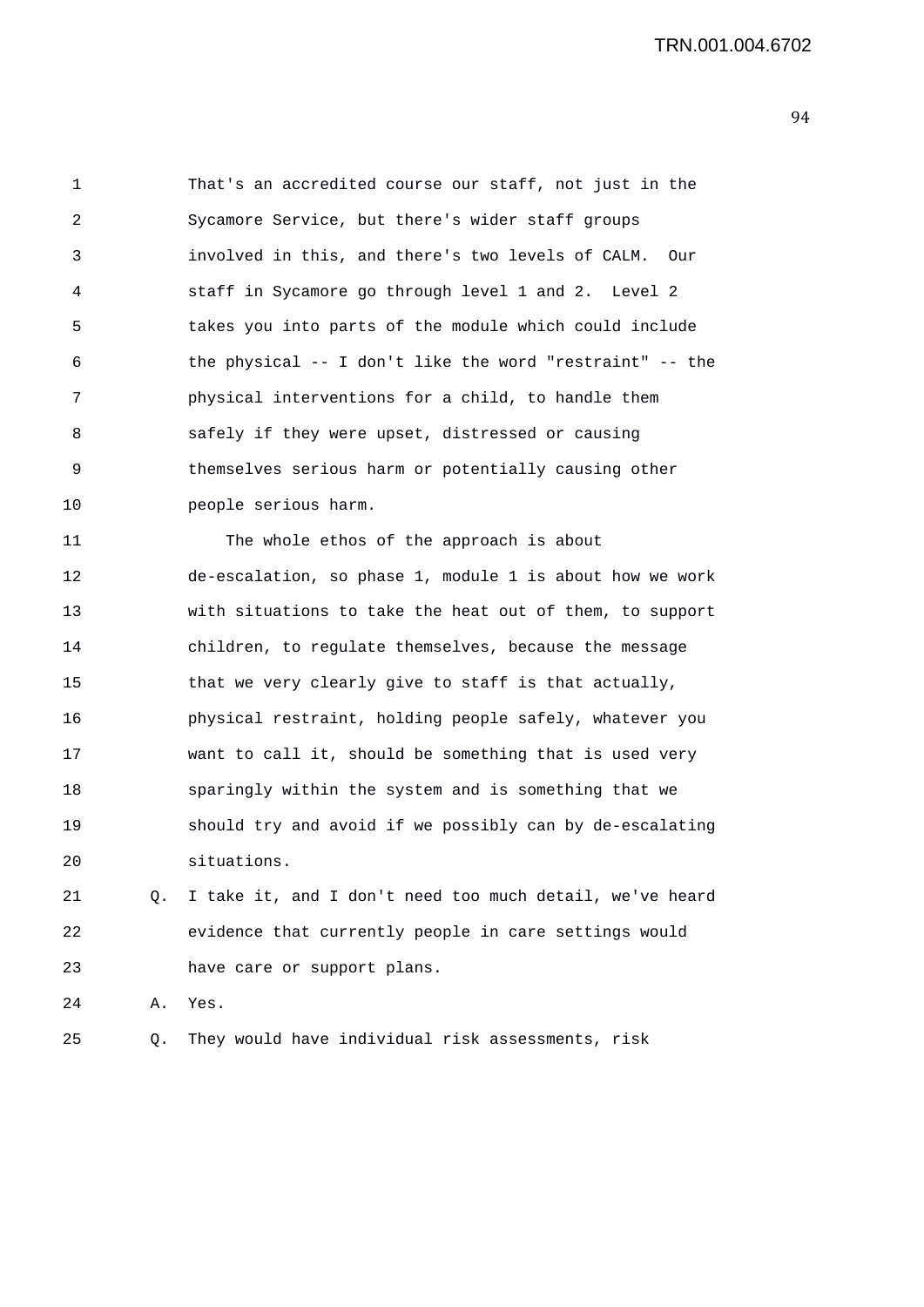That's an accredited course our staff, not just in the Sycamore Service, but there's wider staff groups involved in this, and there's two levels of CALM. Our staff in Sycamore go through level 1 and 2. Level 2 takes you into parts of the module which could include the physical -- I don't like the word "restraint" -- the physical interventions for a child, to handle them safely if they were upset, distressed or causing themselves serious harm or potentially causing other people serious harm.

The whole ethos of the approach is about de-escalation, so phase 1, module 1 is about how we work with situations to take the heat out of them, to support children, to regulate themselves, because the message that we very clearly give to staff is that actually, physical restraint, holding people safely, whatever you want to call it, should be something that is used very sparingly within the system and is something that we should try and avoid if we possibly can by de-escalating situations.

Q. I take it, and I don't need too much detail, we've heard evidence that currently people in care settings would have care or support plans.

A. Yes.

Q. They would have individual risk assessments, risk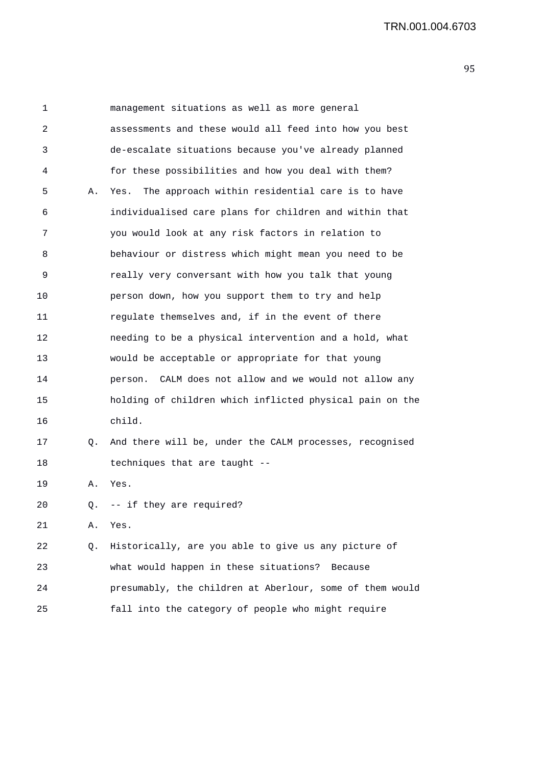management situations as well as more general assessments and these would all feed into how you best de-escalate situations because you've already planned for these possibilities and how you deal with them?

A. Yes. The approach within residential care is to have individualised care plans for children and within that you would look at any risk factors in relation to behaviour or distress which might mean you need to be really very conversant with how you talk that young person down, how you support them to try and help regulate themselves and, if in the event of there needing to be a physical intervention and a hold, what would be acceptable or appropriate for that young person. CALM does not allow and we would not allow any holding of children which inflicted physical pain on the child.

Q. And there will be, under the CALM processes, recognised techniques that are taught --

A. Yes.

Q. -- if they are required?

A. Yes.

Q. Historically, are you able to give us any picture of what would happen in these situations? Because presumably, the children at Aberlour, some of them would fall into the category of people who might require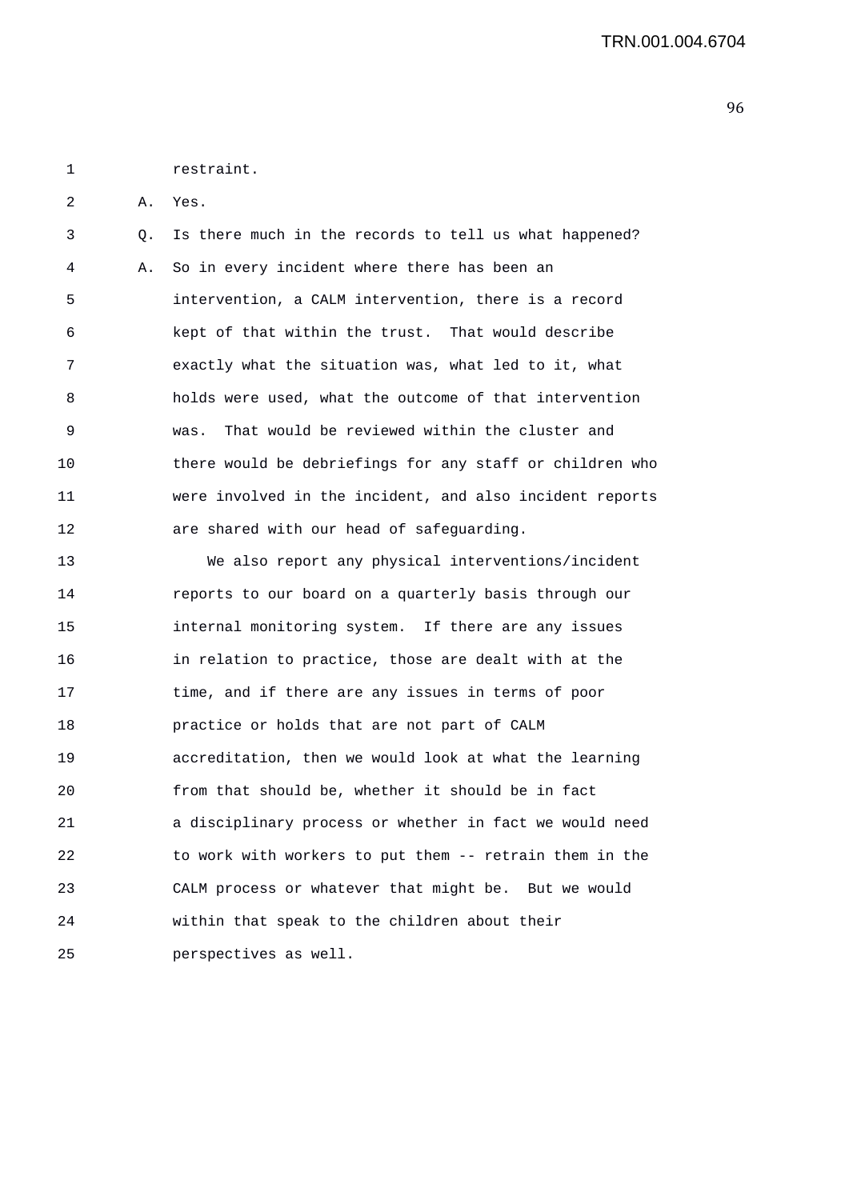1 restraint.

2 A. Yes.

3 Q. Is there much in the records to tell us what happened?

4 A. So in every incident where there has been an
5 intervention, a CALM intervention, there is a record
6 kept of that within the trust. That would describe
7 exactly what the situation was, what led to it, what
8 holds were used, what the outcome of that intervention
9 was. That would be reviewed within the cluster and
10 there would be debriefings for any staff or children who
11 were involved in the incident, and also incident reports
12 are shared with our head of safeguarding.

13 We also report any physical interventions/incident
14 reports to our board on a quarterly basis through our
15 internal monitoring system. If there are any issues
16 in relation to practice, those are dealt with at the
17 time, and if there are any issues in terms of poor
18 practice or holds that are not part of CALM
19 accreditation, then we would look at what the learning
20 from that should be, whether it should be in fact
21 a disciplinary process or whether in fact we would need
22 to work with workers to put them -- retrain them in the
23 CALM process or whatever that might be. But we would
24 within that speak to the children about their
25 perspectives as well.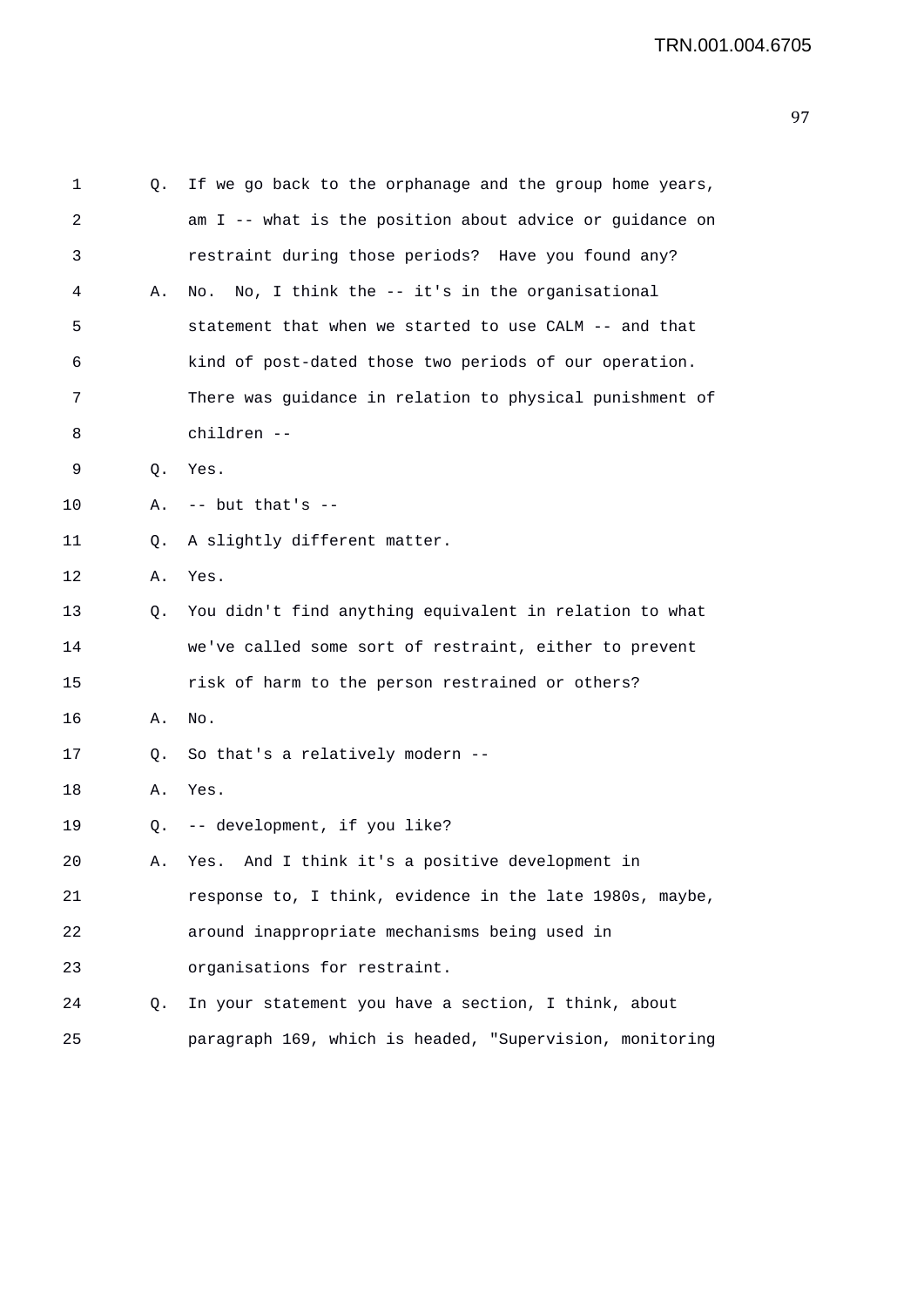1 Q. If we go back to the orphanage and the group home years,
2 am I -- what is the position about advice or guidance on
3 restraint during those periods? Have you found any?
4 A. No. No, I think the -- it's in the organisational
5 statement that when we started to use CALM -- and that
6 kind of post-dated those two periods of our operation.
7 There was guidance in relation to physical punishment of
8 children --
9 Q. Yes.
10 A. -- but that's --
11 Q. A slightly different matter.
12 A. Yes.
13 Q. You didn't find anything equivalent in relation to what
14 we've called some sort of restraint, either to prevent
15 risk of harm to the person restrained or others?
16 A. No.
17 Q. So that's a relatively modern --
18 A. Yes.
19 Q. -- development, if you like?
20 A. Yes. And I think it's a positive development in
21 response to, I think, evidence in the late 1980s, maybe,
22 around inappropriate mechanisms being used in
23 organisations for restraint.
24 Q. In your statement you have a section, I think, about
25 paragraph 169, which is headed, "Supervision, monitoring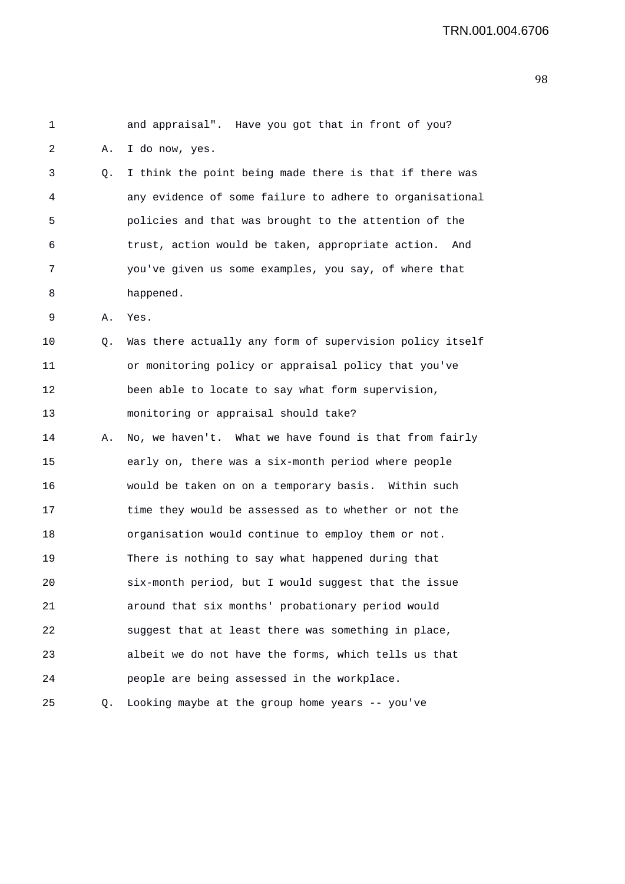1 and appraisal". Have you got that in front of you?

2 A. I do now, yes.

3 Q. I think the point being made there is that if there was

4 any evidence of some failure to adhere to organisational

5 policies and that was brought to the attention of the

6 trust, action would be taken, appropriate action. And

7 you've given us some examples, you say, of where that

8 happened.

9 A. Yes.

10 Q. Was there actually any form of supervision policy itself

11 or monitoring policy or appraisal policy that you've

12 been able to locate to say what form supervision,

13 monitoring or appraisal should take?

14 A. No, we haven't. What we have found is that from fairly

15 early on, there was a six-month period where people

16 would be taken on on a temporary basis. Within such

17 time they would be assessed as to whether or not the

18 organisation would continue to employ them or not.

19 There is nothing to say what happened during that

20 six-month period, but I would suggest that the issue

21 around that six months' probationary period would

22 suggest that at least there was something in place,

23 albeit we do not have the forms, which tells us that

24 people are being assessed in the workplace.

25 Q. Looking maybe at the group home years -- you've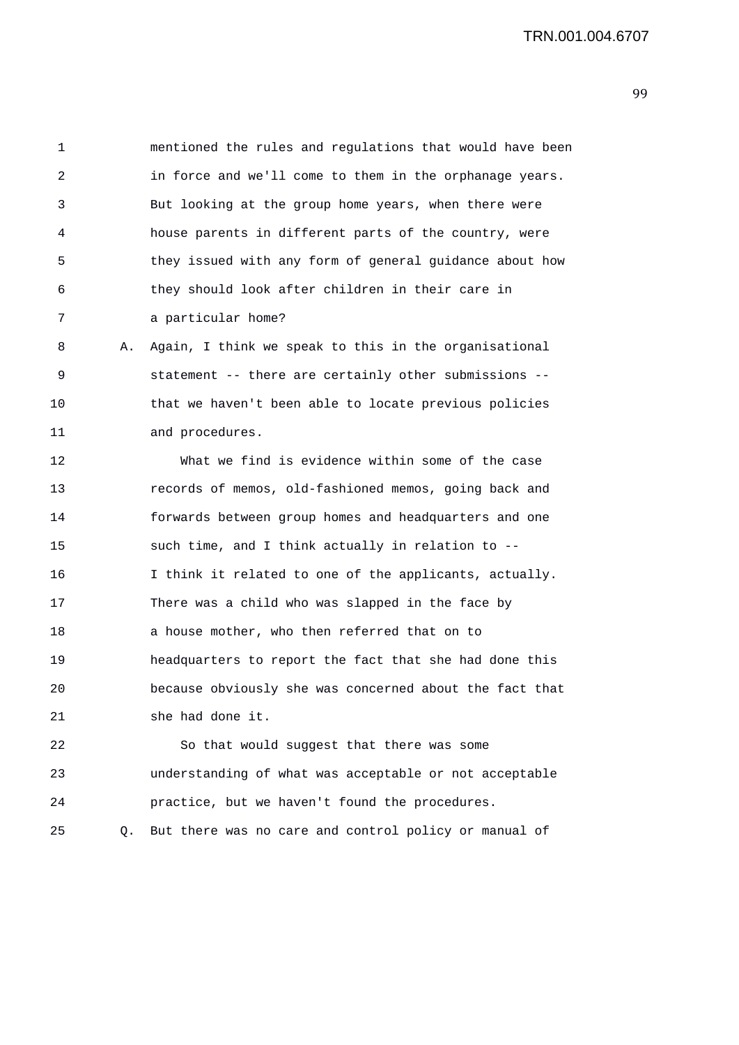mentioned the rules and regulations that would have been in force and we'll come to them in the orphanage years. But looking at the group home years, when there were house parents in different parts of the country, were they issued with any form of general guidance about how they should look after children in their care in a particular home?

A. Again, I think we speak to this in the organisational statement -- there are certainly other submissions -- that we haven't been able to locate previous policies and procedures.

What we find is evidence within some of the case records of memos, old-fashioned memos, going back and forwards between group homes and headquarters and one such time, and I think actually in relation to -- I think it related to one of the applicants, actually. There was a child who was slapped in the face by a house mother, who then referred that on to headquarters to report the fact that she had done this because obviously she was concerned about the fact that she had done it.

So that would suggest that there was some understanding of what was acceptable or not acceptable practice, but we haven't found the procedures.

Q. But there was no care and control policy or manual of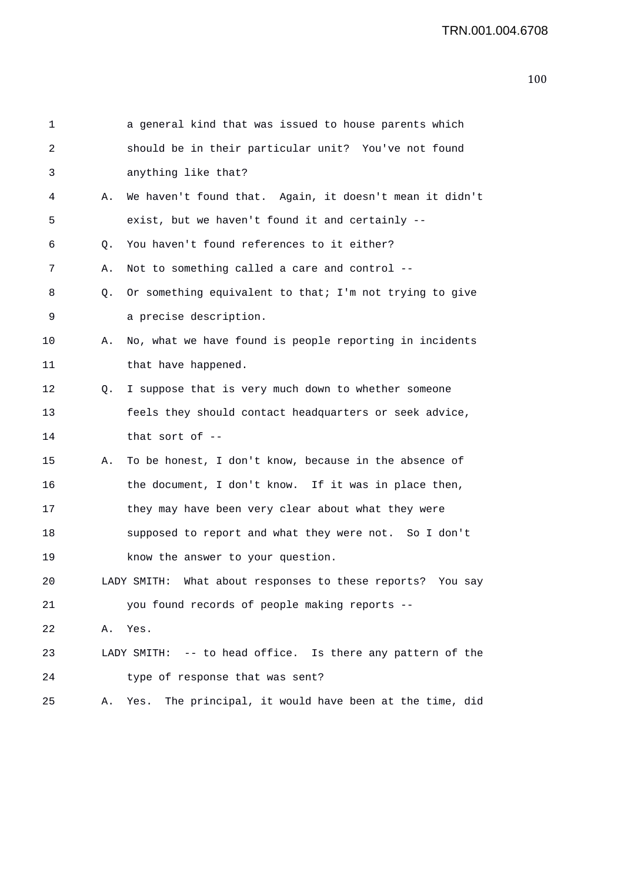1 a general kind that was issued to house parents which
2 should be in their particular unit? You've not found
3 anything like that?
4 A. We haven't found that. Again, it doesn't mean it didn't
5 exist, but we haven't found it and certainly --
6 Q. You haven't found references to it either?
7 A. Not to something called a care and control --
8 Q. Or something equivalent to that; I'm not trying to give
9 a precise description.
10 A. No, what we have found is people reporting in incidents
11 that have happened.
12 Q. I suppose that is very much down to whether someone
13 feels they should contact headquarters or seek advice,
14 that sort of --
15 A. To be honest, I don't know, because in the absence of
16 the document, I don't know. If it was in place then,
17 they may have been very clear about what they were
18 supposed to report and what they were not. So I don't
19 know the answer to your question.
20 LADY SMITH: What about responses to these reports? You say
21 you found records of people making reports --
22 A. Yes.
23 LADY SMITH: -- to head office. Is there any pattern of the
24 type of response that was sent?
25 A. Yes. The principal, it would have been at the time, did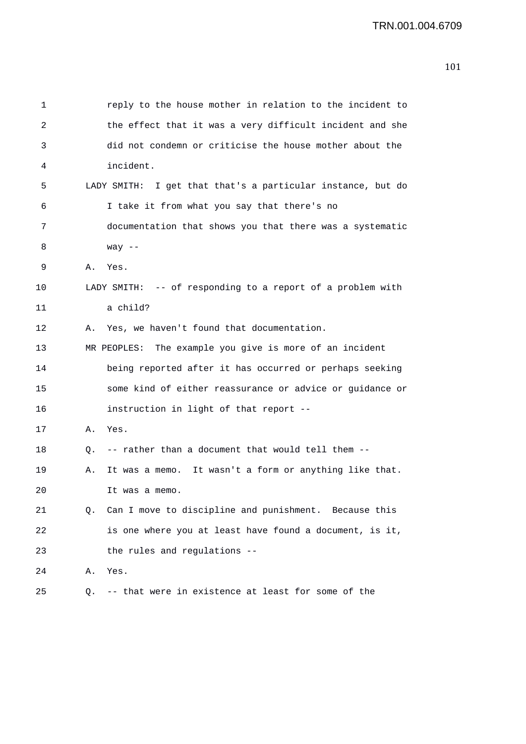1 reply to the house mother in relation to the incident to
2 the effect that it was a very difficult incident and she
3 did not condemn or criticise the house mother about the
4 incident.
5 LADY SMITH: I get that that's a particular instance, but do
6 I take it from what you say that there's no
7 documentation that shows you that there was a systematic
8 way --
9 A. Yes.
10 LADY SMITH: -- of responding to a report of a problem with
11 a child?
12 A. Yes, we haven't found that documentation.
13 MR PEOPLES: The example you give is more of an incident
14 being reported after it has occurred or perhaps seeking
15 some kind of either reassurance or advice or guidance or
16 instruction in light of that report --
17 A. Yes.
18 Q. -- rather than a document that would tell them --
19 A. It was a memo. It wasn't a form or anything like that.
20 It was a memo.
21 Q. Can I move to discipline and punishment. Because this
22 is one where you at least have found a document, is it,
23 the rules and regulations --
24 A. Yes.
25 Q. -- that were in existence at least for some of the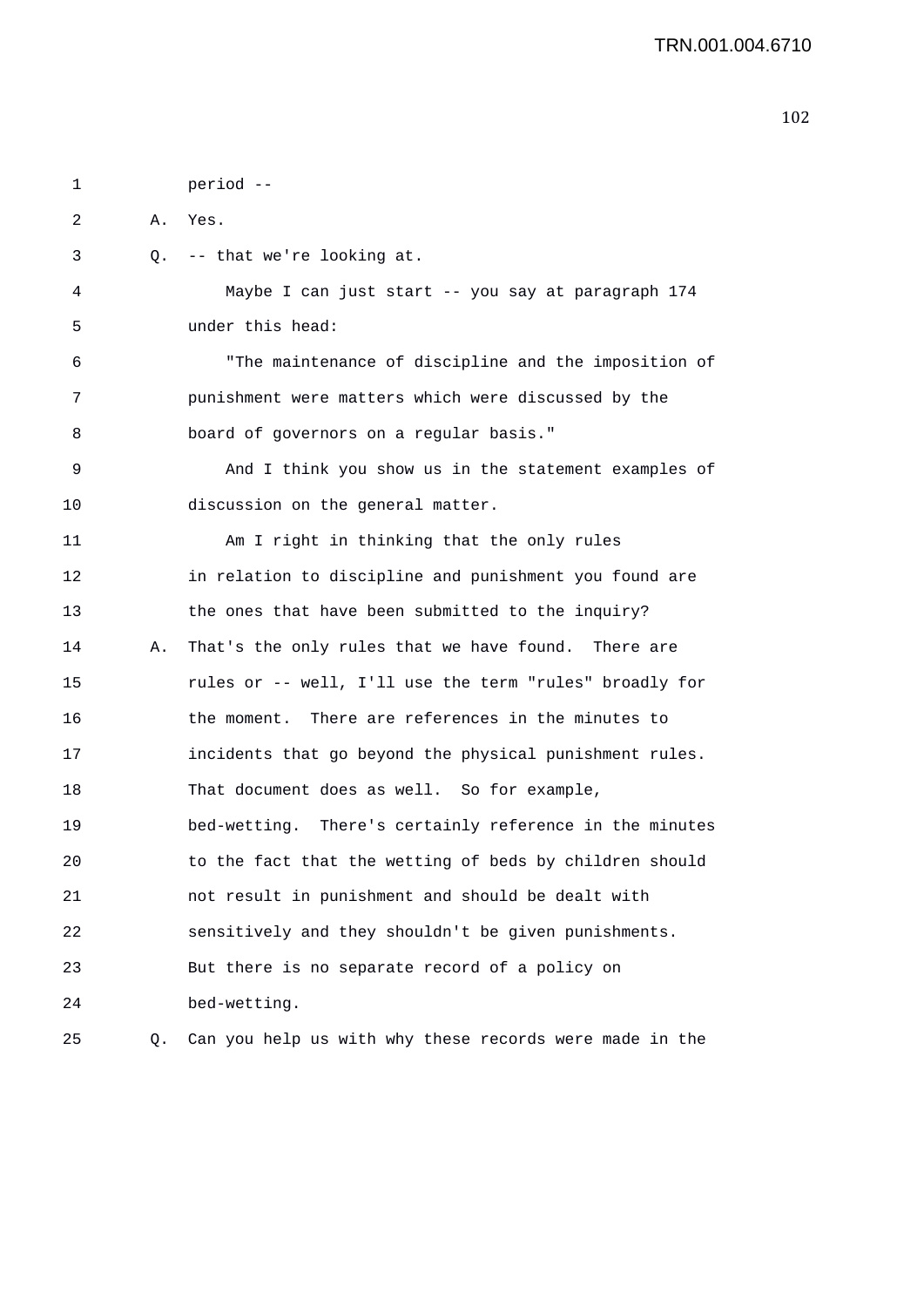period --

A. Yes.

Q. -- that we're looking at.

Maybe I can just start -- you say at paragraph 174 under this head:

"The maintenance of discipline and the imposition of punishment were matters which were discussed by the board of governors on a regular basis."

And I think you show us in the statement examples of discussion on the general matter.

Am I right in thinking that the only rules in relation to discipline and punishment you found are the ones that have been submitted to the inquiry?

A. That's the only rules that we have found. There are rules or -- well, I'll use the term "rules" broadly for the moment. There are references in the minutes to incidents that go beyond the physical punishment rules. That document does as well. So for example, bed-wetting. There's certainly reference in the minutes to the fact that the wetting of beds by children should not result in punishment and should be dealt with sensitively and they shouldn't be given punishments. But there is no separate record of a policy on bed-wetting.

Q. Can you help us with why these records were made in the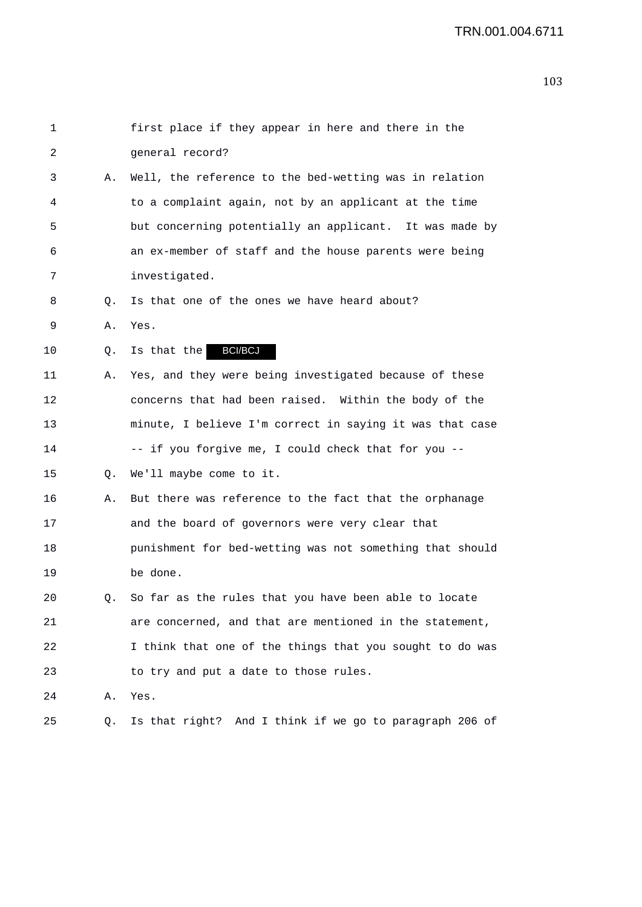1 first place if they appear in here and there in the
2 general record?
3 A. Well, the reference to the bed-wetting was in relation
4 to a complaint again, not by an applicant at the time
5 but concerning potentially an applicant. It was made by
6 an ex-member of staff and the house parents were being
7 investigated.
8 Q. Is that one of the ones we have heard about?
9 A. Yes.
10 Q. Is that the BCI/BCJ
11 A. Yes, and they were being investigated because of these
12 concerns that had been raised. Within the body of the
13 minute, I believe I'm correct in saying it was that case
14 -- if you forgive me, I could check that for you --
15 Q. We'll maybe come to it.
16 A. But there was reference to the fact that the orphanage
17 and the board of governors were very clear that
18 punishment for bed-wetting was not something that should
19 be done.
20 Q. So far as the rules that you have been able to locate
21 are concerned, and that are mentioned in the statement,
22 I think that one of the things that you sought to do was
23 to try and put a date to those rules.
24 A. Yes.
25 Q. Is that right? And I think if we go to paragraph 206 of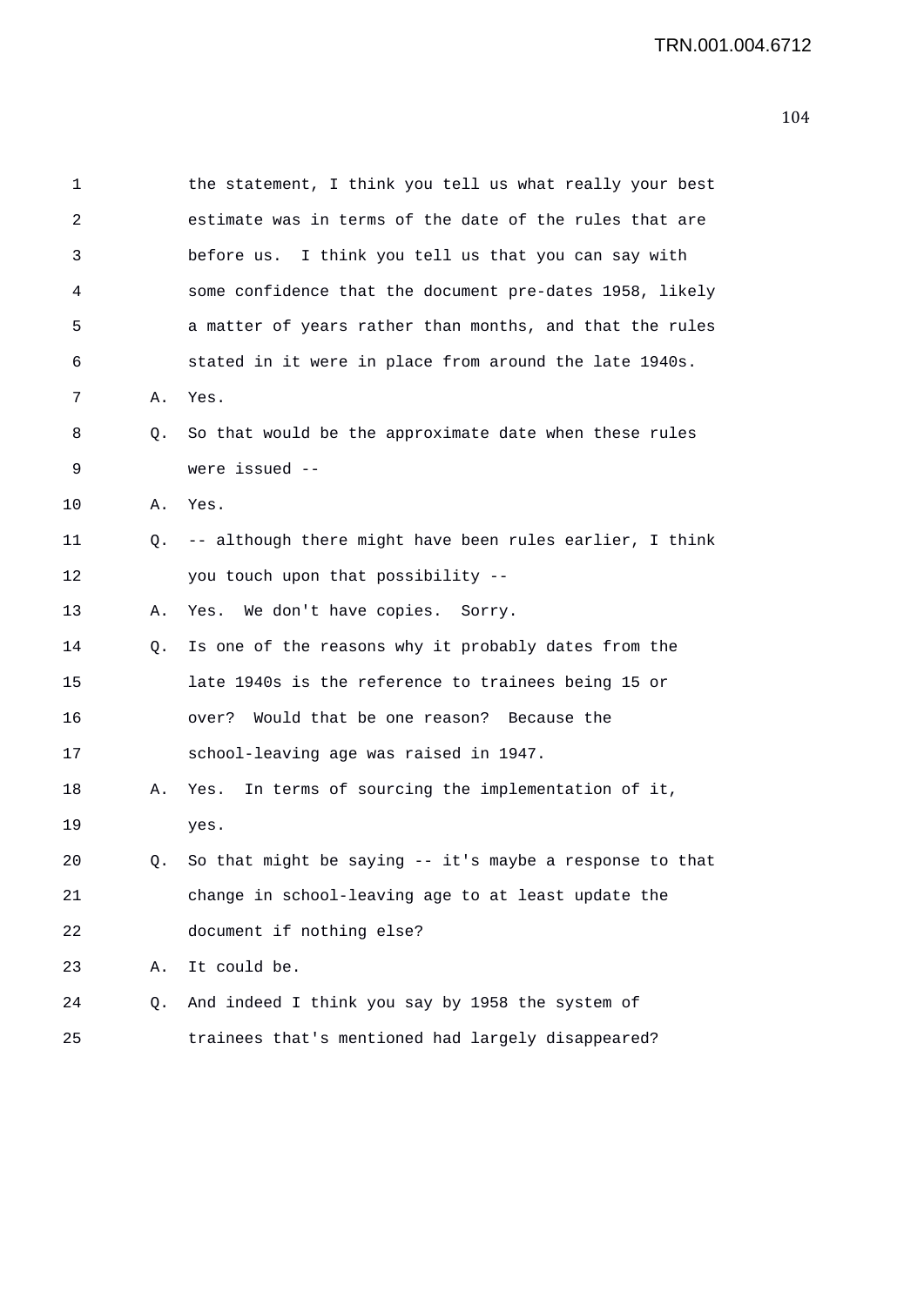1 the statement, I think you tell us what really your best
2 estimate was in terms of the date of the rules that are
3 before us. I think you tell us that you can say with
4 some confidence that the document pre-dates 1958, likely
5 a matter of years rather than months, and that the rules
6 stated in it were in place from around the late 1940s.
7 A. Yes.
8 Q. So that would be the approximate date when these rules
9 were issued --
10 A. Yes.
11 Q. -- although there might have been rules earlier, I think
12 you touch upon that possibility --
13 A. Yes. We don't have copies. Sorry.
14 Q. Is one of the reasons why it probably dates from the
15 late 1940s is the reference to trainees being 15 or
16 over? Would that be one reason? Because the
17 school-leaving age was raised in 1947.
18 A. Yes. In terms of sourcing the implementation of it,
19 yes.
20 Q. So that might be saying -- it's maybe a response to that
21 change in school-leaving age to at least update the
22 document if nothing else?
23 A. It could be.
24 Q. And indeed I think you say by 1958 the system of
25 trainees that's mentioned had largely disappeared?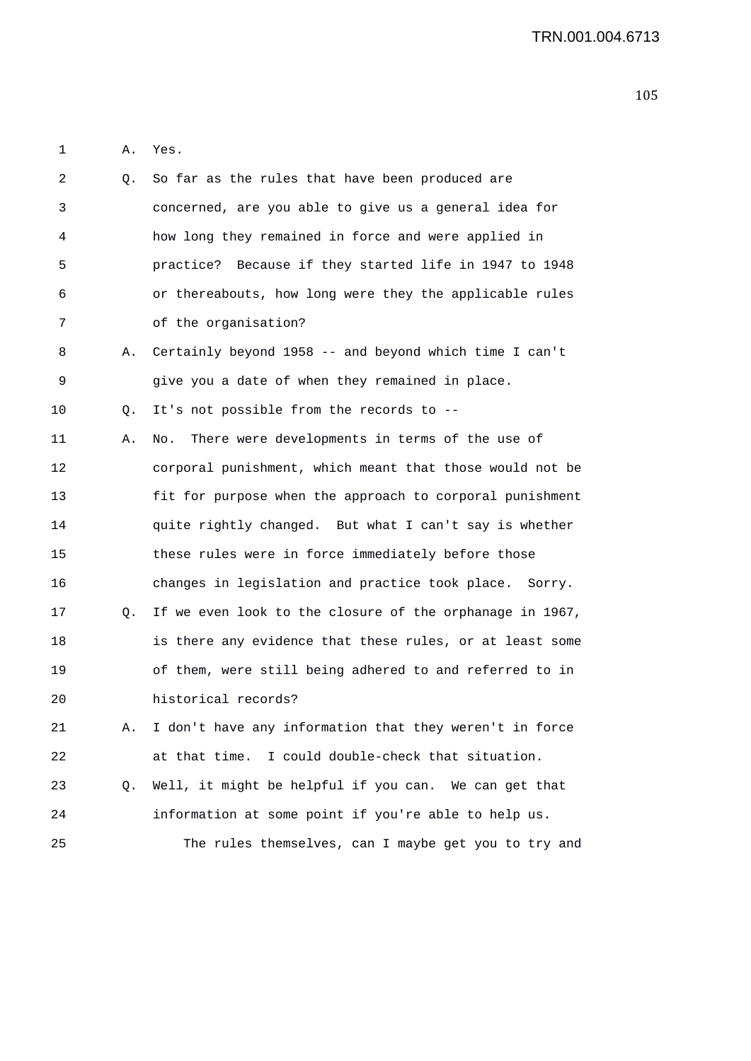1 A. Yes.

2 Q. So far as the rules that have been produced are
3 concerned, are you able to give us a general idea for
4 how long they remained in force and were applied in
5 practice? Because if they started life in 1947 to 1948
6 or thereabouts, how long were they the applicable rules
7 of the organisation?

8 A. Certainly beyond 1958 -- and beyond which time I can't
9 give you a date of when they remained in place.

10 Q. It's not possible from the records to --

11 A. No. There were developments in terms of the use of
12 corporal punishment, which meant that those would not be
13 fit for purpose when the approach to corporal punishment
14 quite rightly changed. But what I can't say is whether
15 these rules were in force immediately before those
16 changes in legislation and practice took place. Sorry.

17 Q. If we even look to the closure of the orphanage in 1967,
18 is there any evidence that these rules, or at least some
19 of them, were still being adhered to and referred to in
20 historical records?

21 A. I don't have any information that they weren't in force
22 at that time. I could double-check that situation.

23 Q. Well, it might be helpful if you can. We can get that
24 information at some point if you're able to help us.

25 The rules themselves, can I maybe get you to try and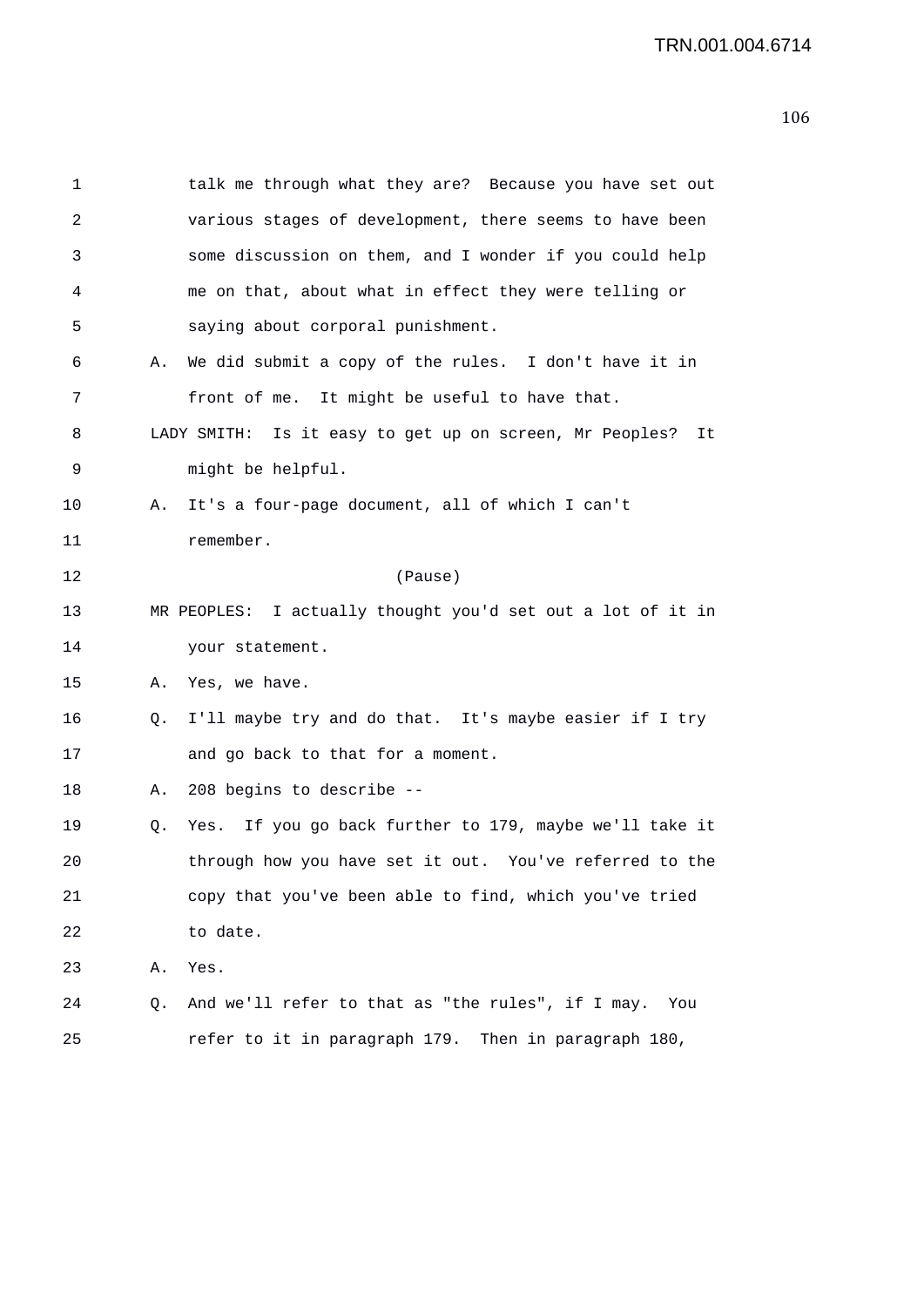talk me through what they are? Because you have set out various stages of development, there seems to have been some discussion on them, and I wonder if you could help me on that, about what in effect they were telling or saying about corporal punishment.

A. We did submit a copy of the rules. I don't have it in front of me. It might be useful to have that.

LADY SMITH: Is it easy to get up on screen, Mr Peoples? It might be helpful.

A. It's a four-page document, all of which I can't remember.

(Pause)

MR PEOPLES: I actually thought you'd set out a lot of it in your statement.

A. Yes, we have.

Q. I'll maybe try and do that. It's maybe easier if I try and go back to that for a moment.

A. 208 begins to describe --

Q. Yes. If you go back further to 179, maybe we'll take it through how you have set it out. You've referred to the copy that you've been able to find, which you've tried to date.

A. Yes.

Q. And we'll refer to that as "the rules", if I may. You refer to it in paragraph 179. Then in paragraph 180,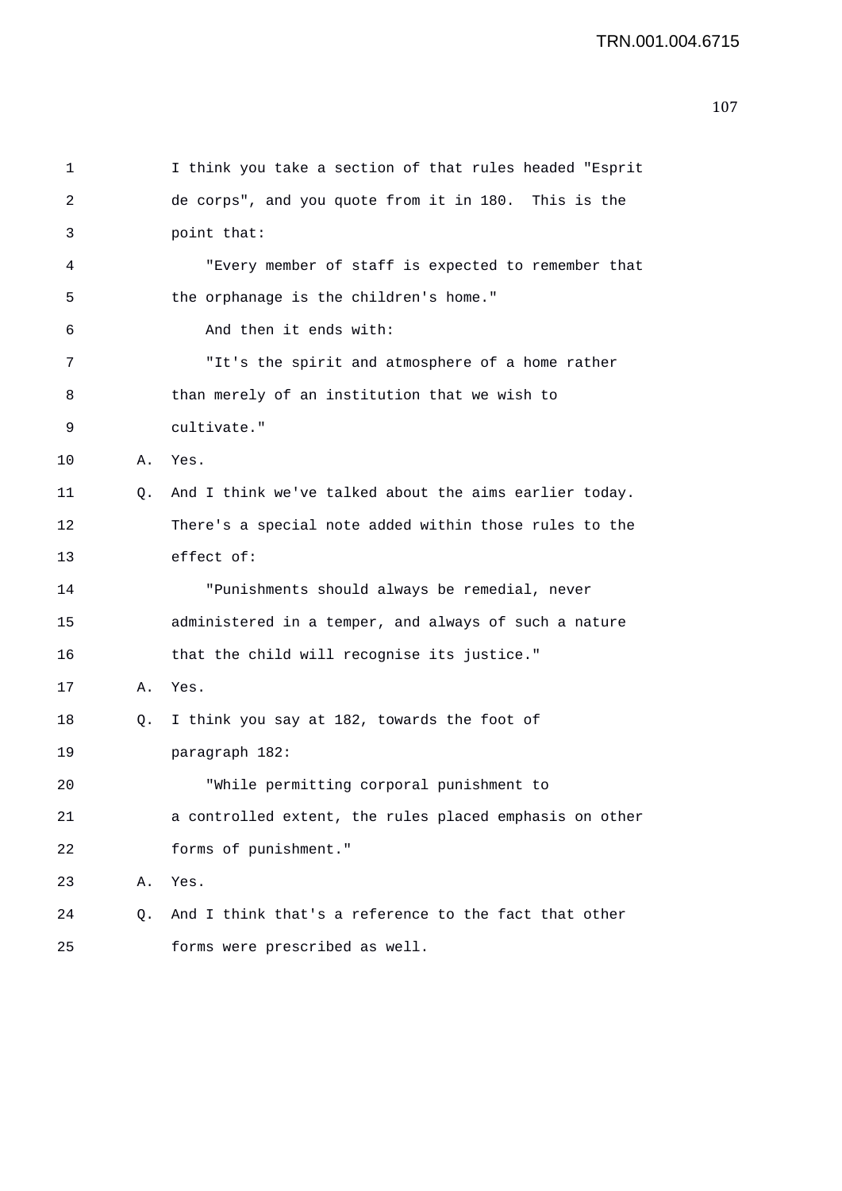I think you take a section of that rules headed "Esprit de corps", and you quote from it in 180. This is the point that:

"Every member of staff is expected to remember that the orphanage is the children's home."

And then it ends with:

"It's the spirit and atmosphere of a home rather than merely of an institution that we wish to cultivate."

A. Yes.

Q. And I think we've talked about the aims earlier today. There's a special note added within those rules to the effect of:

"Punishments should always be remedial, never administered in a temper, and always of such a nature that the child will recognise its justice."

A. Yes.

Q. I think you say at 182, towards the foot of paragraph 182:

"While permitting corporal punishment to a controlled extent, the rules placed emphasis on other forms of punishment."

A. Yes.

Q. And I think that's a reference to the fact that other forms were prescribed as well.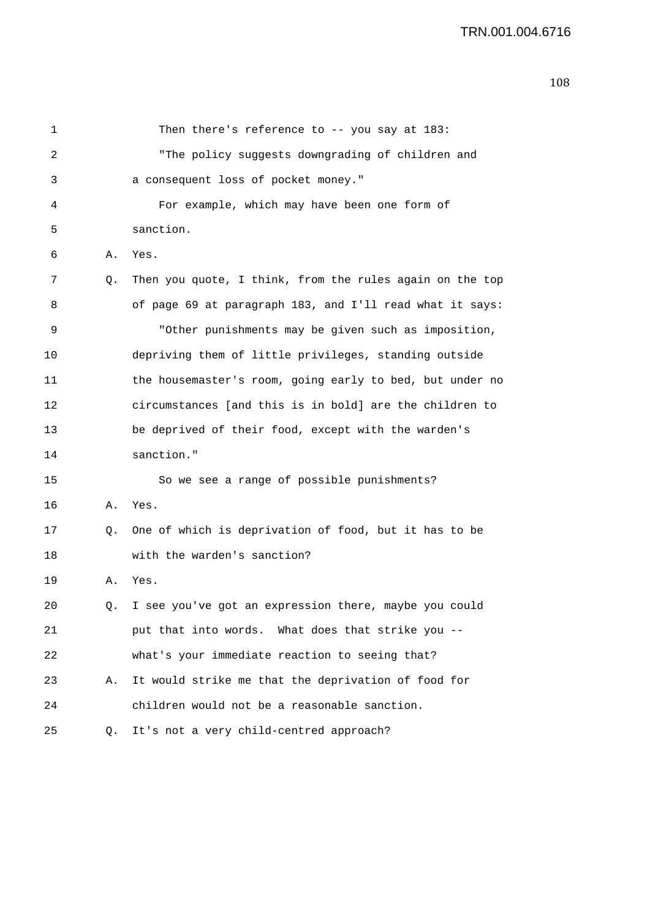1 Then there's reference to -- you say at 183:

2 "The policy suggests downgrading of children and

3 a consequent loss of pocket money."

4 For example, which may have been one form of

5 sanction.

6 A. Yes.

7 Q. Then you quote, I think, from the rules again on the top

8 of page 69 at paragraph 183, and I'll read what it says:

9 "Other punishments may be given such as imposition,

10 depriving them of little privileges, standing outside

11 the housemaster's room, going early to bed, but under no

12 circumstances [and this is in bold] are the children to

13 be deprived of their food, except with the warden's

14 sanction."

15 So we see a range of possible punishments?

16 A. Yes.

17 Q. One of which is deprivation of food, but it has to be

18 with the warden's sanction?

19 A. Yes.

20 Q. I see you've got an expression there, maybe you could

21 put that into words. What does that strike you --

22 what's your immediate reaction to seeing that?

23 A. It would strike me that the deprivation of food for

24 children would not be a reasonable sanction.

25 Q. It's not a very child-centred approach?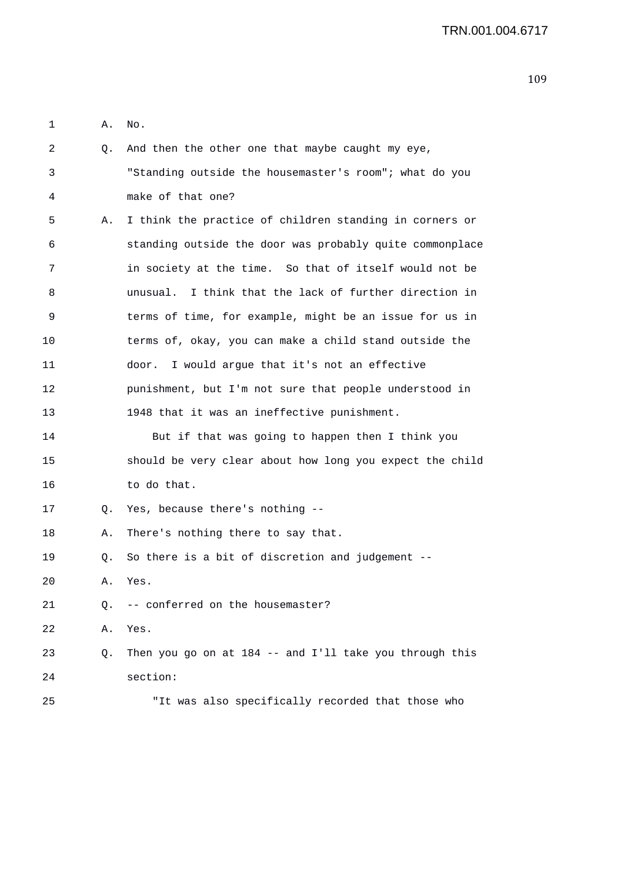1 A. No.

2 Q. And then the other one that maybe caught my eye,

3 "Standing outside the housemaster's room"; what do you

4 make of that one?

5 A. I think the practice of children standing in corners or

6 standing outside the door was probably quite commonplace

7 in society at the time. So that of itself would not be

8 unusual. I think that the lack of further direction in

9 terms of time, for example, might be an issue for us in

10 terms of, okay, you can make a child stand outside the

11 door. I would argue that it's not an effective

12 punishment, but I'm not sure that people understood in

13 1948 that it was an ineffective punishment.

14 But if that was going to happen then I think you

15 should be very clear about how long you expect the child

16 to do that.

17 Q. Yes, because there's nothing --

18 A. There's nothing there to say that.

19 Q. So there is a bit of discretion and judgement --

20 A. Yes.

21 Q. -- conferred on the housemaster?

22 A. Yes.

23 Q. Then you go on at 184 -- and I'll take you through this

24 section:

25 "It was also specifically recorded that those who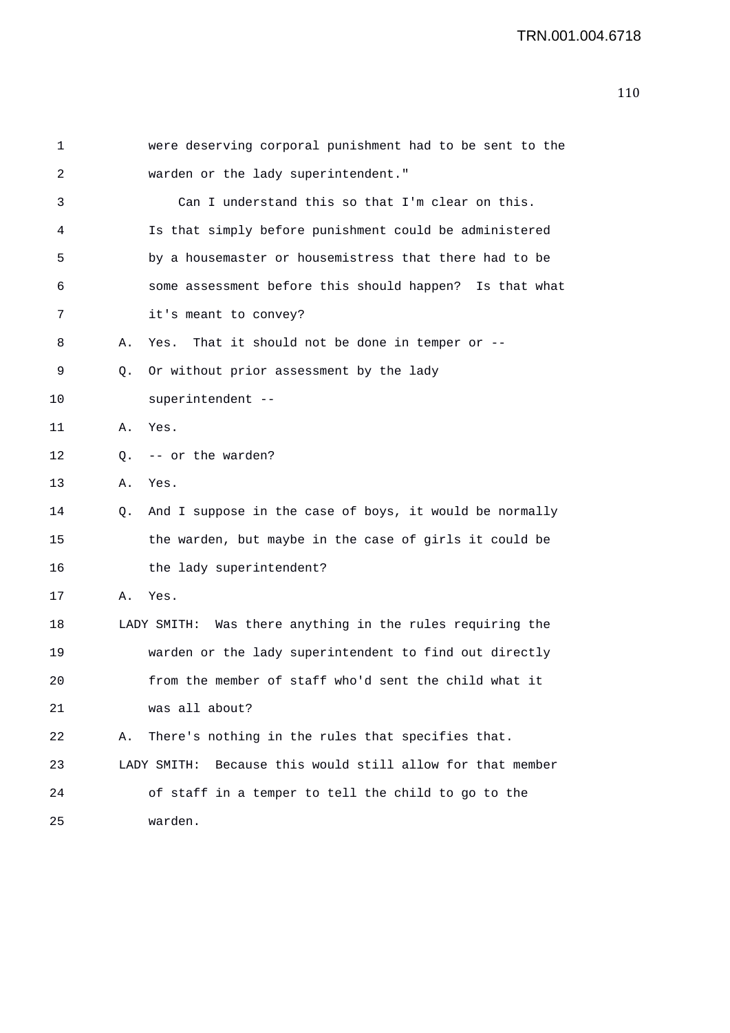were deserving corporal punishment had to be sent to the warden or the lady superintendent."

Can I understand this so that I'm clear on this. Is that simply before punishment could be administered by a housemaster or housemistress that there had to be some assessment before this should happen? Is that what it's meant to convey?

A. Yes. That it should not be done in temper or --

Q. Or without prior assessment by the lady superintendent --

A. Yes.

Q. -- or the warden?

A. Yes.

Q. And I suppose in the case of boys, it would be normally the warden, but maybe in the case of girls it could be the lady superintendent?

A. Yes.

LADY SMITH: Was there anything in the rules requiring the warden or the lady superintendent to find out directly from the member of staff who'd sent the child what it was all about?

A. There's nothing in the rules that specifies that.

LADY SMITH: Because this would still allow for that member of staff in a temper to tell the child to go to the warden.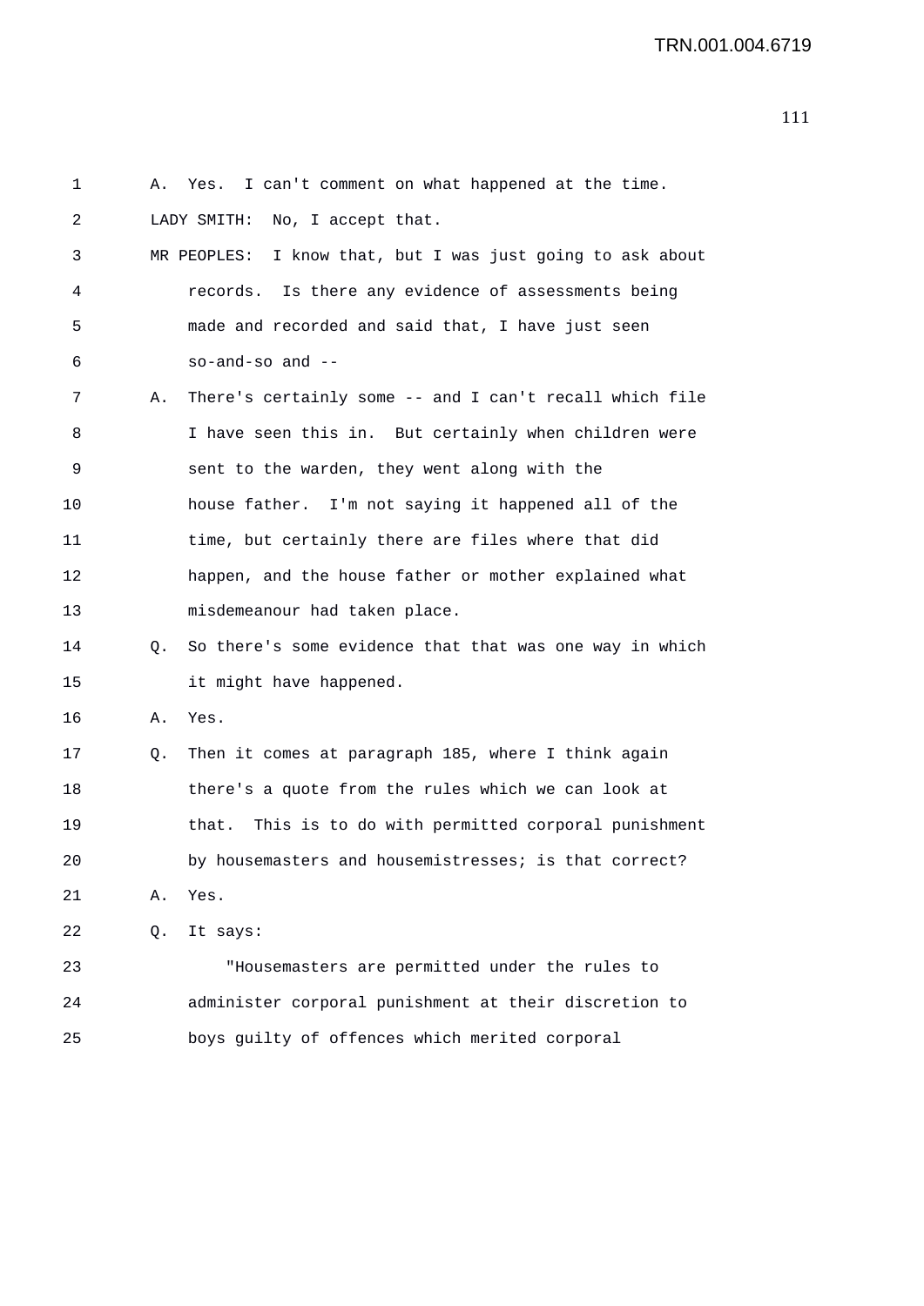1 A. Yes. I can't comment on what happened at the time.

2 LADY SMITH: No, I accept that.

3 MR PEOPLES: I know that, but I was just going to ask about

4 records. Is there any evidence of assessments being

5 made and recorded and said that, I have just seen

6 so-and-so and --

7 A. There's certainly some -- and I can't recall which file

8 I have seen this in. But certainly when children were

9 sent to the warden, they went along with the

10 house father. I'm not saying it happened all of the

11 time, but certainly there are files where that did

12 happen, and the house father or mother explained what

13 misdemeanour had taken place.

14 Q. So there's some evidence that that was one way in which

15 it might have happened.

16 A. Yes.

17 Q. Then it comes at paragraph 185, where I think again

18 there's a quote from the rules which we can look at

19 that. This is to do with permitted corporal punishment

20 by housemasters and housemistresses; is that correct?

21 A. Yes.

22 Q. It says:

23 "Housemasters are permitted under the rules to

24 administer corporal punishment at their discretion to

25 boys guilty of offences which merited corporal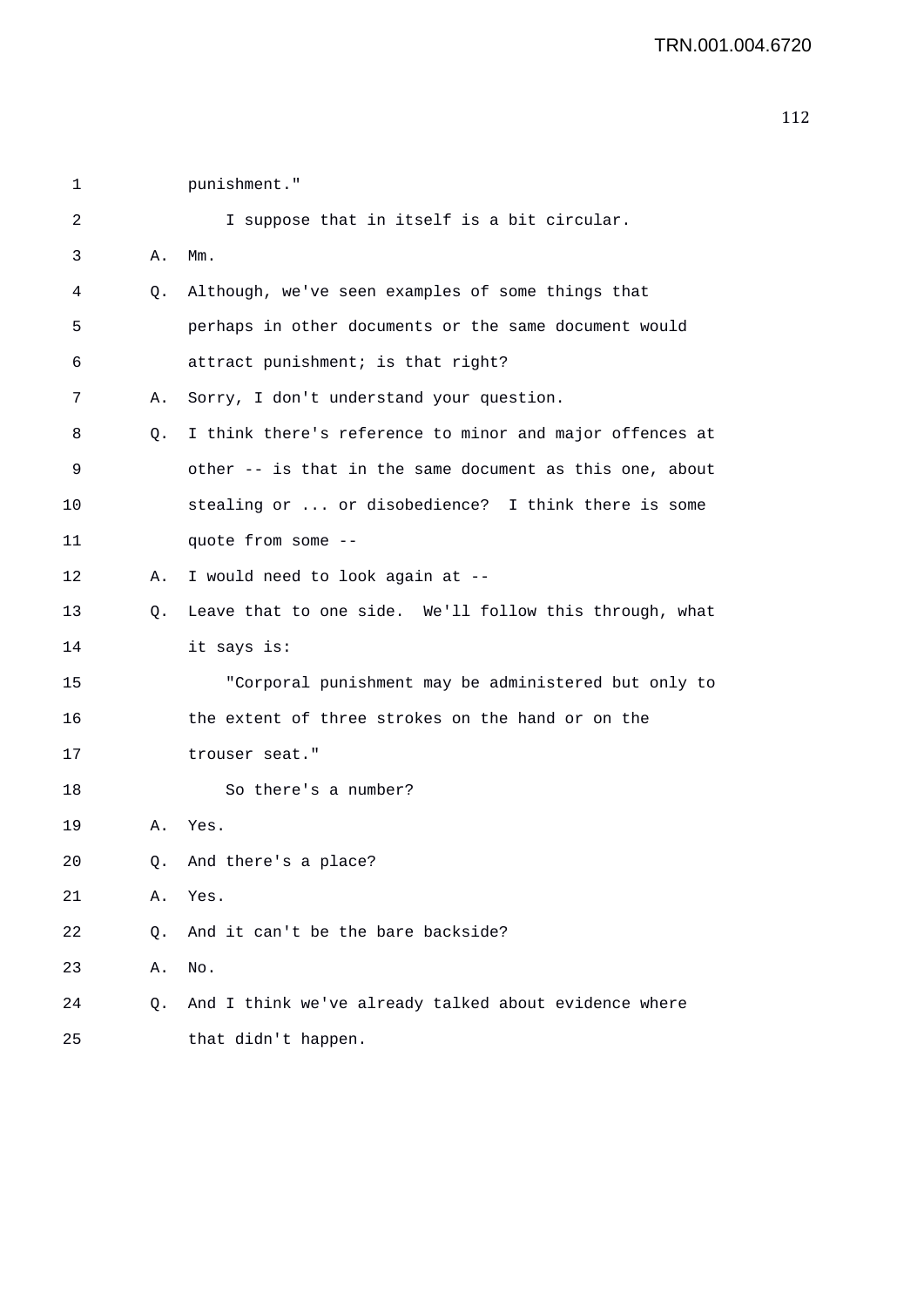1 punishment."

2 I suppose that in itself is a bit circular.

3 A. Mm.

4 Q. Although, we've seen examples of some things that

5 perhaps in other documents or the same document would

6 attract punishment; is that right?

7 A. Sorry, I don't understand your question.

8 Q. I think there's reference to minor and major offences at

9 other -- is that in the same document as this one, about

10 stealing or ... or disobedience? I think there is some

11 quote from some --

12 A. I would need to look again at --

13 Q. Leave that to one side. We'll follow this through, what

14 it says is:

15 "Corporal punishment may be administered but only to

16 the extent of three strokes on the hand or on the

17 trouser seat."

18 So there's a number?

19 A. Yes.

20 Q. And there's a place?

21 A. Yes.

22 Q. And it can't be the bare backside?

23 A. No.

24 Q. And I think we've already talked about evidence where

25 that didn't happen.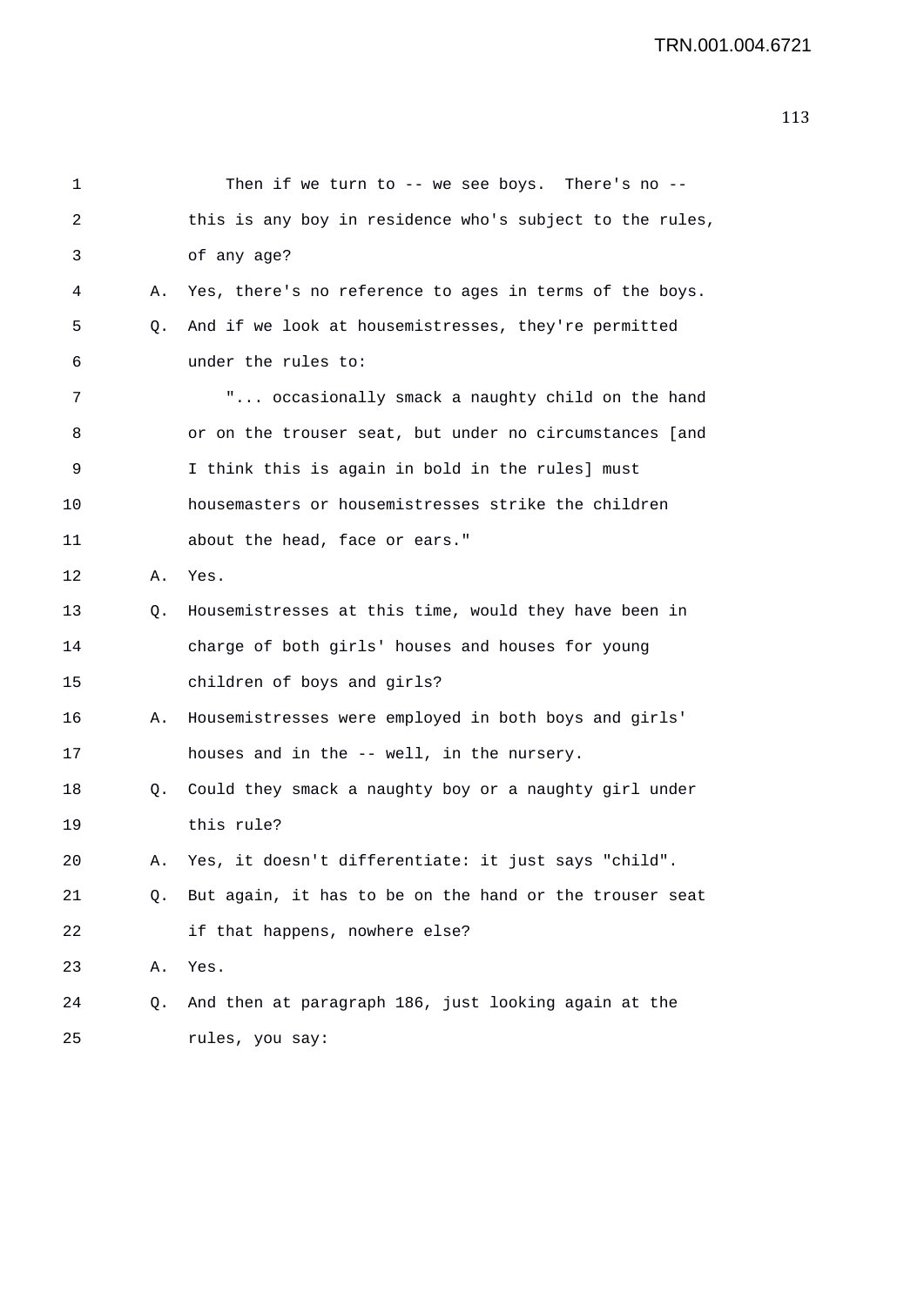1 Then if we turn to -- we see boys. There's no --
2 this is any boy in residence who's subject to the rules,
3 of any age?
4 A. Yes, there's no reference to ages in terms of the boys.
5 Q. And if we look at housemistresses, they're permitted
6 under the rules to:
7 "... occasionally smack a naughty child on the hand
8 or on the trouser seat, but under no circumstances [and
9 I think this is again in bold in the rules] must
10 housemasters or housemistresses strike the children
11 about the head, face or ears."
12 A. Yes.
13 Q. Housemistresses at this time, would they have been in
14 charge of both girls' houses and houses for young
15 children of boys and girls?
16 A. Housemistresses were employed in both boys and girls'
17 houses and in the -- well, in the nursery.
18 Q. Could they smack a naughty boy or a naughty girl under
19 this rule?
20 A. Yes, it doesn't differentiate: it just says "child".
21 Q. But again, it has to be on the hand or the trouser seat
22 if that happens, nowhere else?
23 A. Yes.
24 Q. And then at paragraph 186, just looking again at the
25 rules, you say: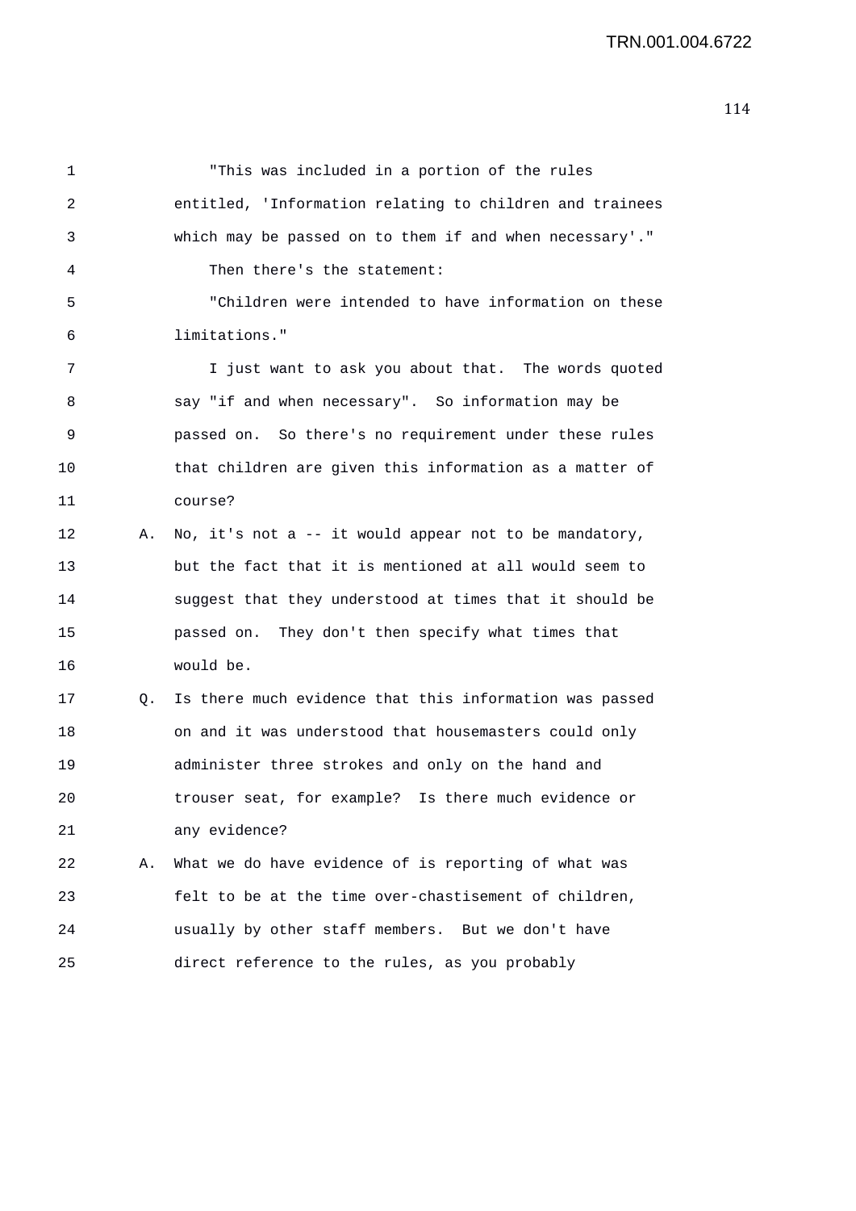"This was included in a portion of the rules entitled, 'Information relating to children and trainees which may be passed on to them if and when necessary'."

Then there's the statement:

"Children were intended to have information on these limitations."

I just want to ask you about that. The words quoted say "if and when necessary". So information may be passed on. So there's no requirement under these rules that children are given this information as a matter of course?

A. No, it's not a -- it would appear not to be mandatory, but the fact that it is mentioned at all would seem to suggest that they understood at times that it should be passed on. They don't then specify what times that would be.

Q. Is there much evidence that this information was passed on and it was understood that housemasters could only administer three strokes and only on the hand and trouser seat, for example? Is there much evidence or any evidence?

A. What we do have evidence of is reporting of what was felt to be at the time over-chastisement of children, usually by other staff members. But we don't have direct reference to the rules, as you probably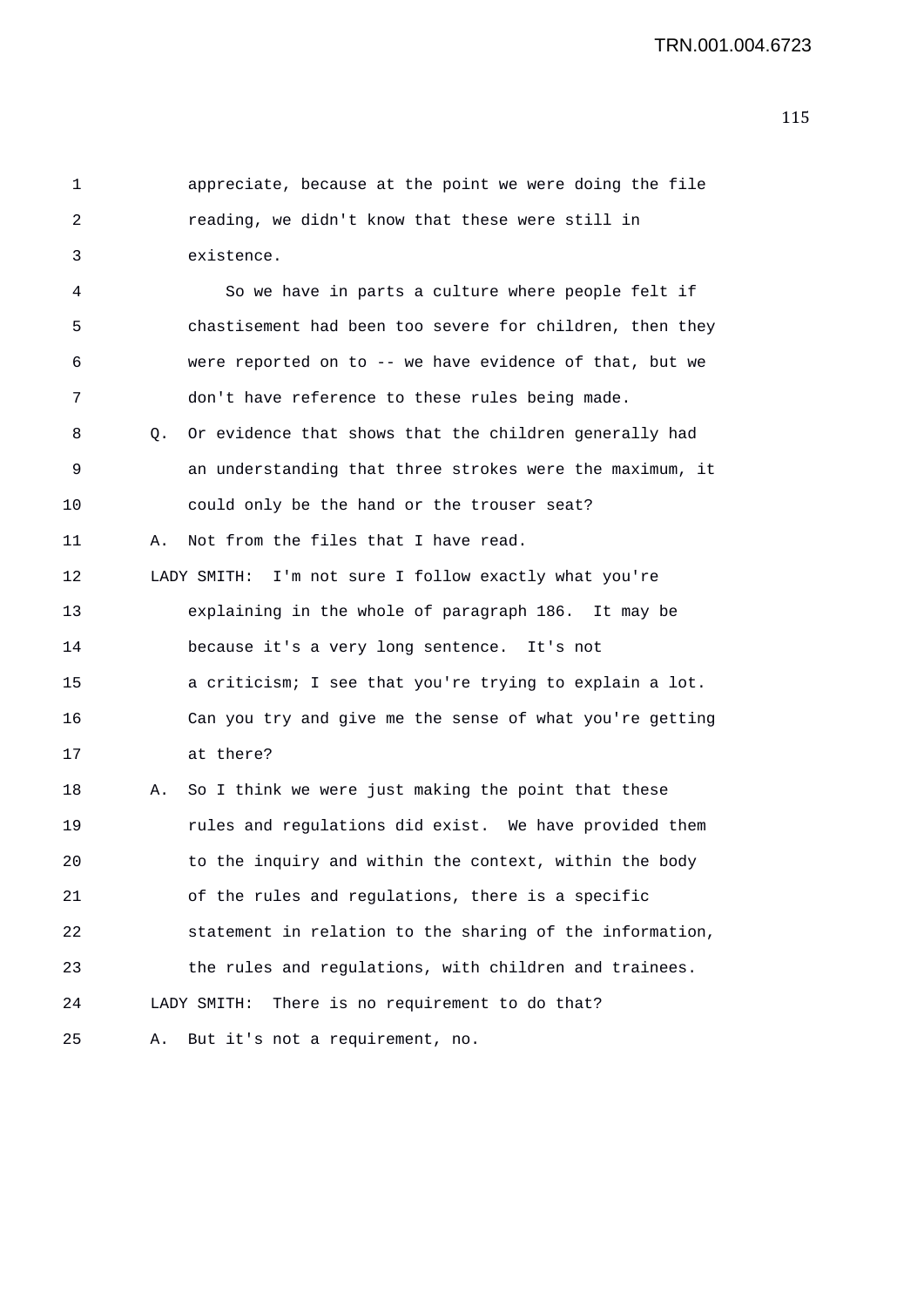appreciate, because at the point we were doing the file reading, we didn't know that these were still in existence.

So we have in parts a culture where people felt if chastisement had been too severe for children, then they were reported on to -- we have evidence of that, but we don't have reference to these rules being made.

Q. Or evidence that shows that the children generally had an understanding that three strokes were the maximum, it could only be the hand or the trouser seat?

A. Not from the files that I have read.

LADY SMITH: I'm not sure I follow exactly what you're explaining in the whole of paragraph 186. It may be because it's a very long sentence. It's not a criticism; I see that you're trying to explain a lot. Can you try and give me the sense of what you're getting at there?

A. So I think we were just making the point that these rules and regulations did exist. We have provided them to the inquiry and within the context, within the body of the rules and regulations, there is a specific statement in relation to the sharing of the information, the rules and regulations, with children and trainees.

LADY SMITH: There is no requirement to do that?

A. But it's not a requirement, no.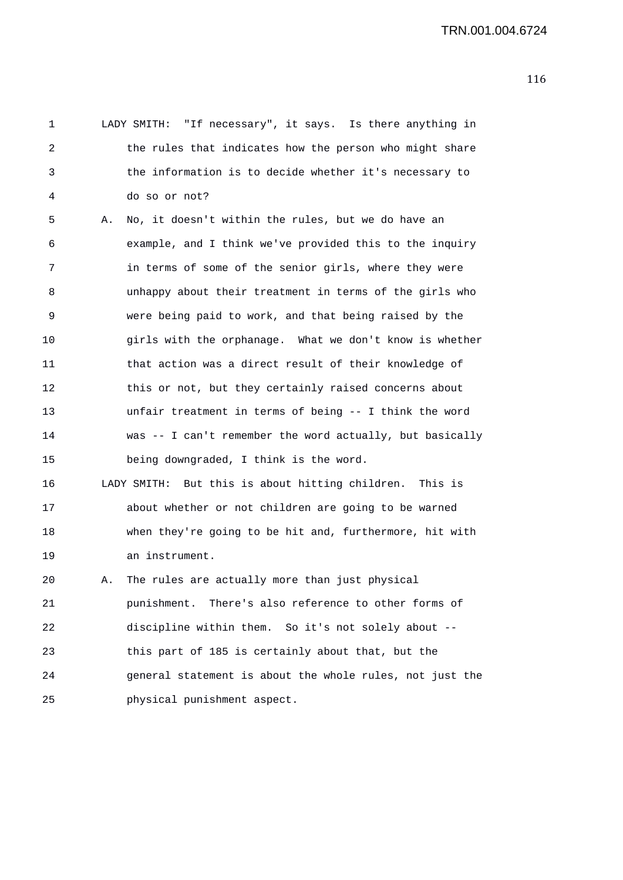LADY SMITH: "If necessary", it says. Is there anything in the rules that indicates how the person who might share the information is to decide whether it's necessary to do so or not?

A. No, it doesn't within the rules, but we do have an example, and I think we've provided this to the inquiry in terms of some of the senior girls, where they were unhappy about their treatment in terms of the girls who were being paid to work, and that being raised by the girls with the orphanage. What we don't know is whether that action was a direct result of their knowledge of this or not, but they certainly raised concerns about unfair treatment in terms of being -- I think the word was -- I can't remember the word actually, but basically being downgraded, I think is the word.

LADY SMITH: But this is about hitting children. This is about whether or not children are going to be warned when they're going to be hit and, furthermore, hit with an instrument.

A. The rules are actually more than just physical punishment. There's also reference to other forms of discipline within them. So it's not solely about -- this part of 185 is certainly about that, but the general statement is about the whole rules, not just the physical punishment aspect.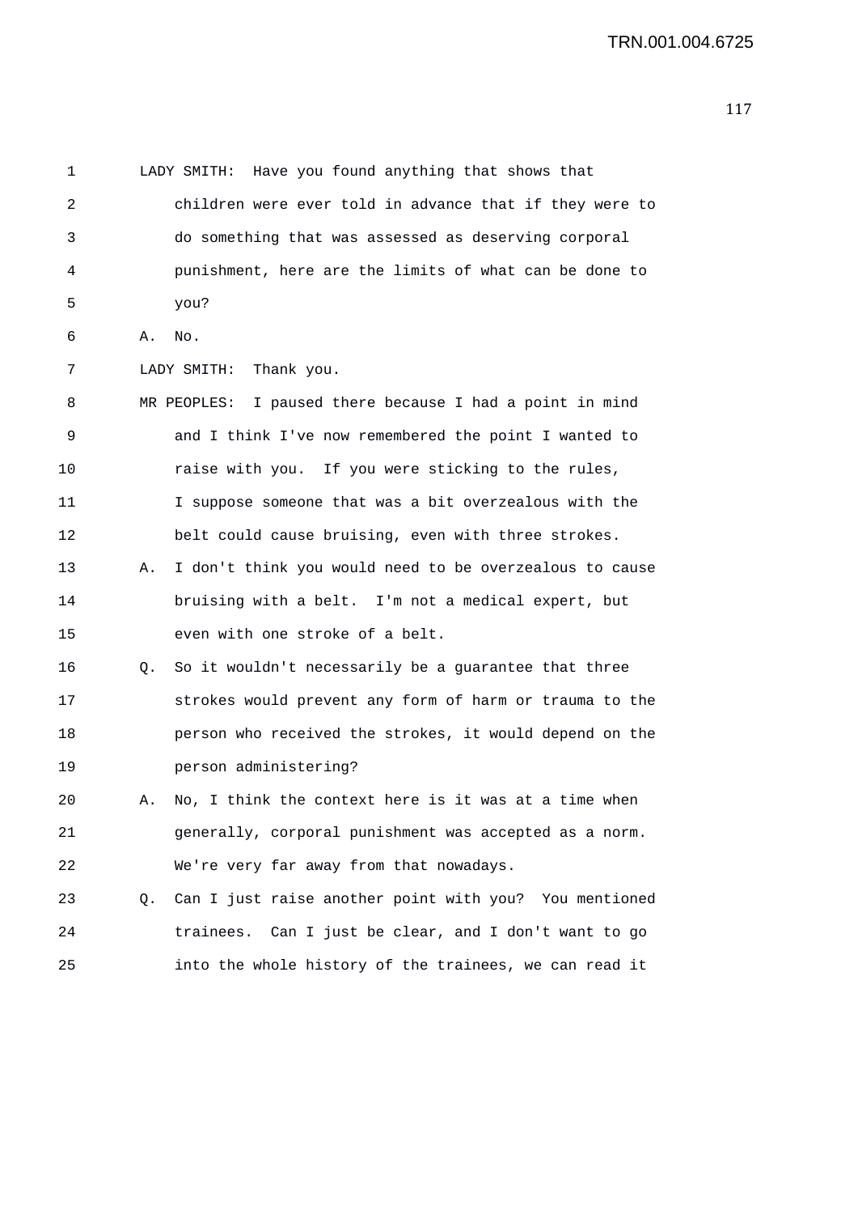1 LADY SMITH: Have you found anything that shows that
2 children were ever told in advance that if they were to
3 do something that was assessed as deserving corporal
4 punishment, here are the limits of what can be done to
5 you?

6 A. No.

7 LADY SMITH: Thank you.

8 MR PEOPLES: I paused there because I had a point in mind
9 and I think I've now remembered the point I wanted to
10 raise with you. If you were sticking to the rules,
11 I suppose someone that was a bit overzealous with the
12 belt could cause bruising, even with three strokes.

13 A. I don't think you would need to be overzealous to cause
14 bruising with a belt. I'm not a medical expert, but
15 even with one stroke of a belt.

16 Q. So it wouldn't necessarily be a guarantee that three
17 strokes would prevent any form of harm or trauma to the
18 person who received the strokes, it would depend on the
19 person administering?

20 A. No, I think the context here is it was at a time when
21 generally, corporal punishment was accepted as a norm.
22 We're very far away from that nowadays.

23 Q. Can I just raise another point with you? You mentioned
24 trainees. Can I just be clear, and I don't want to go
25 into the whole history of the trainees, we can read it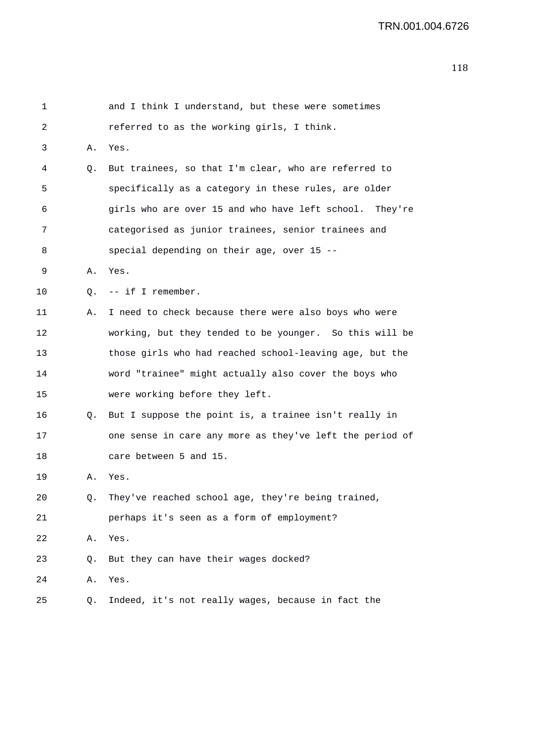1 and I think I understand, but these were sometimes
2 referred to as the working girls, I think.
3 A. Yes.
4 Q. But trainees, so that I'm clear, who are referred to
5 specifically as a category in these rules, are older
6 girls who are over 15 and who have left school. They're
7 categorised as junior trainees, senior trainees and
8 special depending on their age, over 15 --
9 A. Yes.
10 Q. -- if I remember.
11 A. I need to check because there were also boys who were
12 working, but they tended to be younger. So this will be
13 those girls who had reached school-leaving age, but the
14 word "trainee" might actually also cover the boys who
15 were working before they left.
16 Q. But I suppose the point is, a trainee isn't really in
17 one sense in care any more as they've left the period of
18 care between 5 and 15.
19 A. Yes.
20 Q. They've reached school age, they're being trained,
21 perhaps it's seen as a form of employment?
22 A. Yes.
23 Q. But they can have their wages docked?
24 A. Yes.
25 Q. Indeed, it's not really wages, because in fact the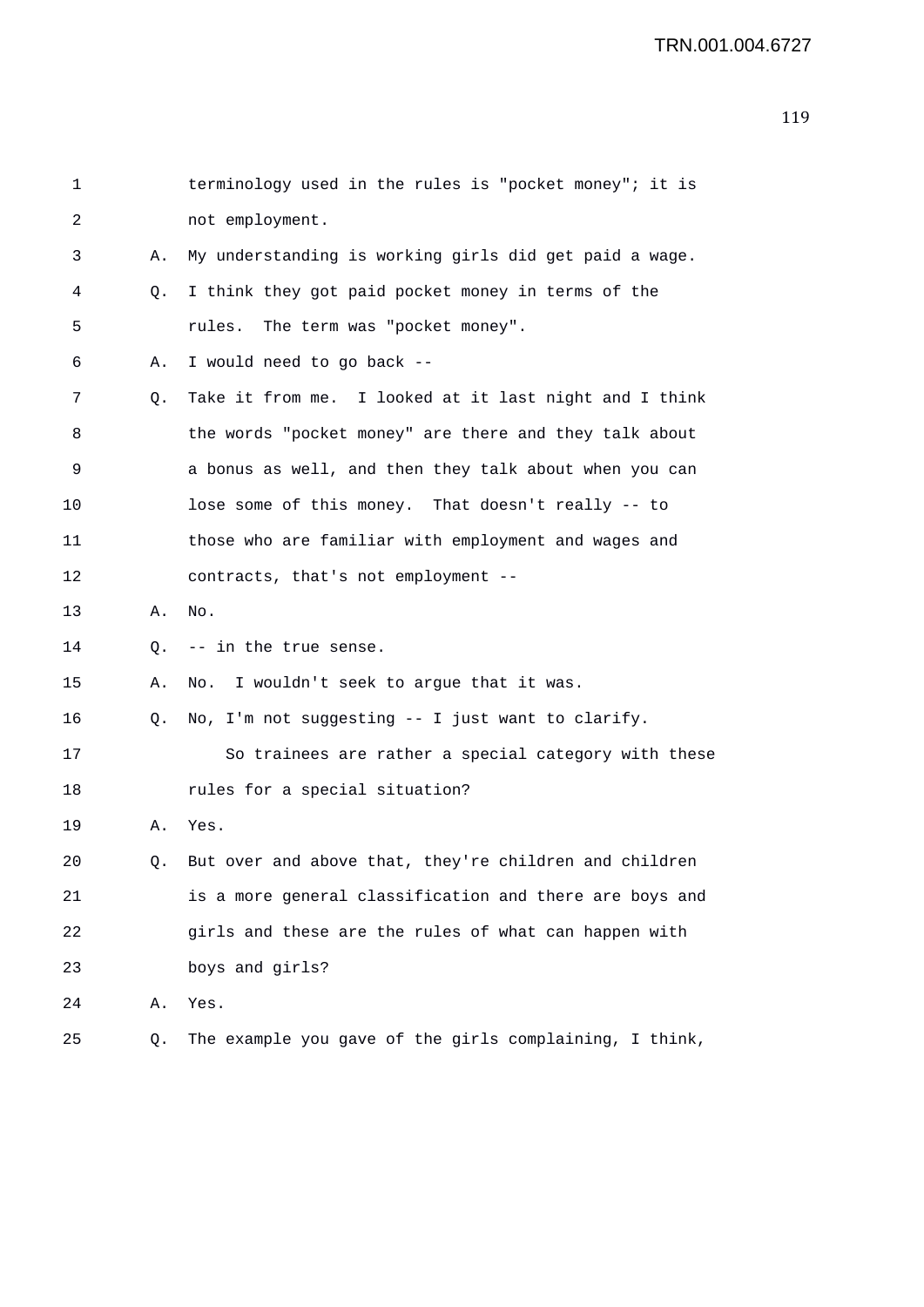1 terminology used in the rules is "pocket money"; it is
2 not employment.
3 A. My understanding is working girls did get paid a wage.
4 Q. I think they got paid pocket money in terms of the
5 rules. The term was "pocket money".
6 A. I would need to go back --
7 Q. Take it from me. I looked at it last night and I think
8 the words "pocket money" are there and they talk about
9 a bonus as well, and then they talk about when you can
10 lose some of this money. That doesn't really -- to
11 those who are familiar with employment and wages and
12 contracts, that's not employment --
13 A. No.
14 Q. -- in the true sense.
15 A. No. I wouldn't seek to argue that it was.
16 Q. No, I'm not suggesting -- I just want to clarify.
17 So trainees are rather a special category with these
18 rules for a special situation?
19 A. Yes.
20 Q. But over and above that, they're children and children
21 is a more general classification and there are boys and
22 girls and these are the rules of what can happen with
23 boys and girls?
24 A. Yes.
25 Q. The example you gave of the girls complaining, I think,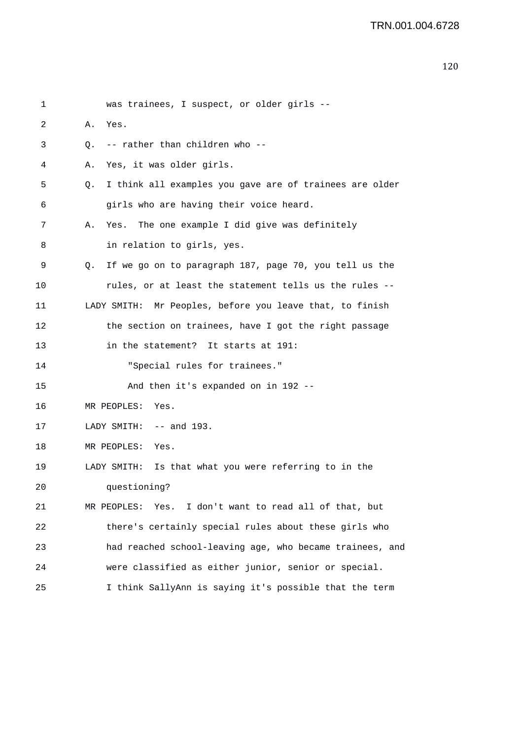1 was trainees, I suspect, or older girls --

2 A. Yes.

3 Q. -- rather than children who --

4 A. Yes, it was older girls.

5 Q. I think all examples you gave are of trainees are older

6 girls who are having their voice heard.

7 A. Yes. The one example I did give was definitely

8 in relation to girls, yes.

9 Q. If we go on to paragraph 187, page 70, you tell us the

10 rules, or at least the statement tells us the rules --

11 LADY SMITH: Mr Peoples, before you leave that, to finish

12 the section on trainees, have I got the right passage

13 in the statement? It starts at 191:

14 "Special rules for trainees."

15 And then it's expanded on in 192 --

16 MR PEOPLES: Yes.

17 LADY SMITH: -- and 193.

18 MR PEOPLES: Yes.

19 LADY SMITH: Is that what you were referring to in the

20 questioning?

21 MR PEOPLES: Yes. I don't want to read all of that, but

22 there's certainly special rules about these girls who

23 had reached school-leaving age, who became trainees, and

24 were classified as either junior, senior or special.

25 I think SallyAnn is saying it's possible that the term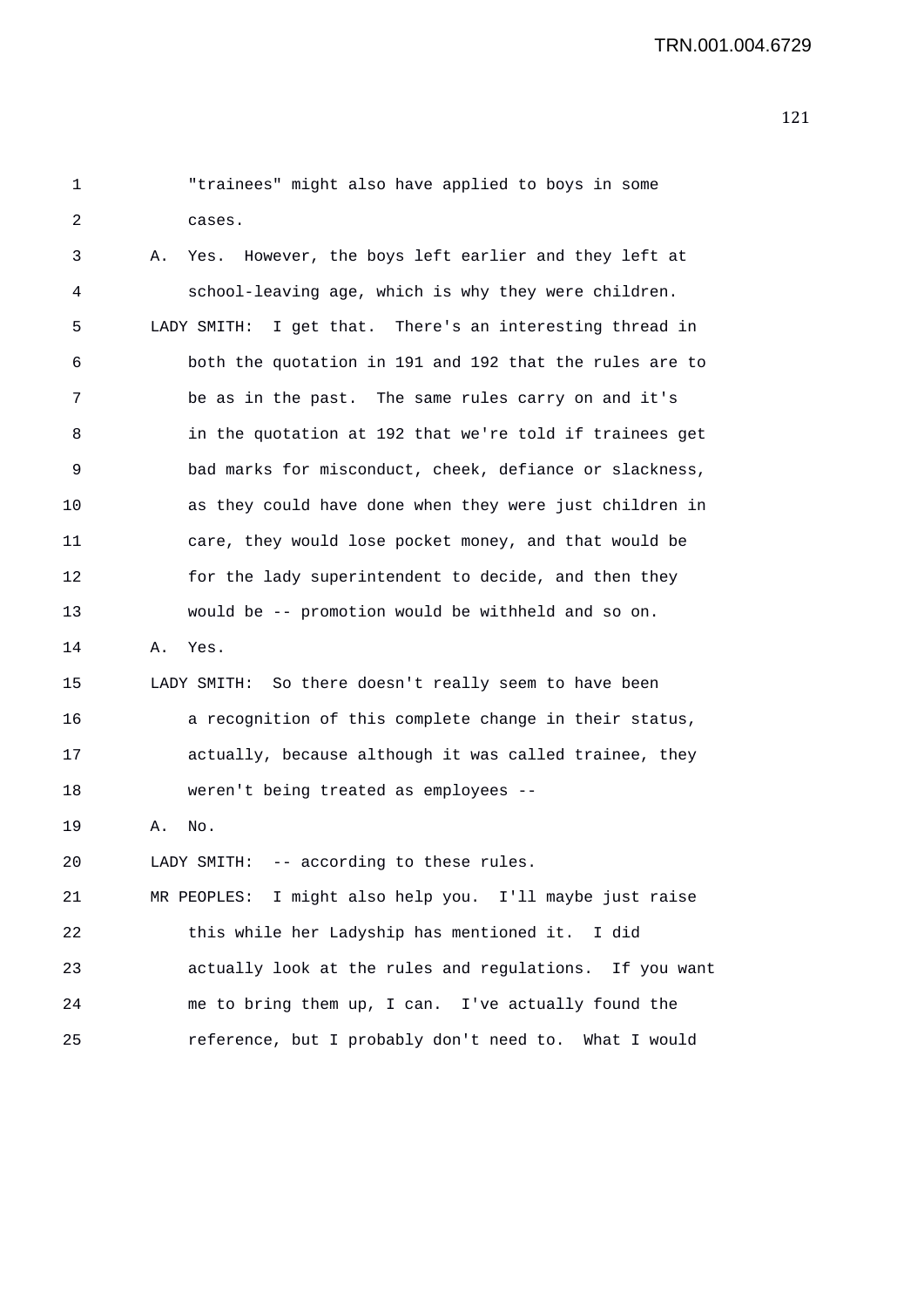"trainees" might also have applied to boys in some cases.

A. Yes. However, the boys left earlier and they left at school-leaving age, which is why they were children.

LADY SMITH: I get that. There's an interesting thread in both the quotation in 191 and 192 that the rules are to be as in the past. The same rules carry on and it's in the quotation at 192 that we're told if trainees get bad marks for misconduct, cheek, defiance or slackness, as they could have done when they were just children in care, they would lose pocket money, and that would be for the lady superintendent to decide, and then they would be -- promotion would be withheld and so on.

A. Yes.

LADY SMITH: So there doesn't really seem to have been a recognition of this complete change in their status, actually, because although it was called trainee, they weren't being treated as employees --

A. No.

LADY SMITH: -- according to these rules.

MR PEOPLES: I might also help you. I'll maybe just raise this while her Ladyship has mentioned it. I did actually look at the rules and regulations. If you want me to bring them up, I can. I've actually found the reference, but I probably don't need to. What I would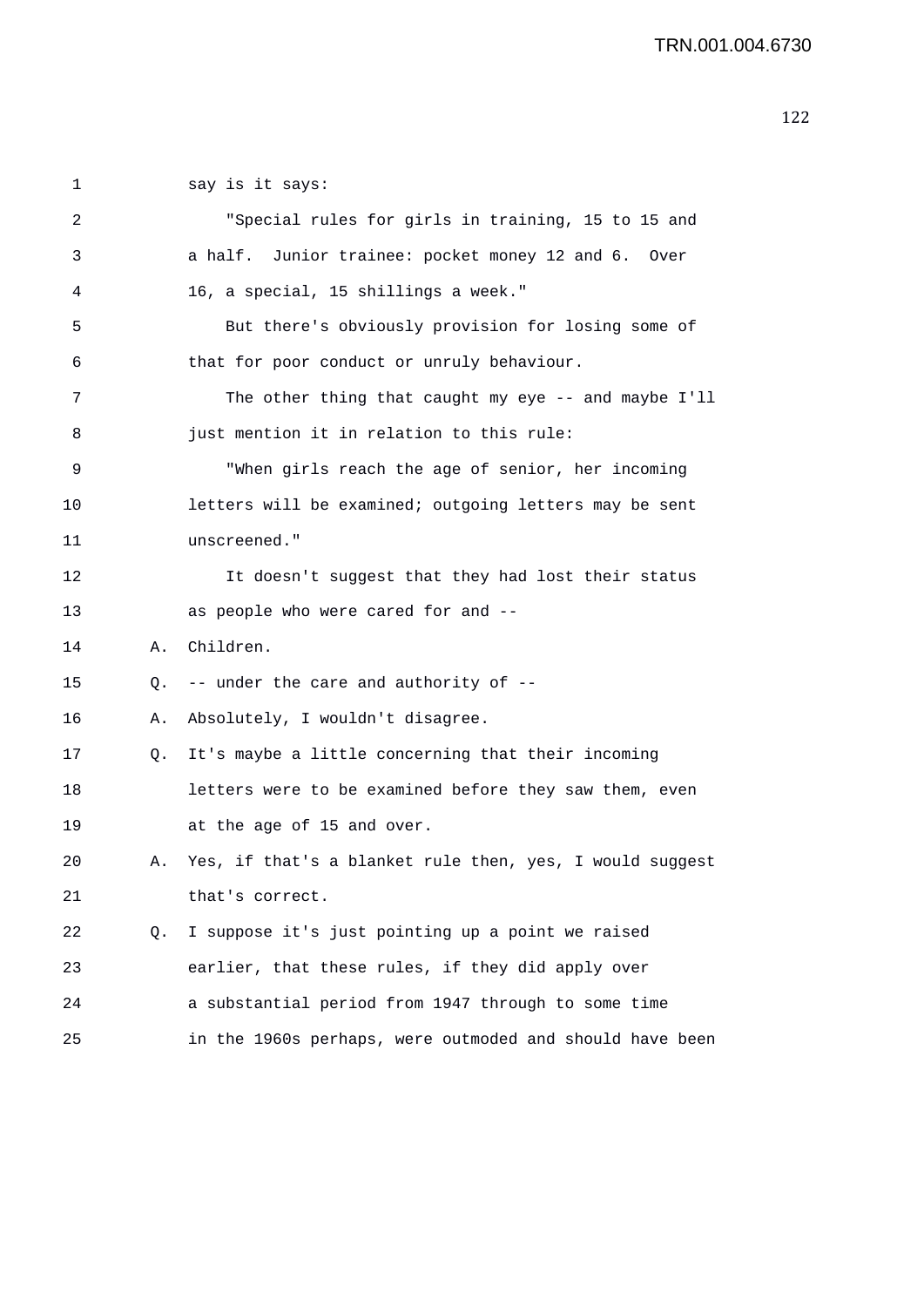say is it says:

"Special rules for girls in training, 15 to 15 and a half. Junior trainee: pocket money 12 and 6. Over 16, a special, 15 shillings a week."

But there's obviously provision for losing some of that for poor conduct or unruly behaviour.

The other thing that caught my eye -- and maybe I'll just mention it in relation to this rule:

"When girls reach the age of senior, her incoming letters will be examined; outgoing letters may be sent unscreened."

It doesn't suggest that they had lost their status as people who were cared for and --

A. Children.

Q. -- under the care and authority of --

A. Absolutely, I wouldn't disagree.

Q. It's maybe a little concerning that their incoming letters were to be examined before they saw them, even at the age of 15 and over.

A. Yes, if that's a blanket rule then, yes, I would suggest that's correct.

Q. I suppose it's just pointing up a point we raised earlier, that these rules, if they did apply over a substantial period from 1947 through to some time in the 1960s perhaps, were outmoded and should have been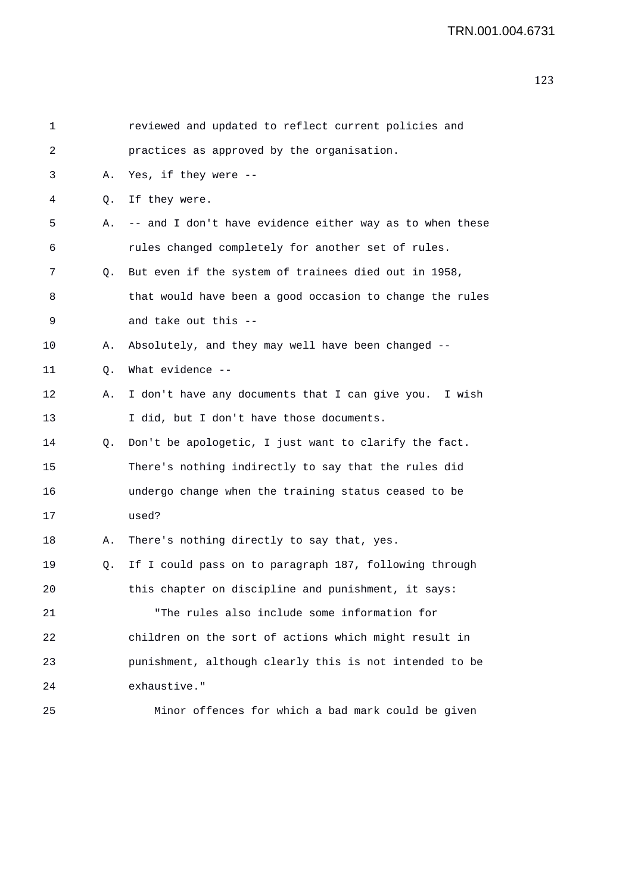1 reviewed and updated to reflect current policies and
2 practices as approved by the organisation.
3 A. Yes, if they were --
4 Q. If they were.
5 A. -- and I don't have evidence either way as to when these
6 rules changed completely for another set of rules.
7 Q. But even if the system of trainees died out in 1958,
8 that would have been a good occasion to change the rules
9 and take out this --
10 A. Absolutely, and they may well have been changed --
11 Q. What evidence --
12 A. I don't have any documents that I can give you. I wish
13 I did, but I don't have those documents.
14 Q. Don't be apologetic, I just want to clarify the fact.
15 There's nothing indirectly to say that the rules did
16 undergo change when the training status ceased to be
17 used?
18 A. There's nothing directly to say that, yes.
19 Q. If I could pass on to paragraph 187, following through
20 this chapter on discipline and punishment, it says:
21 "The rules also include some information for
22 children on the sort of actions which might result in
23 punishment, although clearly this is not intended to be
24 exhaustive."
25 Minor offences for which a bad mark could be given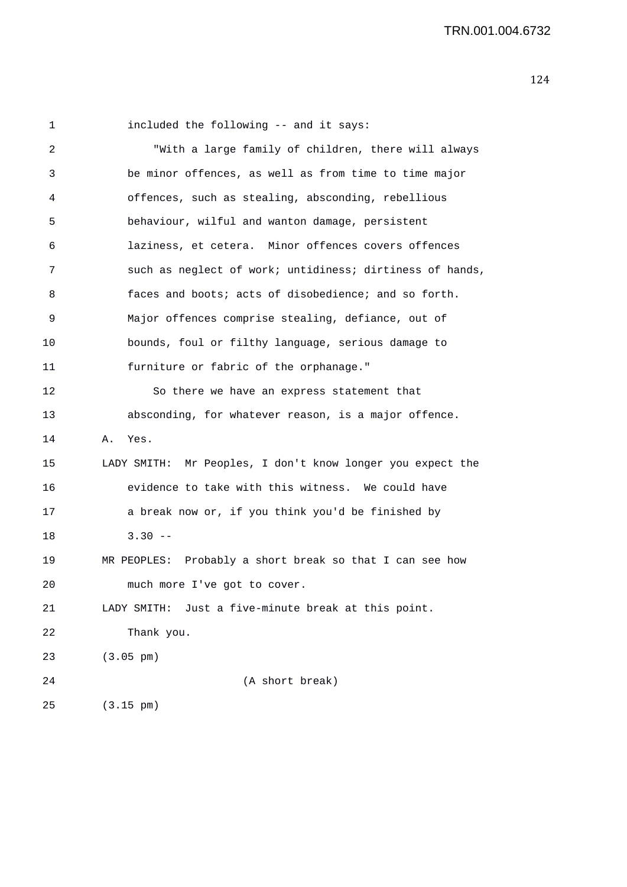included the following -- and it says:

"With a large family of children, there will always be minor offences, as well as from time to time major offences, such as stealing, absconding, rebellious behaviour, wilful and wanton damage, persistent laziness, et cetera. Minor offences covers offences such as neglect of work; untidiness; dirtiness of hands, faces and boots; acts of disobedience; and so forth. Major offences comprise stealing, defiance, out of bounds, foul or filthy language, serious damage to furniture or fabric of the orphanage."

So there we have an express statement that absconding, for whatever reason, is a major offence.

A. Yes.

LADY SMITH: Mr Peoples, I don't know longer you expect the evidence to take with this witness. We could have a break now or, if you think you'd be finished by 3.30 --

MR PEOPLES: Probably a short break so that I can see how much more I've got to cover.

LADY SMITH: Just a five-minute break at this point. Thank you.

(3.05 pm)

(A short break)

(3.15 pm)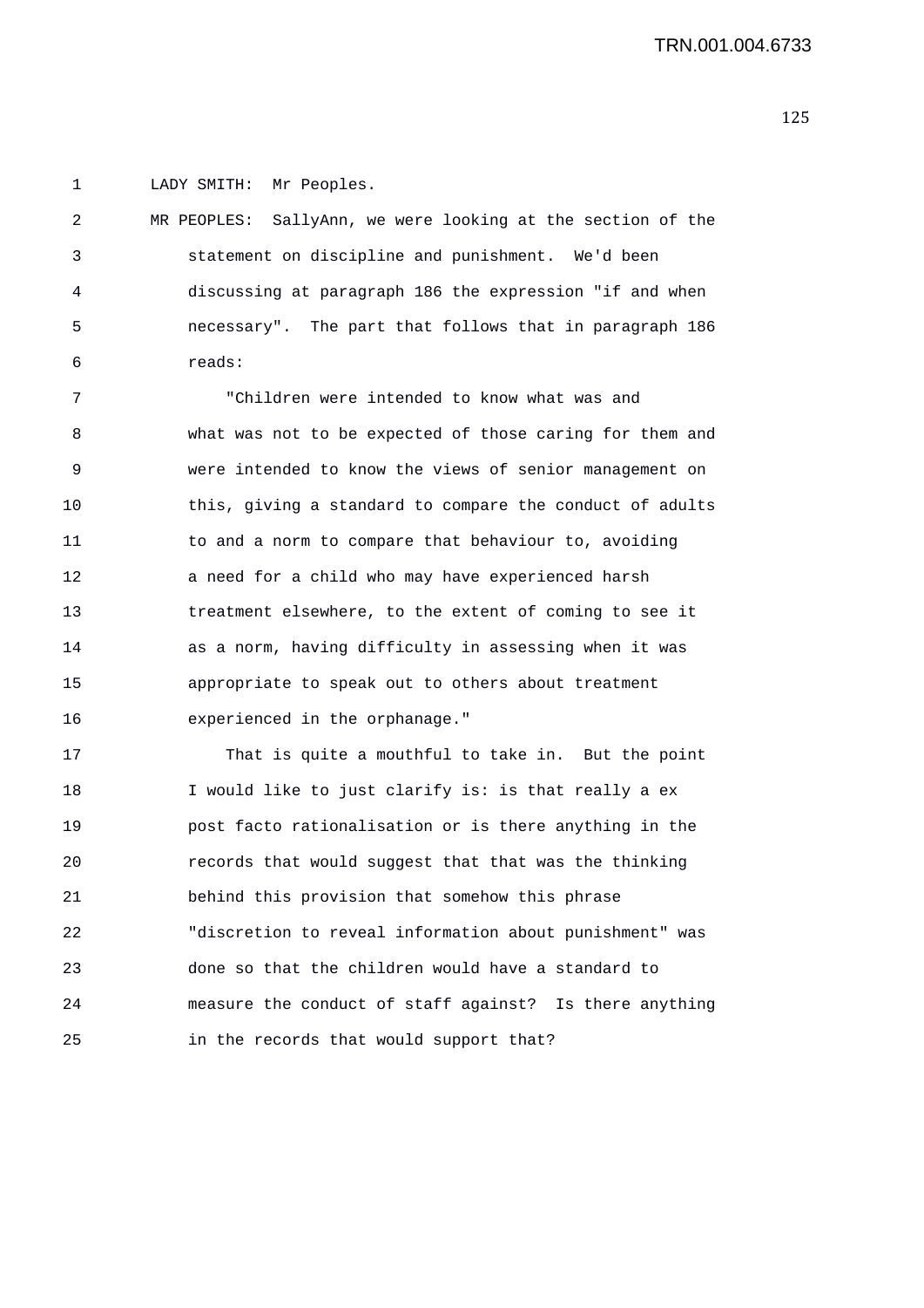LADY SMITH: Mr Peoples.

MR PEOPLES: SallyAnn, we were looking at the section of the statement on discipline and punishment. We'd been discussing at paragraph 186 the expression "if and when necessary". The part that follows that in paragraph 186 reads:

"Children were intended to know what was and what was not to be expected of those caring for them and were intended to know the views of senior management on this, giving a standard to compare the conduct of adults to and a norm to compare that behaviour to, avoiding a need for a child who may have experienced harsh treatment elsewhere, to the extent of coming to see it as a norm, having difficulty in assessing when it was appropriate to speak out to others about treatment experienced in the orphanage."

That is quite a mouthful to take in. But the point I would like to just clarify is: is that really a ex post facto rationalisation or is there anything in the records that would suggest that that was the thinking behind this provision that somehow this phrase "discretion to reveal information about punishment" was done so that the children would have a standard to measure the conduct of staff against? Is there anything in the records that would support that?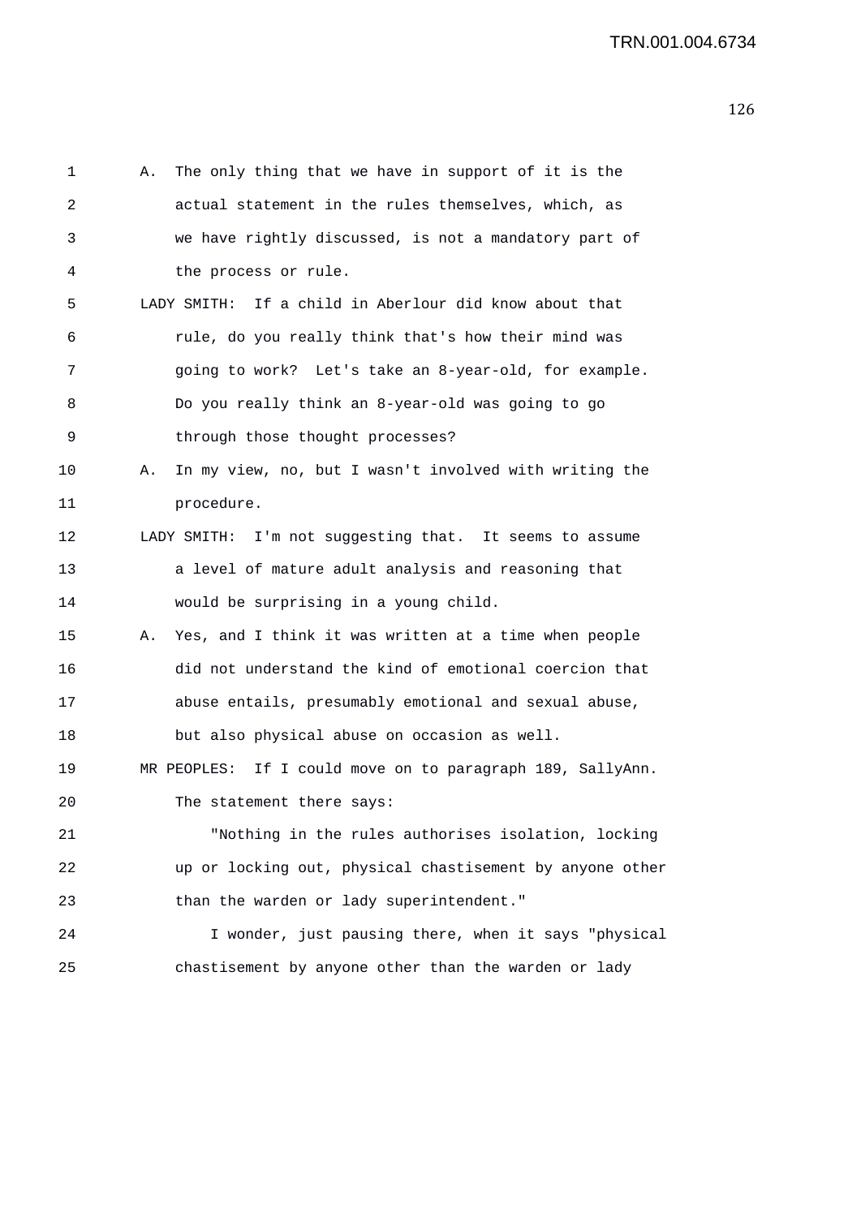1 A. The only thing that we have in support of it is the
2 actual statement in the rules themselves, which, as
3 we have rightly discussed, is not a mandatory part of
4 the process or rule.
5 LADY SMITH: If a child in Aberlour did know about that
6 rule, do you really think that's how their mind was
7 going to work? Let's take an 8-year-old, for example.
8 Do you really think an 8-year-old was going to go
9 through those thought processes?
10 A. In my view, no, but I wasn't involved with writing the
11 procedure.
12 LADY SMITH: I'm not suggesting that. It seems to assume
13 a level of mature adult analysis and reasoning that
14 would be surprising in a young child.
15 A. Yes, and I think it was written at a time when people
16 did not understand the kind of emotional coercion that
17 abuse entails, presumably emotional and sexual abuse,
18 but also physical abuse on occasion as well.
19 MR PEOPLES: If I could move on to paragraph 189, SallyAnn.
20 The statement there says:
21 "Nothing in the rules authorises isolation, locking
22 up or locking out, physical chastisement by anyone other
23 than the warden or lady superintendent."
24 I wonder, just pausing there, when it says "physical
25 chastisement by anyone other than the warden or lady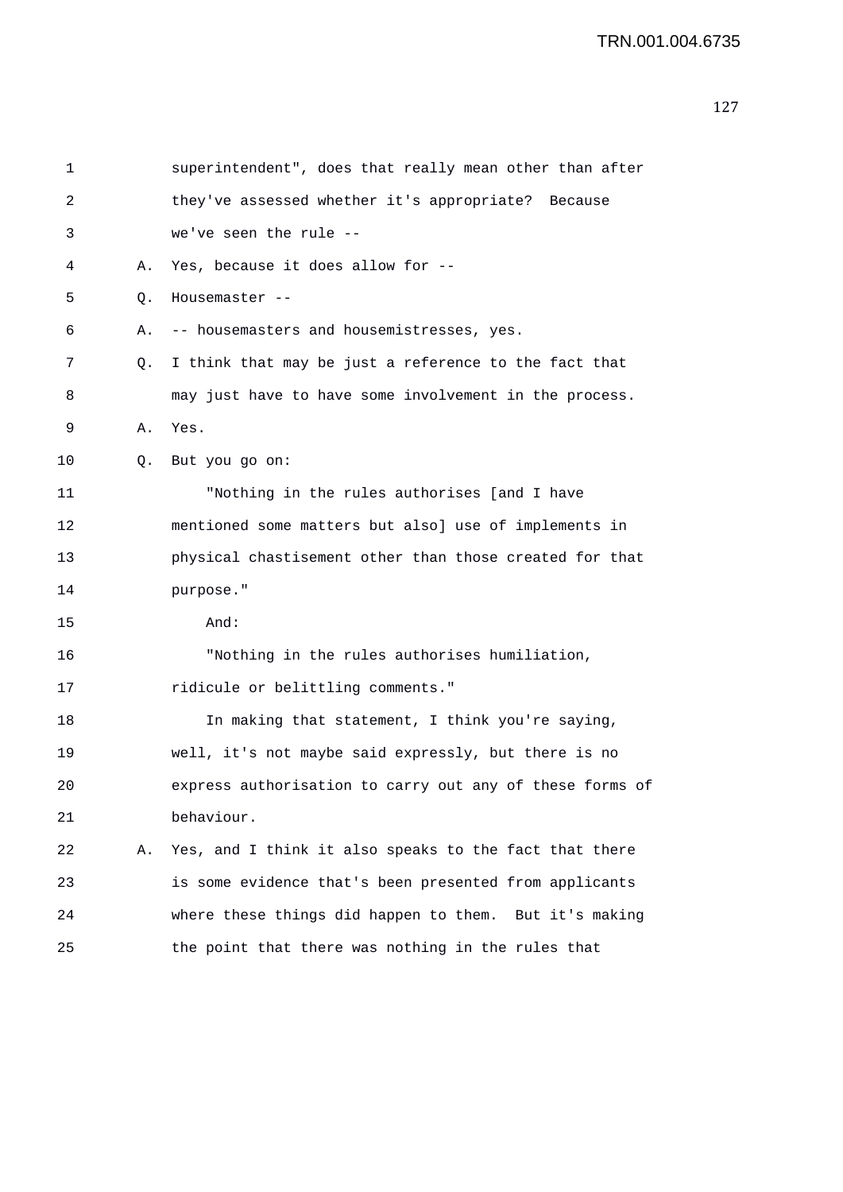superintendent", does that really mean other than after they've assessed whether it's appropriate? Because we've seen the rule --

A. Yes, because it does allow for --

Q. Housemaster --

A. -- housemasters and housemistresses, yes.

Q. I think that may be just a reference to the fact that may just have to have some involvement in the process.

A. Yes.

Q. But you go on:

"Nothing in the rules authorises [and I have mentioned some matters but also] use of implements in physical chastisement other than those created for that purpose."

And:

"Nothing in the rules authorises humiliation, ridicule or belittling comments."

In making that statement, I think you're saying, well, it's not maybe said expressly, but there is no express authorisation to carry out any of these forms of behaviour.

A. Yes, and I think it also speaks to the fact that there is some evidence that's been presented from applicants where these things did happen to them. But it's making the point that there was nothing in the rules that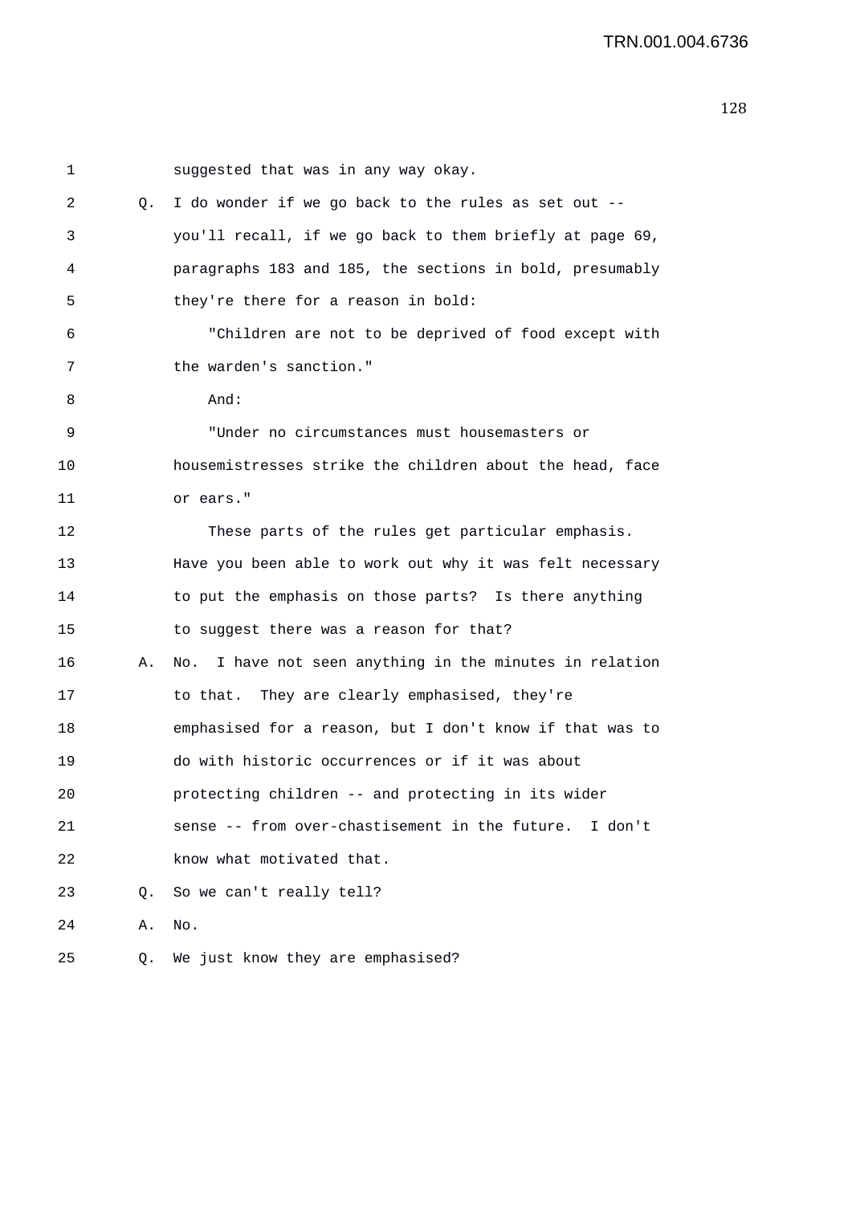1 suggested that was in any way okay.

2 Q. I do wonder if we go back to the rules as set out --

3 you'll recall, if we go back to them briefly at page 69,

4 paragraphs 183 and 185, the sections in bold, presumably

5 they're there for a reason in bold:

6 "Children are not to be deprived of food except with

7 the warden's sanction."

8 And:

9 "Under no circumstances must housemasters or

10 housemistresses strike the children about the head, face

11 or ears."

12 These parts of the rules get particular emphasis.

13 Have you been able to work out why it was felt necessary

14 to put the emphasis on those parts? Is there anything

15 to suggest there was a reason for that?

16 A. No. I have not seen anything in the minutes in relation

17 to that. They are clearly emphasised, they're

18 emphasised for a reason, but I don't know if that was to

19 do with historic occurrences or if it was about

20 protecting children -- and protecting in its wider

21 sense -- from over-chastisement in the future. I don't

22 know what motivated that.

23 Q. So we can't really tell?

24 A. No.

25 Q. We just know they are emphasised?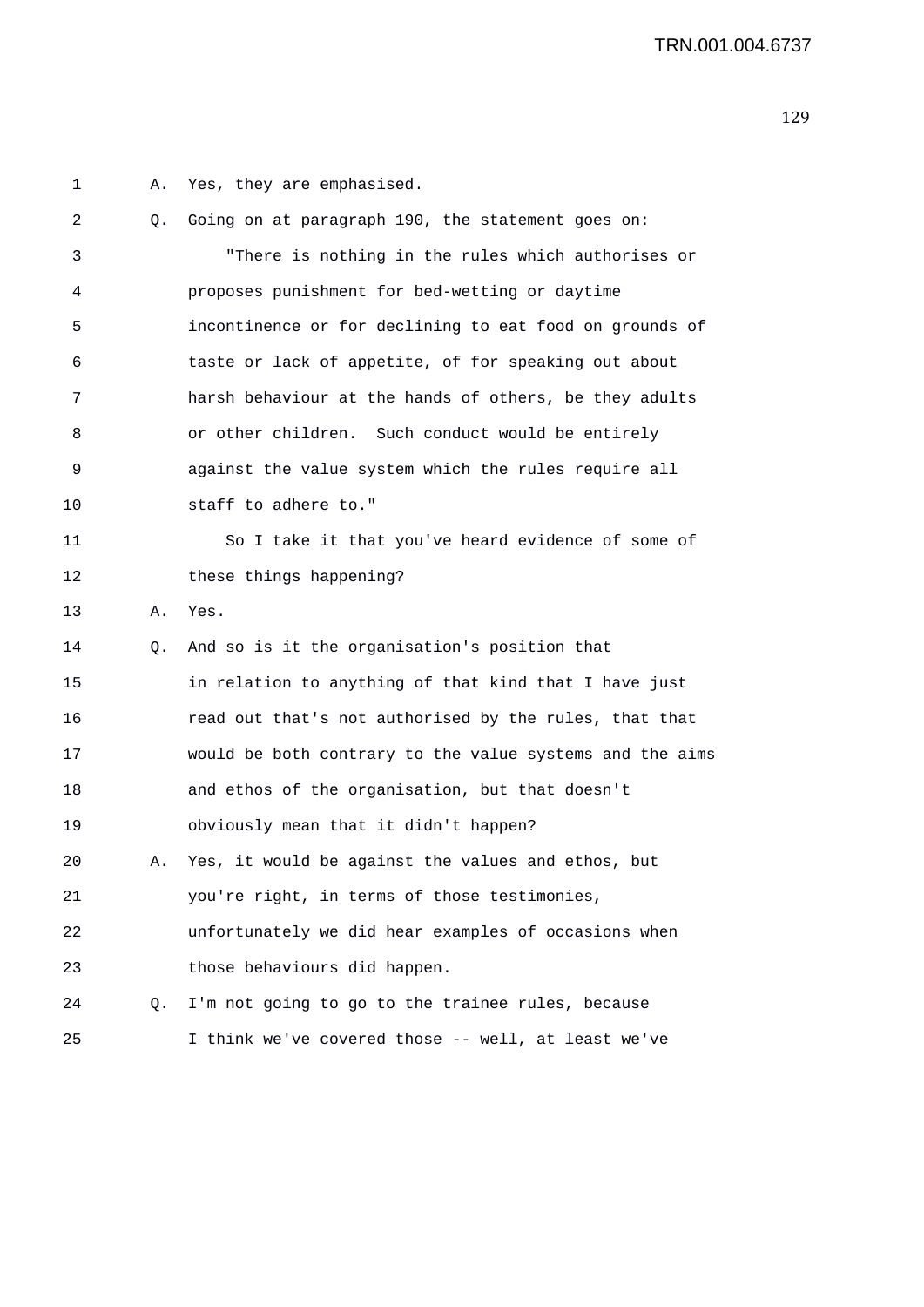A. Yes, they are emphasised.

Q. Going on at paragraph 190, the statement goes on:

"There is nothing in the rules which authorises or proposes punishment for bed-wetting or daytime incontinence or for declining to eat food on grounds of taste or lack of appetite, of for speaking out about harsh behaviour at the hands of others, be they adults or other children. Such conduct would be entirely against the value system which the rules require all staff to adhere to."

So I take it that you've heard evidence of some of these things happening?

A. Yes.

Q. And so is it the organisation's position that in relation to anything of that kind that I have just read out that's not authorised by the rules, that that would be both contrary to the value systems and the aims and ethos of the organisation, but that doesn't obviously mean that it didn't happen?

A. Yes, it would be against the values and ethos, but you're right, in terms of those testimonies, unfortunately we did hear examples of occasions when those behaviours did happen.

Q. I'm not going to go to the trainee rules, because I think we've covered those -- well, at least we've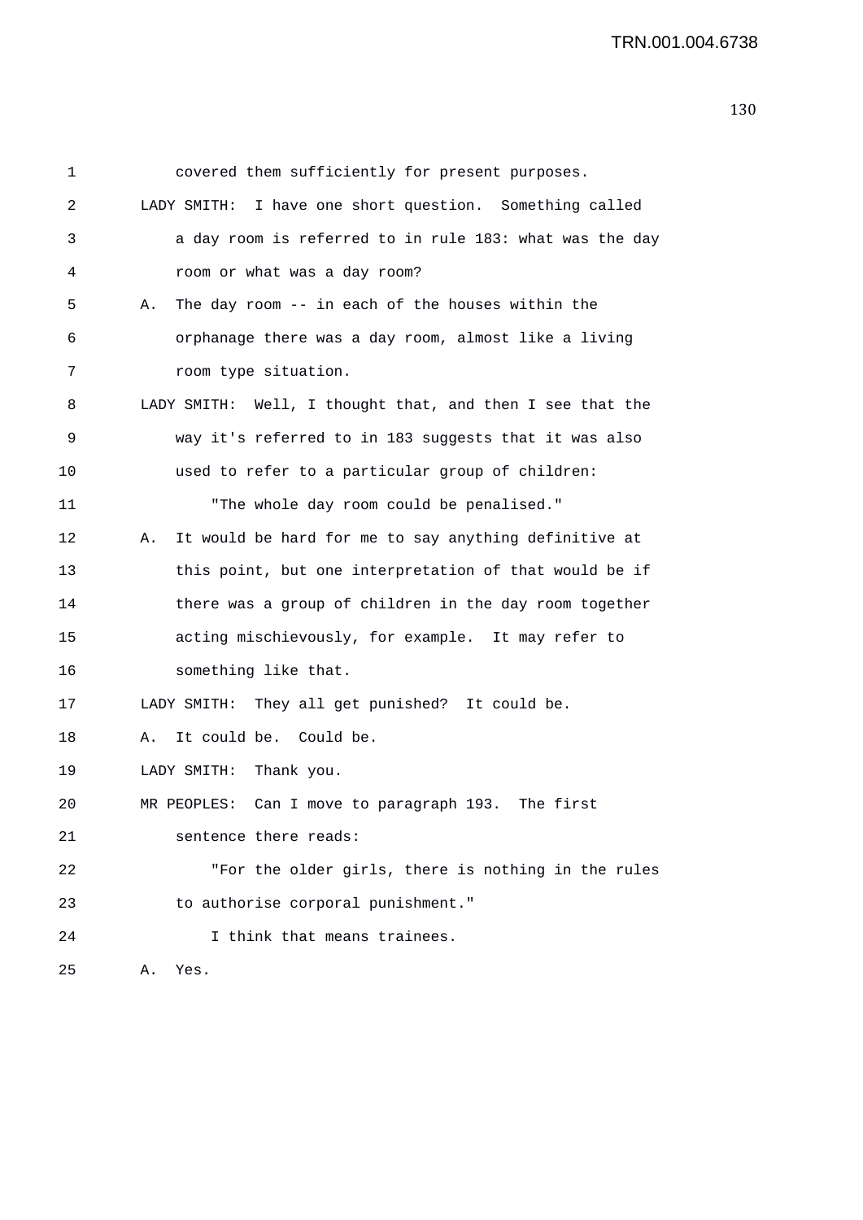covered them sufficiently for present purposes.

LADY SMITH: I have one short question. Something called a day room is referred to in rule 183: what was the day room or what was a day room?

A. The day room -- in each of the houses within the orphanage there was a day room, almost like a living room type situation.

LADY SMITH: Well, I thought that, and then I see that the way it's referred to in 183 suggests that it was also used to refer to a particular group of children:

"The whole day room could be penalised."

A. It would be hard for me to say anything definitive at this point, but one interpretation of that would be if there was a group of children in the day room together acting mischievously, for example. It may refer to something like that.

LADY SMITH: They all get punished? It could be.

A. It could be. Could be.

LADY SMITH: Thank you.

MR PEOPLES: Can I move to paragraph 193. The first sentence there reads:

"For the older girls, there is nothing in the rules to authorise corporal punishment."

I think that means trainees.

A. Yes.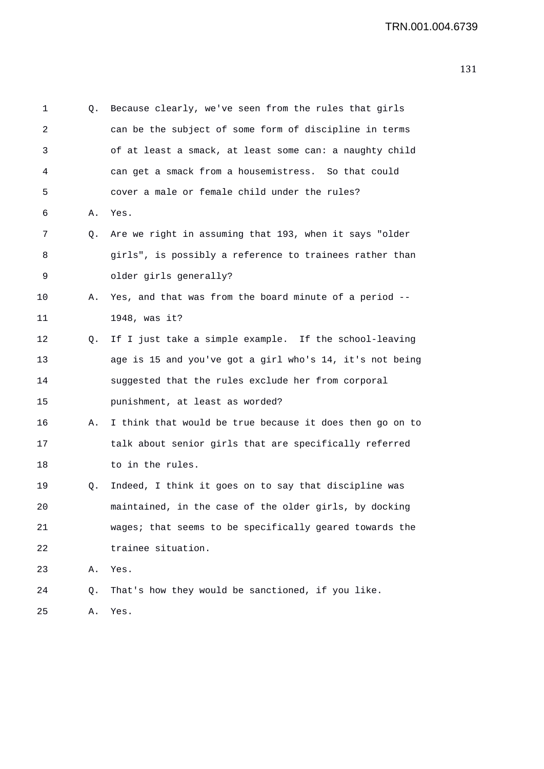Q. Because clearly, we've seen from the rules that girls can be the subject of some form of discipline in terms of at least a smack, at least some can: a naughty child can get a smack from a housemistress. So that could cover a male or female child under the rules?

A. Yes.

Q. Are we right in assuming that 193, when it says "older girls", is possibly a reference to trainees rather than older girls generally?

A. Yes, and that was from the board minute of a period -- 1948, was it?

Q. If I just take a simple example. If the school-leaving age is 15 and you've got a girl who's 14, it's not being suggested that the rules exclude her from corporal punishment, at least as worded?

A. I think that would be true because it does then go on to talk about senior girls that are specifically referred to in the rules.

Q. Indeed, I think it goes on to say that discipline was maintained, in the case of the older girls, by docking wages; that seems to be specifically geared towards the trainee situation.

A. Yes.

Q. That's how they would be sanctioned, if you like.

A. Yes.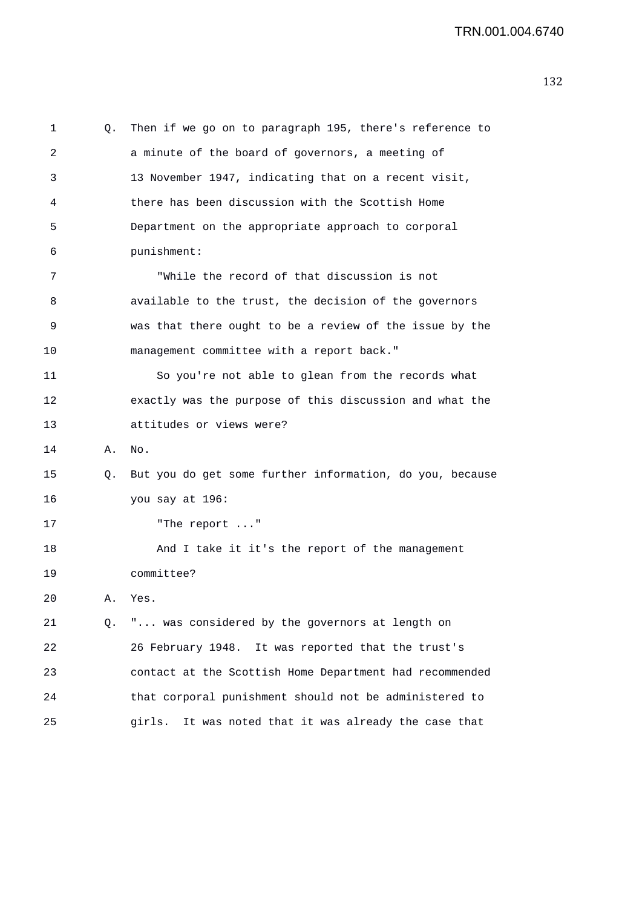1 Q. Then if we go on to paragraph 195, there's reference to
2 a minute of the board of governors, a meeting of
3 13 November 1947, indicating that on a recent visit,
4 there has been discussion with the Scottish Home
5 Department on the appropriate approach to corporal
6 punishment:

7 "While the record of that discussion is not
8 available to the trust, the decision of the governors
9 was that there ought to be a review of the issue by the
10 management committee with a report back."

11 So you're not able to glean from the records what
12 exactly was the purpose of this discussion and what the
13 attitudes or views were?

14 A. No.

15 Q. But you do get some further information, do you, because
16 you say at 196:

17 "The report ..."

18 And I take it it's the report of the management
19 committee?

20 A. Yes.

21 Q. "... was considered by the governors at length on
22 26 February 1948. It was reported that the trust's
23 contact at the Scottish Home Department had recommended
24 that corporal punishment should not be administered to
25 girls. It was noted that it was already the case that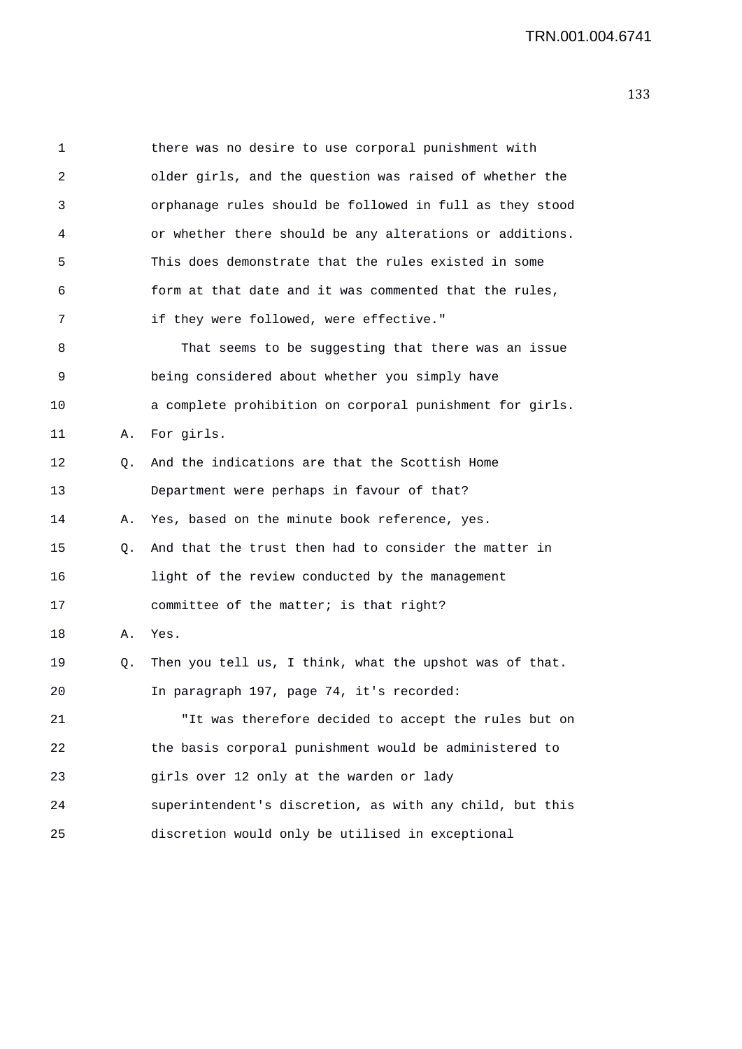there was no desire to use corporal punishment with older girls, and the question was raised of whether the orphanage rules should be followed in full as they stood or whether there should be any alterations or additions. This does demonstrate that the rules existed in some form at that date and it was commented that the rules, if they were followed, were effective."

That seems to be suggesting that there was an issue being considered about whether you simply have a complete prohibition on corporal punishment for girls.

A. For girls.

Q. And the indications are that the Scottish Home Department were perhaps in favour of that?

A. Yes, based on the minute book reference, yes.

Q. And that the trust then had to consider the matter in light of the review conducted by the management committee of the matter; is that right?

A. Yes.

Q. Then you tell us, I think, what the upshot was of that. In paragraph 197, page 74, it's recorded:

"It was therefore decided to accept the rules but on the basis corporal punishment would be administered to girls over 12 only at the warden or lady superintendent's discretion, as with any child, but this discretion would only be utilised in exceptional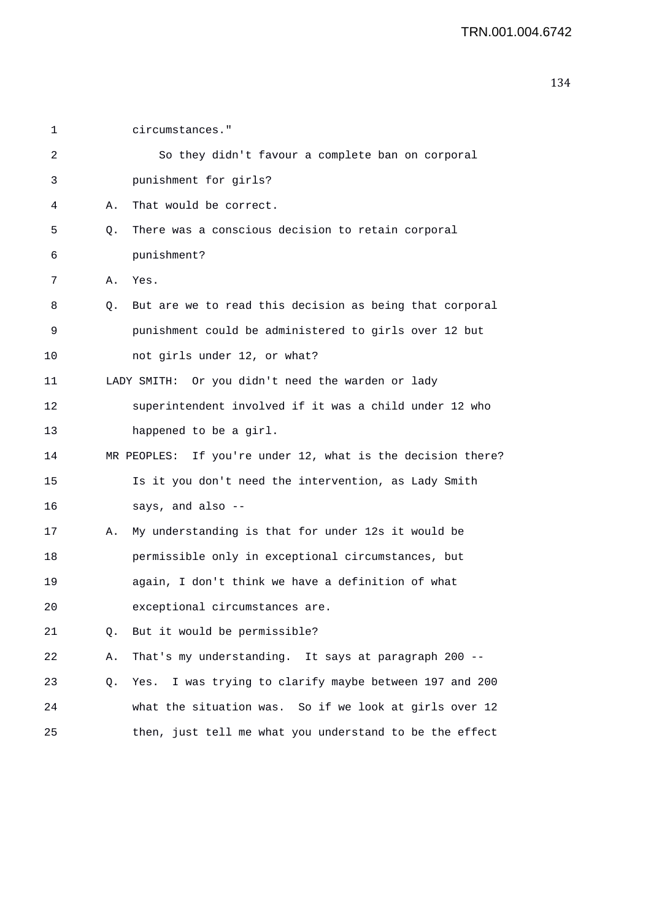1 circumstances."

2 So they didn't favour a complete ban on corporal

3 punishment for girls?

4 A. That would be correct.

5 Q. There was a conscious decision to retain corporal

6 punishment?

7 A. Yes.

8 Q. But are we to read this decision as being that corporal

9 punishment could be administered to girls over 12 but

10 not girls under 12, or what?

11 LADY SMITH: Or you didn't need the warden or lady

12 superintendent involved if it was a child under 12 who

13 happened to be a girl.

14 MR PEOPLES: If you're under 12, what is the decision there?

15 Is it you don't need the intervention, as Lady Smith

16 says, and also --

17 A. My understanding is that for under 12s it would be

18 permissible only in exceptional circumstances, but

19 again, I don't think we have a definition of what

20 exceptional circumstances are.

21 Q. But it would be permissible?

22 A. That's my understanding. It says at paragraph 200 --

23 Q. Yes. I was trying to clarify maybe between 197 and 200

24 what the situation was. So if we look at girls over 12

25 then, just tell me what you understand to be the effect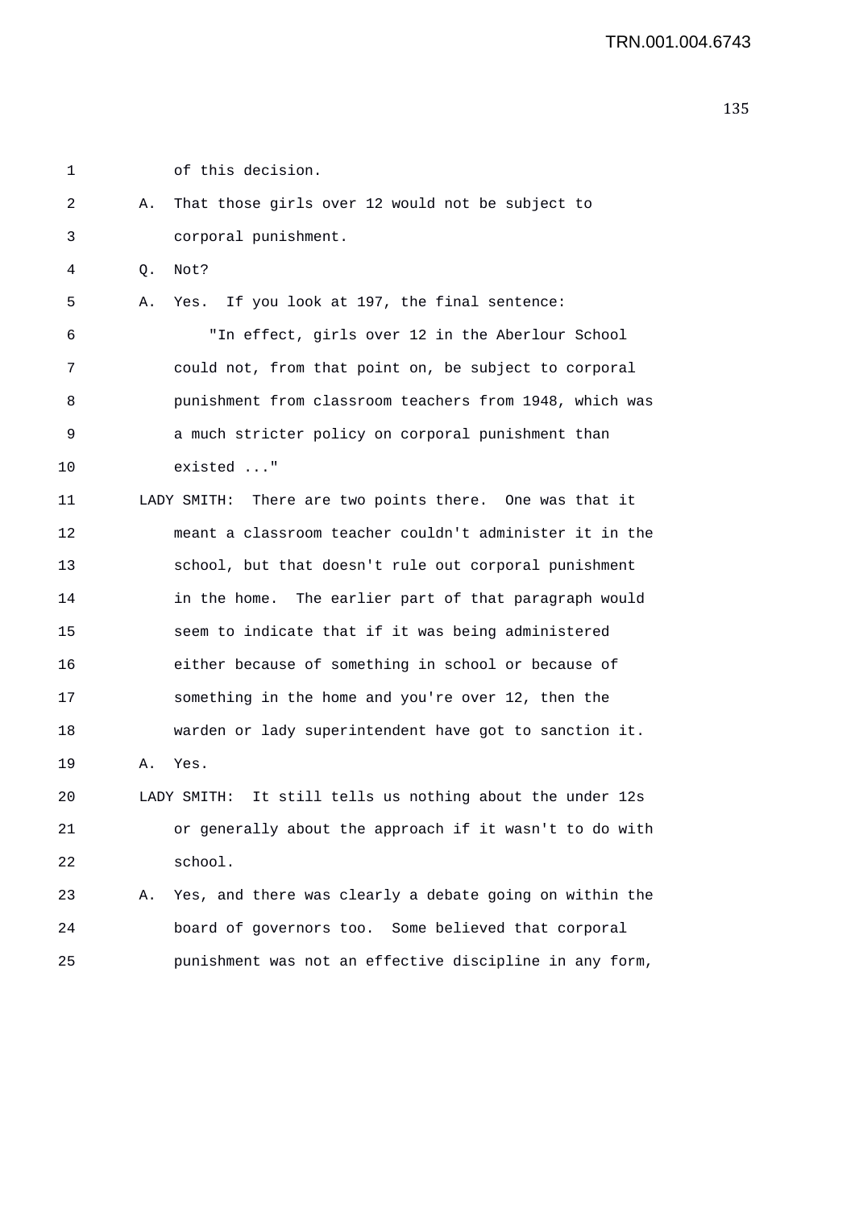1 of this decision.

2 A. That those girls over 12 would not be subject to

3 corporal punishment.

4 Q. Not?

5 A. Yes. If you look at 197, the final sentence:

6 "In effect, girls over 12 in the Aberlour School

7 could not, from that point on, be subject to corporal

8 punishment from classroom teachers from 1948, which was

9 a much stricter policy on corporal punishment than

10 existed ..."

11 LADY SMITH: There are two points there. One was that it

12 meant a classroom teacher couldn't administer it in the

13 school, but that doesn't rule out corporal punishment

14 in the home. The earlier part of that paragraph would

15 seem to indicate that if it was being administered

16 either because of something in school or because of

17 something in the home and you're over 12, then the

18 warden or lady superintendent have got to sanction it.

19 A. Yes.

20 LADY SMITH: It still tells us nothing about the under 12s

21 or generally about the approach if it wasn't to do with

22 school.

23 A. Yes, and there was clearly a debate going on within the

24 board of governors too. Some believed that corporal

25 punishment was not an effective discipline in any form,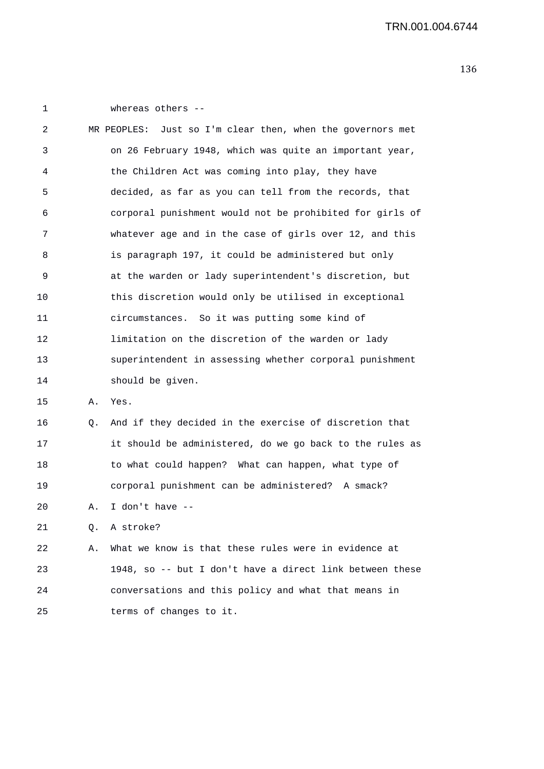1 whereas others --

2 MR PEOPLES: Just so I'm clear then, when the governors met
3 on 26 February 1948, which was quite an important year,
4 the Children Act was coming into play, they have
5 decided, as far as you can tell from the records, that
6 corporal punishment would not be prohibited for girls of
7 whatever age and in the case of girls over 12, and this
8 is paragraph 197, it could be administered but only
9 at the warden or lady superintendent's discretion, but
10 this discretion would only be utilised in exceptional
11 circumstances. So it was putting some kind of
12 limitation on the discretion of the warden or lady
13 superintendent in assessing whether corporal punishment
14 should be given.

15 A. Yes.

16 Q. And if they decided in the exercise of discretion that
17 it should be administered, do we go back to the rules as
18 to what could happen? What can happen, what type of
19 corporal punishment can be administered? A smack?

20 A. I don't have --

21 Q. A stroke?

22 A. What we know is that these rules were in evidence at
23 1948, so -- but I don't have a direct link between these
24 conversations and this policy and what that means in
25 terms of changes to it.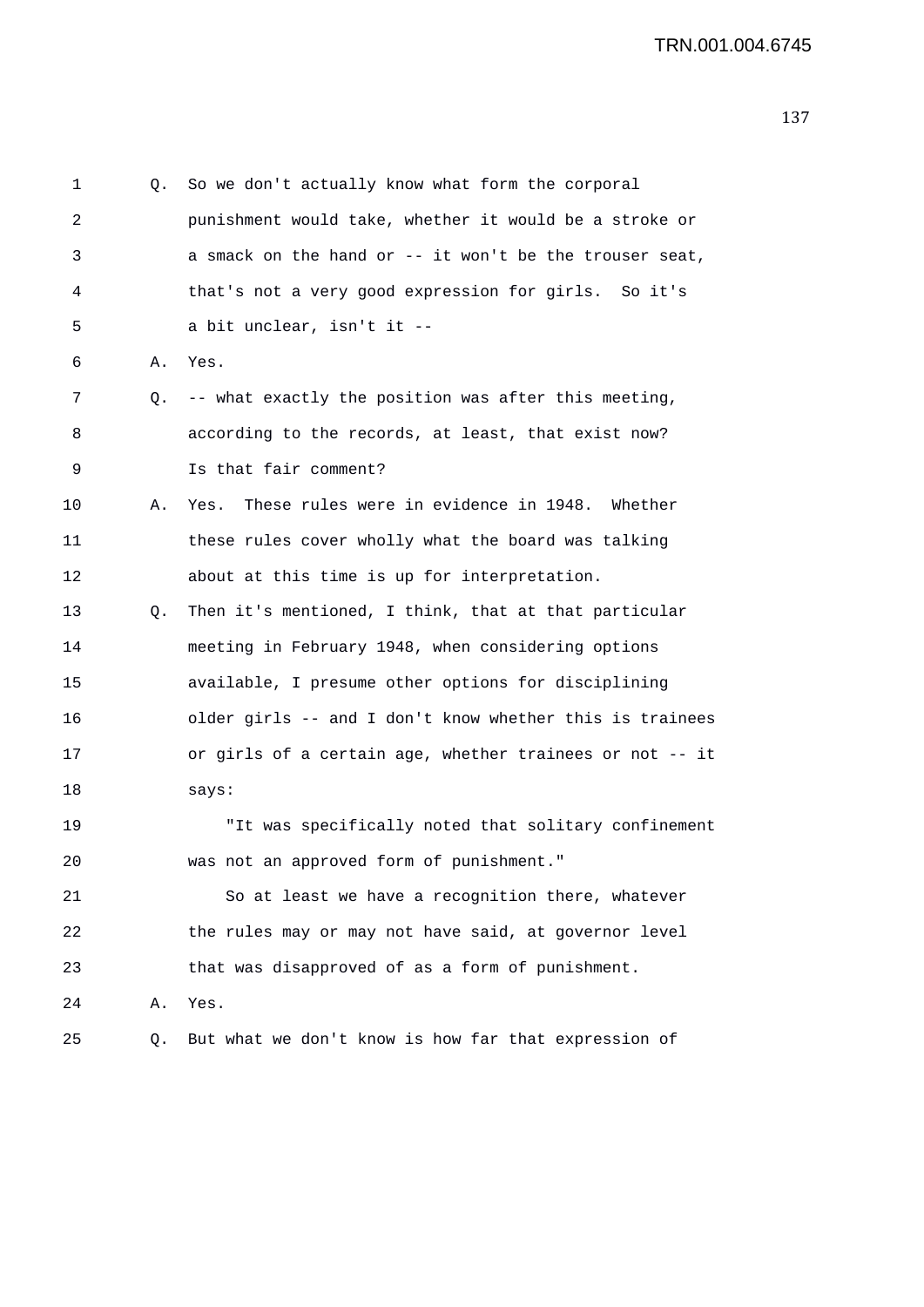1 Q. So we don't actually know what form the corporal
2 punishment would take, whether it would be a stroke or
3 a smack on the hand or -- it won't be the trouser seat,
4 that's not a very good expression for girls. So it's
5 a bit unclear, isn't it --
6 A. Yes.
7 Q. -- what exactly the position was after this meeting,
8 according to the records, at least, that exist now?
9 Is that fair comment?
10 A. Yes. These rules were in evidence in 1948. Whether
11 these rules cover wholly what the board was talking
12 about at this time is up for interpretation.
13 Q. Then it's mentioned, I think, that at that particular
14 meeting in February 1948, when considering options
15 available, I presume other options for disciplining
16 older girls -- and I don't know whether this is trainees
17 or girls of a certain age, whether trainees or not -- it
18 says:
19 "It was specifically noted that solitary confinement
20 was not an approved form of punishment."
21 So at least we have a recognition there, whatever
22 the rules may or may not have said, at governor level
23 that was disapproved of as a form of punishment.
24 A. Yes.
25 Q. But what we don't know is how far that expression of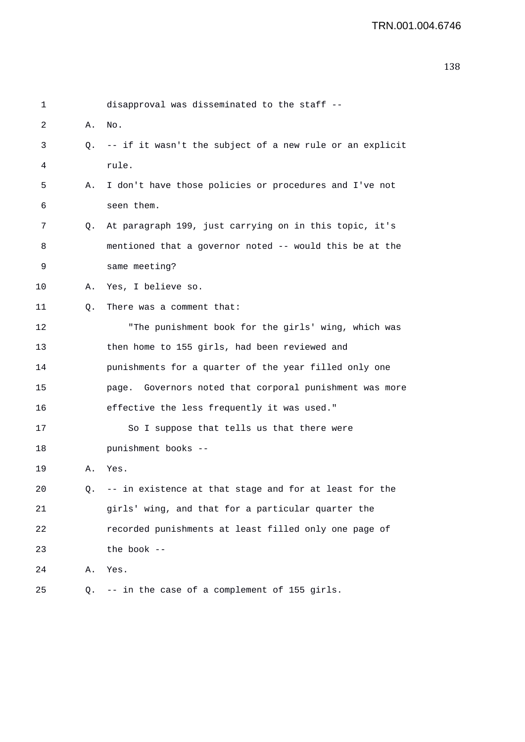1 disapproval was disseminated to the staff --

2 A. No.

3 Q. -- if it wasn't the subject of a new rule or an explicit

4 rule.

5 A. I don't have those policies or procedures and I've not

6 seen them.

7 Q. At paragraph 199, just carrying on in this topic, it's

8 mentioned that a governor noted -- would this be at the

9 same meeting?

10 A. Yes, I believe so.

11 Q. There was a comment that:

12 "The punishment book for the girls' wing, which was

13 then home to 155 girls, had been reviewed and

14 punishments for a quarter of the year filled only one

15 page. Governors noted that corporal punishment was more

16 effective the less frequently it was used."

17 So I suppose that tells us that there were

18 punishment books --

19 A. Yes.

20 Q. -- in existence at that stage and for at least for the

21 girls' wing, and that for a particular quarter the

22 recorded punishments at least filled only one page of

23 the book --

24 A. Yes.

25 Q. -- in the case of a complement of 155 girls.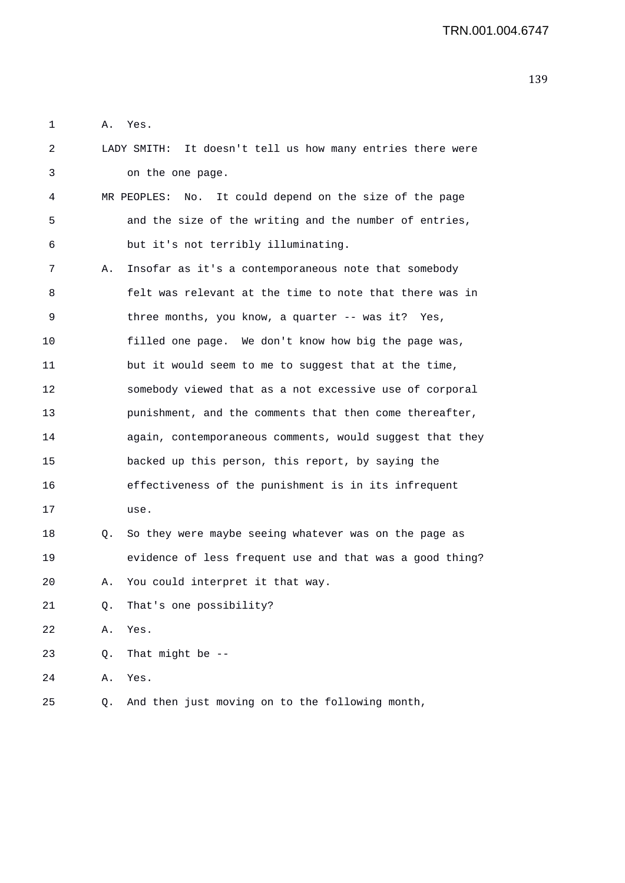1 A. Yes.

2 LADY SMITH: It doesn't tell us how many entries there were

3 on the one page.

4 MR PEOPLES: No. It could depend on the size of the page

5 and the size of the writing and the number of entries,

6 but it's not terribly illuminating.

7 A. Insofar as it's a contemporaneous note that somebody

8 felt was relevant at the time to note that there was in

9 three months, you know, a quarter -- was it? Yes,

10 filled one page. We don't know how big the page was,

11 but it would seem to me to suggest that at the time,

12 somebody viewed that as a not excessive use of corporal

13 punishment, and the comments that then come thereafter,

14 again, contemporaneous comments, would suggest that they

15 backed up this person, this report, by saying the

16 effectiveness of the punishment is in its infrequent

17 use.

18 Q. So they were maybe seeing whatever was on the page as

19 evidence of less frequent use and that was a good thing?

20 A. You could interpret it that way.

21 Q. That's one possibility?

22 A. Yes.

23 Q. That might be --

24 A. Yes.

25 Q. And then just moving on to the following month,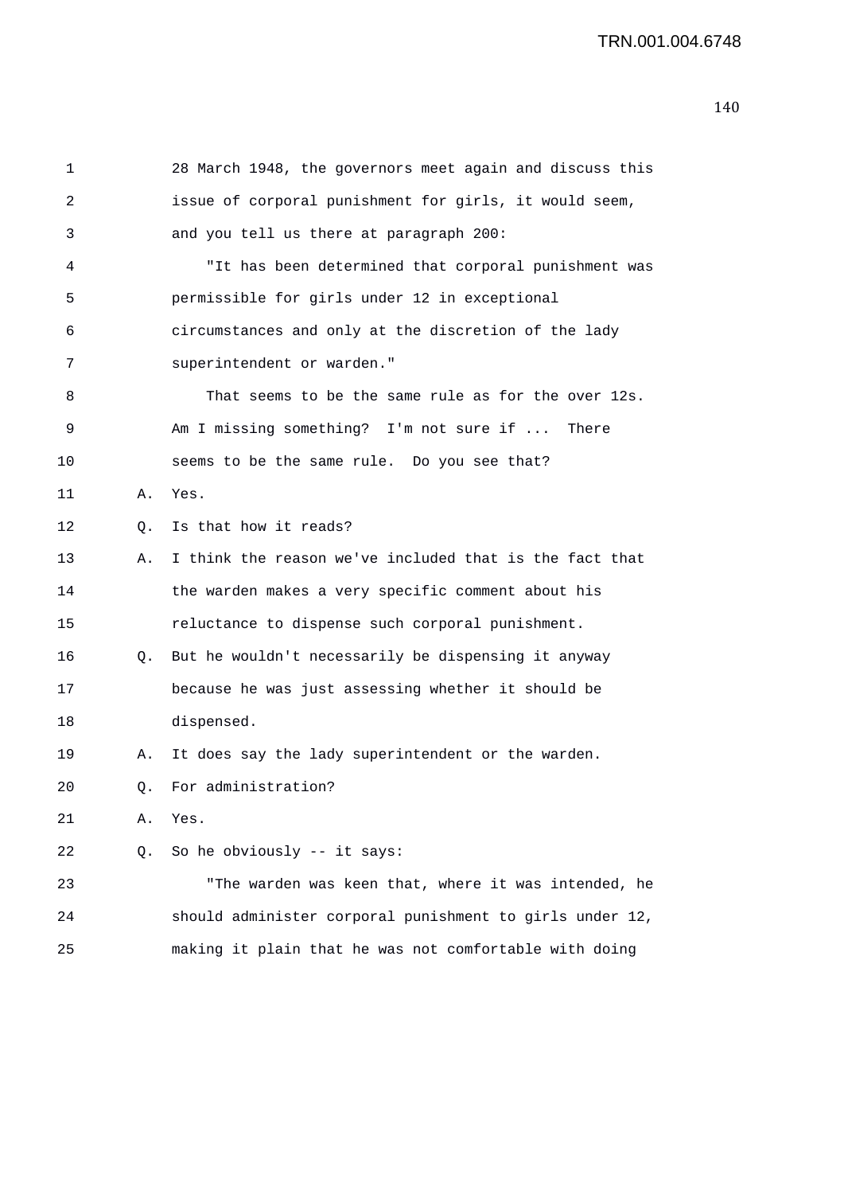28 March 1948, the governors meet again and discuss this issue of corporal punishment for girls, it would seem, and you tell us there at paragraph 200:

"It has been determined that corporal punishment was permissible for girls under 12 in exceptional circumstances and only at the discretion of the lady superintendent or warden."

That seems to be the same rule as for the over 12s. Am I missing something? I'm not sure if ... There seems to be the same rule. Do you see that?

A. Yes.

Q. Is that how it reads?

A. I think the reason we've included that is the fact that the warden makes a very specific comment about his reluctance to dispense such corporal punishment.

Q. But he wouldn't necessarily be dispensing it anyway because he was just assessing whether it should be dispensed.

A. It does say the lady superintendent or the warden.

Q. For administration?

A. Yes.

Q. So he obviously -- it says:

"The warden was keen that, where it was intended, he should administer corporal punishment to girls under 12, making it plain that he was not comfortable with doing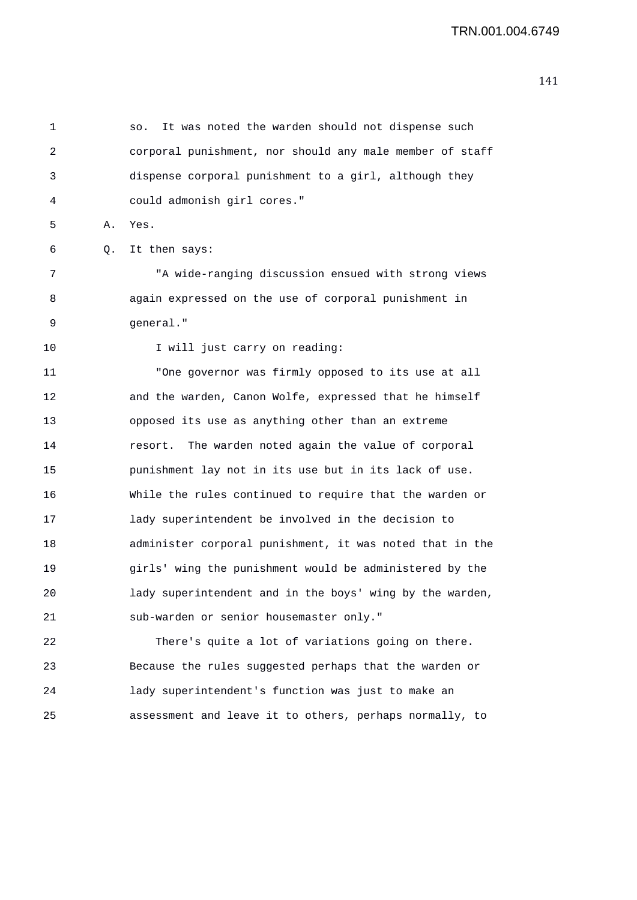so. It was noted the warden should not dispense such corporal punishment, nor should any male member of staff dispense corporal punishment to a girl, although they could admonish girl cores."

A. Yes.

Q. It then says:

"A wide-ranging discussion ensued with strong views again expressed on the use of corporal punishment in general."

I will just carry on reading:

"One governor was firmly opposed to its use at all and the warden, Canon Wolfe, expressed that he himself opposed its use as anything other than an extreme resort. The warden noted again the value of corporal punishment lay not in its use but in its lack of use. While the rules continued to require that the warden or lady superintendent be involved in the decision to administer corporal punishment, it was noted that in the girls' wing the punishment would be administered by the lady superintendent and in the boys' wing by the warden, sub-warden or senior housemaster only."

There's quite a lot of variations going on there. Because the rules suggested perhaps that the warden or lady superintendent's function was just to make an assessment and leave it to others, perhaps normally, to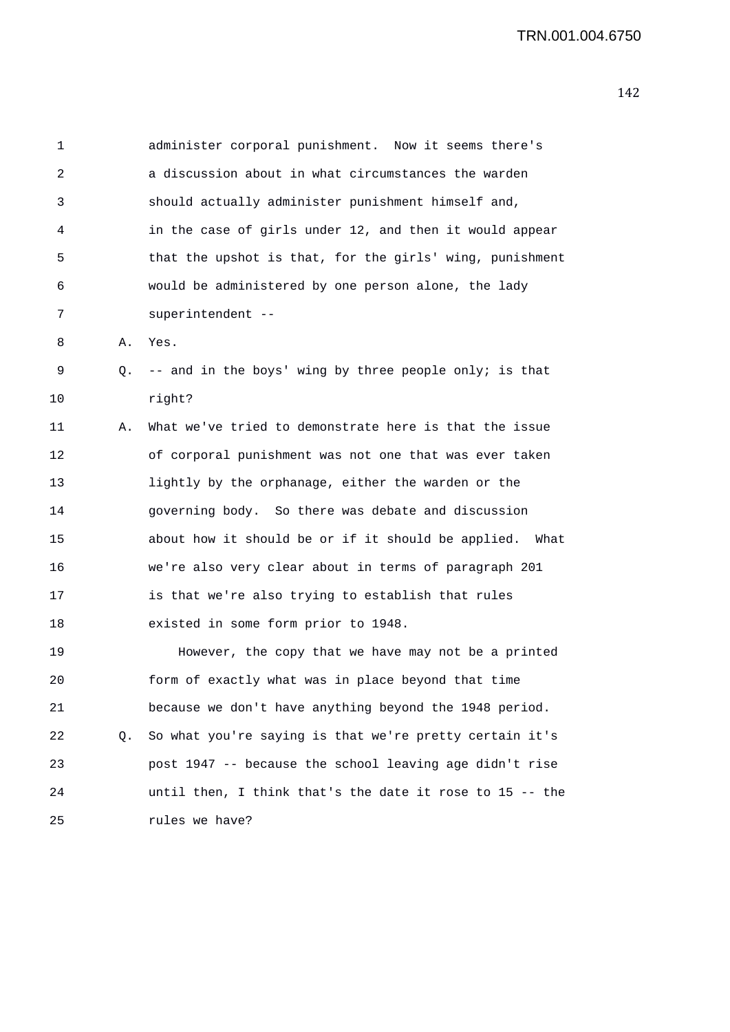1 administer corporal punishment. Now it seems there's
2 a discussion about in what circumstances the warden
3 should actually administer punishment himself and,
4 in the case of girls under 12, and then it would appear
5 that the upshot is that, for the girls' wing, punishment
6 would be administered by one person alone, the lady
7 superintendent --

8 A. Yes.

9 Q. -- and in the boys' wing by three people only; is that
10 right?

11 A. What we've tried to demonstrate here is that the issue
12 of corporal punishment was not one that was ever taken
13 lightly by the orphanage, either the warden or the
14 governing body. So there was debate and discussion
15 about how it should be or if it should be applied. What
16 we're also very clear about in terms of paragraph 201
17 is that we're also trying to establish that rules
18 existed in some form prior to 1948.

19 However, the copy that we have may not be a printed
20 form of exactly what was in place beyond that time
21 because we don't have anything beyond the 1948 period.

22 Q. So what you're saying is that we're pretty certain it's
23 post 1947 -- because the school leaving age didn't rise
24 until then, I think that's the date it rose to 15 -- the
25 rules we have?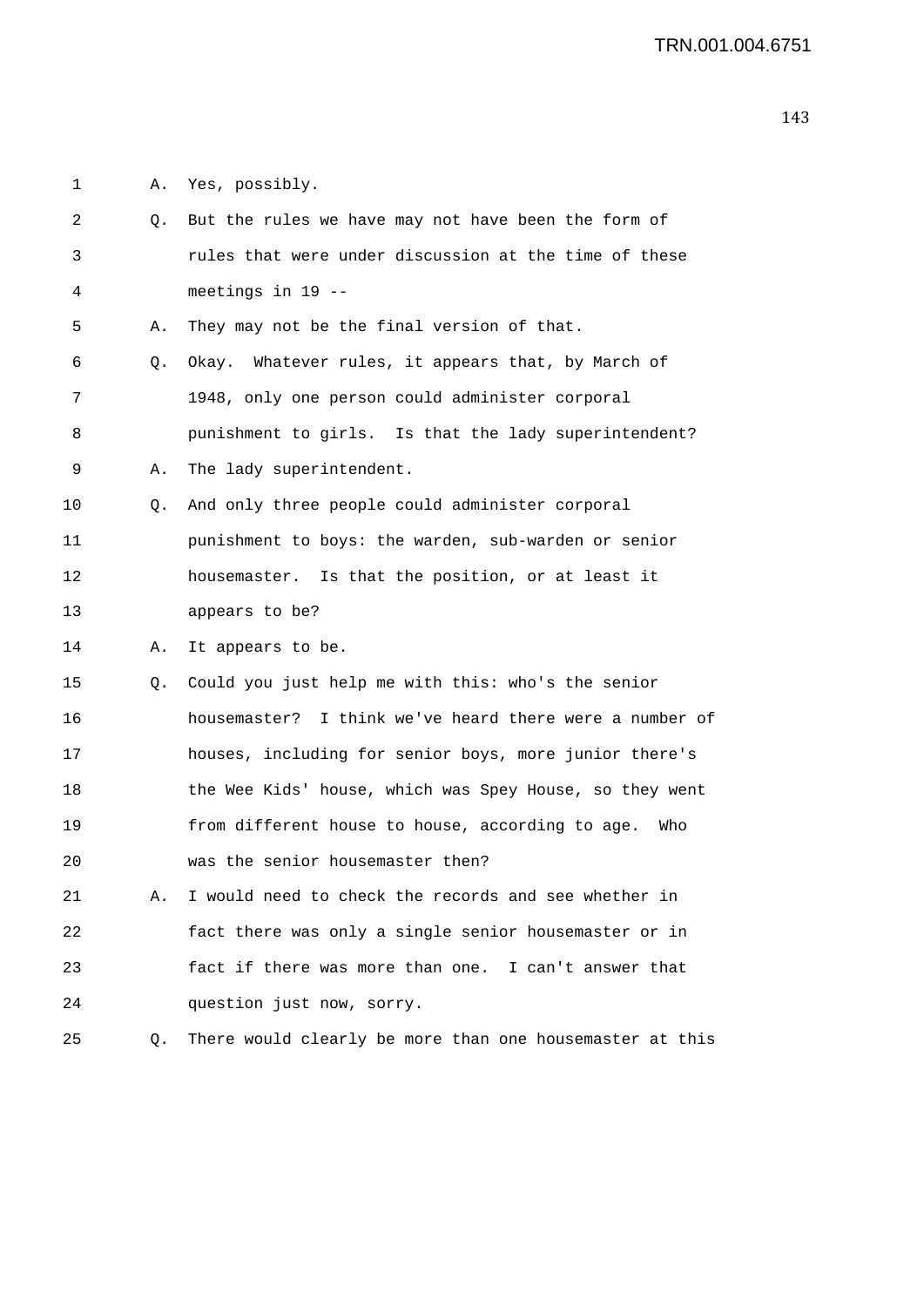1 A. Yes, possibly.

2 Q. But the rules we have may not have been the form of

3 rules that were under discussion at the time of these

4 meetings in 19 --

5 A. They may not be the final version of that.

6 Q. Okay. Whatever rules, it appears that, by March of

7 1948, only one person could administer corporal

8 punishment to girls. Is that the lady superintendent?

9 A. The lady superintendent.

10 Q. And only three people could administer corporal

11 punishment to boys: the warden, sub-warden or senior

12 housemaster. Is that the position, or at least it

13 appears to be?

14 A. It appears to be.

15 Q. Could you just help me with this: who's the senior

16 housemaster? I think we've heard there were a number of

17 houses, including for senior boys, more junior there's

18 the Wee Kids' house, which was Spey House, so they went

19 from different house to house, according to age. Who

20 was the senior housemaster then?

21 A. I would need to check the records and see whether in

22 fact there was only a single senior housemaster or in

23 fact if there was more than one. I can't answer that

24 question just now, sorry.

25 Q. There would clearly be more than one housemaster at this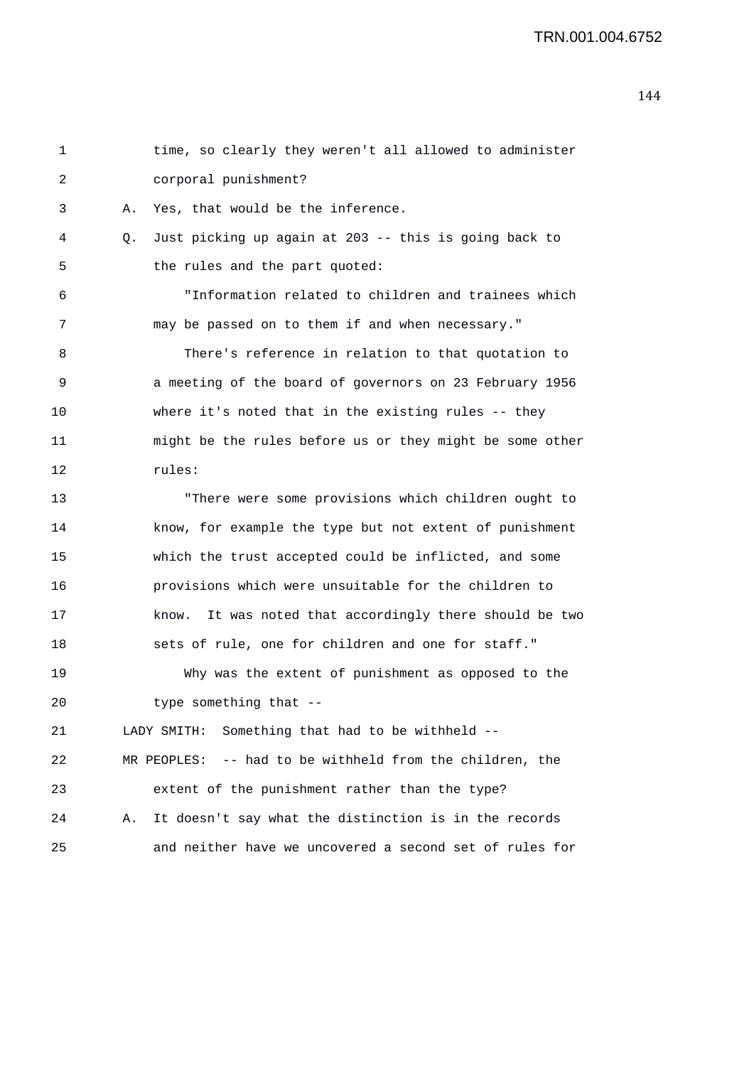time, so clearly they weren't all allowed to administer corporal punishment?

A. Yes, that would be the inference.

Q. Just picking up again at 203 -- this is going back to the rules and the part quoted:

"Information related to children and trainees which may be passed on to them if and when necessary."

There's reference in relation to that quotation to a meeting of the board of governors on 23 February 1956 where it's noted that in the existing rules -- they might be the rules before us or they might be some other rules:

"There were some provisions which children ought to know, for example the type but not extent of punishment which the trust accepted could be inflicted, and some provisions which were unsuitable for the children to know. It was noted that accordingly there should be two sets of rule, one for children and one for staff."

Why was the extent of punishment as opposed to the type something that --

LADY SMITH: Something that had to be withheld --

MR PEOPLES: -- had to be withheld from the children, the extent of the punishment rather than the type?

A. It doesn't say what the distinction is in the records and neither have we uncovered a second set of rules for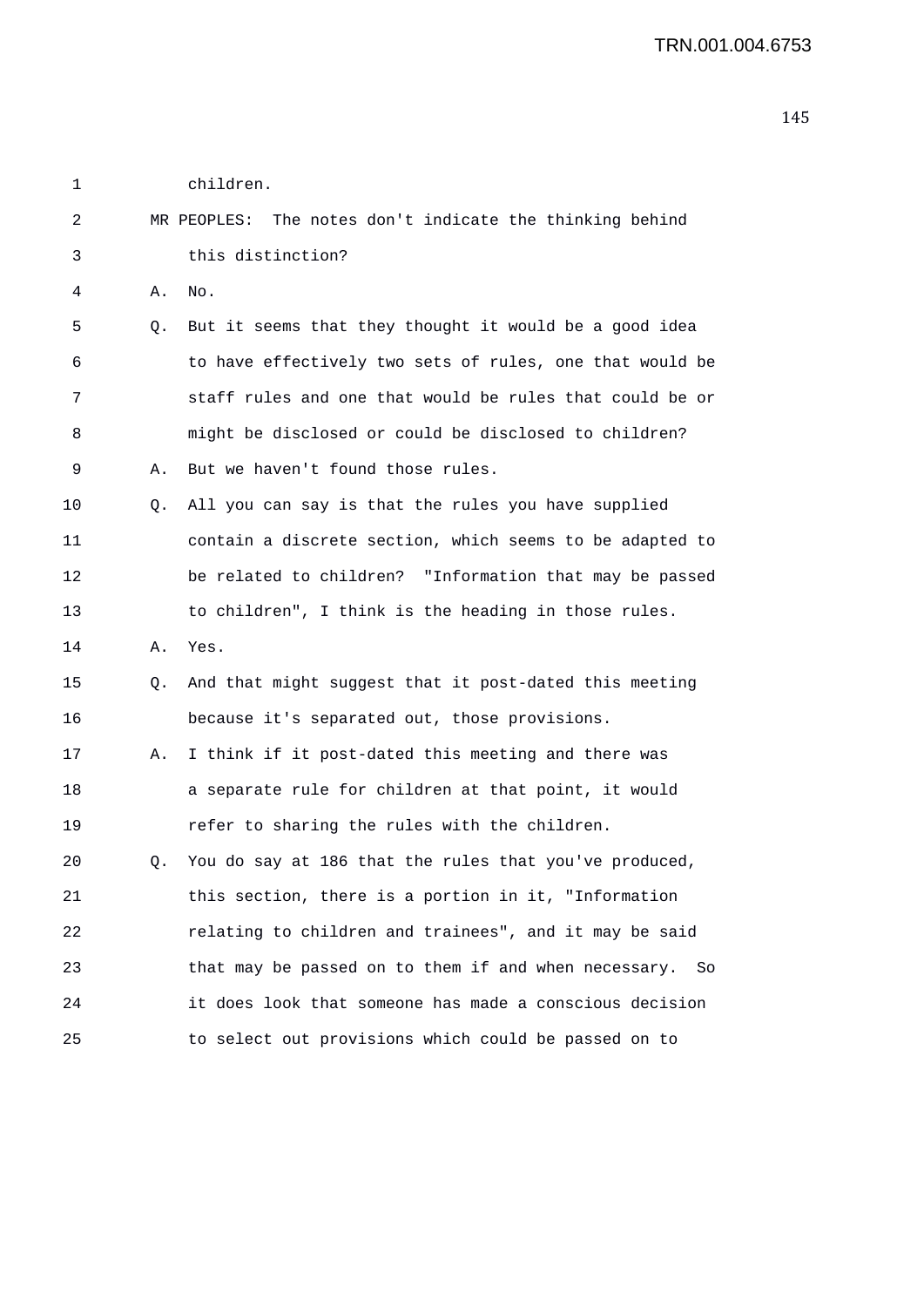children.

MR PEOPLES: The notes don't indicate the thinking behind this distinction?

A. No.

Q. But it seems that they thought it would be a good idea to have effectively two sets of rules, one that would be staff rules and one that would be rules that could be or might be disclosed or could be disclosed to children?

A. But we haven't found those rules.

Q. All you can say is that the rules you have supplied contain a discrete section, which seems to be adapted to be related to children? "Information that may be passed to children", I think is the heading in those rules.

A. Yes.

Q. And that might suggest that it post-dated this meeting because it's separated out, those provisions.

A. I think if it post-dated this meeting and there was a separate rule for children at that point, it would refer to sharing the rules with the children.

Q. You do say at 186 that the rules that you've produced, this section, there is a portion in it, "Information relating to children and trainees", and it may be said that may be passed on to them if and when necessary. So it does look that someone has made a conscious decision to select out provisions which could be passed on to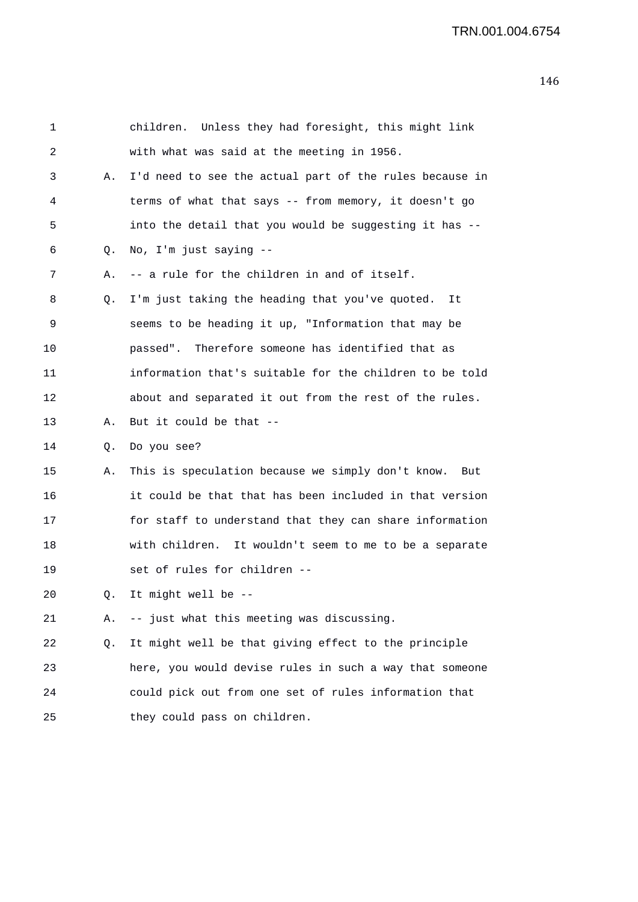1 children. Unless they had foresight, this might link
2 with what was said at the meeting in 1956.
3 A. I'd need to see the actual part of the rules because in
4 terms of what that says -- from memory, it doesn't go
5 into the detail that you would be suggesting it has --
6 Q. No, I'm just saying --
7 A. -- a rule for the children in and of itself.
8 Q. I'm just taking the heading that you've quoted. It
9 seems to be heading it up, "Information that may be
10 passed". Therefore someone has identified that as
11 information that's suitable for the children to be told
12 about and separated it out from the rest of the rules.
13 A. But it could be that --
14 Q. Do you see?
15 A. This is speculation because we simply don't know. But
16 it could be that that has been included in that version
17 for staff to understand that they can share information
18 with children. It wouldn't seem to me to be a separate
19 set of rules for children --
20 Q. It might well be --
21 A. -- just what this meeting was discussing.
22 Q. It might well be that giving effect to the principle
23 here, you would devise rules in such a way that someone
24 could pick out from one set of rules information that
25 they could pass on children.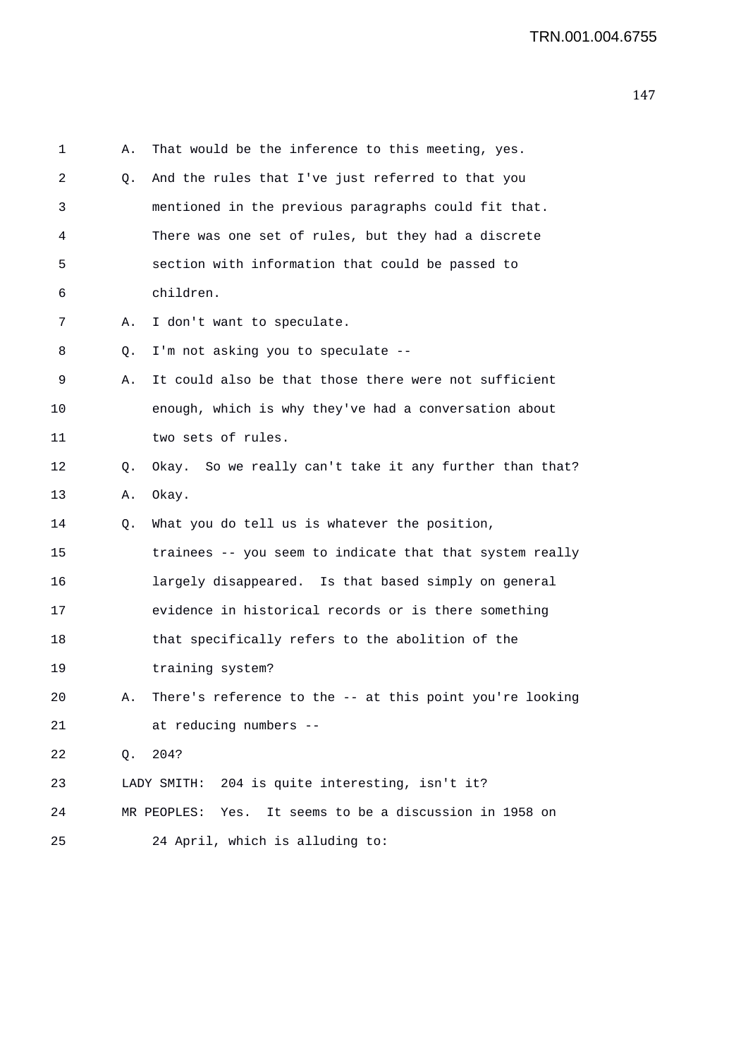1 A. That would be the inference to this meeting, yes.

2 Q. And the rules that I've just referred to that you

3 mentioned in the previous paragraphs could fit that.

4 There was one set of rules, but they had a discrete

5 section with information that could be passed to

6 children.

7 A. I don't want to speculate.

8 Q. I'm not asking you to speculate --

9 A. It could also be that those there were not sufficient

10 enough, which is why they've had a conversation about

11 two sets of rules.

12 Q. Okay. So we really can't take it any further than that?

13 A. Okay.

14 Q. What you do tell us is whatever the position,

15 trainees -- you seem to indicate that that system really

16 largely disappeared. Is that based simply on general

17 evidence in historical records or is there something

18 that specifically refers to the abolition of the

19 training system?

20 A. There's reference to the -- at this point you're looking

21 at reducing numbers --

22 Q. 204?

23 LADY SMITH: 204 is quite interesting, isn't it?

24 MR PEOPLES: Yes. It seems to be a discussion in 1958 on

25 24 April, which is alluding to: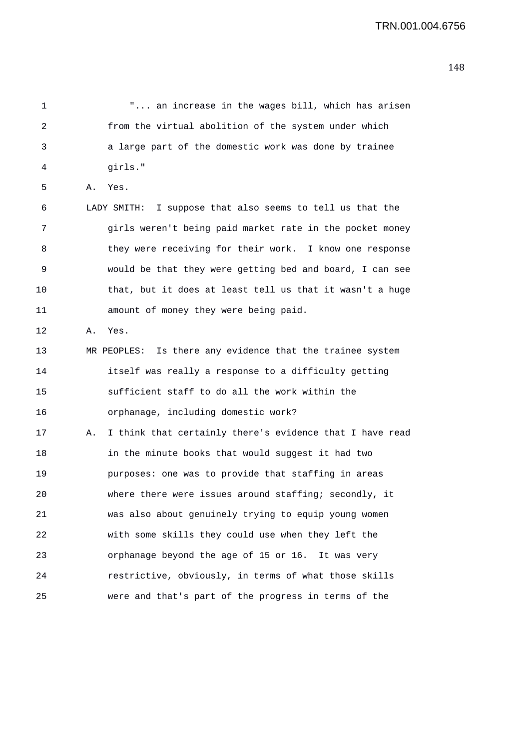"... an increase in the wages bill, which has arisen from the virtual abolition of the system under which a large part of the domestic work was done by trainee girls."

A. Yes.

LADY SMITH: I suppose that also seems to tell us that the girls weren't being paid market rate in the pocket money they were receiving for their work. I know one response would be that they were getting bed and board, I can see that, but it does at least tell us that it wasn't a huge amount of money they were being paid.

A. Yes.

MR PEOPLES: Is there any evidence that the trainee system itself was really a response to a difficulty getting sufficient staff to do all the work within the orphanage, including domestic work?

A. I think that certainly there's evidence that I have read in the minute books that would suggest it had two purposes: one was to provide that staffing in areas where there were issues around staffing; secondly, it was also about genuinely trying to equip young women with some skills they could use when they left the orphanage beyond the age of 15 or 16. It was very restrictive, obviously, in terms of what those skills were and that's part of the progress in terms of the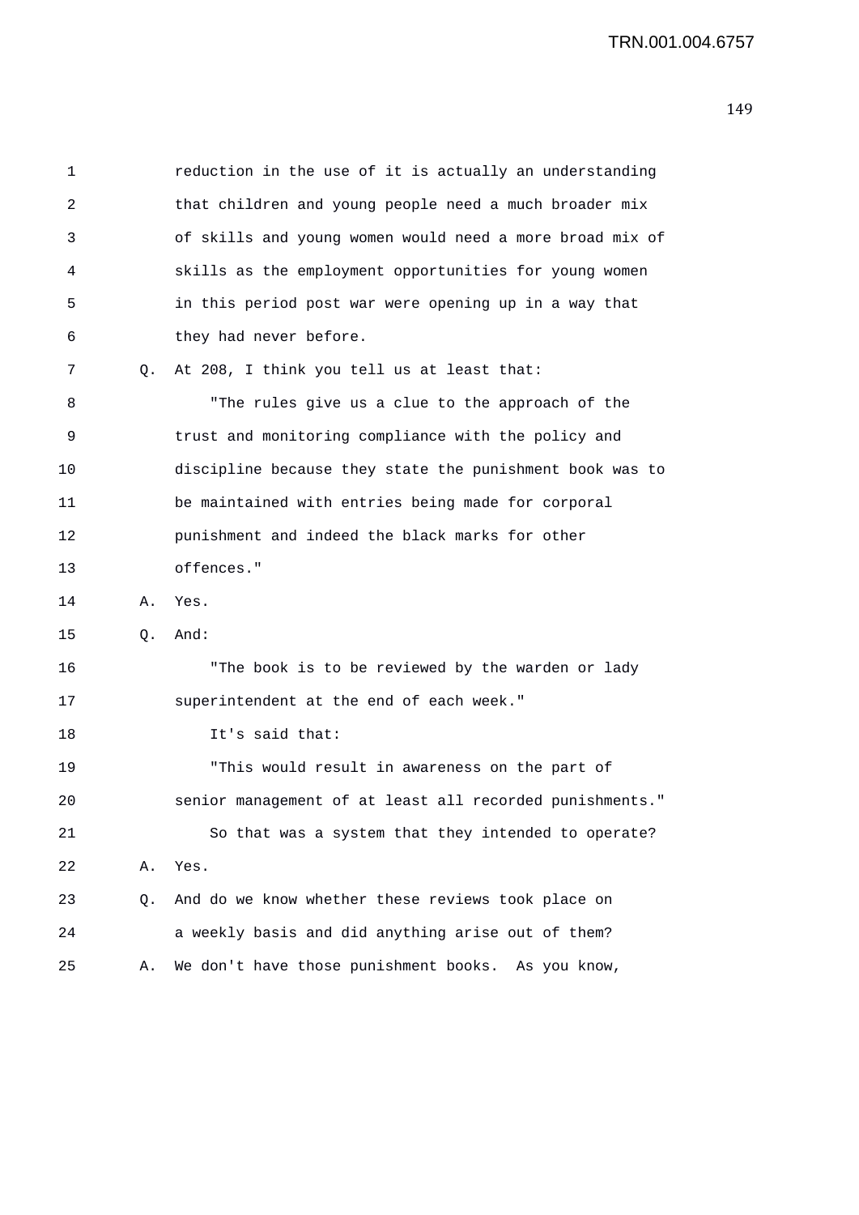1 reduction in the use of it is actually an understanding
2 that children and young people need a much broader mix
3 of skills and young women would need a more broad mix of
4 skills as the employment opportunities for young women
5 in this period post war were opening up in a way that
6 they had never before.

7 Q. At 208, I think you tell us at least that:

8 "The rules give us a clue to the approach of the
9 trust and monitoring compliance with the policy and
10 discipline because they state the punishment book was to
11 be maintained with entries being made for corporal
12 punishment and indeed the black marks for other
13 offences."

14 A. Yes.

15 Q. And:

16 "The book is to be reviewed by the warden or lady
17 superintendent at the end of each week."

18 It's said that:

19 "This would result in awareness on the part of
20 senior management of at least all recorded punishments."

21 So that was a system that they intended to operate?

22 A. Yes.

23 Q. And do we know whether these reviews took place on
24 a weekly basis and did anything arise out of them?

25 A. We don't have those punishment books. As you know,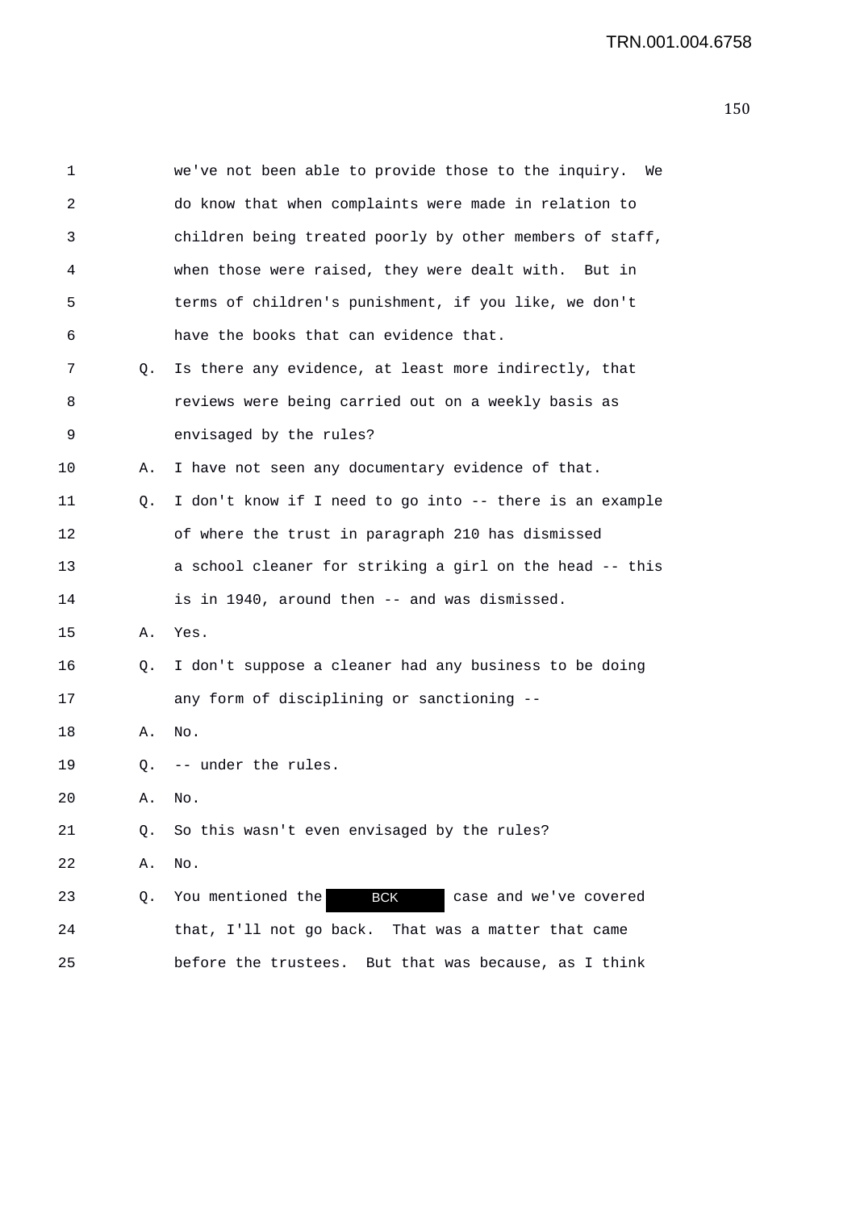1 we've not been able to provide those to the inquiry. We
2 do know that when complaints were made in relation to
3 children being treated poorly by other members of staff,
4 when those were raised, they were dealt with. But in
5 terms of children's punishment, if you like, we don't
6 have the books that can evidence that.

7 Q. Is there any evidence, at least more indirectly, that
8 reviews were being carried out on a weekly basis as
9 envisaged by the rules?

10 A. I have not seen any documentary evidence of that.

11 Q. I don't know if I need to go into -- there is an example
12 of where the trust in paragraph 210 has dismissed
13 a school cleaner for striking a girl on the head -- this
14 is in 1940, around then -- and was dismissed.

15 A. Yes.

16 Q. I don't suppose a cleaner had any business to be doing
17 any form of disciplining or sanctioning --

18 A. No.

19 Q. -- under the rules.

20 A. No.

21 Q. So this wasn't even envisaged by the rules?

22 A. No.

23 Q. You mentioned the BCK case and we've covered
24 that, I'll not go back. That was a matter that came
25 before the trustees. But that was because, as I think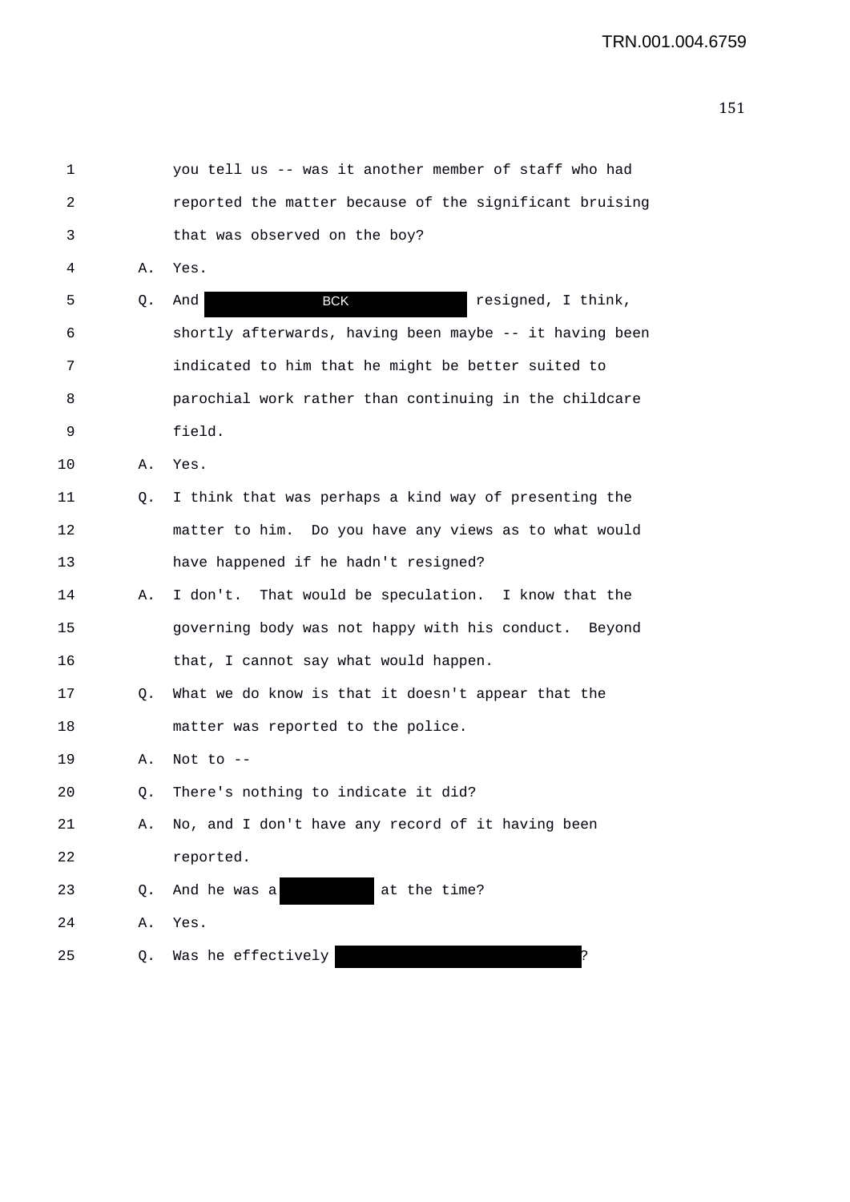1 you tell us -- was it another member of staff who had
2 reported the matter because of the significant bruising
3 that was observed on the boy?

4 A. Yes.

5 Q. And [BCK] resigned, I think,
6 shortly afterwards, having been maybe -- it having been
7 indicated to him that he might be better suited to
8 parochial work rather than continuing in the childcare
9 field.

10 A. Yes.

11 Q. I think that was perhaps a kind way of presenting the
12 matter to him. Do you have any views as to what would
13 have happened if he hadn't resigned?

14 A. I don't. That would be speculation. I know that the
15 governing body was not happy with his conduct. Beyond
16 that, I cannot say what would happen.

17 Q. What we do know is that it doesn't appear that the
18 matter was reported to the police.

19 A. Not to --

20 Q. There's nothing to indicate it did?

21 A. No, and I don't have any record of it having been
22 reported.

23 Q. And he was a [redacted] at the time?

24 A. Yes.

25 Q. Was he effectively [redacted]?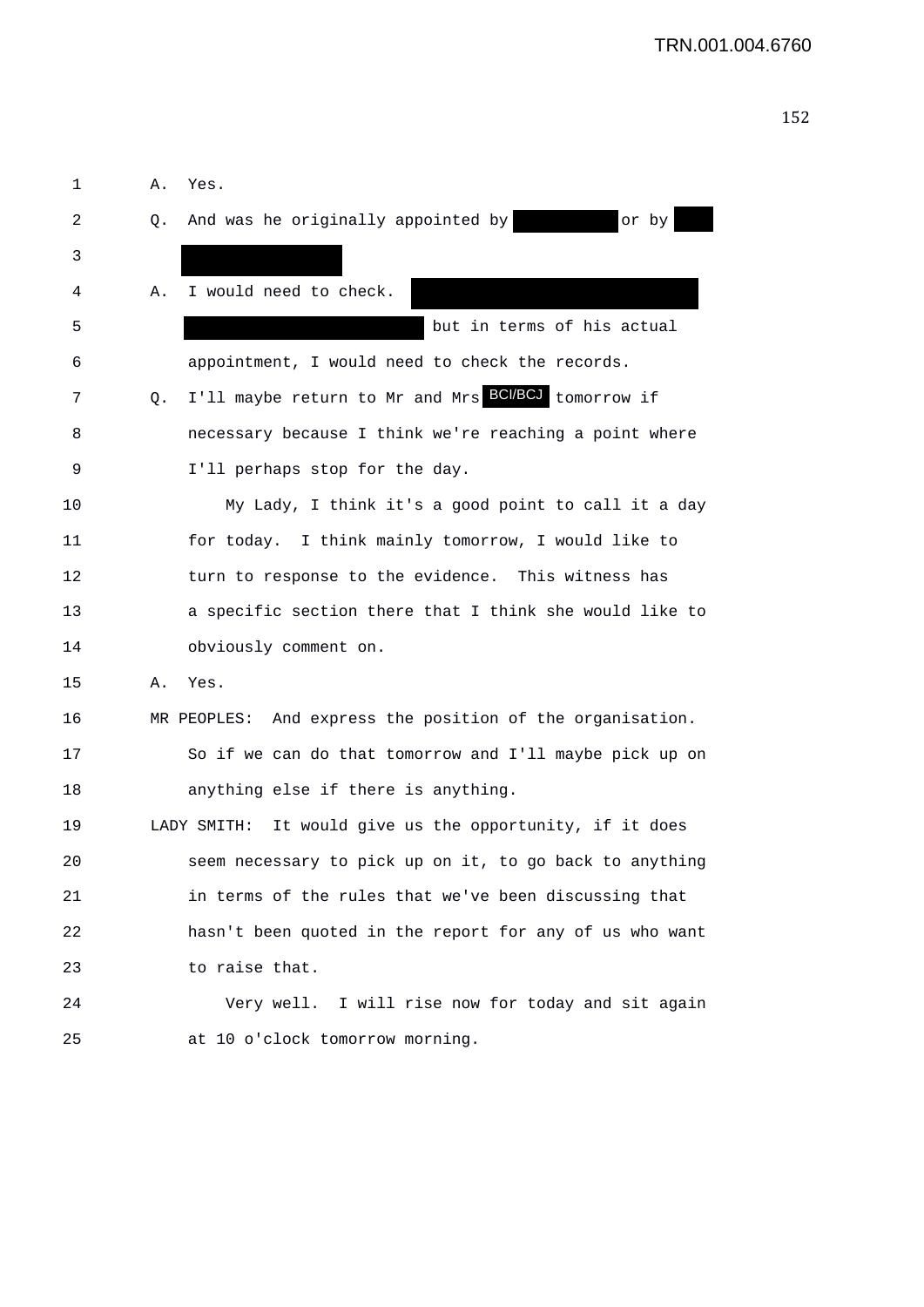A. Yes.

Q. And was he originally appointed by ██████ or by ██ ████████

A. I would need to check. ████████████████████ ████████████████ but in terms of his actual appointment, I would need to check the records.

Q. I'll maybe return to Mr and Mrs BCI/BCJ tomorrow if necessary because I think we're reaching a point where I'll perhaps stop for the day.

My Lady, I think it's a good point to call it a day for today. I think mainly tomorrow, I would like to turn to response to the evidence. This witness has a specific section there that I think she would like to obviously comment on.

A. Yes.

MR PEOPLES: And express the position of the organisation. So if we can do that tomorrow and I'll maybe pick up on anything else if there is anything.

LADY SMITH: It would give us the opportunity, if it does seem necessary to pick up on it, to go back to anything in terms of the rules that we've been discussing that hasn't been quoted in the report for any of us who want to raise that.

Very well. I will rise now for today and sit again at 10 o'clock tomorrow morning.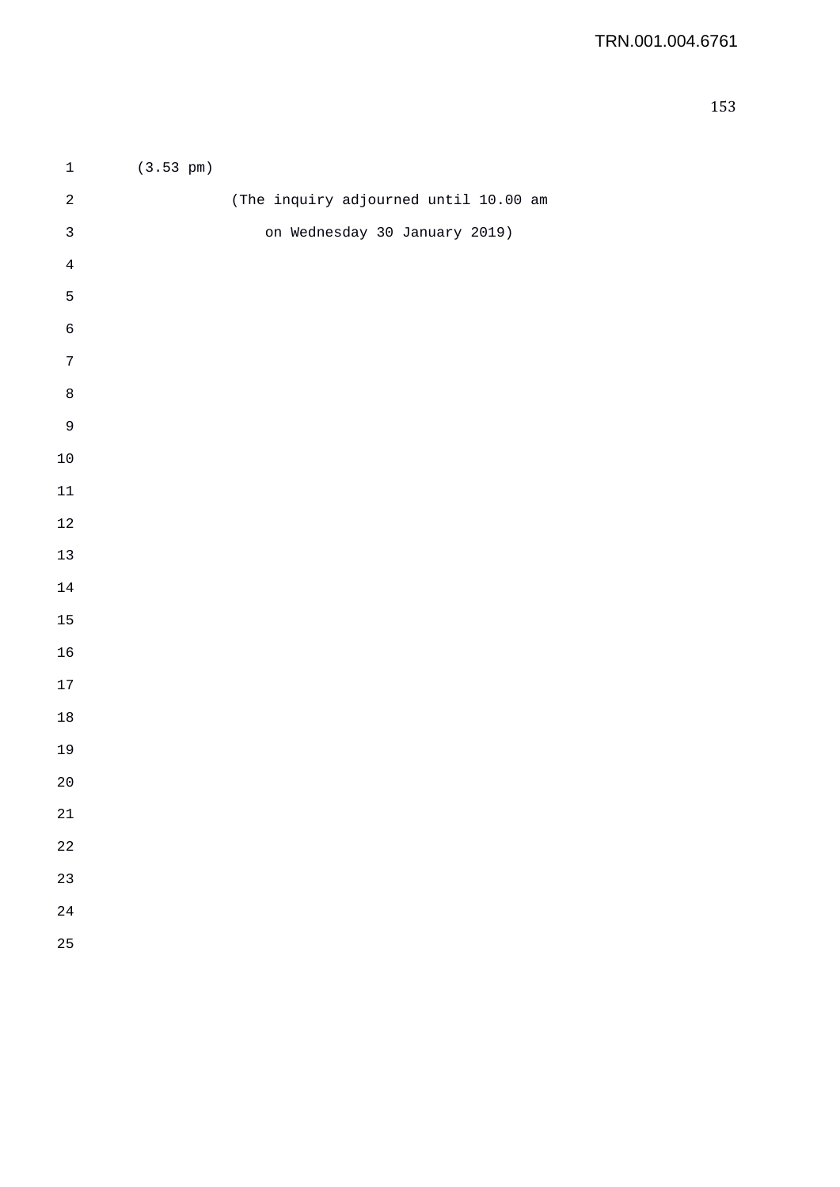(3.53 pm)

(The inquiry adjourned until 10.00 am

on Wednesday 30 January 2019)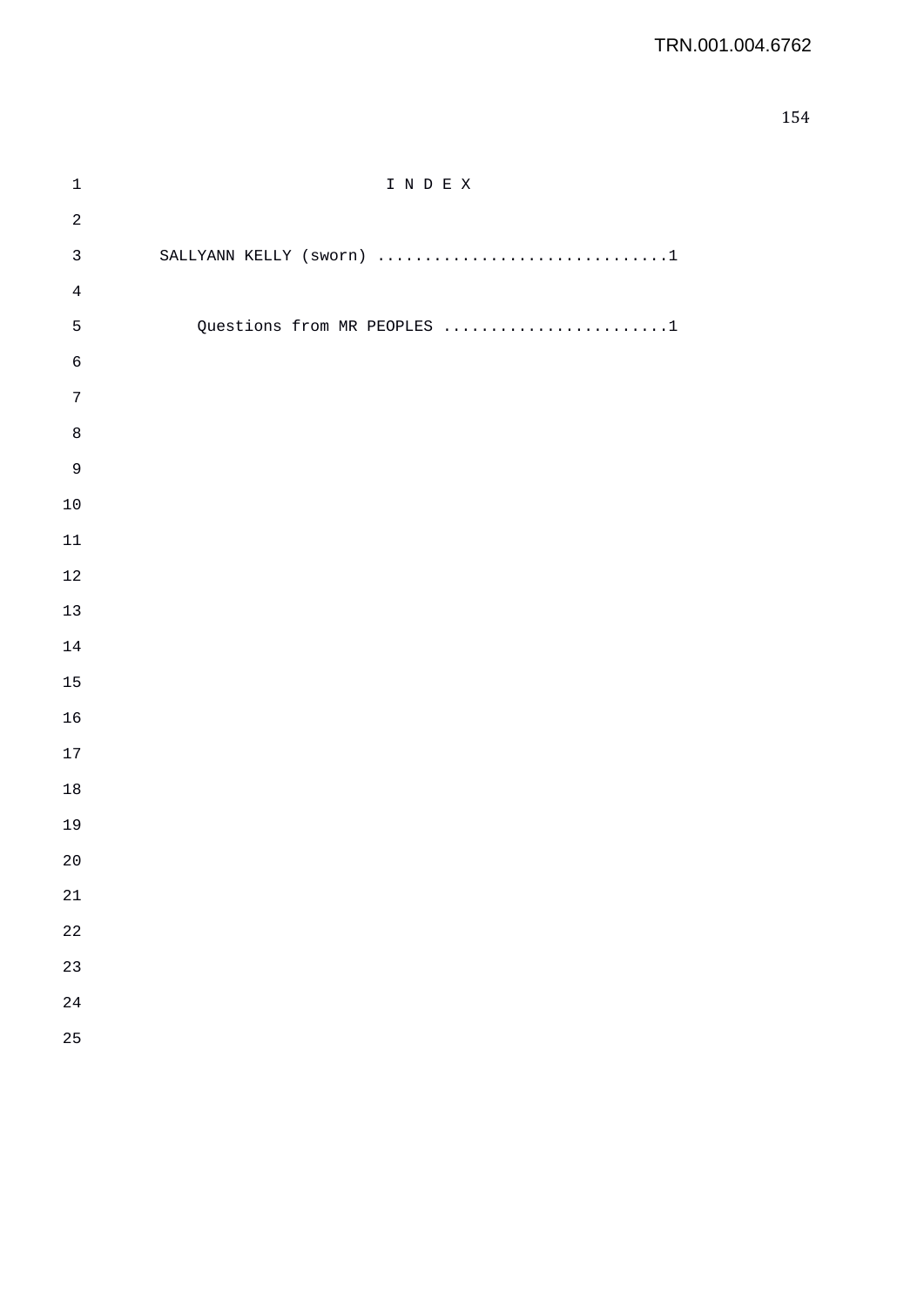# I N D E X

SALLYANN KELLY (sworn) ..............................1

Questions from MR PEOPLES .......................1